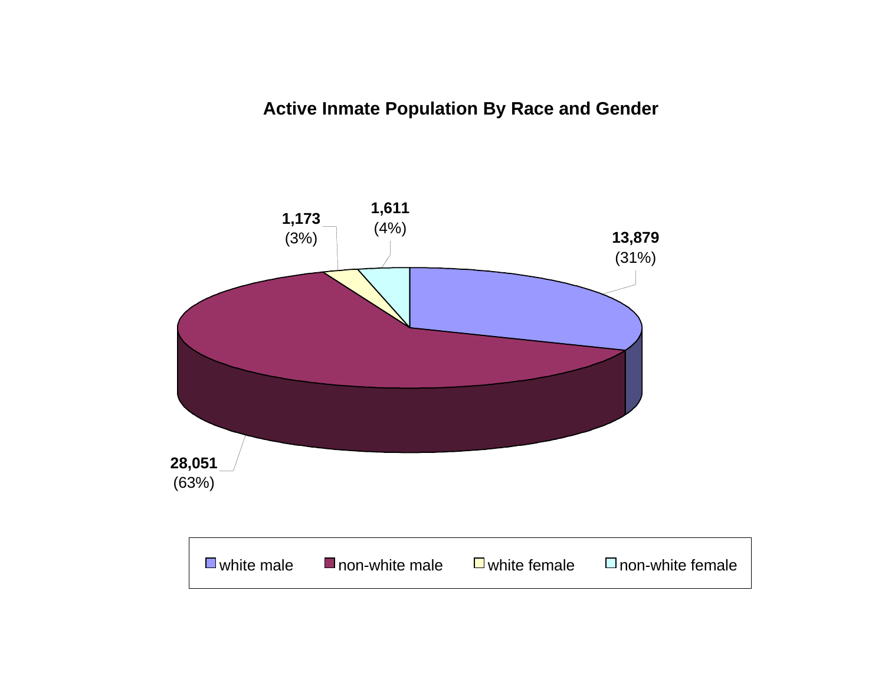# Active Inmate Population By Race and Gender

| Category | Count | Percent |
|---|---|---|
| white male | 13,879 | (31%) |
| non-white male | 28,051 | (63%) |
| white female | 1,173 | (3%) |
| non-white female | 1,611 | (4%) |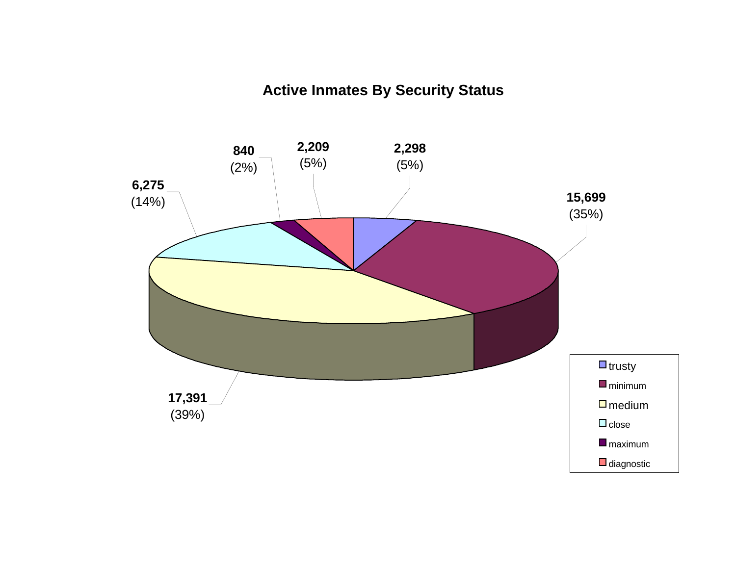# Active Inmates By Security Status

| Security Status | Count | Percent |
|---|---|---|
| trusty | 2,298 | (5%) |
| minimum | 15,699 | (35%) |
| medium | 17,391 | (39%) |
| close | 6,275 | (14%) |
| maximum | 840 | (2%) |
| diagnostic | 2,209 | (5%) |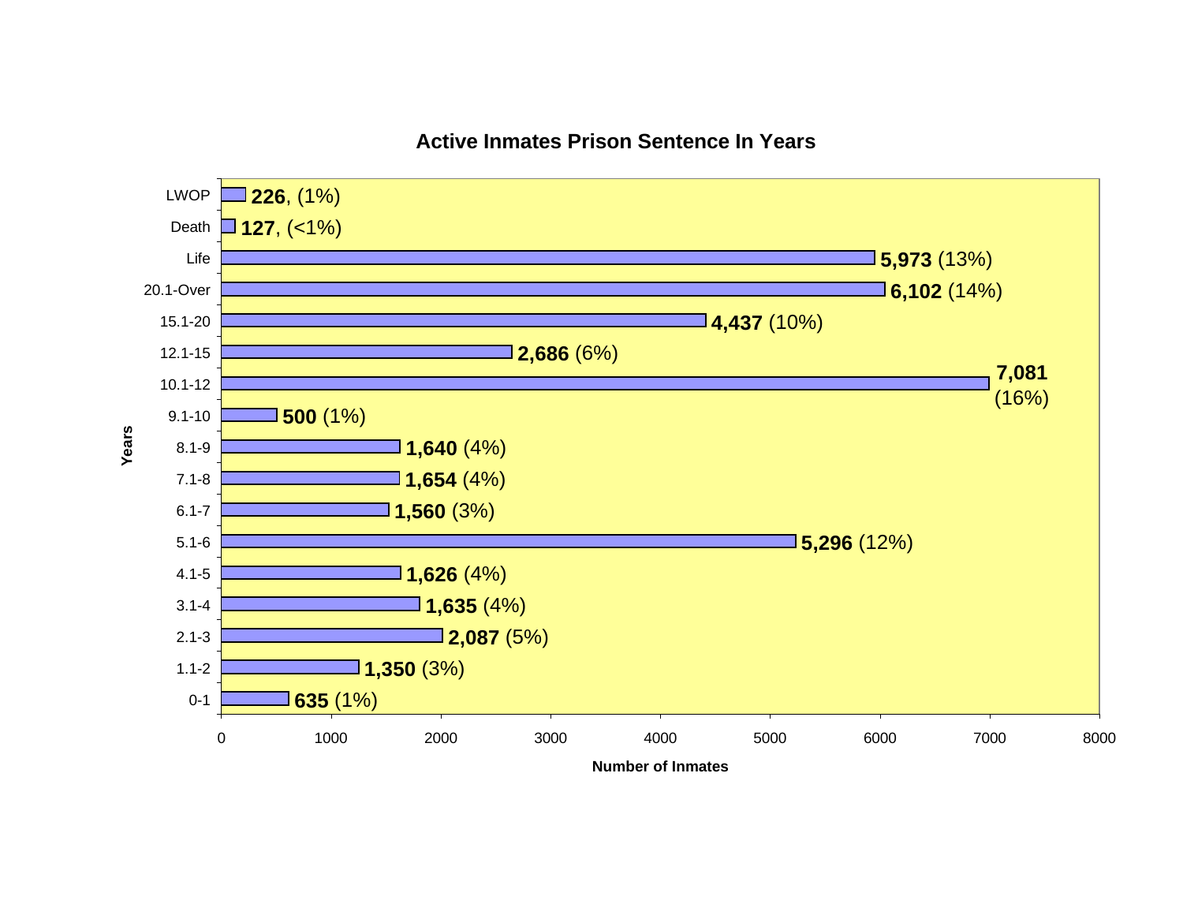## Active Inmates Prison Sentence In Years

| Years | Number of Inmates | Percent |
|---|---|---|
| LWOP | 226 | (1%) |
| Death | 127 | (<1%) |
| Life | 5,973 | (13%) |
| 20.1-Over | 6,102 | (14%) |
| 15.1-20 | 4,437 | (10%) |
| 12.1-15 | 2,686 | (6%) |
| 10.1-12 | 7,081 | (16%) |
| 9.1-10 | 500 | (1%) |
| 8.1-9 | 1,640 | (4%) |
| 7.1-8 | 1,654 | (4%) |
| 6.1-7 | 1,560 | (3%) |
| 5.1-6 | 5,296 | (12%) |
| 4.1-5 | 1,626 | (4%) |
| 3.1-4 | 1,635 | (4%) |
| 2.1-3 | 2,087 | (5%) |
| 1.1-2 | 1,350 | (3%) |
| 0-1 | 635 | (1%) |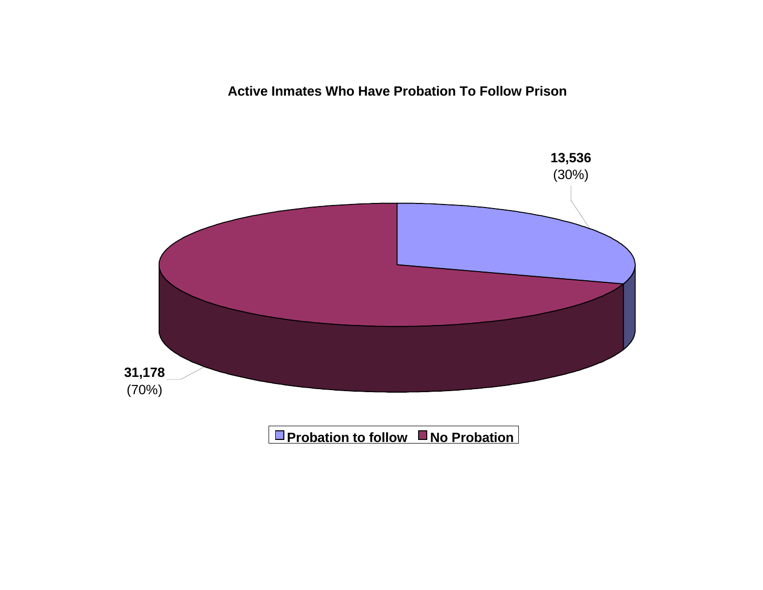**Active Inmates Who Have Probation To Follow Prison**

13,536
(30%)

31,178
(70%)

Probation to follow | No Probation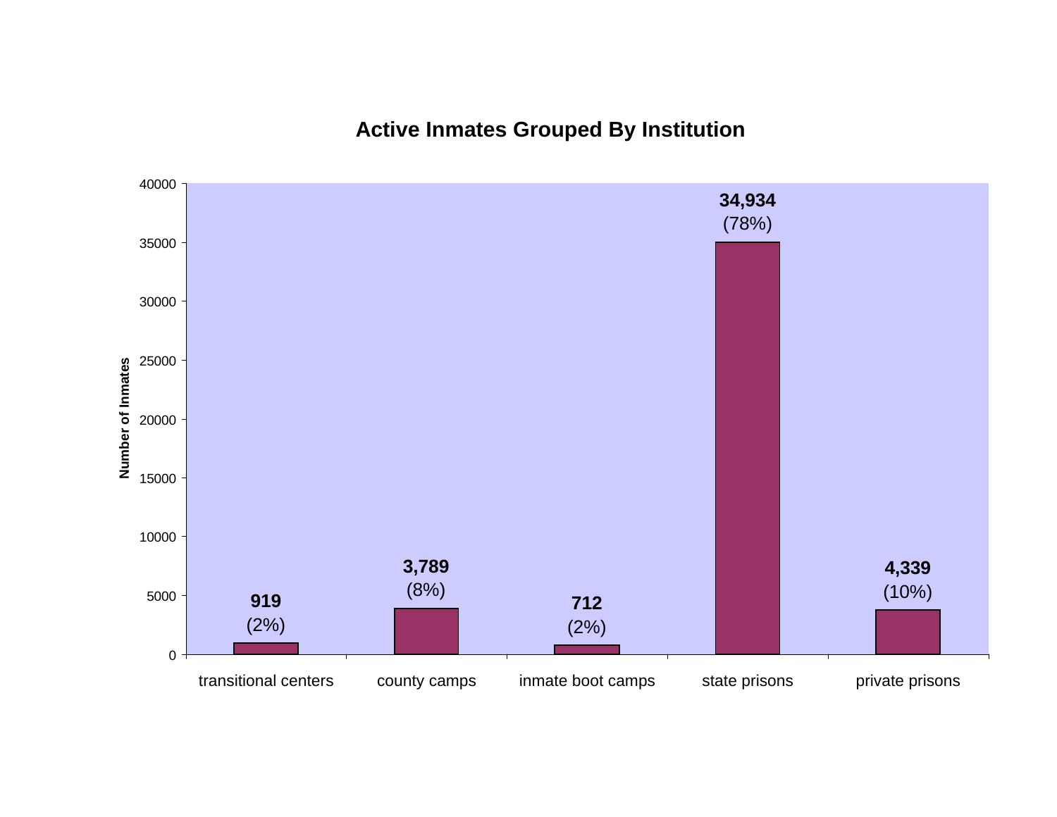## Active Inmates Grouped By Institution

| Institution | Number of Inmates | Percent |
|---|---|---|
| transitional centers | 919 | (2%) |
| county camps | 3,789 | (8%) |
| inmate boot camps | 712 | (2%) |
| state prisons | 34,934 | (78%) |
| private prisons | 4,339 | (10%) |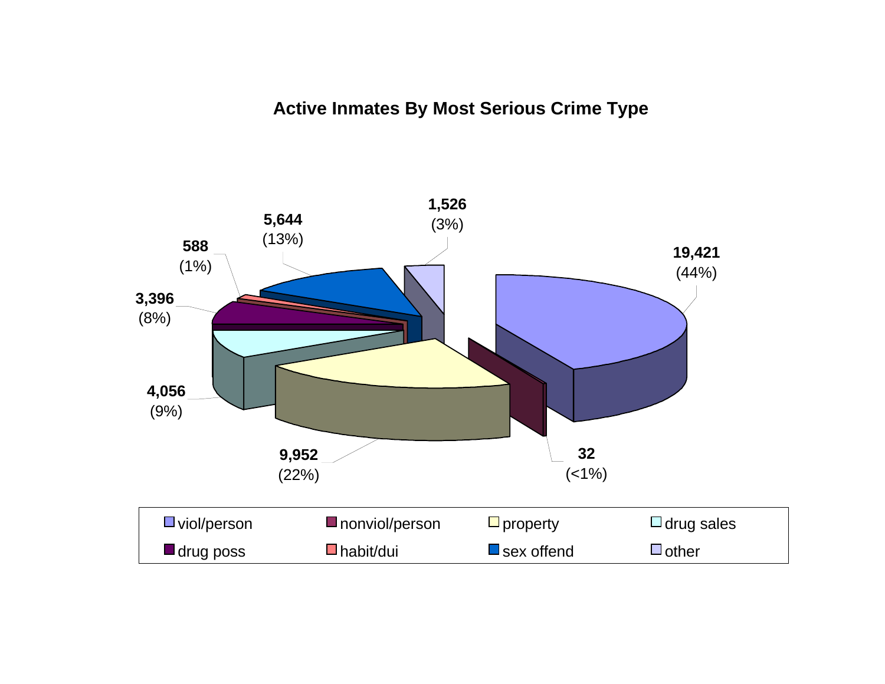## Active Inmates By Most Serious Crime Type

| Crime Type | Count | Percent |
|---|---|---|
| viol/person | 19,421 | (44%) |
| nonviol/person | 32 | (<1%) |
| property | 9,952 | (22%) |
| drug sales | 4,056 | (9%) |
| drug poss | 3,396 | (8%) |
| habit/dui | 588 | (1%) |
| sex offend | 5,644 | (13%) |
| other | 1,526 | (3%) |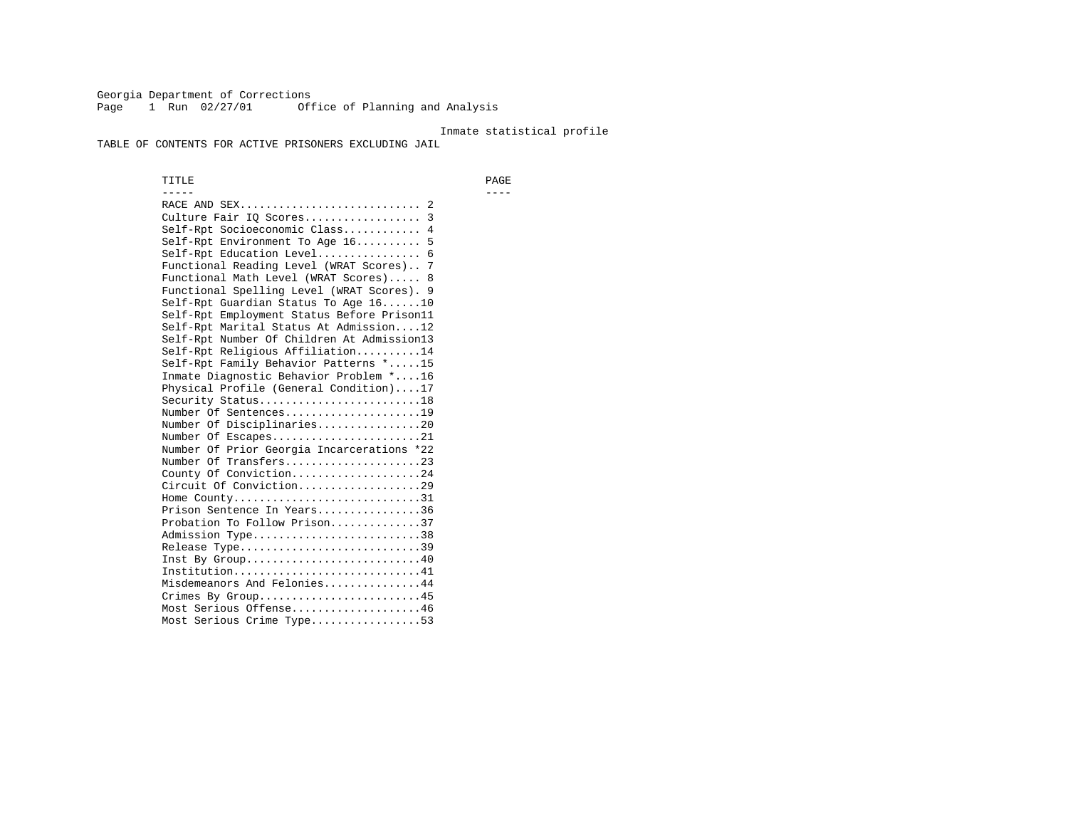Georgia Department of Corrections
Page 1 Run 02/27/01 Office of Planning and Analysis

Inmate statistical profile

TABLE OF CONTENTS FOR ACTIVE PRISONERS EXCLUDING JAIL

| TITLE | PAGE |
|---|---|
| RACE AND SEX | 2 |
| Culture Fair IQ Scores | 3 |
| Self-Rpt Socioeconomic Class | 4 |
| Self-Rpt Environment To Age 16 | 5 |
| Self-Rpt Education Level | 6 |
| Functional Reading Level (WRAT Scores) | 7 |
| Functional Math Level (WRAT Scores) | 8 |
| Functional Spelling Level (WRAT Scores) | 9 |
| Self-Rpt Guardian Status To Age 16 | 10 |
| Self-Rpt Employment Status Before Prison | 11 |
| Self-Rpt Marital Status At Admission | 12 |
| Self-Rpt Number Of Children At Admission | 13 |
| Self-Rpt Religious Affiliation | 14 |
| Self-Rpt Family Behavior Patterns * | 15 |
| Inmate Diagnostic Behavior Problem * | 16 |
| Physical Profile (General Condition) | 17 |
| Security Status | 18 |
| Number Of Sentences | 19 |
| Number Of Disciplinaries | 20 |
| Number Of Escapes | 21 |
| Number Of Prior Georgia Incarcerations * | 22 |
| Number Of Transfers | 23 |
| County Of Conviction | 24 |
| Circuit Of Conviction | 29 |
| Home County | 31 |
| Prison Sentence In Years | 36 |
| Probation To Follow Prison | 37 |
| Admission Type | 38 |
| Release Type | 39 |
| Inst By Group | 40 |
| Institution | 41 |
| Misdemeanors And Felonies | 44 |
| Crimes By Group | 45 |
| Most Serious Offense | 46 |
| Most Serious Crime Type | 53 |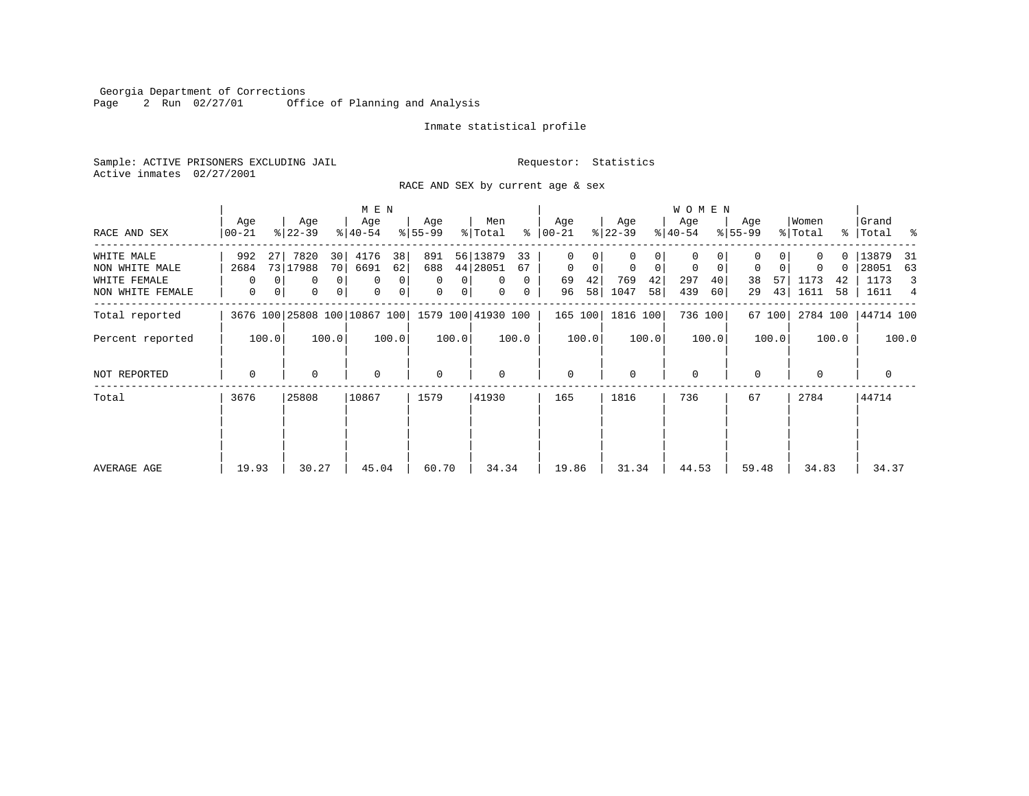Georgia Department of Corrections
Office of Planning and Analysis

Inmate statistical profile

Sample: ACTIVE PRISONERS EXCLUDING JAIL Requestor: Statistics
Active inmates 02/27/2001

RACE AND SEX by current age & sex

| RACE AND SEX | MEN Age 00-21 | % | Age 22-39 | % | Age 40-54 | % | Age 55-99 | % | Men Total | % | WOMEN Age 00-21 | % | Age 22-39 | % | Age 40-54 | % | Age 55-99 | % | Women Total | % | Grand Total | % |
|---|---|---|---|---|---|---|---|---|---|---|---|---|---|---|---|---|---|---|---|---|---|---|
| WHITE MALE | 992 | 27 | 7820 | 30 | 4176 | 38 | 891 | 56 | 13879 | 33 | 0 | 0 | 0 | 0 | 0 | 0 | 0 | 0 | 0 | 0 | 13879 | 31 |
| NON WHITE MALE | 2684 | 73 | 17988 | 70 | 6691 | 62 | 688 | 44 | 28051 | 67 | 0 | 0 | 0 | 0 | 0 | 0 | 0 | 0 | 0 | 0 | 28051 | 63 |
| WHITE FEMALE | 0 | 0 | 0 | 0 | 0 | 0 | 0 | 0 | 0 | 0 | 69 | 42 | 769 | 42 | 297 | 40 | 38 | 57 | 1173 | 42 | 1173 | 3 |
| NON WHITE FEMALE | 0 | 0 | 0 | 0 | 0 | 0 | 0 | 0 | 0 | 0 | 96 | 58 | 1047 | 58 | 439 | 60 | 29 | 43 | 1611 | 58 | 1611 | 4 |
| Total reported | 3676 | 100 | 25808 | 100 | 10867 | 100 | 1579 | 100 | 41930 | 100 | 165 | 100 | 1816 | 100 | 736 | 100 | 67 | 100 | 2784 | 100 | 44714 | 100 |
| Percent reported | | 100.0 | | 100.0 | | 100.0 | | 100.0 | | 100.0 | | 100.0 | | 100.0 | | 100.0 | | 100.0 | | 100.0 | | 100.0 |
| NOT REPORTED | 0 | | 0 | | 0 | | 0 | | 0 | | 0 | | 0 | | 0 | | 0 | | 0 | | 0 | |
| Total | 3676 | | 25808 | | 10867 | | 1579 | | 41930 | | 165 | | 1816 | | 736 | | 67 | | 2784 | | 44714 | |
| AVERAGE AGE | 19.93 | | 30.27 | | 45.04 | | 60.70 | | 34.34 | | 19.86 | | 31.34 | | 44.53 | | 59.48 | | 34.83 | | 34.37 | |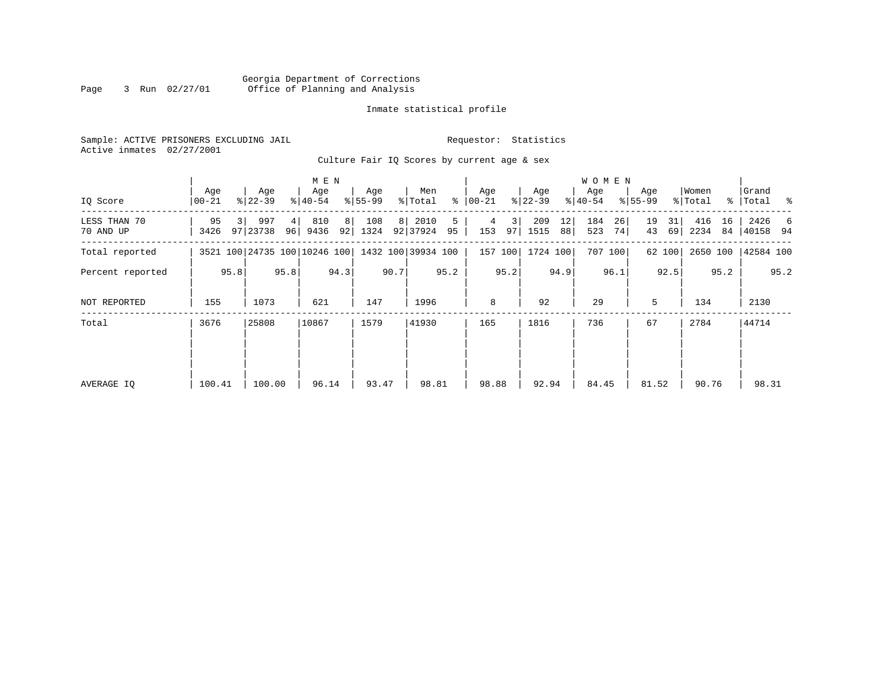Georgia Department of Corrections
Office of Planning and Analysis

Inmate statistical profile

Sample: ACTIVE PRISONERS EXCLUDING JAIL
Active inmates 02/27/2001

Requestor: Statistics

Culture Fair IQ Scores by current age & sex

| IQ Score | MEN Age 00-21 | % | MEN Age 22-39 | % | MEN Age 40-54 | % | MEN Age 55-99 | % | Men Total | % | WOMEN Age 00-21 | % | WOMEN Age 22-39 | % | WOMEN Age 40-54 | % | WOMEN Age 55-99 | % | Women Total | % | Grand Total | % |
|---|---|---|---|---|---|---|---|---|---|---|---|---|---|---|---|---|---|---|---|---|---|---|
| LESS THAN 70 | 95 | 3 | 997 | 4 | 810 | 8 | 108 | 8 | 2010 | 5 | 4 | 3 | 209 | 12 | 184 | 26 | 19 | 31 | 416 | 16 | 2426 | 6 |
| 70 AND UP | 3426 | 97 | 23738 | 96 | 9436 | 92 | 1324 | 92 | 37924 | 95 | 153 | 97 | 1515 | 88 | 523 | 74 | 43 | 69 | 2234 | 84 | 40158 | 94 |
| Total reported | 3521 | 100 | 24735 | 100 | 10246 | 100 | 1432 | 100 | 39934 | 100 | 157 | 100 | 1724 | 100 | 707 | 100 | 62 | 100 | 2650 | 100 | 42584 | 100 |
| Percent reported | | 95.8 | | 95.8 | | 94.3 | | 90.7 | | 95.2 | | 95.2 | | 94.9 | | 96.1 | | 92.5 | | 95.2 | | 95.2 |
| NOT REPORTED | 155 | | 1073 | | 621 | | 147 | | 1996 | | 8 | | 92 | | 29 | | 5 | | 134 | | 2130 | |
| Total | 3676 | | 25808 | | 10867 | | 1579 | | 41930 | | 165 | | 1816 | | 736 | | 67 | | 2784 | | 44714 | |
| AVERAGE IQ | 100.41 | | 100.00 | | 96.14 | | 93.47 | | 98.81 | | 98.88 | | 92.94 | | 84.45 | | 81.52 | | 90.76 | | 98.31 | |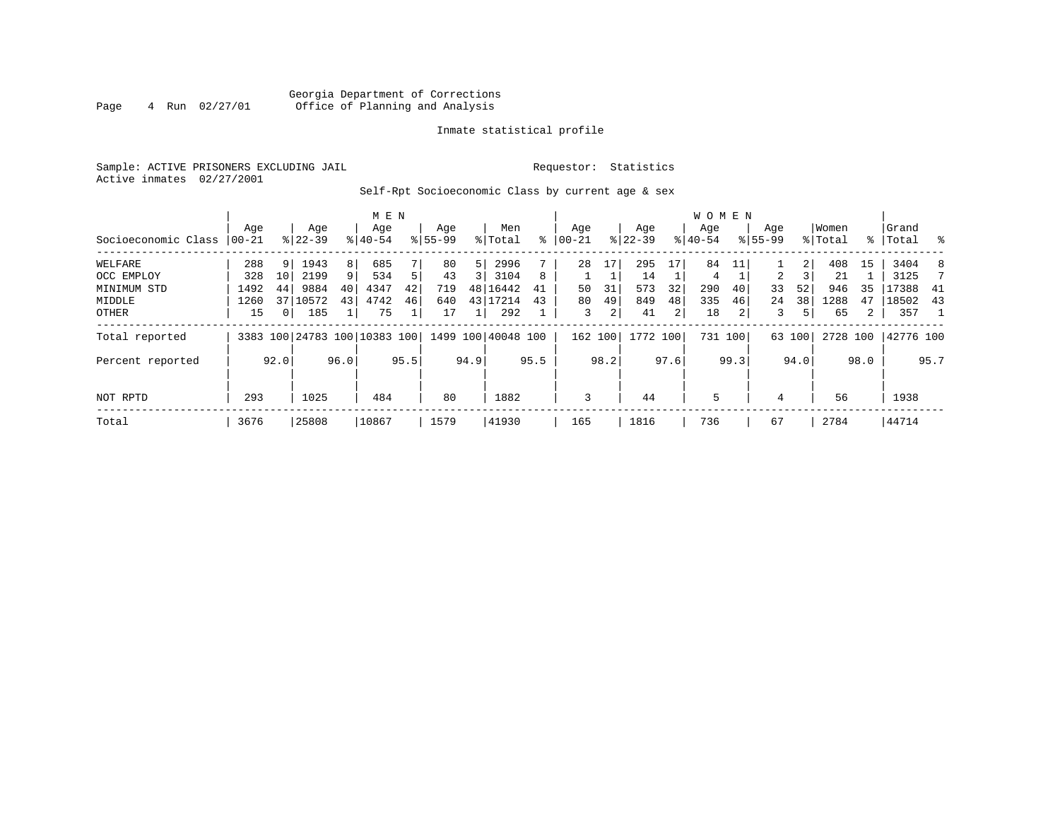Georgia Department of Corrections
Office of Planning and Analysis

Inmate statistical profile

Sample: ACTIVE PRISONERS EXCLUDING JAIL  Requestor: Statistics
Active inmates 02/27/2001

Self-Rpt Socioeconomic Class by current age & sex

| Socioeconomic Class | MEN Age 00-21 | % | Age 22-39 | % | Age 40-54 | % | Age 55-99 | % | Men Total | % | WOMEN Age 00-21 | % | Age 22-39 | % | Age 40-54 | % | Age 55-99 | % | Women Total | % | Grand Total | % |
|---|---|---|---|---|---|---|---|---|---|---|---|---|---|---|---|---|---|---|---|---|---|---|
| WELFARE | 288 | 9 | 1943 | 8 | 685 | 7 | 80 | 5 | 2996 | 7 | 28 | 17 | 295 | 17 | 84 | 11 | 1 | 2 | 408 | 15 | 3404 | 8 |
| OCC EMPLOY | 328 | 10 | 2199 | 9 | 534 | 5 | 43 | 3 | 3104 | 8 | 1 | 1 | 14 | 1 | 4 | 1 | 2 | 3 | 21 | 1 | 3125 | 7 |
| MINIMUM STD | 1492 | 44 | 9884 | 40 | 4347 | 42 | 719 | 48 | 16442 | 41 | 50 | 31 | 573 | 32 | 290 | 40 | 33 | 52 | 946 | 35 | 17388 | 41 |
| MIDDLE | 1260 | 37 | 10572 | 43 | 4742 | 46 | 640 | 43 | 17214 | 43 | 80 | 49 | 849 | 48 | 335 | 46 | 24 | 38 | 1288 | 47 | 18502 | 43 |
| OTHER | 15 | 0 | 185 | 1 | 75 | 1 | 17 | 1 | 292 | 1 | 3 | 2 | 41 | 2 | 18 | 2 | 3 | 5 | 65 | 2 | 357 | 1 |
| Total reported | 3383 | 100 | 24783 | 100 | 10383 | 100 | 1499 | 100 | 40048 | 100 | 162 | 100 | 1772 | 100 | 731 | 100 | 63 | 100 | 2728 | 100 | 42776 | 100 |
| Percent reported | | 92.0 | | 96.0 | | 95.5 | | 94.9 | | 95.5 | | 98.2 | | 97.6 | | 99.3 | | 94.0 | | 98.0 | | 95.7 |
| NOT RPTD | 293 | | 1025 | | 484 | | 80 | | 1882 | | 3 | | 44 | | 5 | | 4 | | 56 | | 1938 | |
| Total | 3676 | | 25808 | | 10867 | | 1579 | | 41930 | | 165 | | 1816 | | 736 | | 67 | | 2784 | | 44714 | |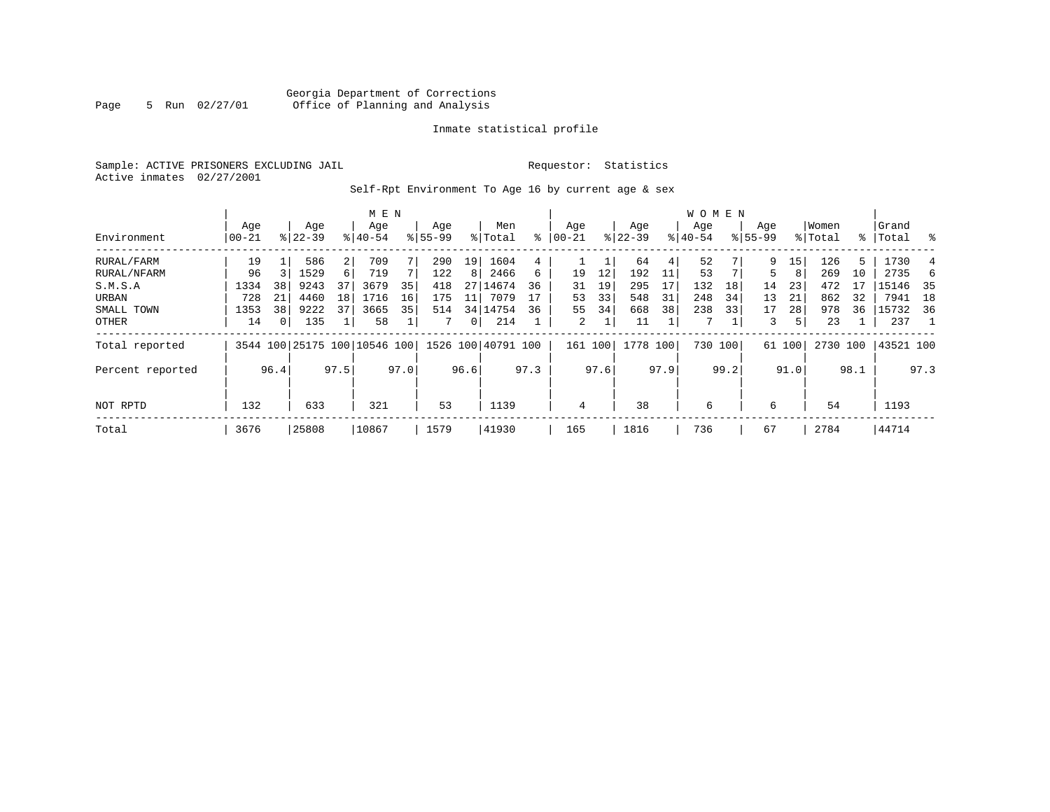Georgia Department of Corrections
Office of Planning and Analysis

Inmate statistical profile

Sample: ACTIVE PRISONERS EXCLUDING JAIL
Requestor: Statistics
Active inmates 02/27/2001

Self-Rpt Environment To Age 16 by current age & sex

| Environment | MEN Age 00-21 | % | Age 22-39 | % | Age 40-54 | % | Age 55-99 | % | Men Total | % | WOMEN Age 00-21 | % | Age 22-39 | % | Age 40-54 | % | Age 55-99 | % | Women Total | % | Grand Total | % |
|---|---|---|---|---|---|---|---|---|---|---|---|---|---|---|---|---|---|---|---|---|---|---|
| RURAL/FARM | 19 | 1 | 586 | 2 | 709 | 7 | 290 | 19 | 1604 | 4 | 1 | 1 | 64 | 4 | 52 | 7 | 9 | 15 | 126 | 5 | 1730 | 4 |
| RURAL/NFARM | 96 | 3 | 1529 | 6 | 719 | 7 | 122 | 8 | 2466 | 6 | 19 | 12 | 192 | 11 | 53 | 7 | 5 | 8 | 269 | 10 | 2735 | 6 |
| S.M.S.A | 1334 | 38 | 9243 | 37 | 3679 | 35 | 418 | 27 | 14674 | 36 | 31 | 19 | 295 | 17 | 132 | 18 | 14 | 23 | 472 | 17 | 15146 | 35 |
| URBAN | 728 | 21 | 4460 | 18 | 1716 | 16 | 175 | 11 | 7079 | 17 | 53 | 33 | 548 | 31 | 248 | 34 | 13 | 21 | 862 | 32 | 7941 | 18 |
| SMALL TOWN | 1353 | 38 | 9222 | 37 | 3665 | 35 | 514 | 34 | 14754 | 36 | 55 | 34 | 668 | 38 | 238 | 33 | 17 | 28 | 978 | 36 | 15732 | 36 |
| OTHER | 14 | 0 | 135 | 1 | 58 | 1 | 7 | 0 | 214 | 1 | 2 | 1 | 11 | 1 | 7 | 1 | 3 | 5 | 23 | 1 | 237 | 1 |
| Total reported | 3544 | 100 | 25175 | 100 | 10546 | 100 | 1526 | 100 | 40791 | 100 | 161 | 100 | 1778 | 100 | 730 | 100 | 61 | 100 | 2730 | 100 | 43521 | 100 |
| Percent reported | | 96.4 | | 97.5 | | 97.0 | | 96.6 | | 97.3 | | 97.6 | | 97.9 | | 99.2 | | 91.0 | | 98.1 | | 97.3 |
| NOT RPTD | 132 | | 633 | | 321 | | 53 | | 1139 | | 4 | | 38 | | 6 | | 6 | | 54 | | 1193 | |
| Total | 3676 | | 25808 | | 10867 | | 1579 | | 41930 | | 165 | | 1816 | | 736 | | 67 | | 2784 | | 44714 | |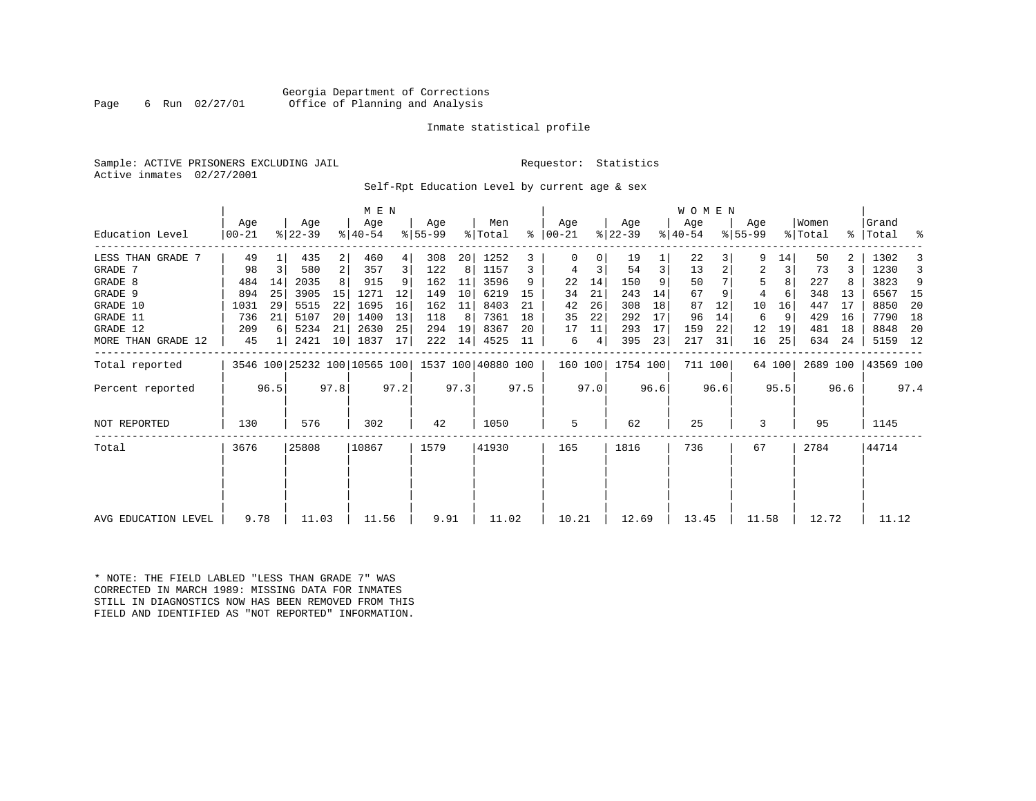Georgia Department of Corrections
Office of Planning and Analysis

Inmate statistical profile

Sample: ACTIVE PRISONERS EXCLUDING JAIL    Requestor: Statistics
Active inmates 02/27/2001

Self-Rpt Education Level by current age & sex

| | MEN | | | | | | | | | | WOMEN | | | | | | | | | | | |
|---|---|---|---|---|---|---|---|---|---|---|---|---|---|---|---|---|---|---|---|---|---|---|
| Education Level | Age 00-21 | % | Age 22-39 | % | Age 40-54 | % | Age 55-99 | % | Men Total | % | Age 00-21 | % | Age 22-39 | % | Age 40-54 | % | Age 55-99 | % | Women Total | % | Grand Total | % |
| LESS THAN GRADE 7 | 49 | 1 | 435 | 2 | 460 | 4 | 308 | 20 | 1252 | 3 | 0 | 0 | 19 | 1 | 22 | 3 | 9 | 14 | 50 | 2 | 1302 | 3 |
| GRADE 7 | 98 | 3 | 580 | 2 | 357 | 3 | 122 | 8 | 1157 | 3 | 4 | 3 | 54 | 3 | 13 | 2 | 2 | 3 | 73 | 3 | 1230 | 3 |
| GRADE 8 | 484 | 14 | 2035 | 8 | 915 | 9 | 162 | 11 | 3596 | 9 | 22 | 14 | 150 | 9 | 50 | 7 | 5 | 8 | 227 | 8 | 3823 | 9 |
| GRADE 9 | 894 | 25 | 3905 | 15 | 1271 | 12 | 149 | 10 | 6219 | 15 | 34 | 21 | 243 | 14 | 67 | 9 | 4 | 6 | 348 | 13 | 6567 | 15 |
| GRADE 10 | 1031 | 29 | 5515 | 22 | 1695 | 16 | 162 | 11 | 8403 | 21 | 42 | 26 | 308 | 18 | 87 | 12 | 10 | 16 | 447 | 17 | 8850 | 20 |
| GRADE 11 | 736 | 21 | 5107 | 20 | 1400 | 13 | 118 | 8 | 7361 | 18 | 35 | 22 | 292 | 17 | 96 | 14 | 6 | 9 | 429 | 16 | 7790 | 18 |
| GRADE 12 | 209 | 6 | 5234 | 21 | 2630 | 25 | 294 | 19 | 8367 | 20 | 17 | 11 | 293 | 17 | 159 | 22 | 12 | 19 | 481 | 18 | 8848 | 20 |
| MORE THAN GRADE 12 | 45 | 1 | 2421 | 10 | 1837 | 17 | 222 | 14 | 4525 | 11 | 6 | 4 | 395 | 23 | 217 | 31 | 16 | 25 | 634 | 24 | 5159 | 12 |
| Total reported | 3546 | 100 | 25232 | 100 | 10565 | 100 | 1537 | 100 | 40880 | 100 | 160 | 100 | 1754 | 100 | 711 | 100 | 64 | 100 | 2689 | 100 | 43569 | 100 |
| Percent reported | | 96.5 | | 97.8 | | 97.2 | | 97.3 | | 97.5 | | 97.0 | | 96.6 | | 96.6 | | 95.5 | | 96.6 | | 97.4 |
| NOT REPORTED | 130 | | 576 | | 302 | | 42 | | 1050 | | 5 | | 62 | | 25 | | 3 | | 95 | | 1145 | |
| Total | 3676 | | 25808 | | 10867 | | 1579 | | 41930 | | 165 | | 1816 | | 736 | | 67 | | 2784 | | 44714 | |
| AVG EDUCATION LEVEL | 9.78 | | 11.03 | | 11.56 | | 9.91 | | 11.02 | | 10.21 | | 12.69 | | 13.45 | | 11.58 | | 12.72 | | 11.12 | |

* NOTE: THE FIELD LABLED "LESS THAN GRADE 7" WAS CORRECTED IN MARCH 1989: MISSING DATA FOR INMATES STILL IN DIAGNOSTICS NOW HAS BEEN REMOVED FROM THIS FIELD AND IDENTIFIED AS "NOT REPORTED" INFORMATION.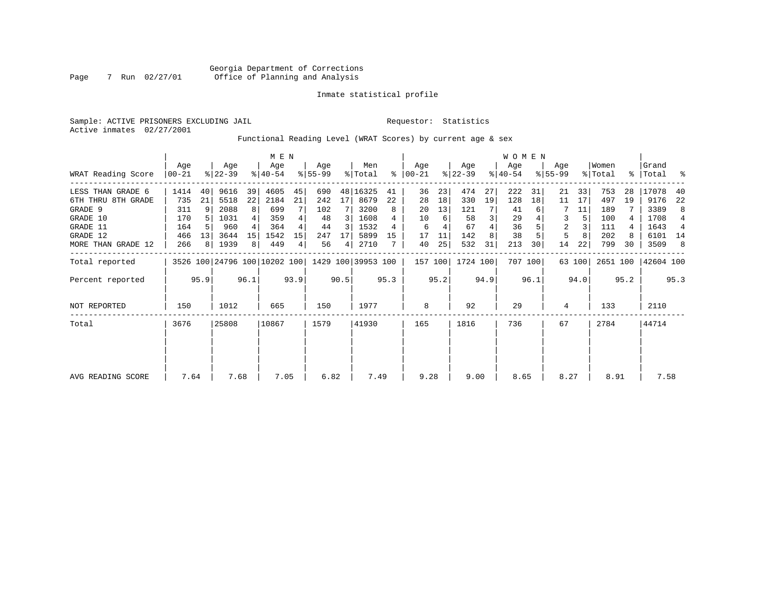Georgia Department of Corrections
Office of Planning and Analysis

Inmate statistical profile

Sample: ACTIVE PRISONERS EXCLUDING JAIL

Requestor: Statistics

Active inmates 02/27/2001

Functional Reading Level (WRAT Scores) by current age & sex

| WRAT Reading Score | MEN Age 00-21 | % | Age 22-39 | % | Age 40-54 | % | Age 55-99 | % | Men Total | % | WOMEN Age 00-21 | % | Age 22-39 | % | Age 40-54 | % | Age 55-99 | % | Women Total | % | Grand Total | % |
|---|---|---|---|---|---|---|---|---|---|---|---|---|---|---|---|---|---|---|---|---|---|---|
| LESS THAN GRADE 6 | 1414 | 40 | 9616 | 39 | 4605 | 45 | 690 | 48 | 16325 | 41 | 36 | 23 | 474 | 27 | 222 | 31 | 21 | 33 | 753 | 28 | 17078 | 40 |
| 6TH THRU 8TH GRADE | 735 | 21 | 5518 | 22 | 2184 | 21 | 242 | 17 | 8679 | 22 | 28 | 18 | 330 | 19 | 128 | 18 | 11 | 17 | 497 | 19 | 9176 | 22 |
| GRADE 9 | 311 | 9 | 2088 | 8 | 699 | 7 | 102 | 7 | 3200 | 8 | 20 | 13 | 121 | 7 | 41 | 6 | 7 | 11 | 189 | 7 | 3389 | 8 |
| GRADE 10 | 170 | 5 | 1031 | 4 | 359 | 4 | 48 | 3 | 1608 | 4 | 10 | 6 | 58 | 3 | 29 | 4 | 3 | 5 | 100 | 4 | 1708 | 4 |
| GRADE 11 | 164 | 5 | 960 | 4 | 364 | 4 | 44 | 3 | 1532 | 4 | 6 | 4 | 67 | 4 | 36 | 5 | 2 | 3 | 111 | 4 | 1643 | 4 |
| GRADE 12 | 466 | 13 | 3644 | 15 | 1542 | 15 | 247 | 17 | 5899 | 15 | 17 | 11 | 142 | 8 | 38 | 5 | 5 | 8 | 202 | 8 | 6101 | 14 |
| MORE THAN GRADE 12 | 266 | 8 | 1939 | 8 | 449 | 4 | 56 | 4 | 2710 | 7 | 40 | 25 | 532 | 31 | 213 | 30 | 14 | 22 | 799 | 30 | 3509 | 8 |
| Total reported | 3526 | 100 | 24796 | 100 | 10202 | 100 | 1429 | 100 | 39953 | 100 | 157 | 100 | 1724 | 100 | 707 | 100 | 63 | 100 | 2651 | 100 | 42604 | 100 |
| Percent reported | | 95.9 | | 96.1 | | 93.9 | | 90.5 | | 95.3 | | 95.2 | | 94.9 | | 96.1 | | 94.0 | | 95.2 | | 95.3 |
| NOT REPORTED | 150 | | 1012 | | 665 | | 150 | | 1977 | | 8 | | 92 | | 29 | | 4 | | 133 | | 2110 | |
| Total | 3676 | | 25808 | | 10867 | | 1579 | | 41930 | | 165 | | 1816 | | 736 | | 67 | | 2784 | | 44714 | |
| AVG READING SCORE | 7.64 | | 7.68 | | 7.05 | | 6.82 | | 7.49 | | 9.28 | | 9.00 | | 8.65 | | 8.27 | | 8.91 | | 7.58 | |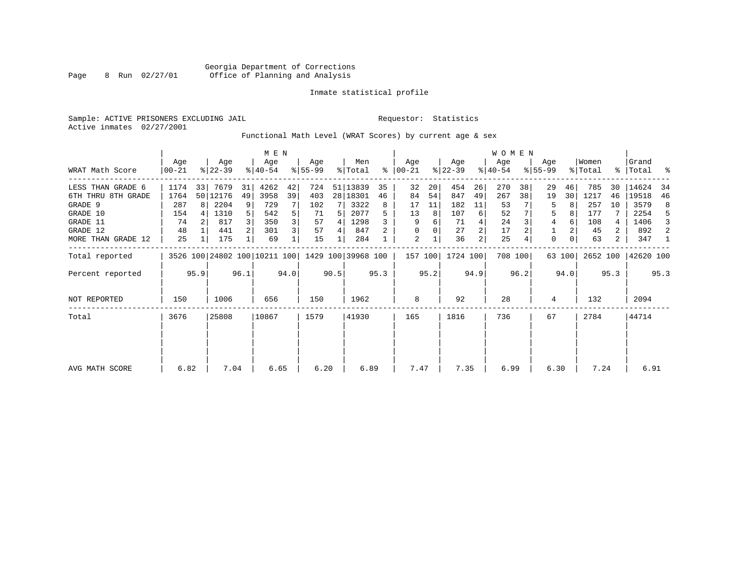Georgia Department of Corrections
Office of Planning and Analysis

Inmate statistical profile

Sample: ACTIVE PRISONERS EXCLUDING JAIL                                Requestor: Statistics
Active inmates 02/27/2001

Functional Math Level (WRAT Scores) by current age & sex

| WRAT Math Score | MEN Age 00-21 | % | Age 22-39 | % | Age 40-54 | % | Age 55-99 | % | Men Total | % | WOMEN Age 00-21 | % | Age 22-39 | % | Age 40-54 | % | Age 55-99 | % | Women Total | % | Grand Total | % |
|---|---|---|---|---|---|---|---|---|---|---|---|---|---|---|---|---|---|---|---|---|---|---|
| LESS THAN GRADE 6 | 1174 | 33 | 7679 | 31 | 4262 | 42 | 724 | 51 | 13839 | 35 | 32 | 20 | 454 | 26 | 270 | 38 | 29 | 46 | 785 | 30 | 14624 | 34 |
| 6TH THRU 8TH GRADE | 1764 | 50 | 12176 | 49 | 3958 | 39 | 403 | 28 | 18301 | 46 | 84 | 54 | 847 | 49 | 267 | 38 | 19 | 30 | 1217 | 46 | 19518 | 46 |
| GRADE 9 | 287 | 8 | 2204 | 9 | 729 | 7 | 102 | 7 | 3322 | 8 | 17 | 11 | 182 | 11 | 53 | 7 | 5 | 8 | 257 | 10 | 3579 | 8 |
| GRADE 10 | 154 | 4 | 1310 | 5 | 542 | 5 | 71 | 5 | 2077 | 5 | 13 | 8 | 107 | 6 | 52 | 7 | 5 | 8 | 177 | 7 | 2254 | 5 |
| GRADE 11 | 74 | 2 | 817 | 3 | 350 | 3 | 57 | 4 | 1298 | 3 | 9 | 6 | 71 | 4 | 24 | 3 | 4 | 6 | 108 | 4 | 1406 | 3 |
| GRADE 12 | 48 | 1 | 441 | 2 | 301 | 3 | 57 | 4 | 847 | 2 | 0 | 0 | 27 | 2 | 17 | 2 | 1 | 2 | 45 | 2 | 892 | 2 |
| MORE THAN GRADE 12 | 25 | 1 | 175 | 1 | 69 | 1 | 15 | 1 | 284 | 1 | 2 | 1 | 36 | 2 | 25 | 4 | 0 | 0 | 63 | 2 | 347 | 1 |
| Total reported | 3526 | 100 | 24802 | 100 | 10211 | 100 | 1429 | 100 | 39968 | 100 | 157 | 100 | 1724 | 100 | 708 | 100 | 63 | 100 | 2652 | 100 | 42620 | 100 |
| Percent reported | | 95.9 | | 96.1 | | 94.0 | | 90.5 | | 95.3 | | 95.2 | | 94.9 | | 96.2 | | 94.0 | | 95.3 | | 95.3 |
| NOT REPORTED | 150 | | 1006 | | 656 | | 150 | | 1962 | | 8 | | 92 | | 28 | | 4 | | 132 | | 2094 | |
| Total | 3676 | | 25808 | | 10867 | | 1579 | | 41930 | | 165 | | 1816 | | 736 | | 67 | | 2784 | | 44714 | |
| AVG MATH SCORE | 6.82 | | 7.04 | | 6.65 | | 6.20 | | 6.89 | | 7.47 | | 7.35 | | 6.99 | | 6.30 | | 7.24 | | 6.91 | |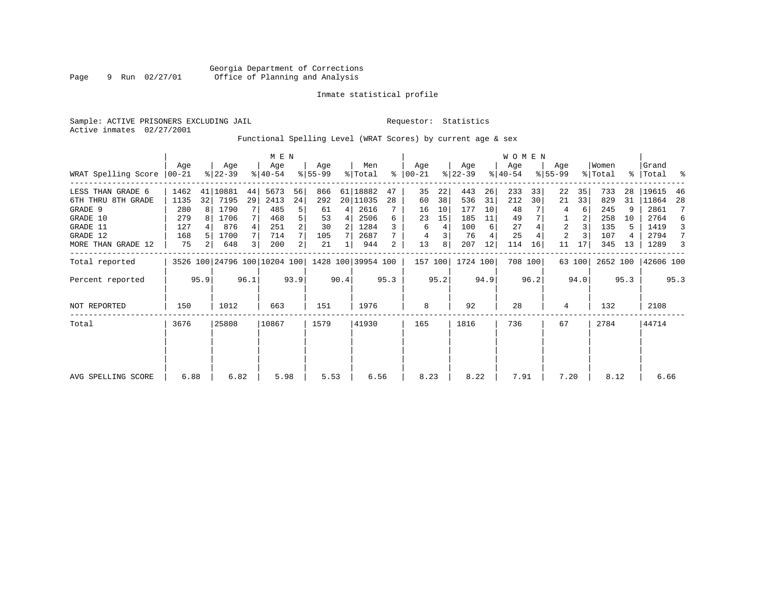Georgia Department of Corrections
Office of Planning and Analysis

Inmate statistical profile

Sample: ACTIVE PRISONERS EXCLUDING JAIL    Requestor: Statistics
Active inmates 02/27/2001

Functional Spelling Level (WRAT Scores) by current age & sex

| WRAT Spelling Score | MEN Age 00-21 | % | Age 22-39 | % | Age 40-54 | % | Age 55-99 | % | Men Total | % | WOMEN Age 00-21 | % | Age 22-39 | % | Age 40-54 | % | Age 55-99 | % | Women Total | % | Grand Total | % |
|---|---|---|---|---|---|---|---|---|---|---|---|---|---|---|---|---|---|---|---|---|---|---|
| LESS THAN GRADE 6 | 1462 | 41 | 10881 | 44 | 5673 | 56 | 866 | 61 | 18882 | 47 | 35 | 22 | 443 | 26 | 233 | 33 | 22 | 35 | 733 | 28 | 19615 | 46 |
| 6TH THRU 8TH GRADE | 1135 | 32 | 7195 | 29 | 2413 | 24 | 292 | 20 | 11035 | 28 | 60 | 38 | 536 | 31 | 212 | 30 | 21 | 33 | 829 | 31 | 11864 | 28 |
| GRADE 9 | 280 | 8 | 1790 | 7 | 485 | 5 | 61 | 4 | 2616 | 7 | 16 | 10 | 177 | 10 | 48 | 7 | 4 | 6 | 245 | 9 | 2861 | 7 |
| GRADE 10 | 279 | 8 | 1706 | 7 | 468 | 5 | 53 | 4 | 2506 | 6 | 23 | 15 | 185 | 11 | 49 | 7 | 1 | 2 | 258 | 10 | 2764 | 6 |
| GRADE 11 | 127 | 4 | 876 | 4 | 251 | 2 | 30 | 2 | 1284 | 3 | 6 | 4 | 100 | 6 | 27 | 4 | 2 | 3 | 135 | 5 | 1419 | 3 |
| GRADE 12 | 168 | 5 | 1700 | 7 | 714 | 7 | 105 | 7 | 2687 | 7 | 4 | 3 | 76 | 4 | 25 | 4 | 2 | 3 | 107 | 4 | 2794 | 7 |
| MORE THAN GRADE 12 | 75 | 2 | 648 | 3 | 200 | 2 | 21 | 1 | 944 | 2 | 13 | 8 | 207 | 12 | 114 | 16 | 11 | 17 | 345 | 13 | 1289 | 3 |
| Total reported | 3526 | 100 | 24796 | 100 | 10204 | 100 | 1428 | 100 | 39954 | 100 | 157 | 100 | 1724 | 100 | 708 | 100 | 63 | 100 | 2652 | 100 | 42606 | 100 |
| Percent reported | | 95.9 | | 96.1 | | 93.9 | | 90.4 | | 95.3 | | 95.2 | | 94.9 | | 96.2 | | 94.0 | | 95.3 | | 95.3 |
| NOT REPORTED | 150 | | 1012 | | 663 | | 151 | | 1976 | | 8 | | 92 | | 28 | | 4 | | 132 | | 2108 | |
| Total | 3676 | | 25808 | | 10867 | | 1579 | | 41930 | | 165 | | 1816 | | 736 | | 67 | | 2784 | | 44714 | |
| AVG SPELLING SCORE | 6.88 | | 6.82 | | 5.98 | | 5.53 | | 6.56 | | 8.23 | | 8.22 | | 7.91 | | 7.20 | | 8.12 | | 6.66 | |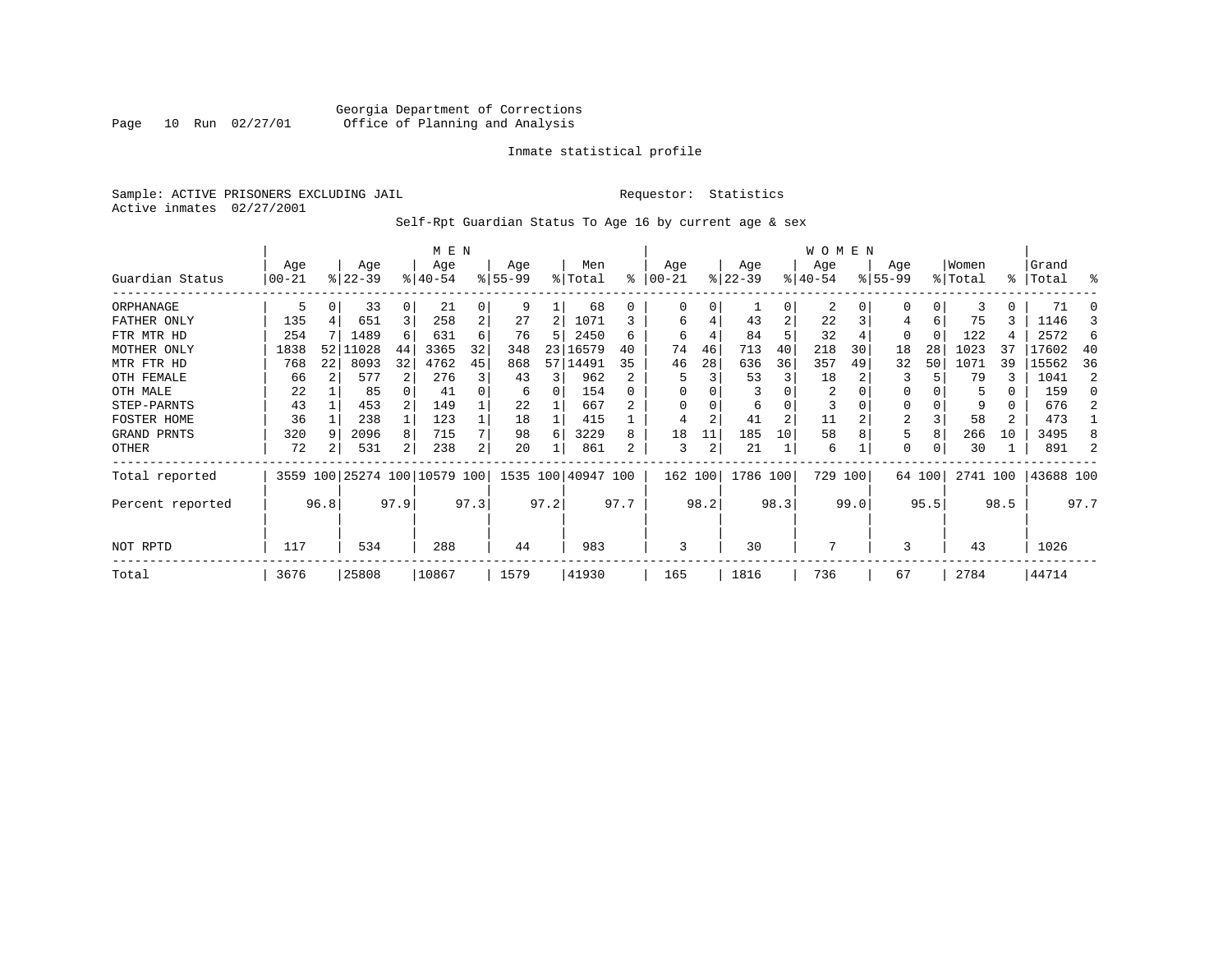Georgia Department of Corrections
Office of Planning and Analysis

Inmate statistical profile

Sample: ACTIVE PRISONERS EXCLUDING JAIL
Active inmates 02/27/2001

Requestor: Statistics

Self-Rpt Guardian Status To Age 16 by current age & sex

| Guardian Status | MEN Age 00-21 | % | Age 22-39 | % | Age 40-54 | % | Age 55-99 | % | Men Total | % | WOMEN Age 00-21 | % | Age 22-39 | % | Age 40-54 | % | Age 55-99 | % | Women Total | % | Grand Total | % |
|---|---|---|---|---|---|---|---|---|---|---|---|---|---|---|---|---|---|---|---|---|---|---|
| ORPHANAGE | 5 | 0 | 33 | 0 | 21 | 0 | 9 | 1 | 68 | 0 | 0 | 0 | 1 | 0 | 2 | 0 | 0 | 0 | 3 | 0 | 71 | 0 |
| FATHER ONLY | 135 | 4 | 651 | 3 | 258 | 2 | 27 | 2 | 1071 | 3 | 6 | 4 | 43 | 2 | 22 | 3 | 4 | 6 | 75 | 3 | 1146 | 3 |
| FTR MTR HD | 254 | 7 | 1489 | 6 | 631 | 6 | 76 | 5 | 2450 | 6 | 6 | 4 | 84 | 5 | 32 | 4 | 0 | 0 | 122 | 4 | 2572 | 6 |
| MOTHER ONLY | 1838 | 52 | 11028 | 44 | 3365 | 32 | 348 | 23 | 16579 | 40 | 74 | 46 | 713 | 40 | 218 | 30 | 18 | 28 | 1023 | 37 | 17602 | 40 |
| MTR FTR HD | 768 | 22 | 8093 | 32 | 4762 | 45 | 868 | 57 | 14491 | 35 | 46 | 28 | 636 | 36 | 357 | 49 | 32 | 50 | 1071 | 39 | 15562 | 36 |
| OTH FEMALE | 66 | 2 | 577 | 2 | 276 | 3 | 43 | 3 | 962 | 2 | 5 | 3 | 53 | 3 | 18 | 2 | 3 | 5 | 79 | 3 | 1041 | 2 |
| OTH MALE | 22 | 1 | 85 | 0 | 41 | 0 | 6 | 0 | 154 | 0 | 0 | 0 | 3 | 0 | 2 | 0 | 0 | 0 | 5 | 0 | 159 | 0 |
| STEP-PARNTS | 43 | 1 | 453 | 2 | 149 | 1 | 22 | 1 | 667 | 2 | 0 | 0 | 6 | 0 | 3 | 0 | 0 | 0 | 9 | 0 | 676 | 2 |
| FOSTER HOME | 36 | 1 | 238 | 1 | 123 | 1 | 18 | 1 | 415 | 1 | 4 | 2 | 41 | 2 | 11 | 2 | 2 | 3 | 58 | 2 | 473 | 1 |
| GRAND PRNTS | 320 | 9 | 2096 | 8 | 715 | 7 | 98 | 6 | 3229 | 8 | 18 | 11 | 185 | 10 | 58 | 8 | 5 | 8 | 266 | 10 | 3495 | 8 |
| OTHER | 72 | 2 | 531 | 2 | 238 | 2 | 20 | 1 | 861 | 2 | 3 | 2 | 21 | 1 | 6 | 1 | 0 | 0 | 30 | 1 | 891 | 2 |
| Total reported | 3559 | 100 | 25274 | 100 | 10579 | 100 | 1535 | 100 | 40947 | 100 | 162 | 100 | 1786 | 100 | 729 | 100 | 64 | 100 | 2741 | 100 | 43688 | 100 |
| Percent reported | | 96.8 | | 97.9 | | 97.3 | | 97.2 | | 97.7 | | 98.2 | | 98.3 | | 99.0 | | 95.5 | | 98.5 | | 97.7 |
| NOT RPTD | 117 | | 534 | | 288 | | 44 | | 983 | | 3 | | 30 | | 7 | | 3 | | 43 | | 1026 | |
| Total | 3676 | | 25808 | | 10867 | | 1579 | | 41930 | | 165 | | 1816 | | 736 | | 67 | | 2784 | | 44714 | |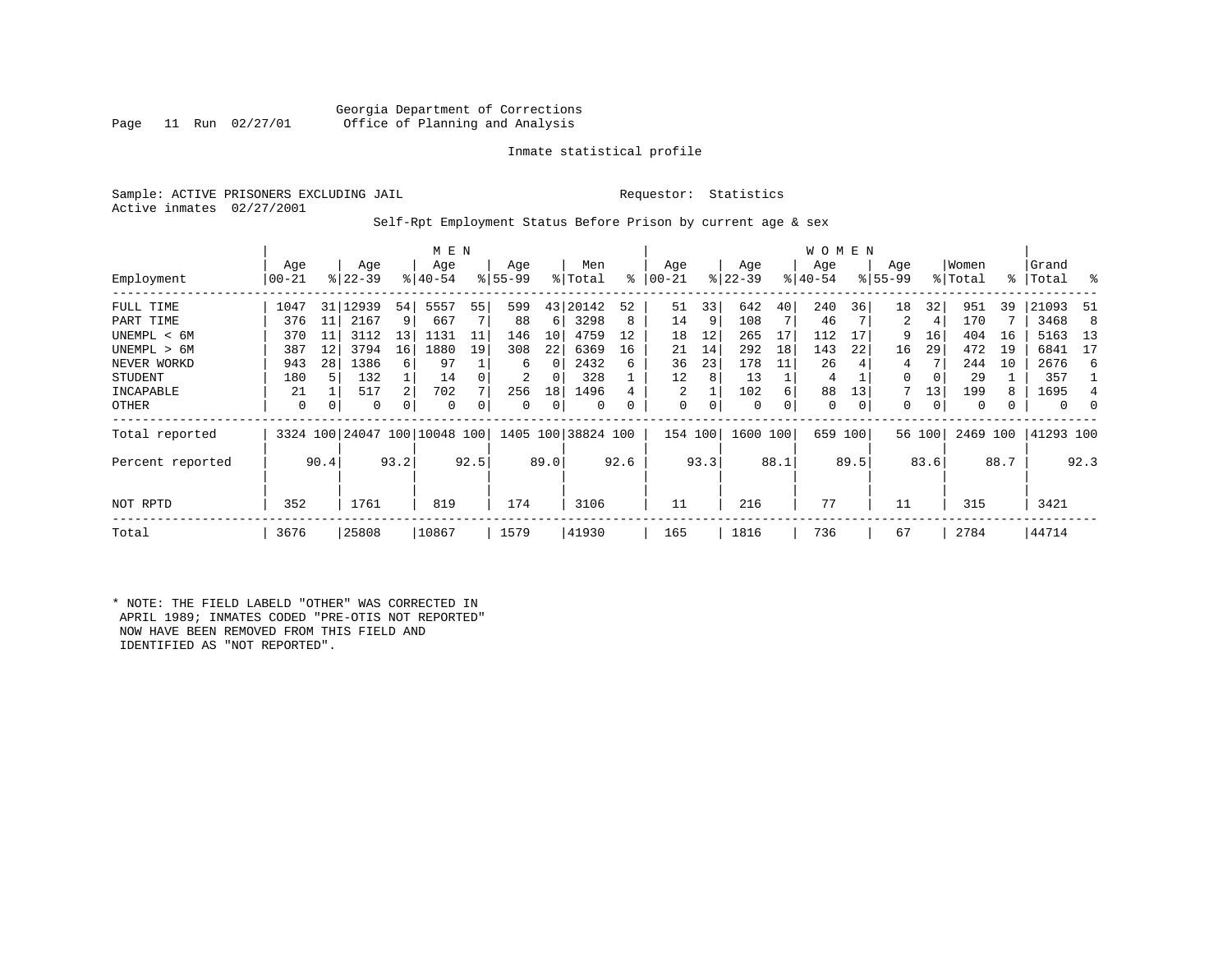Georgia Department of Corrections
Office of Planning and Analysis

Inmate statistical profile

Sample: ACTIVE PRISONERS EXCLUDING JAIL

Requestor: Statistics

Active inmates 02/27/2001

Self-Rpt Employment Status Before Prison by current age & sex

| | MEN | | | | | | | | | | WOMEN | | | | | | | | | | | |
|---|---|---|---|---|---|---|---|---|---|---|---|---|---|---|---|---|---|---|---|---|---|---|
| Employment | Age 00-21 | % | Age 22-39 | % | Age 40-54 | % | Age 55-99 | % | Men Total | % | Age 00-21 | % | Age 22-39 | % | Age 40-54 | % | Age 55-99 | % | Women Total | % | Grand Total | % |
| FULL TIME | 1047 | 31 | 12939 | 54 | 5557 | 55 | 599 | 43 | 20142 | 52 | 51 | 33 | 642 | 40 | 240 | 36 | 18 | 32 | 951 | 39 | 21093 | 51 |
| PART TIME | 376 | 11 | 2167 | 9 | 667 | 7 | 88 | 6 | 3298 | 8 | 14 | 9 | 108 | 7 | 46 | 7 | 2 | 4 | 170 | 7 | 3468 | 8 |
| UNEMPL < 6M | 370 | 11 | 3112 | 13 | 1131 | 11 | 146 | 10 | 4759 | 12 | 18 | 12 | 265 | 17 | 112 | 17 | 9 | 16 | 404 | 16 | 5163 | 13 |
| UNEMPL > 6M | 387 | 12 | 3794 | 16 | 1880 | 19 | 308 | 22 | 6369 | 16 | 21 | 14 | 292 | 18 | 143 | 22 | 16 | 29 | 472 | 19 | 6841 | 17 |
| NEVER WORKD | 943 | 28 | 1386 | 6 | 97 | 1 | 6 | 0 | 2432 | 6 | 36 | 23 | 178 | 11 | 26 | 4 | 4 | 7 | 244 | 10 | 2676 | 6 |
| STUDENT | 180 | 5 | 132 | 1 | 14 | 0 | 2 | 0 | 328 | 1 | 12 | 8 | 13 | 1 | 4 | 1 | 0 | 0 | 29 | 1 | 357 | 1 |
| INCAPABLE | 21 | 1 | 517 | 2 | 702 | 7 | 256 | 18 | 1496 | 4 | 2 | 1 | 102 | 6 | 88 | 13 | 7 | 13 | 199 | 8 | 1695 | 4 |
| OTHER | 0 | 0 | 0 | 0 | 0 | 0 | 0 | 0 | 0 | 0 | 0 | 0 | 0 | 0 | 0 | 0 | 0 | 0 | 0 | 0 | 0 | 0 |
| Total reported | 3324 | 100 | 24047 | 100 | 10048 | 100 | 1405 | 100 | 38824 | 100 | 154 | 100 | 1600 | 100 | 659 | 100 | 56 | 100 | 2469 | 100 | 41293 | 100 |
| Percent reported | | 90.4 | | 93.2 | | 92.5 | | 89.0 | | 92.6 | | 93.3 | | 88.1 | | 89.5 | | 83.6 | | 88.7 | | 92.3 |
| NOT RPTD | 352 | | 1761 | | 819 | | 174 | | 3106 | | 11 | | 216 | | 77 | | 11 | | 315 | | 3421 | |
| Total | 3676 | | 25808 | | 10867 | | 1579 | | 41930 | | 165 | | 1816 | | 736 | | 67 | | 2784 | | 44714 | |

* NOTE: THE FIELD LABELD "OTHER" WAS CORRECTED IN APRIL 1989; INMATES CODED "PRE-OTIS NOT REPORTED" NOW HAVE BEEN REMOVED FROM THIS FIELD AND IDENTIFIED AS "NOT REPORTED".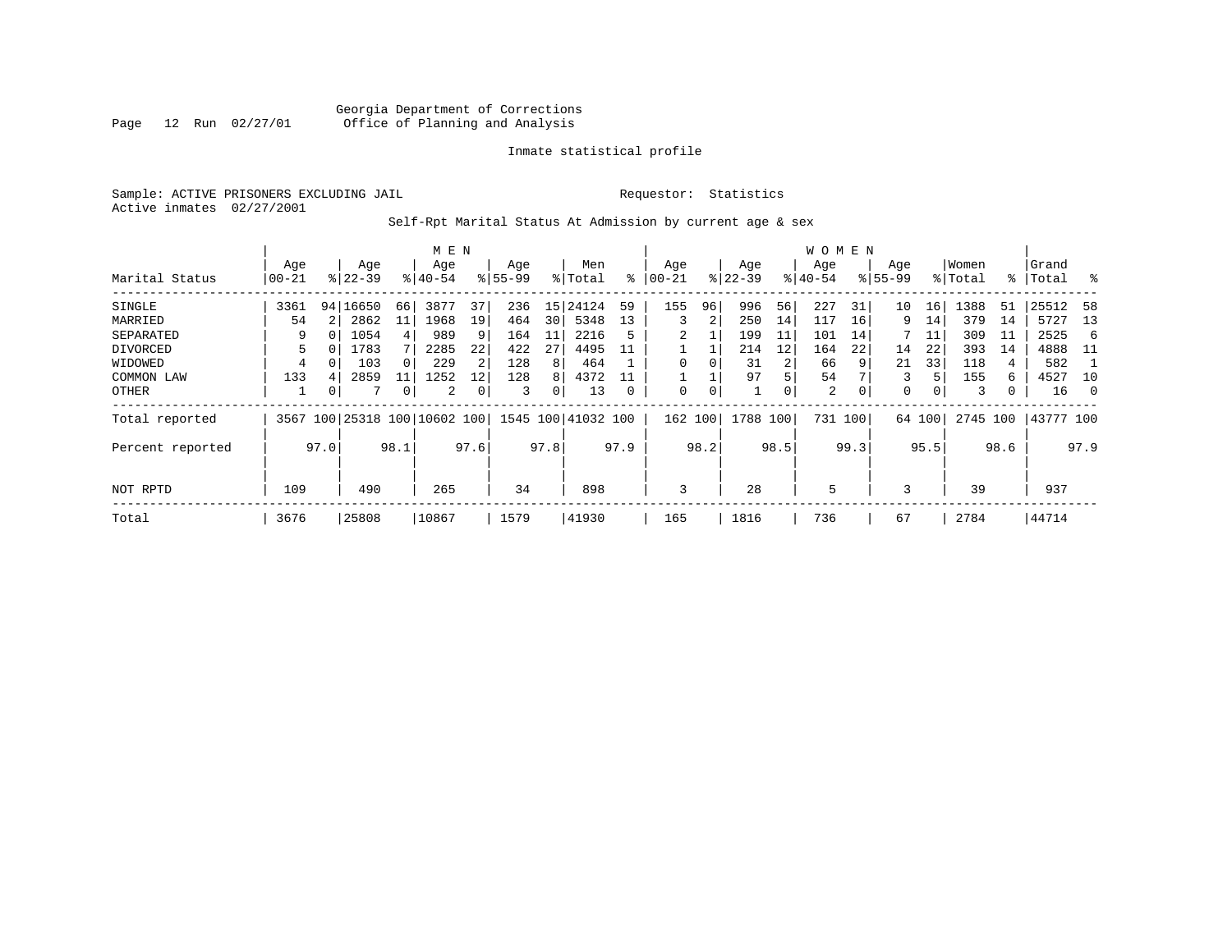Georgia Department of Corrections
Office of Planning and Analysis

Inmate statistical profile

Sample: ACTIVE PRISONERS EXCLUDING JAIL　　　Requestor: Statistics
Active inmates 02/27/2001

Self-Rpt Marital Status At Admission by current age & sex

| | MEN | | | | | | | | | | WOMEN | | | | | | | | | | | |
|---|---|---|---|---|---|---|---|---|---|---|---|---|---|---|---|---|---|---|---|---|---|---|
| Marital Status | Age 00-21 | % | Age 22-39 | % | Age 40-54 | % | Age 55-99 | % | Men Total | % | Age 00-21 | % | Age 22-39 | % | Age 40-54 | % | Age 55-99 | % | Women Total | % | Grand Total | % |
| SINGLE | 3361 | 94 | 16650 | 66 | 3877 | 37 | 236 | 15 | 24124 | 59 | 155 | 96 | 996 | 56 | 227 | 31 | 10 | 16 | 1388 | 51 | 25512 | 58 |
| MARRIED | 54 | 2 | 2862 | 11 | 1968 | 19 | 464 | 30 | 5348 | 13 | 3 | 2 | 250 | 14 | 117 | 16 | 9 | 14 | 379 | 14 | 5727 | 13 |
| SEPARATED | 9 | 0 | 1054 | 4 | 989 | 9 | 164 | 11 | 2216 | 5 | 2 | 1 | 199 | 11 | 101 | 14 | 7 | 11 | 309 | 11 | 2525 | 6 |
| DIVORCED | 5 | 0 | 1783 | 7 | 2285 | 22 | 422 | 27 | 4495 | 11 | 1 | 1 | 214 | 12 | 164 | 22 | 14 | 22 | 393 | 14 | 4888 | 11 |
| WIDOWED | 4 | 0 | 103 | 0 | 229 | 2 | 128 | 8 | 464 | 1 | 0 | 0 | 31 | 2 | 66 | 9 | 21 | 33 | 118 | 4 | 582 | 1 |
| COMMON LAW | 133 | 4 | 2859 | 11 | 1252 | 12 | 128 | 8 | 4372 | 11 | 1 | 1 | 97 | 5 | 54 | 7 | 3 | 5 | 155 | 6 | 4527 | 10 |
| OTHER | 1 | 0 | 7 | 0 | 2 | 0 | 3 | 0 | 13 | 0 | 0 | 0 | 1 | 0 | 2 | 0 | 0 | 0 | 3 | 0 | 16 | 0 |
| Total reported | 3567 | 100 | 25318 | 100 | 10602 | 100 | 1545 | 100 | 41032 | 100 | 162 | 100 | 1788 | 100 | 731 | 100 | 64 | 100 | 2745 | 100 | 43777 | 100 |
| Percent reported | | 97.0 | | 98.1 | | 97.6 | | 97.8 | | 97.9 | | 98.2 | | 98.5 | | 99.3 | | 95.5 | | 98.6 | | 97.9 |
| NOT RPTD | 109 | | 490 | | 265 | | 34 | | 898 | | 3 | | 28 | | 5 | | 3 | | 39 | | 937 | |
| Total | 3676 | | 25808 | | 10867 | | 1579 | | 41930 | | 165 | | 1816 | | 736 | | 67 | | 2784 | | 44714 | |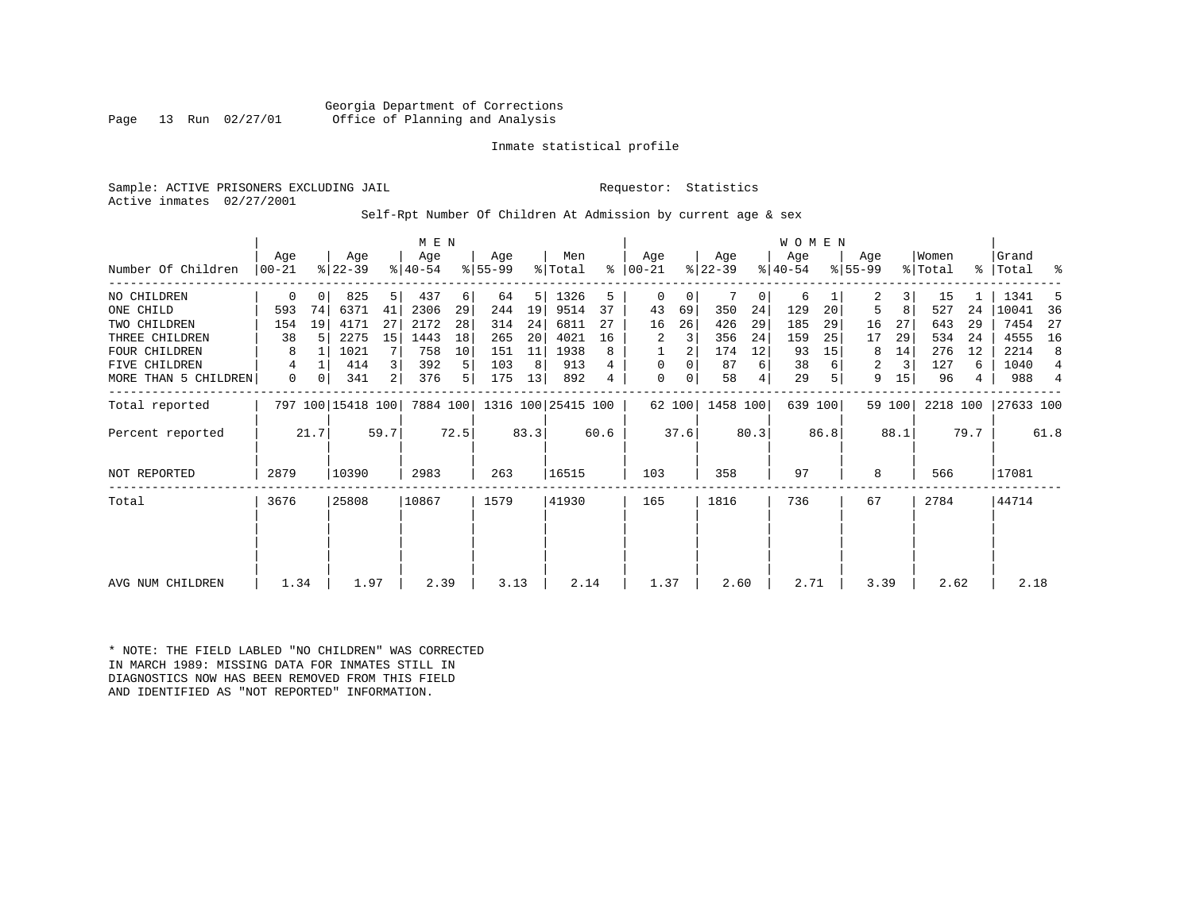Georgia Department of Corrections
Office of Planning and Analysis

Inmate statistical profile

Sample: ACTIVE PRISONERS EXCLUDING JAIL                    Requestor: Statistics
Active inmates 02/27/2001

Self-Rpt Number Of Children At Admission by current age & sex

| Number Of Children | MEN Age 00-21 | % | Age 22-39 | % | Age 40-54 | % | Age 55-99 | % | Men Total | % | WOMEN Age 00-21 | % | Age 22-39 | % | Age 40-54 | % | Age 55-99 | % | Women Total | % | Grand Total | % |
|---|---|---|---|---|---|---|---|---|---|---|---|---|---|---|---|---|---|---|---|---|---|---|
| NO CHILDREN | 0 | 0 | 825 | 5 | 437 | 6 | 64 | 5 | 1326 | 5 | 0 | 0 | 7 | 0 | 6 | 1 | 2 | 3 | 15 | 1 | 1341 | 5 |
| ONE CHILD | 593 | 74 | 6371 | 41 | 2306 | 29 | 244 | 19 | 9514 | 37 | 43 | 69 | 350 | 24 | 129 | 20 | 5 | 8 | 527 | 24 | 10041 | 36 |
| TWO CHILDREN | 154 | 19 | 4171 | 27 | 2172 | 28 | 314 | 24 | 6811 | 27 | 16 | 26 | 426 | 29 | 185 | 29 | 16 | 27 | 643 | 29 | 7454 | 27 |
| THREE CHILDREN | 38 | 5 | 2275 | 15 | 1443 | 18 | 265 | 20 | 4021 | 16 | 2 | 3 | 356 | 24 | 159 | 25 | 17 | 29 | 534 | 24 | 4555 | 16 |
| FOUR CHILDREN | 8 | 1 | 1021 | 7 | 758 | 10 | 151 | 11 | 1938 | 8 | 1 | 2 | 174 | 12 | 93 | 15 | 8 | 14 | 276 | 12 | 2214 | 8 |
| FIVE CHILDREN | 4 | 1 | 414 | 3 | 392 | 5 | 103 | 8 | 913 | 4 | 0 | 0 | 87 | 6 | 38 | 6 | 2 | 3 | 127 | 6 | 1040 | 4 |
| MORE THAN 5 CHILDREN | 0 | 0 | 341 | 2 | 376 | 5 | 175 | 13 | 892 | 4 | 0 | 0 | 58 | 4 | 29 | 5 | 9 | 15 | 96 | 4 | 988 | 4 |
| Total reported | 797 | 100 | 15418 | 100 | 7884 | 100 | 1316 | 100 | 25415 | 100 | 62 | 100 | 1458 | 100 | 639 | 100 | 59 | 100 | 2218 | 100 | 27633 | 100 |
| Percent reported | | 21.7 | | 59.7 | | 72.5 | | 83.3 | | 60.6 | | 37.6 | | 80.3 | | 86.8 | | 88.1 | | 79.7 | | 61.8 |
| NOT REPORTED | 2879 | | 10390 | | 2983 | | 263 | | 16515 | | 103 | | 358 | | 97 | | 8 | | 566 | | 17081 | |
| Total | 3676 | | 25808 | | 10867 | | 1579 | | 41930 | | 165 | | 1816 | | 736 | | 67 | | 2784 | | 44714 | |
| AVG NUM CHILDREN | 1.34 | | 1.97 | | 2.39 | | 3.13 | | 2.14 | | 1.37 | | 2.60 | | 2.71 | | 3.39 | | 2.62 | | 2.18 | |

* NOTE: THE FIELD LABLED "NO CHILDREN" WAS CORRECTED IN MARCH 1989: MISSING DATA FOR INMATES STILL IN DIAGNOSTICS NOW HAS BEEN REMOVED FROM THIS FIELD AND IDENTIFIED AS "NOT REPORTED" INFORMATION.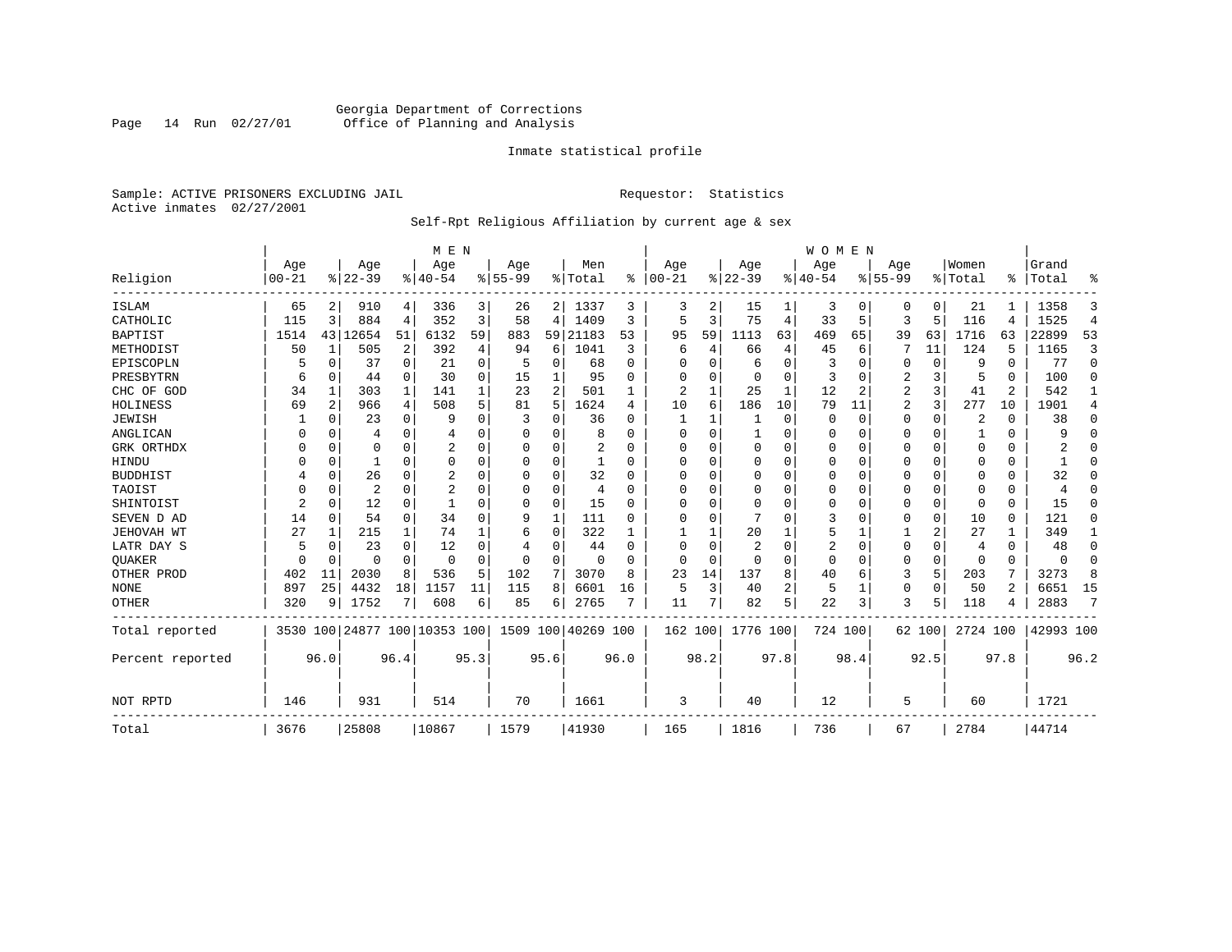Georgia Department of Corrections
Office of Planning and Analysis

Inmate statistical profile

Sample: ACTIVE PRISONERS EXCLUDING JAIL                    Requestor: Statistics
Active inmates 02/27/2001

Self-Rpt Religious Affiliation by current age & sex

| Religion | MEN Age 00-21 | % | Age 22-39 | % | Age 40-54 | % | Age 55-99 | % | Men Total | % | WOMEN Age 00-21 | % | Age 22-39 | % | Age 40-54 | % | Age 55-99 | % | Women Total | % | Grand Total | % |
|---|---|---|---|---|---|---|---|---|---|---|---|---|---|---|---|---|---|---|---|---|---|---|
| ISLAM | 65 | 2 | 910 | 4 | 336 | 3 | 26 | 2 | 1337 | 3 | 3 | 2 | 15 | 1 | 3 | 0 | 0 | 0 | 21 | 1 | 1358 | 3 |
| CATHOLIC | 115 | 3 | 884 | 4 | 352 | 3 | 58 | 4 | 1409 | 3 | 5 | 3 | 75 | 4 | 33 | 5 | 3 | 5 | 116 | 4 | 1525 | 4 |
| BAPTIST | 1514 | 43 | 12654 | 51 | 6132 | 59 | 883 | 59 | 21183 | 53 | 95 | 59 | 1113 | 63 | 469 | 65 | 39 | 63 | 1716 | 63 | 22899 | 53 |
| METHODIST | 50 | 1 | 505 | 2 | 392 | 4 | 94 | 6 | 1041 | 3 | 6 | 4 | 66 | 4 | 45 | 6 | 7 | 11 | 124 | 5 | 1165 | 3 |
| EPISCOPLN | 5 | 0 | 37 | 0 | 21 | 0 | 5 | 0 | 68 | 0 | 0 | 0 | 6 | 0 | 3 | 0 | 0 | 0 | 9 | 0 | 77 | 0 |
| PRESBYTRN | 6 | 0 | 44 | 0 | 30 | 0 | 15 | 1 | 95 | 0 | 0 | 0 | 0 | 0 | 3 | 0 | 2 | 3 | 5 | 0 | 100 | 0 |
| CHC OF GOD | 34 | 1 | 303 | 1 | 141 | 1 | 23 | 2 | 501 | 1 | 2 | 1 | 25 | 1 | 12 | 2 | 2 | 3 | 41 | 2 | 542 | 1 |
| HOLINESS | 69 | 2 | 966 | 4 | 508 | 5 | 81 | 5 | 1624 | 4 | 10 | 6 | 186 | 10 | 79 | 11 | 2 | 3 | 277 | 10 | 1901 | 4 |
| JEWISH | 1 | 0 | 23 | 0 | 9 | 0 | 3 | 0 | 36 | 0 | 1 | 1 | 1 | 0 | 0 | 0 | 0 | 0 | 2 | 0 | 38 | 0 |
| ANGLICAN | 0 | 0 | 4 | 0 | 4 | 0 | 0 | 0 | 8 | 0 | 0 | 0 | 1 | 0 | 0 | 0 | 0 | 0 | 1 | 0 | 9 | 0 |
| GRK ORTHDX | 0 | 0 | 0 | 0 | 2 | 0 | 0 | 0 | 2 | 0 | 0 | 0 | 0 | 0 | 0 | 0 | 0 | 0 | 0 | 0 | 2 | 0 |
| HINDU | 0 | 0 | 1 | 0 | 0 | 0 | 0 | 0 | 1 | 0 | 0 | 0 | 0 | 0 | 0 | 0 | 0 | 0 | 0 | 0 | 1 | 0 |
| BUDDHIST | 4 | 0 | 26 | 0 | 2 | 0 | 0 | 0 | 32 | 0 | 0 | 0 | 0 | 0 | 0 | 0 | 0 | 0 | 0 | 0 | 32 | 0 |
| TAOIST | 0 | 0 | 2 | 0 | 2 | 0 | 0 | 0 | 4 | 0 | 0 | 0 | 0 | 0 | 0 | 0 | 0 | 0 | 0 | 0 | 4 | 0 |
| SHINTOIST | 2 | 0 | 12 | 0 | 1 | 0 | 0 | 0 | 15 | 0 | 0 | 0 | 0 | 0 | 0 | 0 | 0 | 0 | 0 | 0 | 15 | 0 |
| SEVEN D AD | 14 | 0 | 54 | 0 | 34 | 0 | 9 | 1 | 111 | 0 | 0 | 0 | 7 | 0 | 3 | 0 | 0 | 0 | 10 | 0 | 121 | 0 |
| JEHOVAH WT | 27 | 1 | 215 | 1 | 74 | 1 | 6 | 0 | 322 | 1 | 1 | 1 | 20 | 1 | 5 | 1 | 1 | 2 | 27 | 1 | 349 | 1 |
| LATR DAY S | 5 | 0 | 23 | 0 | 12 | 0 | 4 | 0 | 44 | 0 | 0 | 0 | 2 | 0 | 2 | 0 | 0 | 0 | 4 | 0 | 48 | 0 |
| QUAKER | 0 | 0 | 0 | 0 | 0 | 0 | 0 | 0 | 0 | 0 | 0 | 0 | 0 | 0 | 0 | 0 | 0 | 0 | 0 | 0 | 0 | 0 |
| OTHER PROD | 402 | 11 | 2030 | 8 | 536 | 5 | 102 | 7 | 3070 | 8 | 23 | 14 | 137 | 8 | 40 | 6 | 3 | 5 | 203 | 7 | 3273 | 8 |
| NONE | 897 | 25 | 4432 | 18 | 1157 | 11 | 115 | 8 | 6601 | 16 | 5 | 3 | 40 | 2 | 5 | 1 | 0 | 0 | 50 | 2 | 6651 | 15 |
| OTHER | 320 | 9 | 1752 | 7 | 608 | 6 | 85 | 6 | 2765 | 7 | 11 | 7 | 82 | 5 | 22 | 3 | 3 | 5 | 118 | 4 | 2883 | 7 |
| Total reported | 3530 | 100 | 24877 | 100 | 10353 | 100 | 1509 | 100 | 40269 | 100 | 162 | 100 | 1776 | 100 | 724 | 100 | 62 | 100 | 2724 | 100 | 42993 | 100 |
| Percent reported | | 96.0 | | 96.4 | | 95.3 | | 95.6 | | 96.0 | | 98.2 | | 97.8 | | 98.4 | | 92.5 | | 97.8 | | 96.2 |
| NOT RPTD | 146 | | 931 | | 514 | | 70 | | 1661 | | 3 | | 40 | | 12 | | 5 | | 60 | | 1721 | |
| Total | 3676 | | 25808 | | 10867 | | 1579 | | 41930 | | 165 | | 1816 | | 736 | | 67 | | 2784 | | 44714 | |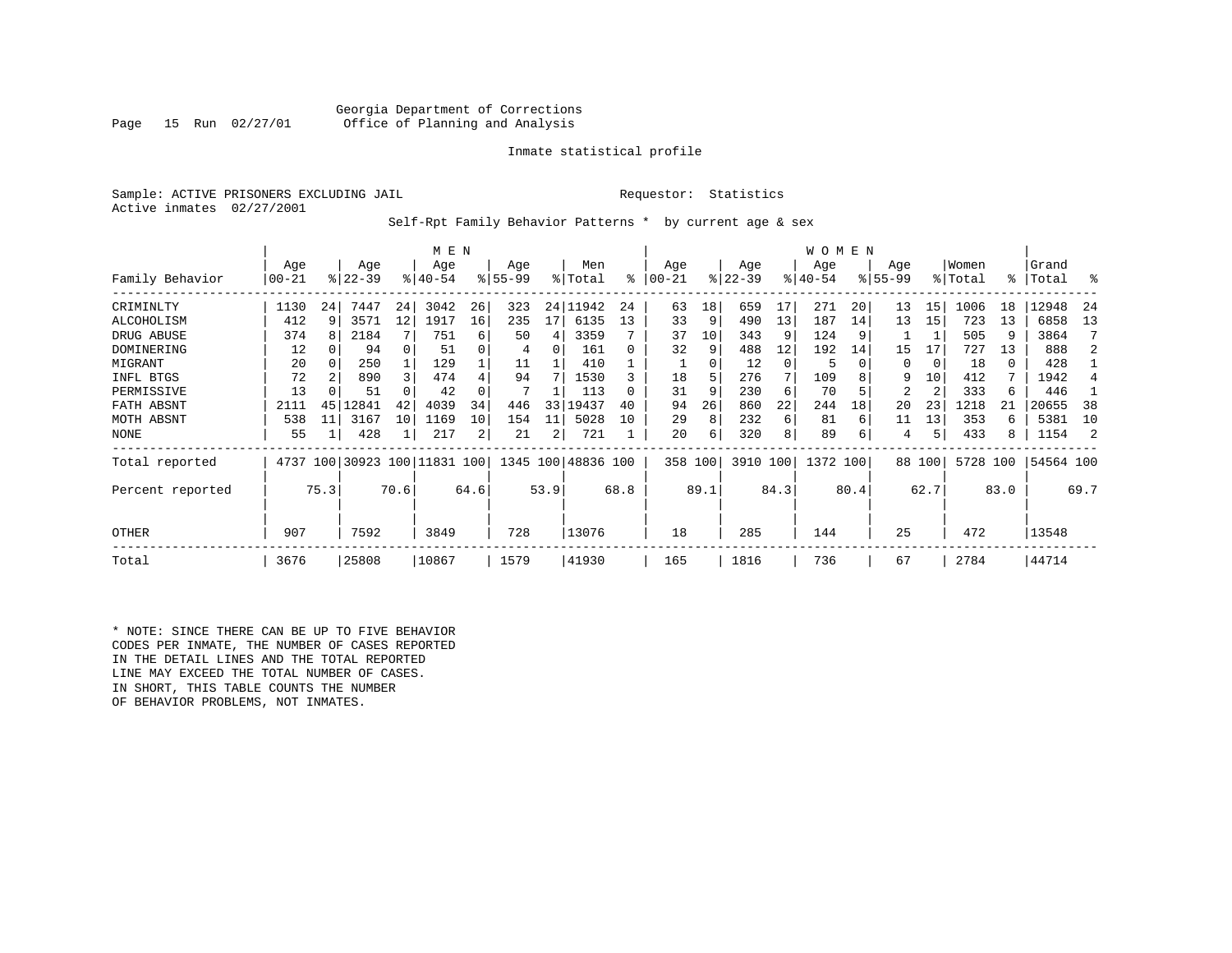Georgia Department of Corrections
Office of Planning and Analysis

Inmate statistical profile

Sample: ACTIVE PRISONERS EXCLUDING JAIL                                  Requestor: Statistics
Active inmates 02/27/2001

Self-Rpt Family Behavior Patterns * by current age & sex

| Family Behavior | MEN Age 00-21 | % | Age 22-39 | % | Age 40-54 | % | Age 55-99 | % | Men Total | % | WOMEN Age 00-21 | % | Age 22-39 | % | Age 40-54 | % | Age 55-99 | % | Women Total | % | Grand Total | % |
|---|---|---|---|---|---|---|---|---|---|---|---|---|---|---|---|---|---|---|---|---|---|---|
| CRIMINLTY | 1130 | 24 | 7447 | 24 | 3042 | 26 | 323 | 24 | 11942 | 24 | 63 | 18 | 659 | 17 | 271 | 20 | 13 | 15 | 1006 | 18 | 12948 | 24 |
| ALCOHOLISM | 412 | 9 | 3571 | 12 | 1917 | 16 | 235 | 17 | 6135 | 13 | 33 | 9 | 490 | 13 | 187 | 14 | 13 | 15 | 723 | 13 | 6858 | 13 |
| DRUG ABUSE | 374 | 8 | 2184 | 7 | 751 | 6 | 50 | 4 | 3359 | 7 | 37 | 10 | 343 | 9 | 124 | 9 | 1 | 1 | 505 | 9 | 3864 | 7 |
| DOMINERING | 12 | 0 | 94 | 0 | 51 | 0 | 4 | 0 | 161 | 0 | 32 | 9 | 488 | 12 | 192 | 14 | 15 | 17 | 727 | 13 | 888 | 2 |
| MIGRANT | 20 | 0 | 250 | 1 | 129 | 1 | 11 | 1 | 410 | 1 | 1 | 0 | 12 | 0 | 5 | 0 | 0 | 0 | 18 | 0 | 428 | 1 |
| INFL BTGS | 72 | 2 | 890 | 3 | 474 | 4 | 94 | 7 | 1530 | 3 | 18 | 5 | 276 | 7 | 109 | 8 | 9 | 10 | 412 | 7 | 1942 | 4 |
| PERMISSIVE | 13 | 0 | 51 | 0 | 42 | 0 | 7 | 1 | 113 | 0 | 31 | 9 | 230 | 6 | 70 | 5 | 2 | 2 | 333 | 6 | 446 | 1 |
| FATH ABSNT | 2111 | 45 | 12841 | 42 | 4039 | 34 | 446 | 33 | 19437 | 40 | 94 | 26 | 860 | 22 | 244 | 18 | 20 | 23 | 1218 | 21 | 20655 | 38 |
| MOTH ABSNT | 538 | 11 | 3167 | 10 | 1169 | 10 | 154 | 11 | 5028 | 10 | 29 | 8 | 232 | 6 | 81 | 6 | 11 | 13 | 353 | 6 | 5381 | 10 |
| NONE | 55 | 1 | 428 | 1 | 217 | 2 | 21 | 2 | 721 | 1 | 20 | 6 | 320 | 8 | 89 | 6 | 4 | 5 | 433 | 8 | 1154 | 2 |
| Total reported | 4737 | 100 | 30923 | 100 | 11831 | 100 | 1345 | 100 | 48836 | 100 | 358 | 100 | 3910 | 100 | 1372 | 100 | 88 | 100 | 5728 | 100 | 54564 | 100 |
| Percent reported | | 75.3 | | 70.6 | | 64.6 | | 53.9 | | 68.8 | | 89.1 | | 84.3 | | 80.4 | | 62.7 | | 83.0 | | 69.7 |
| OTHER | 907 | | 7592 | | 3849 | | 728 | | 13076 | | 18 | | 285 | | 144 | | 25 | | 472 | | 13548 | |
| Total | 3676 | | 25808 | | 10867 | | 1579 | | 41930 | | 165 | | 1816 | | 736 | | 67 | | 2784 | | 44714 | |

\* NOTE: SINCE THERE CAN BE UP TO FIVE BEHAVIOR CODES PER INMATE, THE NUMBER OF CASES REPORTED IN THE DETAIL LINES AND THE TOTAL REPORTED LINE MAY EXCEED THE TOTAL NUMBER OF CASES. IN SHORT, THIS TABLE COUNTS THE NUMBER OF BEHAVIOR PROBLEMS, NOT INMATES.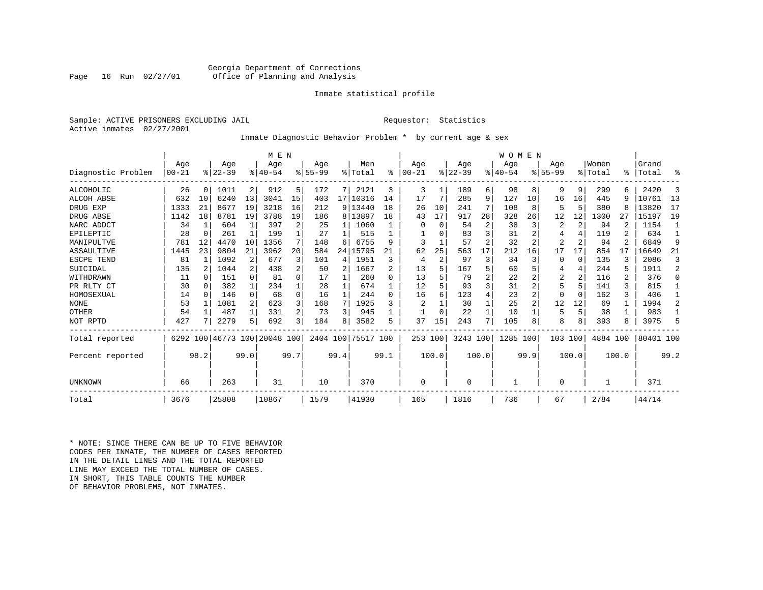Georgia Department of Corrections
Office of Planning and Analysis

Inmate statistical profile

Sample: ACTIVE PRISONERS EXCLUDING JAIL

Requestor: Statistics

Active inmates 02/27/2001

Inmate Diagnostic Behavior Problem * by current age & sex

| Diagnostic Problem | MEN Age 00-21 | % | Age 22-39 | % | Age 40-54 | % | Age 55-99 | % | Men Total | % | WOMEN Age 00-21 | % | Age 22-39 | % | Age 40-54 | % | Age 55-99 | % | Women Total | % | Grand Total | % |
|---|---|---|---|---|---|---|---|---|---|---|---|---|---|---|---|---|---|---|---|---|---|---|
| ALCOHOLIC | 26 | 0 | 1011 | 2 | 912 | 5 | 172 | 7 | 2121 | 3 | 3 | 1 | 189 | 6 | 98 | 8 | 9 | 9 | 299 | 6 | 2420 | 3 |
| ALCOH ABSE | 632 | 10 | 6240 | 13 | 3041 | 15 | 403 | 17 | 10316 | 14 | 17 | 7 | 285 | 9 | 127 | 10 | 16 | 16 | 445 | 9 | 10761 | 13 |
| DRUG EXP | 1333 | 21 | 8677 | 19 | 3218 | 16 | 212 | 9 | 13440 | 18 | 26 | 10 | 241 | 7 | 108 | 8 | 5 | 5 | 380 | 8 | 13820 | 17 |
| DRUG ABSE | 1142 | 18 | 8781 | 19 | 3788 | 19 | 186 | 8 | 13897 | 18 | 43 | 17 | 917 | 28 | 328 | 26 | 12 | 12 | 1300 | 27 | 15197 | 19 |
| NARC ADDCT | 34 | 1 | 604 | 1 | 397 | 2 | 25 | 1 | 1060 | 1 | 0 | 0 | 54 | 2 | 38 | 3 | 2 | 2 | 94 | 2 | 1154 | 1 |
| EPILEPTIC | 28 | 0 | 261 | 1 | 199 | 1 | 27 | 1 | 515 | 1 | 1 | 0 | 83 | 3 | 31 | 2 | 4 | 4 | 119 | 2 | 634 | 1 |
| MANIPULTVE | 781 | 12 | 4470 | 10 | 1356 | 7 | 148 | 6 | 6755 | 9 | 3 | 1 | 57 | 2 | 32 | 2 | 2 | 2 | 94 | 2 | 6849 | 9 |
| ASSAULTIVE | 1445 | 23 | 9804 | 21 | 3962 | 20 | 584 | 24 | 15795 | 21 | 62 | 25 | 563 | 17 | 212 | 16 | 17 | 17 | 854 | 17 | 16649 | 21 |
| ESCPE TEND | 81 | 1 | 1092 | 2 | 677 | 3 | 101 | 4 | 1951 | 3 | 4 | 2 | 97 | 3 | 34 | 3 | 0 | 0 | 135 | 3 | 2086 | 3 |
| SUICIDAL | 135 | 2 | 1044 | 2 | 438 | 2 | 50 | 2 | 1667 | 2 | 13 | 5 | 167 | 5 | 60 | 5 | 4 | 4 | 244 | 5 | 1911 | 2 |
| WITHDRAWN | 11 | 0 | 151 | 0 | 81 | 0 | 17 | 1 | 260 | 0 | 13 | 5 | 79 | 2 | 22 | 2 | 2 | 2 | 116 | 2 | 376 | 0 |
| PR RLTY CT | 30 | 0 | 382 | 1 | 234 | 1 | 28 | 1 | 674 | 1 | 12 | 5 | 93 | 3 | 31 | 2 | 5 | 5 | 141 | 3 | 815 | 1 |
| HOMOSEXUAL | 14 | 0 | 146 | 0 | 68 | 0 | 16 | 1 | 244 | 0 | 16 | 6 | 123 | 4 | 23 | 2 | 0 | 0 | 162 | 3 | 406 | 1 |
| NONE | 53 | 1 | 1081 | 2 | 623 | 3 | 168 | 7 | 1925 | 3 | 2 | 1 | 30 | 1 | 25 | 2 | 12 | 12 | 69 | 1 | 1994 | 2 |
| OTHER | 54 | 1 | 487 | 1 | 331 | 2 | 73 | 3 | 945 | 1 | 1 | 0 | 22 | 1 | 10 | 1 | 5 | 5 | 38 | 1 | 983 | 1 |
| NOT RPTD | 427 | 7 | 2279 | 5 | 692 | 3 | 184 | 8 | 3582 | 5 | 37 | 15 | 243 | 7 | 105 | 8 | 8 | 8 | 393 | 8 | 3975 | 5 |
| Total reported | 6292 | 100 | 46773 | 100 | 20048 | 100 | 2404 | 100 | 75517 | 100 | 253 | 100 | 3243 | 100 | 1285 | 100 | 103 | 100 | 4884 | 100 | 80401 | 100 |
| Percent reported | | 98.2 | | 99.0 | | 99.7 | | 99.4 | | 99.1 | | 100.0 | | 100.0 | | 99.9 | | 100.0 | | 100.0 | | 99.2 |
| UNKNOWN | 66 | | 263 | | 31 | | 10 | | 370 | | 0 | | 0 | | 1 | | 0 | | 1 | | 371 | |
| Total | 3676 | | 25808 | | 10867 | | 1579 | | 41930 | | 165 | | 1816 | | 736 | | 67 | | 2784 | | 44714 | |

* NOTE: SINCE THERE CAN BE UP TO FIVE BEHAVIOR CODES PER INMATE, THE NUMBER OF CASES REPORTED IN THE DETAIL LINES AND THE TOTAL REPORTED LINE MAY EXCEED THE TOTAL NUMBER OF CASES. IN SHORT, THIS TABLE COUNTS THE NUMBER OF BEHAVIOR PROBLEMS, NOT INMATES.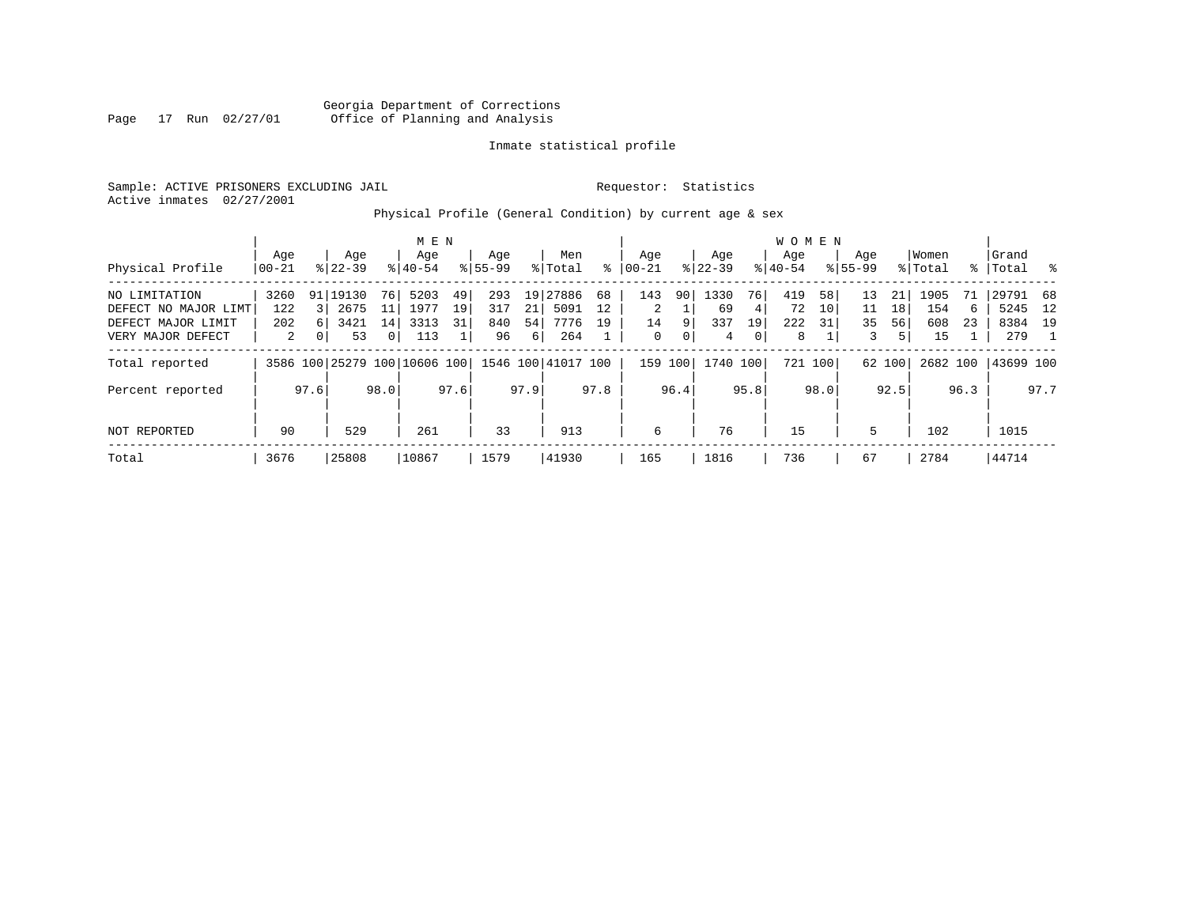Georgia Department of Corrections
Office of Planning and Analysis

Inmate statistical profile

Sample: ACTIVE PRISONERS EXCLUDING JAIL    Requestor: Statistics
Active inmates 02/27/2001

Physical Profile (General Condition) by current age & sex

| Physical Profile | MEN Age 00-21 | % | Age 22-39 | % | Age 40-54 | % | Age 55-99 | % | Men Total | % | WOMEN Age 00-21 | % | Age 22-39 | % | Age 40-54 | % | Age 55-99 | % | Women Total | % | Grand Total | % |
|---|---|---|---|---|---|---|---|---|---|---|---|---|---|---|---|---|---|---|---|---|---|---|
| NO LIMITATION | 3260 | 91 | 19130 | 76 | 5203 | 49 | 293 | 19 | 27886 | 68 | 143 | 90 | 1330 | 76 | 419 | 58 | 13 | 21 | 1905 | 71 | 29791 | 68 |
| DEFECT NO MAJOR LIMT | 122 | 3 | 2675 | 11 | 1977 | 19 | 317 | 21 | 5091 | 12 | 2 | 1 | 69 | 4 | 72 | 10 | 11 | 18 | 154 | 6 | 5245 | 12 |
| DEFECT MAJOR LIMIT | 202 | 6 | 3421 | 14 | 3313 | 31 | 840 | 54 | 7776 | 19 | 14 | 9 | 337 | 19 | 222 | 31 | 35 | 56 | 608 | 23 | 8384 | 19 |
| VERY MAJOR DEFECT | 2 | 0 | 53 | 0 | 113 | 1 | 96 | 6 | 264 | 1 | 0 | 0 | 4 | 0 | 8 | 1 | 3 | 5 | 15 | 1 | 279 | 1 |
| Total reported | 3586 | 100 | 25279 | 100 | 10606 | 100 | 1546 | 100 | 41017 | 100 | 159 | 100 | 1740 | 100 | 721 | 100 | 62 | 100 | 2682 | 100 | 43699 | 100 |
| Percent reported | | 97.6 | | 98.0 | | 97.6 | | 97.9 | | 97.8 | | 96.4 | | 95.8 | | 98.0 | | 92.5 | | 96.3 | | 97.7 |
| NOT REPORTED | 90 | | 529 | | 261 | | 33 | | 913 | | 6 | | 76 | | 15 | | 5 | | 102 | | 1015 | |
| Total | 3676 | | 25808 | | 10867 | | 1579 | | 41930 | | 165 | | 1816 | | 736 | | 67 | | 2784 | | 44714 | |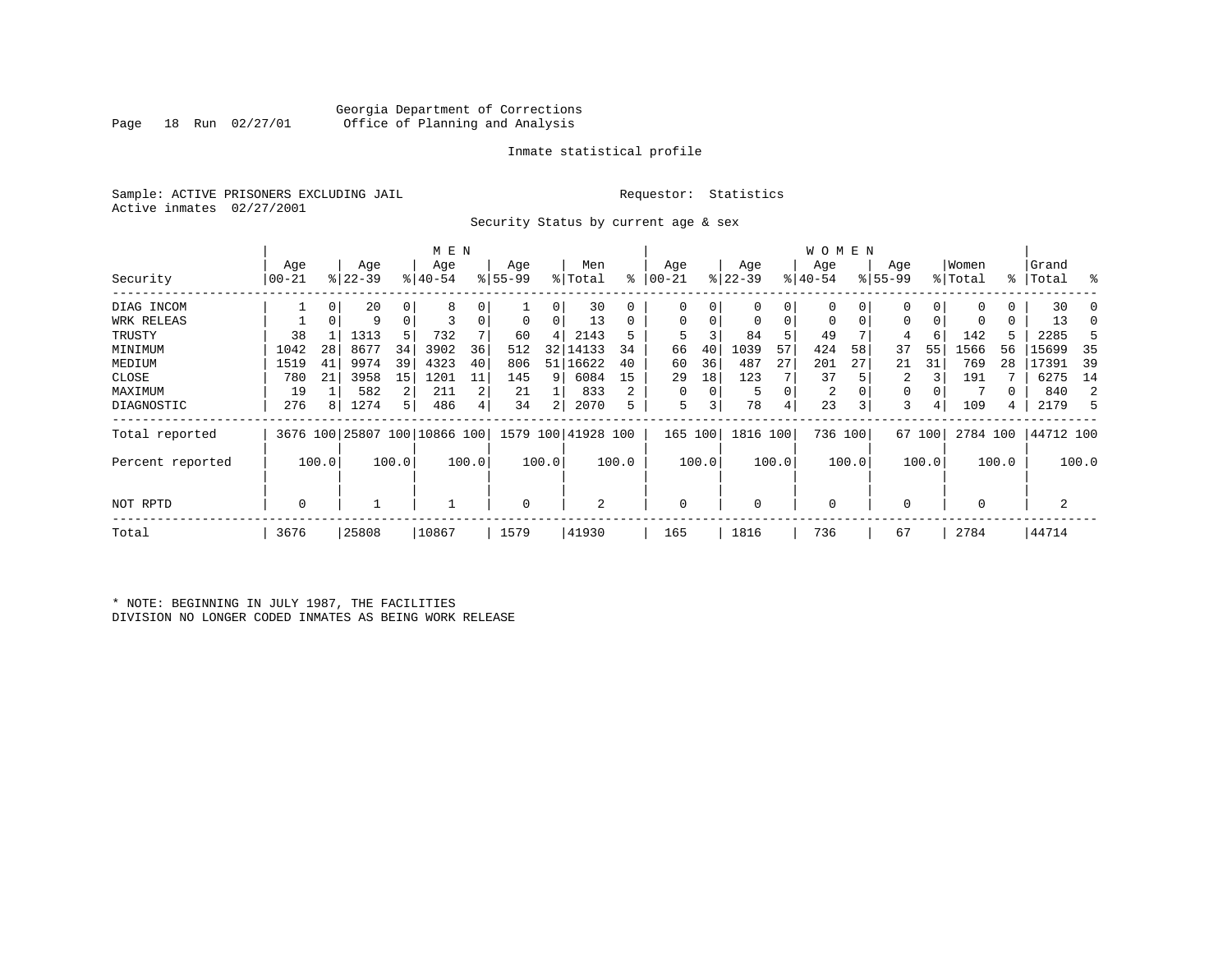Georgia Department of Corrections
Office of Planning and Analysis

Inmate statistical profile

Sample: ACTIVE PRISONERS EXCLUDING JAIL

Requestor: Statistics

Active inmates 02/27/2001

Security Status by current age & sex

| Security | MEN Age 00-21 | % | Age 22-39 | % | Age 40-54 | % | Age 55-99 | % | Men Total | % | WOMEN Age 00-21 | % | Age 22-39 | % | Age 40-54 | % | Age 55-99 | % | Women Total | % | Grand Total | % |
|---|---|---|---|---|---|---|---|---|---|---|---|---|---|---|---|---|---|---|---|---|---|---|
| DIAG INCOM | 1 | 0 | 20 | 0 | 8 | 0 | 1 | 0 | 30 | 0 | 0 | 0 | 0 | 0 | 0 | 0 | 0 | 0 | 0 | 0 | 30 | 0 |
| WRK RELEAS | 1 | 0 | 9 | 0 | 3 | 0 | 0 | 0 | 13 | 0 | 0 | 0 | 0 | 0 | 0 | 0 | 0 | 0 | 0 | 0 | 13 | 0 |
| TRUSTY | 38 | 1 | 1313 | 5 | 732 | 7 | 60 | 4 | 2143 | 5 | 5 | 3 | 84 | 5 | 49 | 7 | 4 | 6 | 142 | 5 | 2285 | 5 |
| MINIMUM | 1042 | 28 | 8677 | 34 | 3902 | 36 | 512 | 32 | 14133 | 34 | 66 | 40 | 1039 | 57 | 424 | 58 | 37 | 55 | 1566 | 56 | 15699 | 35 |
| MEDIUM | 1519 | 41 | 9974 | 39 | 4323 | 40 | 806 | 51 | 16622 | 40 | 60 | 36 | 487 | 27 | 201 | 27 | 21 | 31 | 769 | 28 | 17391 | 39 |
| CLOSE | 780 | 21 | 3958 | 15 | 1201 | 11 | 145 | 9 | 6084 | 15 | 29 | 18 | 123 | 7 | 37 | 5 | 2 | 3 | 191 | 7 | 6275 | 14 |
| MAXIMUM | 19 | 1 | 582 | 2 | 211 | 2 | 21 | 1 | 833 | 2 | 0 | 0 | 5 | 0 | 2 | 0 | 0 | 0 | 7 | 0 | 840 | 2 |
| DIAGNOSTIC | 276 | 8 | 1274 | 5 | 486 | 4 | 34 | 2 | 2070 | 5 | 5 | 3 | 78 | 4 | 23 | 3 | 3 | 4 | 109 | 4 | 2179 | 5 |
| Total reported | 3676 | 100 | 25807 | 100 | 10866 | 100 | 1579 | 100 | 41928 | 100 | 165 | 100 | 1816 | 100 | 736 | 100 | 67 | 100 | 2784 | 100 | 44712 | 100 |
| Percent reported | | 100.0 | | 100.0 | | 100.0 | | 100.0 | | 100.0 | | 100.0 | | 100.0 | | 100.0 | | 100.0 | | 100.0 | | 100.0 |
| NOT RPTD | 0 | | 1 | | 1 | | 0 | | 2 | | 0 | | 0 | | 0 | | 0 | | 0 | | 2 | |
| Total | 3676 | | 25808 | | 10867 | | 1579 | | 41930 | | 165 | | 1816 | | 736 | | 67 | | 2784 | | 44714 | |

* NOTE: BEGINNING IN JULY 1987, THE FACILITIES DIVISION NO LONGER CODED INMATES AS BEING WORK RELEASE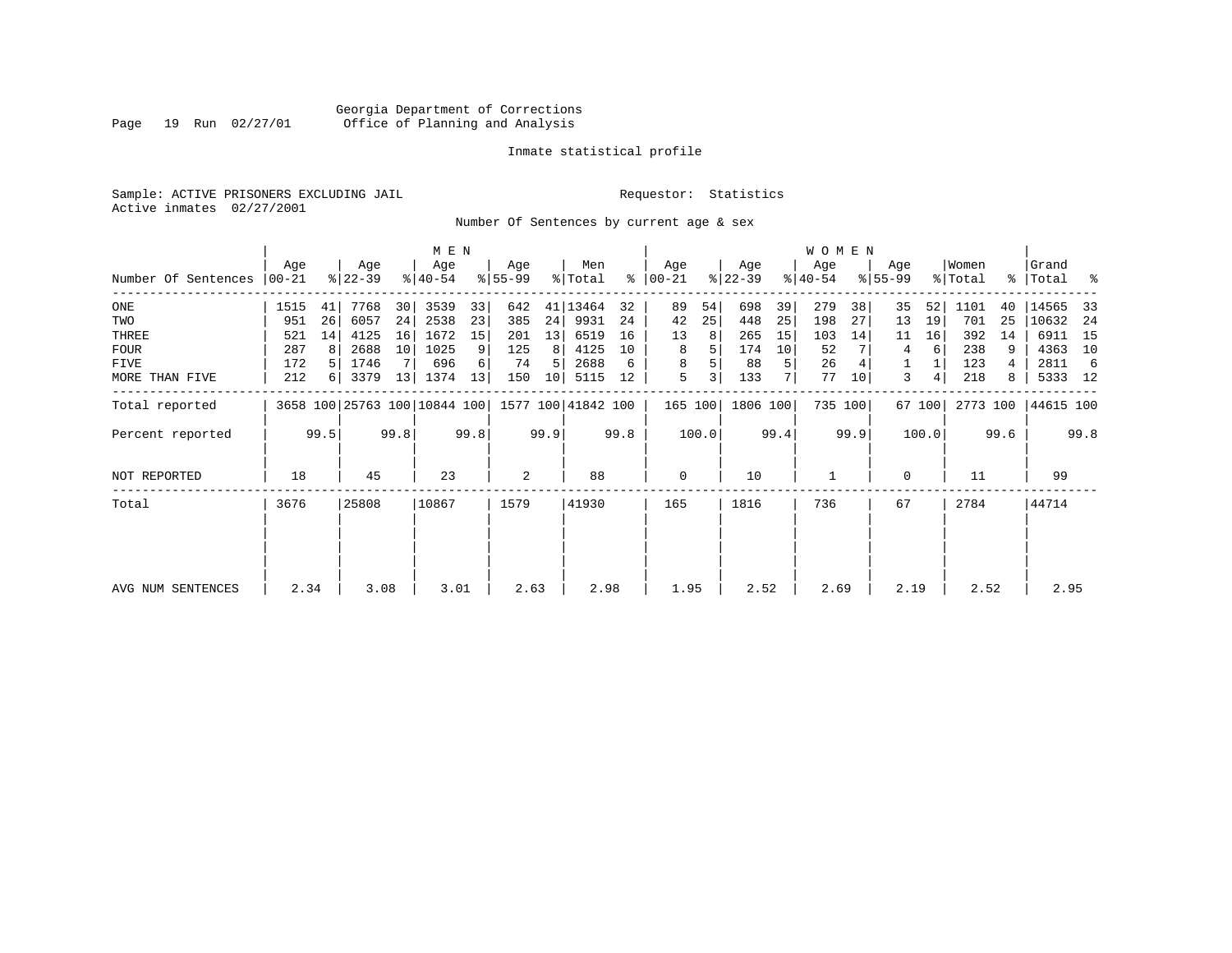Georgia Department of Corrections
Office of Planning and Analysis

Inmate statistical profile

Sample: ACTIVE PRISONERS EXCLUDING JAIL

Requestor: Statistics

Active inmates 02/27/2001

Number Of Sentences by current age & sex

| Number Of Sentences | MEN Age 00-21 | % | Age 22-39 | % | Age 40-54 | % | Age 55-99 | % | Men Total | % | WOMEN Age 00-21 | % | Age 22-39 | % | Age 40-54 | % | Age 55-99 | % | Women Total | % | Grand Total | % |
|---|---|---|---|---|---|---|---|---|---|---|---|---|---|---|---|---|---|---|---|---|---|---|
| ONE | 1515 | 41 | 7768 | 30 | 3539 | 33 | 642 | 41 | 13464 | 32 | 89 | 54 | 698 | 39 | 279 | 38 | 35 | 52 | 1101 | 40 | 14565 | 33 |
| TWO | 951 | 26 | 6057 | 24 | 2538 | 23 | 385 | 24 | 9931 | 24 | 42 | 25 | 448 | 25 | 198 | 27 | 13 | 19 | 701 | 25 | 10632 | 24 |
| THREE | 521 | 14 | 4125 | 16 | 1672 | 15 | 201 | 13 | 6519 | 16 | 13 | 8 | 265 | 15 | 103 | 14 | 11 | 16 | 392 | 14 | 6911 | 15 |
| FOUR | 287 | 8 | 2688 | 10 | 1025 | 9 | 125 | 8 | 4125 | 10 | 8 | 5 | 174 | 10 | 52 | 7 | 4 | 6 | 238 | 9 | 4363 | 10 |
| FIVE | 172 | 5 | 1746 | 7 | 696 | 6 | 74 | 5 | 2688 | 6 | 8 | 5 | 88 | 5 | 26 | 4 | 1 | 1 | 123 | 4 | 2811 | 6 |
| MORE THAN FIVE | 212 | 6 | 3379 | 13 | 1374 | 13 | 150 | 10 | 5115 | 12 | 5 | 3 | 133 | 7 | 77 | 10 | 3 | 4 | 218 | 8 | 5333 | 12 |
| Total reported | 3658 | 100 | 25763 | 100 | 10844 | 100 | 1577 | 100 | 41842 | 100 | 165 | 100 | 1806 | 100 | 735 | 100 | 67 | 100 | 2773 | 100 | 44615 | 100 |
| Percent reported | | 99.5 | | 99.8 | | 99.8 | | 99.9 | | 99.8 | | 100.0 | | 99.4 | | 99.9 | | 100.0 | | 99.6 | | 99.8 |
| NOT REPORTED | 18 | | 45 | | 23 | | 2 | | 88 | | 0 | | 10 | | 1 | | 0 | | 11 | | 99 | |
| Total | 3676 | | 25808 | | 10867 | | 1579 | | 41930 | | 165 | | 1816 | | 736 | | 67 | | 2784 | | 44714 | |
| AVG NUM SENTENCES | 2.34 | | 3.08 | | 3.01 | | 2.63 | | 2.98 | | 1.95 | | 2.52 | | 2.69 | | 2.19 | | 2.52 | | 2.95 | |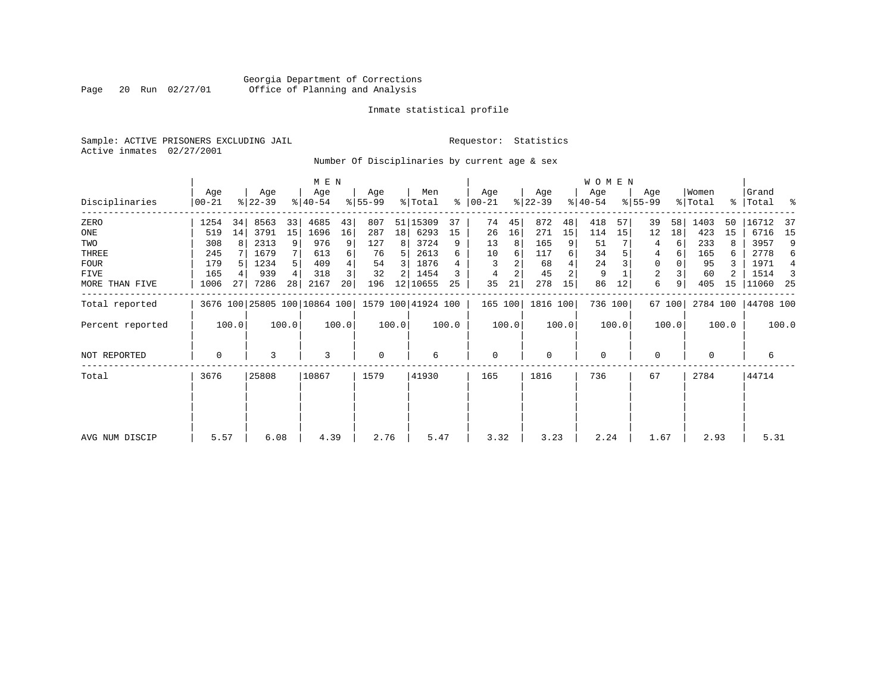Georgia Department of Corrections
Office of Planning and Analysis

Inmate statistical profile

Sample: ACTIVE PRISONERS EXCLUDING JAIL

Requestor: Statistics

Active inmates 02/27/2001

Number Of Disciplinaries by current age & sex

| Disciplinaries | MEN Age 00-21 | % | Age 22-39 | % | Age 40-54 | % | Age 55-99 | % | Men Total | % | WOMEN Age 00-21 | % | Age 22-39 | % | Age 40-54 | % | Age 55-99 | % | Women Total | % | Grand Total | % |
|---|---|---|---|---|---|---|---|---|---|---|---|---|---|---|---|---|---|---|---|---|---|---|
| ZERO | 1254 | 34 | 8563 | 33 | 4685 | 43 | 807 | 51 | 15309 | 37 | 74 | 45 | 872 | 48 | 418 | 57 | 39 | 58 | 1403 | 50 | 16712 | 37 |
| ONE | 519 | 14 | 3791 | 15 | 1696 | 16 | 287 | 18 | 6293 | 15 | 26 | 16 | 271 | 15 | 114 | 15 | 12 | 18 | 423 | 15 | 6716 | 15 |
| TWO | 308 | 8 | 2313 | 9 | 976 | 9 | 127 | 8 | 3724 | 9 | 13 | 8 | 165 | 9 | 51 | 7 | 4 | 6 | 233 | 8 | 3957 | 9 |
| THREE | 245 | 7 | 1679 | 7 | 613 | 6 | 76 | 5 | 2613 | 6 | 10 | 6 | 117 | 6 | 34 | 5 | 4 | 6 | 165 | 6 | 2778 | 6 |
| FOUR | 179 | 5 | 1234 | 5 | 409 | 4 | 54 | 3 | 1876 | 4 | 3 | 2 | 68 | 4 | 24 | 3 | 0 | 0 | 95 | 3 | 1971 | 4 |
| FIVE | 165 | 4 | 939 | 4 | 318 | 3 | 32 | 2 | 1454 | 3 | 4 | 2 | 45 | 2 | 9 | 1 | 2 | 3 | 60 | 2 | 1514 | 3 |
| MORE THAN FIVE | 1006 | 27 | 7286 | 28 | 2167 | 20 | 196 | 12 | 10655 | 25 | 35 | 21 | 278 | 15 | 86 | 12 | 6 | 9 | 405 | 15 | 11060 | 25 |
| Total reported | 3676 | 100 | 25805 | 100 | 10864 | 100 | 1579 | 100 | 41924 | 100 | 165 | 100 | 1816 | 100 | 736 | 100 | 67 | 100 | 2784 | 100 | 44708 | 100 |
| Percent reported | | 100.0 | | 100.0 | | 100.0 | | 100.0 | | 100.0 | | 100.0 | | 100.0 | | 100.0 | | 100.0 | | 100.0 | | 100.0 |
| NOT REPORTED | 0 | | 3 | | 3 | | 0 | | 6 | | 0 | | 0 | | 0 | | 0 | | 0 | | 6 | |
| Total | 3676 | | 25808 | | 10867 | | 1579 | | 41930 | | 165 | | 1816 | | 736 | | 67 | | 2784 | | 44714 | |
| AVG NUM DISCIP | 5.57 | | 6.08 | | 4.39 | | 2.76 | | 5.47 | | 3.32 | | 3.23 | | 2.24 | | 1.67 | | 2.93 | | 5.31 | |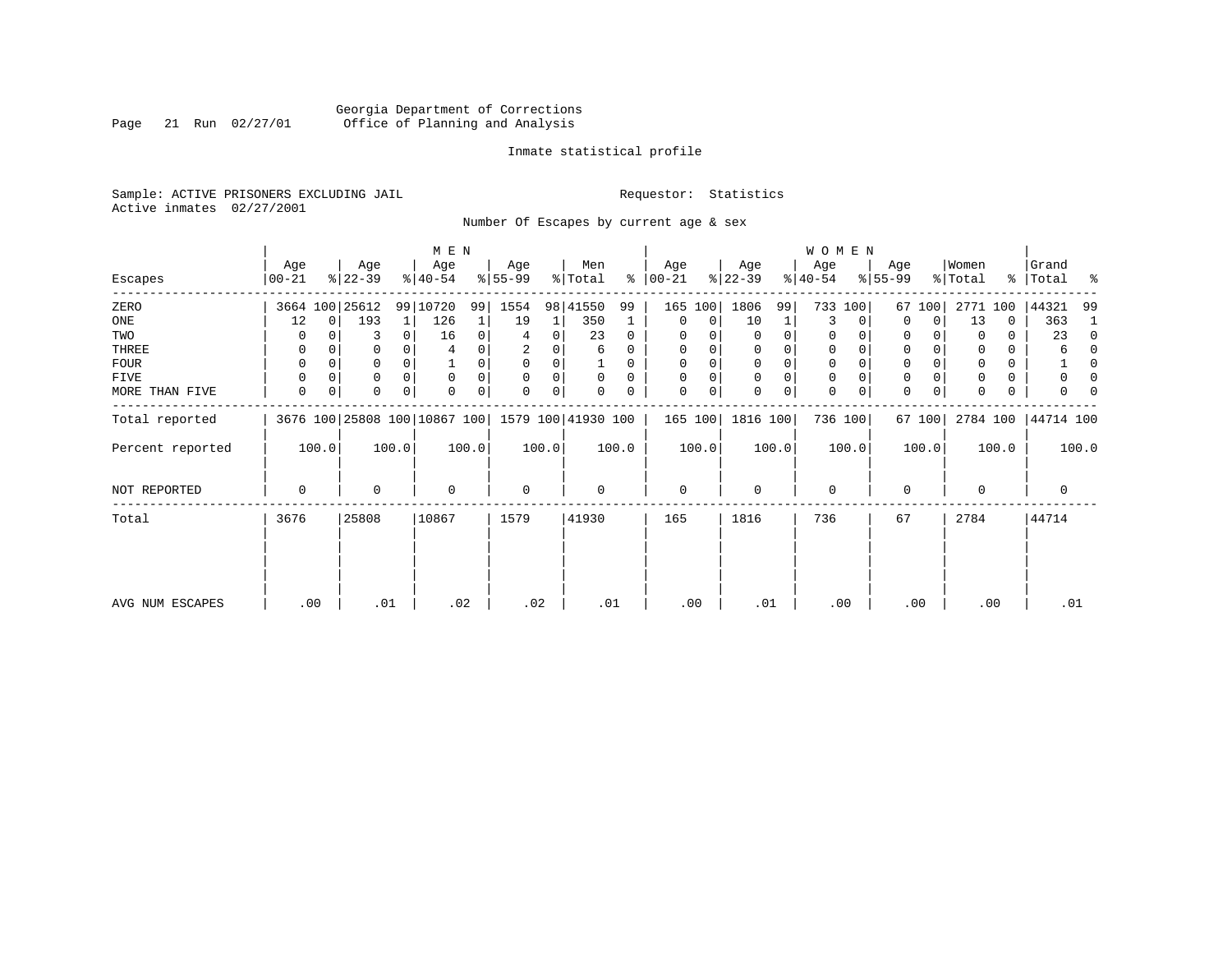Georgia Department of Corrections
Office of Planning and Analysis

Inmate statistical profile

Sample: ACTIVE PRISONERS EXCLUDING JAIL
Active inmates 02/27/2001

Requestor: Statistics

Number Of Escapes by current age & sex

| Escapes | MEN Age 00-21 | % | Age 22-39 | % | Age 40-54 | % | Age 55-99 | % | Men Total | % | WOMEN Age 00-21 | % | Age 22-39 | % | Age 40-54 | % | Age 55-99 | % | Women Total | % | Grand Total | % |
|---|---|---|---|---|---|---|---|---|---|---|---|---|---|---|---|---|---|---|---|---|---|---|
| ZERO | 3664 | 100 | 25612 | 99 | 10720 | 99 | 1554 | 98 | 41550 | 99 | 165 | 100 | 1806 | 99 | 733 | 100 | 67 | 100 | 2771 | 100 | 44321 | 99 |
| ONE | 12 | 0 | 193 | 1 | 126 | 1 | 19 | 1 | 350 | 1 | 0 | 0 | 10 | 1 | 3 | 0 | 0 | 0 | 13 | 0 | 363 | 1 |
| TWO | 0 | 0 | 3 | 0 | 16 | 0 | 4 | 0 | 23 | 0 | 0 | 0 | 0 | 0 | 0 | 0 | 0 | 0 | 0 | 0 | 23 | 0 |
| THREE | 0 | 0 | 0 | 0 | 4 | 0 | 2 | 0 | 6 | 0 | 0 | 0 | 0 | 0 | 0 | 0 | 0 | 0 | 0 | 0 | 6 | 0 |
| FOUR | 0 | 0 | 0 | 0 | 1 | 0 | 0 | 0 | 1 | 0 | 0 | 0 | 0 | 0 | 0 | 0 | 0 | 0 | 0 | 0 | 1 | 0 |
| FIVE | 0 | 0 | 0 | 0 | 0 | 0 | 0 | 0 | 0 | 0 | 0 | 0 | 0 | 0 | 0 | 0 | 0 | 0 | 0 | 0 | 0 | 0 |
| MORE THAN FIVE | 0 | 0 | 0 | 0 | 0 | 0 | 0 | 0 | 0 | 0 | 0 | 0 | 0 | 0 | 0 | 0 | 0 | 0 | 0 | 0 | 0 | 0 |
| Total reported | 3676 | 100 | 25808 | 100 | 10867 | 100 | 1579 | 100 | 41930 | 100 | 165 | 100 | 1816 | 100 | 736 | 100 | 67 | 100 | 2784 | 100 | 44714 | 100 |
| Percent reported | 100.0 | | 100.0 | | 100.0 | | 100.0 | | 100.0 | | 100.0 | | 100.0 | | 100.0 | | 100.0 | | 100.0 | | 100.0 | |
| NOT REPORTED | 0 | | 0 | | 0 | | 0 | | 0 | | 0 | | 0 | | 0 | | 0 | | 0 | | 0 | |
| Total | 3676 | | 25808 | | 10867 | | 1579 | | 41930 | | 165 | | 1816 | | 736 | | 67 | | 2784 | | 44714 | |
| AVG NUM ESCAPES | .00 | | .01 | | .02 | | .02 | | .01 | | .00 | | .01 | | .00 | | .00 | | .00 | | .01 | |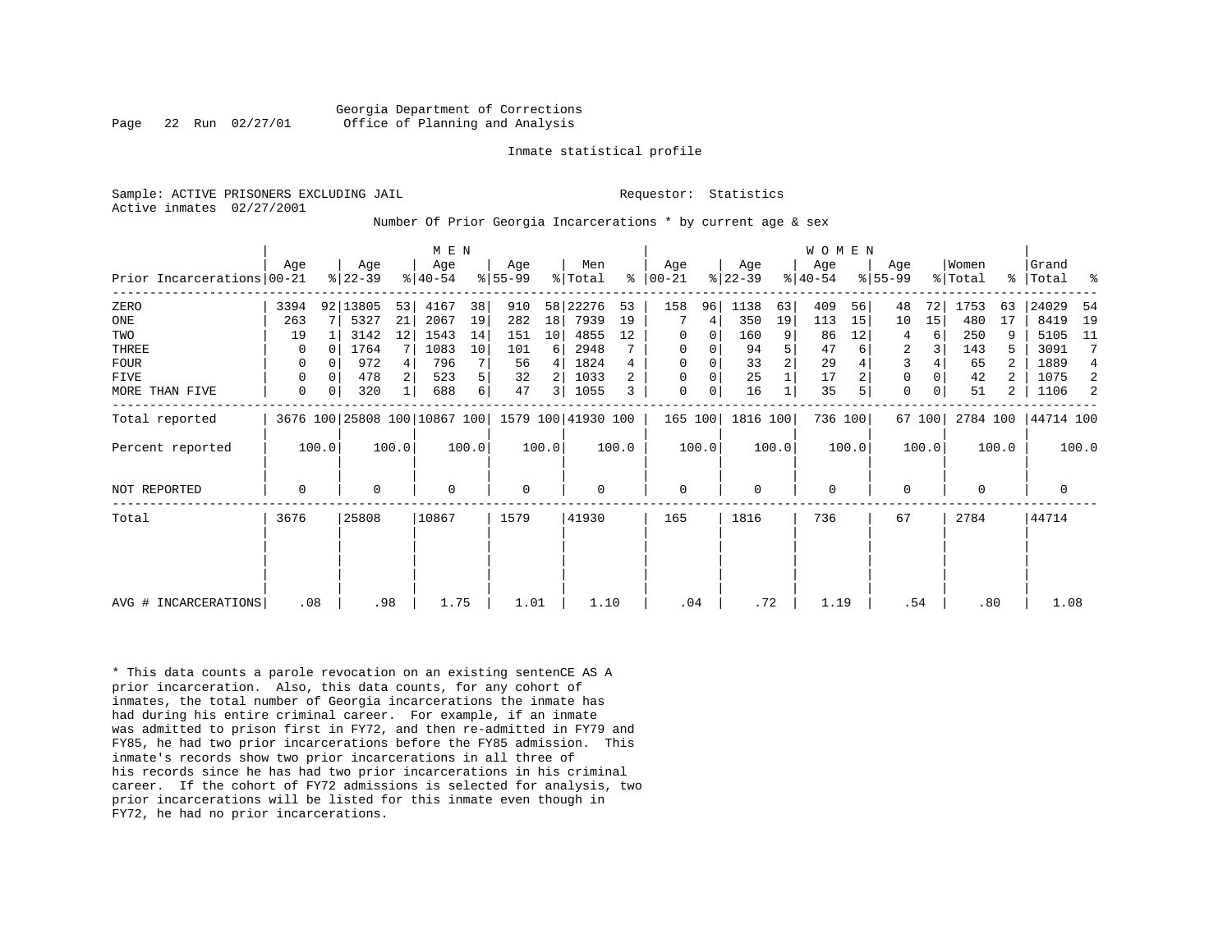Georgia Department of Corrections
Office of Planning and Analysis

Inmate statistical profile

Sample: ACTIVE PRISONERS EXCLUDING JAIL

Requestor: Statistics

Active inmates 02/27/2001

Number Of Prior Georgia Incarcerations * by current age & sex

| Prior Incarcerations | MEN Age 00-21 | % | Age 22-39 | % | Age 40-54 | % | Age 55-99 | % | Men Total | % | WOMEN Age 00-21 | % | Age 22-39 | % | Age 40-54 | % | Age 55-99 | % | Women Total | % | Grand Total | % |
|---|---|---|---|---|---|---|---|---|---|---|---|---|---|---|---|---|---|---|---|---|---|---|
| ZERO | 3394 | 92 | 13805 | 53 | 4167 | 38 | 910 | 58 | 22276 | 53 | 158 | 96 | 1138 | 63 | 409 | 56 | 48 | 72 | 1753 | 63 | 24029 | 54 |
| ONE | 263 | 7 | 5327 | 21 | 2067 | 19 | 282 | 18 | 7939 | 19 | 7 | 4 | 350 | 19 | 113 | 15 | 10 | 15 | 480 | 17 | 8419 | 19 |
| TWO | 19 | 1 | 3142 | 12 | 1543 | 14 | 151 | 10 | 4855 | 12 | 0 | 0 | 160 | 9 | 86 | 12 | 4 | 6 | 250 | 9 | 5105 | 11 |
| THREE | 0 | 0 | 1764 | 7 | 1083 | 10 | 101 | 6 | 2948 | 7 | 0 | 0 | 94 | 5 | 47 | 6 | 2 | 3 | 143 | 5 | 3091 | 7 |
| FOUR | 0 | 0 | 972 | 4 | 796 | 7 | 56 | 4 | 1824 | 4 | 0 | 0 | 33 | 2 | 29 | 4 | 3 | 4 | 65 | 2 | 1889 | 4 |
| FIVE | 0 | 0 | 478 | 2 | 523 | 5 | 32 | 2 | 1033 | 2 | 0 | 0 | 25 | 1 | 17 | 2 | 0 | 0 | 42 | 2 | 1075 | 2 |
| MORE THAN FIVE | 0 | 0 | 320 | 1 | 688 | 6 | 47 | 3 | 1055 | 3 | 0 | 0 | 16 | 1 | 35 | 5 | 0 | 0 | 51 | 2 | 1106 | 2 |
| Total reported | 3676 | 100 | 25808 | 100 | 10867 | 100 | 1579 | 100 | 41930 | 100 | 165 | 100 | 1816 | 100 | 736 | 100 | 67 | 100 | 2784 | 100 | 44714 | 100 |
| Percent reported | 100.0 | | 100.0 | | 100.0 | | 100.0 | | 100.0 | | 100.0 | | 100.0 | | 100.0 | | 100.0 | | 100.0 | | 100.0 | |
| NOT REPORTED | 0 | | 0 | | 0 | | 0 | | 0 | | 0 | | 0 | | 0 | | 0 | | 0 | | 0 | |
| Total | 3676 | | 25808 | | 10867 | | 1579 | | 41930 | | 165 | | 1816 | | 736 | | 67 | | 2784 | | 44714 | |
| AVG # INCARCERATIONS | .08 | | .98 | | 1.75 | | 1.01 | | 1.10 | | .04 | | .72 | | 1.19 | | .54 | | .80 | | 1.08 | |

* This data counts a parole revocation on an existing sentenCE AS A prior incarceration. Also, this data counts, for any cohort of inmates, the total number of Georgia incarcerations the inmate has had during his entire criminal career. For example, if an inmate was admitted to prison first in FY72, and then re-admitted in FY79 and FY85, he had two prior incarcerations before the FY85 admission. This inmate's records show two prior incarcerations in all three of his records since he has had two prior incarcerations in his criminal career. If the cohort of FY72 admissions is selected for analysis, two prior incarcerations will be listed for this inmate even though in FY72, he had no prior incarcerations.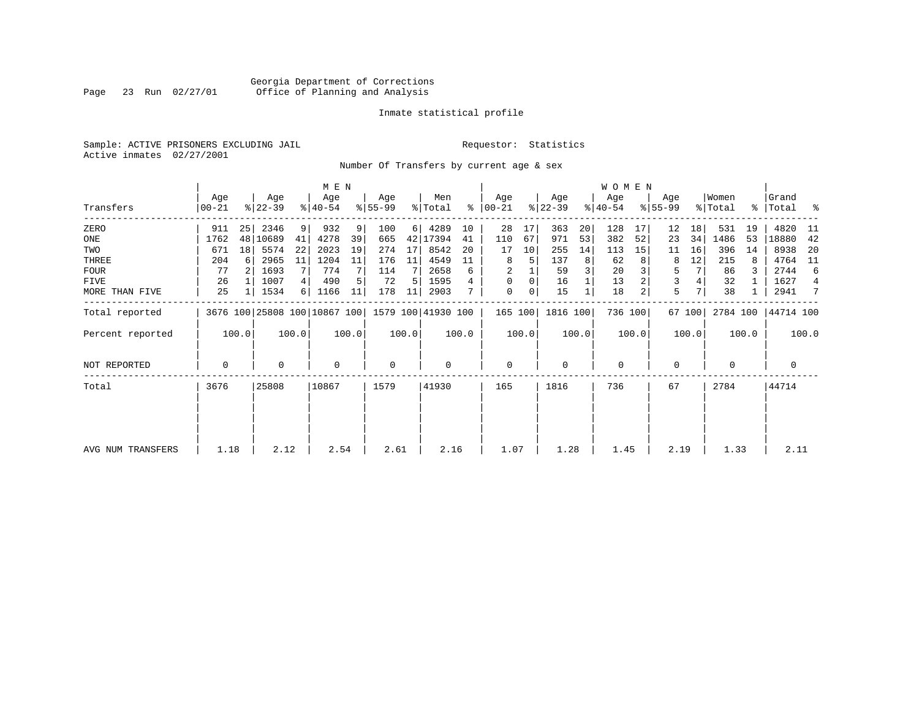Georgia Department of Corrections
Office of Planning and Analysis

Inmate statistical profile

Sample: ACTIVE PRISONERS EXCLUDING JAIL

Requestor: Statistics

Active inmates 02/27/2001

Number Of Transfers by current age & sex

| Transfers | MEN Age 00-21 | % | Age 22-39 | % | Age 40-54 | % | Age 55-99 | % | Men Total | % | WOMEN Age 00-21 | % | Age 22-39 | % | Age 40-54 | % | Age 55-99 | % | Women Total | % | Grand Total | % |
|---|---|---|---|---|---|---|---|---|---|---|---|---|---|---|---|---|---|---|---|---|---|---|
| ZERO | 911 | 25 | 2346 | 9 | 932 | 9 | 100 | 6 | 4289 | 10 | 28 | 17 | 363 | 20 | 128 | 17 | 12 | 18 | 531 | 19 | 4820 | 11 |
| ONE | 1762 | 48 | 10689 | 41 | 4278 | 39 | 665 | 42 | 17394 | 41 | 110 | 67 | 971 | 53 | 382 | 52 | 23 | 34 | 1486 | 53 | 18880 | 42 |
| TWO | 671 | 18 | 5574 | 22 | 2023 | 19 | 274 | 17 | 8542 | 20 | 17 | 10 | 255 | 14 | 113 | 15 | 11 | 16 | 396 | 14 | 8938 | 20 |
| THREE | 204 | 6 | 2965 | 11 | 1204 | 11 | 176 | 11 | 4549 | 11 | 8 | 5 | 137 | 8 | 62 | 8 | 8 | 12 | 215 | 8 | 4764 | 11 |
| FOUR | 77 | 2 | 1693 | 7 | 774 | 7 | 114 | 7 | 2658 | 6 | 2 | 1 | 59 | 3 | 20 | 3 | 5 | 7 | 86 | 3 | 2744 | 6 |
| FIVE | 26 | 1 | 1007 | 4 | 490 | 5 | 72 | 5 | 1595 | 4 | 0 | 0 | 16 | 1 | 13 | 2 | 3 | 4 | 32 | 1 | 1627 | 4 |
| MORE THAN FIVE | 25 | 1 | 1534 | 6 | 1166 | 11 | 178 | 11 | 2903 | 7 | 0 | 0 | 15 | 1 | 18 | 2 | 5 | 7 | 38 | 1 | 2941 | 7 |
| Total reported | 3676 | 100 | 25808 | 100 | 10867 | 100 | 1579 | 100 | 41930 | 100 | 165 | 100 | 1816 | 100 | 736 | 100 | 67 | 100 | 2784 | 100 | 44714 | 100 |
| Percent reported | | 100.0 | | 100.0 | | 100.0 | | 100.0 | | 100.0 | | 100.0 | | 100.0 | | 100.0 | | 100.0 | | 100.0 | | 100.0 |
| NOT REPORTED | 0 | | 0 | | 0 | | 0 | | 0 | | 0 | | 0 | | 0 | | 0 | | 0 | | 0 | |
| Total | 3676 | | 25808 | | 10867 | | 1579 | | 41930 | | 165 | | 1816 | | 736 | | 67 | | 2784 | | 44714 | |
| AVG NUM TRANSFERS | 1.18 | | 2.12 | | 2.54 | | 2.61 | | 2.16 | | 1.07 | | 1.28 | | 1.45 | | 2.19 | | 1.33 | | 2.11 | |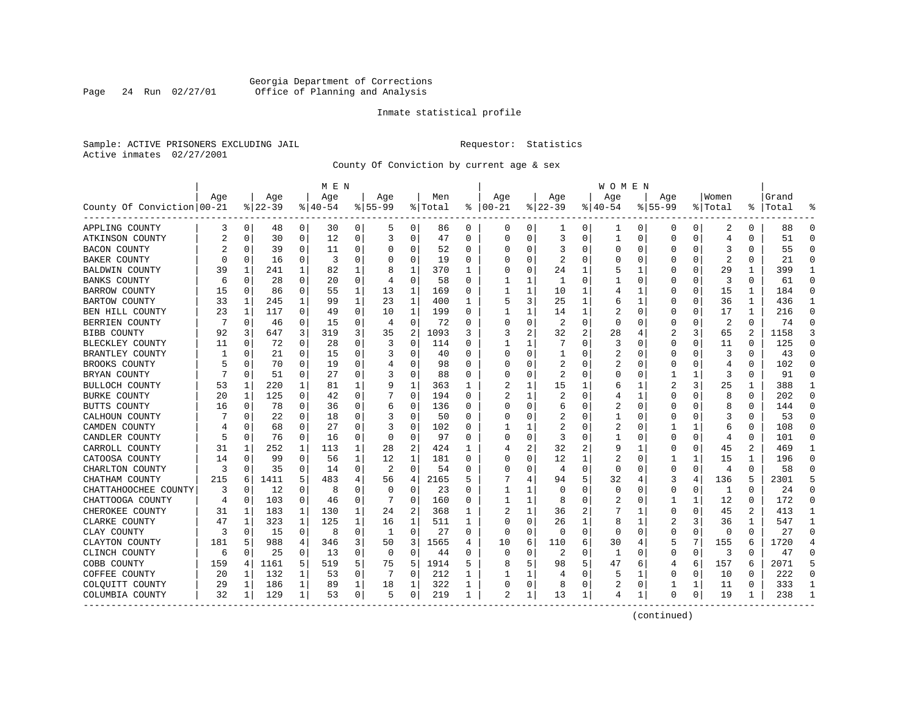Georgia Department of Corrections
Office of Planning and Analysis

Inmate statistical profile

Sample: ACTIVE PRISONERS EXCLUDING JAIL    Requestor: Statistics
Active inmates 02/27/2001

County Of Conviction by current age & sex

| County Of Conviction | MEN Age 00-21 | % | Age 22-39 | % | Age 40-54 | % | Age 55-99 | % | Men Total | % | WOMEN Age 00-21 | % | Age 22-39 | % | Age 40-54 | % | Age 55-99 | % | Women Total | % | Grand Total | % |
|---|---|---|---|---|---|---|---|---|---|---|---|---|---|---|---|---|---|---|---|---|---|---|
| APPLING COUNTY | 3 | 0 | 48 | 0 | 30 | 0 | 5 | 0 | 86 | 0 | 0 | 0 | 1 | 0 | 1 | 0 | 0 | 0 | 2 | 0 | 88 | 0 |
| ATKINSON COUNTY | 2 | 0 | 30 | 0 | 12 | 0 | 3 | 0 | 47 | 0 | 0 | 0 | 3 | 0 | 1 | 0 | 0 | 0 | 4 | 0 | 51 | 0 |
| BACON COUNTY | 2 | 0 | 39 | 0 | 11 | 0 | 0 | 0 | 52 | 0 | 0 | 0 | 3 | 0 | 0 | 0 | 0 | 0 | 3 | 0 | 55 | 0 |
| BAKER COUNTY | 0 | 0 | 16 | 0 | 3 | 0 | 0 | 0 | 19 | 0 | 0 | 0 | 2 | 0 | 0 | 0 | 0 | 0 | 2 | 0 | 21 | 0 |
| BALDWIN COUNTY | 39 | 1 | 241 | 1 | 82 | 1 | 8 | 1 | 370 | 1 | 0 | 0 | 24 | 1 | 5 | 1 | 0 | 0 | 29 | 1 | 399 | 1 |
| BANKS COUNTY | 6 | 0 | 28 | 0 | 20 | 0 | 4 | 0 | 58 | 0 | 1 | 1 | 1 | 0 | 1 | 0 | 0 | 0 | 3 | 0 | 61 | 0 |
| BARROW COUNTY | 15 | 0 | 86 | 0 | 55 | 1 | 13 | 1 | 169 | 0 | 1 | 1 | 10 | 1 | 4 | 1 | 0 | 0 | 15 | 1 | 184 | 0 |
| BARTOW COUNTY | 33 | 1 | 245 | 1 | 99 | 1 | 23 | 1 | 400 | 1 | 5 | 3 | 25 | 1 | 6 | 1 | 0 | 0 | 36 | 1 | 436 | 1 |
| BEN HILL COUNTY | 23 | 1 | 117 | 0 | 49 | 0 | 10 | 1 | 199 | 0 | 1 | 1 | 14 | 1 | 2 | 0 | 0 | 0 | 17 | 1 | 216 | 0 |
| BERRIEN COUNTY | 7 | 0 | 46 | 0 | 15 | 0 | 4 | 0 | 72 | 0 | 0 | 0 | 2 | 0 | 0 | 0 | 0 | 0 | 2 | 0 | 74 | 0 |
| BIBB COUNTY | 92 | 3 | 647 | 3 | 319 | 3 | 35 | 2 | 1093 | 3 | 3 | 2 | 32 | 2 | 28 | 4 | 2 | 3 | 65 | 2 | 1158 | 3 |
| BLECKLEY COUNTY | 11 | 0 | 72 | 0 | 28 | 0 | 3 | 0 | 114 | 0 | 1 | 1 | 7 | 0 | 3 | 0 | 0 | 0 | 11 | 0 | 125 | 0 |
| BRANTLEY COUNTY | 1 | 0 | 21 | 0 | 15 | 0 | 3 | 0 | 40 | 0 | 0 | 0 | 1 | 0 | 2 | 0 | 0 | 0 | 3 | 0 | 43 | 0 |
| BROOKS COUNTY | 5 | 0 | 70 | 0 | 19 | 0 | 4 | 0 | 98 | 0 | 0 | 0 | 2 | 0 | 2 | 0 | 0 | 0 | 4 | 0 | 102 | 0 |
| BRYAN COUNTY | 7 | 0 | 51 | 0 | 27 | 0 | 3 | 0 | 88 | 0 | 0 | 0 | 2 | 0 | 0 | 0 | 1 | 1 | 3 | 0 | 91 | 0 |
| BULLOCH COUNTY | 53 | 1 | 220 | 1 | 81 | 1 | 9 | 1 | 363 | 1 | 2 | 1 | 15 | 1 | 6 | 1 | 2 | 3 | 25 | 1 | 388 | 1 |
| BURKE COUNTY | 20 | 1 | 125 | 0 | 42 | 0 | 7 | 0 | 194 | 0 | 2 | 1 | 2 | 0 | 4 | 1 | 0 | 0 | 8 | 0 | 202 | 0 |
| BUTTS COUNTY | 16 | 0 | 78 | 0 | 36 | 0 | 6 | 0 | 136 | 0 | 0 | 0 | 6 | 0 | 2 | 0 | 0 | 0 | 8 | 0 | 144 | 0 |
| CALHOUN COUNTY | 7 | 0 | 22 | 0 | 18 | 0 | 3 | 0 | 50 | 0 | 0 | 0 | 2 | 0 | 1 | 0 | 0 | 0 | 3 | 0 | 53 | 0 |
| CAMDEN COUNTY | 4 | 0 | 68 | 0 | 27 | 0 | 3 | 0 | 102 | 0 | 1 | 1 | 2 | 0 | 2 | 0 | 1 | 1 | 6 | 0 | 108 | 0 |
| CANDLER COUNTY | 5 | 0 | 76 | 0 | 16 | 0 | 0 | 0 | 97 | 0 | 0 | 0 | 3 | 0 | 1 | 0 | 0 | 0 | 4 | 0 | 101 | 0 |
| CARROLL COUNTY | 31 | 1 | 252 | 1 | 113 | 1 | 28 | 2 | 424 | 1 | 4 | 2 | 32 | 2 | 9 | 1 | 0 | 0 | 45 | 2 | 469 | 1 |
| CATOOSA COUNTY | 14 | 0 | 99 | 0 | 56 | 1 | 12 | 1 | 181 | 0 | 0 | 0 | 12 | 1 | 2 | 0 | 1 | 1 | 15 | 1 | 196 | 0 |
| CHARLTON COUNTY | 3 | 0 | 35 | 0 | 14 | 0 | 2 | 0 | 54 | 0 | 0 | 0 | 4 | 0 | 0 | 0 | 0 | 0 | 4 | 0 | 58 | 0 |
| CHATHAM COUNTY | 215 | 6 | 1411 | 5 | 483 | 4 | 56 | 4 | 2165 | 5 | 7 | 4 | 94 | 5 | 32 | 4 | 3 | 4 | 136 | 5 | 2301 | 5 |
| CHATTAHOOCHEE COUNTY | 3 | 0 | 12 | 0 | 8 | 0 | 0 | 0 | 23 | 0 | 1 | 1 | 0 | 0 | 0 | 0 | 0 | 0 | 1 | 0 | 24 | 0 |
| CHATTOOGA COUNTY | 4 | 0 | 103 | 0 | 46 | 0 | 7 | 0 | 160 | 0 | 1 | 1 | 8 | 0 | 2 | 0 | 1 | 1 | 12 | 0 | 172 | 0 |
| CHEROKEE COUNTY | 31 | 1 | 183 | 1 | 130 | 1 | 24 | 2 | 368 | 1 | 2 | 1 | 36 | 2 | 7 | 1 | 0 | 0 | 45 | 2 | 413 | 1 |
| CLARKE COUNTY | 47 | 1 | 323 | 1 | 125 | 1 | 16 | 1 | 511 | 1 | 0 | 0 | 26 | 1 | 8 | 1 | 2 | 3 | 36 | 1 | 547 | 1 |
| CLAY COUNTY | 3 | 0 | 15 | 0 | 8 | 0 | 1 | 0 | 27 | 0 | 0 | 0 | 0 | 0 | 0 | 0 | 0 | 0 | 0 | 0 | 27 | 0 |
| CLAYTON COUNTY | 181 | 5 | 988 | 4 | 346 | 3 | 50 | 3 | 1565 | 4 | 10 | 6 | 110 | 6 | 30 | 4 | 5 | 7 | 155 | 6 | 1720 | 4 |
| CLINCH COUNTY | 6 | 0 | 25 | 0 | 13 | 0 | 0 | 0 | 44 | 0 | 0 | 0 | 2 | 0 | 1 | 0 | 0 | 0 | 3 | 0 | 47 | 0 |
| COBB COUNTY | 159 | 4 | 1161 | 5 | 519 | 5 | 75 | 5 | 1914 | 5 | 8 | 5 | 98 | 5 | 47 | 6 | 4 | 6 | 157 | 6 | 2071 | 5 |
| COFFEE COUNTY | 20 | 1 | 132 | 1 | 53 | 0 | 7 | 0 | 212 | 1 | 1 | 1 | 4 | 0 | 5 | 1 | 0 | 0 | 10 | 0 | 222 | 0 |
| COLQUITT COUNTY | 29 | 1 | 186 | 1 | 89 | 1 | 18 | 1 | 322 | 1 | 0 | 0 | 8 | 0 | 2 | 0 | 1 | 1 | 11 | 0 | 333 | 1 |
| COLUMBIA COUNTY | 32 | 1 | 129 | 1 | 53 | 0 | 5 | 0 | 219 | 1 | 2 | 1 | 13 | 1 | 4 | 1 | 0 | 0 | 19 | 1 | 238 | 1 |

(continued)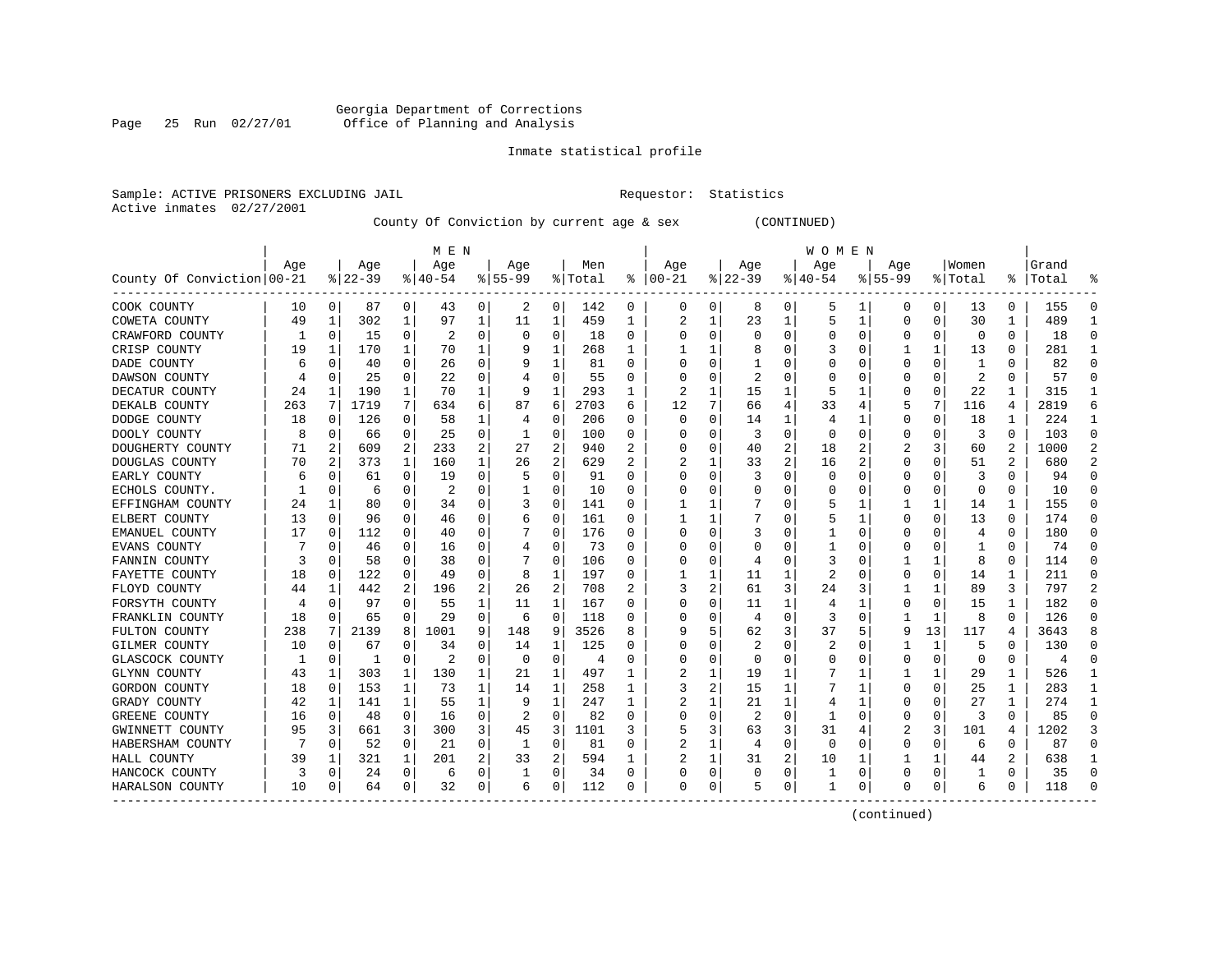Georgia Department of Corrections
Office of Planning and Analysis

Inmate statistical profile

Sample: ACTIVE PRISONERS EXCLUDING JAIL    Requestor: Statistics
Active inmates 02/27/2001

County Of Conviction by current age & sex (CONTINUED)

| County Of Conviction | MEN Age 00-21 | % | Age 22-39 | % | Age 40-54 | % | Age 55-99 | % | Men Total | % | WOMEN Age 00-21 | % | Age 22-39 | % | Age 40-54 | % | Age 55-99 | % | Women Total | % | Grand Total | % |
|---|---|---|---|---|---|---|---|---|---|---|---|---|---|---|---|---|---|---|---|---|---|---|
| COOK COUNTY | 10 | 0 | 87 | 0 | 43 | 0 | 2 | 0 | 142 | 0 | 0 | 0 | 8 | 0 | 5 | 1 | 0 | 0 | 13 | 0 | 155 | 0 |
| COWETA COUNTY | 49 | 1 | 302 | 1 | 97 | 1 | 11 | 1 | 459 | 1 | 2 | 1 | 23 | 1 | 5 | 1 | 0 | 0 | 30 | 1 | 489 | 1 |
| CRAWFORD COUNTY | 1 | 0 | 15 | 0 | 2 | 0 | 0 | 0 | 18 | 0 | 0 | 0 | 0 | 0 | 0 | 0 | 0 | 0 | 0 | 0 | 18 | 0 |
| CRISP COUNTY | 19 | 1 | 170 | 1 | 70 | 1 | 9 | 1 | 268 | 1 | 1 | 1 | 8 | 0 | 3 | 0 | 1 | 1 | 13 | 0 | 281 | 1 |
| DADE COUNTY | 6 | 0 | 40 | 0 | 26 | 0 | 9 | 1 | 81 | 0 | 0 | 0 | 1 | 0 | 0 | 0 | 0 | 0 | 1 | 0 | 82 | 0 |
| DAWSON COUNTY | 4 | 0 | 25 | 0 | 22 | 0 | 4 | 0 | 55 | 0 | 0 | 0 | 2 | 0 | 0 | 0 | 0 | 0 | 2 | 0 | 57 | 0 |
| DECATUR COUNTY | 24 | 1 | 190 | 1 | 70 | 1 | 9 | 1 | 293 | 1 | 2 | 1 | 15 | 1 | 5 | 1 | 0 | 0 | 22 | 1 | 315 | 1 |
| DEKALB COUNTY | 263 | 7 | 1719 | 7 | 634 | 6 | 87 | 6 | 2703 | 6 | 12 | 7 | 66 | 4 | 33 | 4 | 5 | 7 | 116 | 4 | 2819 | 6 |
| DODGE COUNTY | 18 | 0 | 126 | 0 | 58 | 1 | 4 | 0 | 206 | 0 | 0 | 0 | 14 | 1 | 4 | 1 | 0 | 0 | 18 | 1 | 224 | 1 |
| DOOLY COUNTY | 8 | 0 | 66 | 0 | 25 | 0 | 1 | 0 | 100 | 0 | 0 | 0 | 3 | 0 | 0 | 0 | 0 | 0 | 3 | 0 | 103 | 0 |
| DOUGHERTY COUNTY | 71 | 2 | 609 | 2 | 233 | 2 | 27 | 2 | 940 | 2 | 0 | 0 | 40 | 2 | 18 | 2 | 2 | 3 | 60 | 2 | 1000 | 2 |
| DOUGLAS COUNTY | 70 | 2 | 373 | 1 | 160 | 1 | 26 | 2 | 629 | 2 | 2 | 1 | 33 | 2 | 16 | 2 | 0 | 0 | 51 | 2 | 680 | 2 |
| EARLY COUNTY | 6 | 0 | 61 | 0 | 19 | 0 | 5 | 0 | 91 | 0 | 0 | 0 | 3 | 0 | 0 | 0 | 0 | 0 | 3 | 0 | 94 | 0 |
| ECHOLS COUNTY. | 1 | 0 | 6 | 0 | 2 | 0 | 1 | 0 | 10 | 0 | 0 | 0 | 0 | 0 | 0 | 0 | 0 | 0 | 0 | 0 | 10 | 0 |
| EFFINGHAM COUNTY | 24 | 1 | 80 | 0 | 34 | 0 | 3 | 0 | 141 | 0 | 1 | 1 | 7 | 0 | 5 | 1 | 1 | 1 | 14 | 1 | 155 | 0 |
| ELBERT COUNTY | 13 | 0 | 96 | 0 | 46 | 0 | 6 | 0 | 161 | 0 | 1 | 1 | 7 | 0 | 5 | 1 | 0 | 0 | 13 | 0 | 174 | 0 |
| EMANUEL COUNTY | 17 | 0 | 112 | 0 | 40 | 0 | 7 | 0 | 176 | 0 | 0 | 0 | 3 | 0 | 1 | 0 | 0 | 0 | 4 | 0 | 180 | 0 |
| EVANS COUNTY | 7 | 0 | 46 | 0 | 16 | 0 | 4 | 0 | 73 | 0 | 0 | 0 | 0 | 0 | 1 | 0 | 0 | 0 | 1 | 0 | 74 | 0 |
| FANNIN COUNTY | 3 | 0 | 58 | 0 | 38 | 0 | 7 | 0 | 106 | 0 | 0 | 0 | 4 | 0 | 3 | 0 | 1 | 1 | 8 | 0 | 114 | 0 |
| FAYETTE COUNTY | 18 | 0 | 122 | 0 | 49 | 0 | 8 | 1 | 197 | 0 | 1 | 1 | 11 | 1 | 2 | 0 | 0 | 0 | 14 | 1 | 211 | 0 |
| FLOYD COUNTY | 44 | 1 | 442 | 2 | 196 | 2 | 26 | 2 | 708 | 2 | 3 | 2 | 61 | 3 | 24 | 3 | 1 | 1 | 89 | 3 | 797 | 2 |
| FORSYTH COUNTY | 4 | 0 | 97 | 0 | 55 | 1 | 11 | 1 | 167 | 0 | 0 | 0 | 11 | 1 | 4 | 1 | 0 | 0 | 15 | 1 | 182 | 0 |
| FRANKLIN COUNTY | 18 | 0 | 65 | 0 | 29 | 0 | 6 | 0 | 118 | 0 | 0 | 0 | 4 | 0 | 3 | 0 | 1 | 1 | 8 | 0 | 126 | 0 |
| FULTON COUNTY | 238 | 7 | 2139 | 8 | 1001 | 9 | 148 | 9 | 3526 | 8 | 9 | 5 | 62 | 3 | 37 | 5 | 9 | 13 | 117 | 4 | 3643 | 8 |
| GILMER COUNTY | 10 | 0 | 67 | 0 | 34 | 0 | 14 | 1 | 125 | 0 | 0 | 0 | 2 | 0 | 2 | 0 | 1 | 1 | 5 | 0 | 130 | 0 |
| GLASCOCK COUNTY | 1 | 0 | 1 | 0 | 2 | 0 | 0 | 0 | 4 | 0 | 0 | 0 | 0 | 0 | 0 | 0 | 0 | 0 | 0 | 0 | 4 | 0 |
| GLYNN COUNTY | 43 | 1 | 303 | 1 | 130 | 1 | 21 | 1 | 497 | 1 | 2 | 1 | 19 | 1 | 7 | 1 | 1 | 1 | 29 | 1 | 526 | 1 |
| GORDON COUNTY | 18 | 0 | 153 | 1 | 73 | 1 | 14 | 1 | 258 | 1 | 3 | 2 | 15 | 1 | 7 | 1 | 0 | 0 | 25 | 1 | 283 | 1 |
| GRADY COUNTY | 42 | 1 | 141 | 1 | 55 | 1 | 9 | 1 | 247 | 1 | 2 | 1 | 21 | 1 | 4 | 1 | 0 | 0 | 27 | 1 | 274 | 1 |
| GREENE COUNTY | 16 | 0 | 48 | 0 | 16 | 0 | 2 | 0 | 82 | 0 | 0 | 0 | 2 | 0 | 1 | 0 | 0 | 0 | 3 | 0 | 85 | 0 |
| GWINNETT COUNTY | 95 | 3 | 661 | 3 | 300 | 3 | 45 | 3 | 1101 | 3 | 5 | 3 | 63 | 3 | 31 | 4 | 2 | 3 | 101 | 4 | 1202 | 3 |
| HABERSHAM COUNTY | 7 | 0 | 52 | 0 | 21 | 0 | 1 | 0 | 81 | 0 | 2 | 1 | 4 | 0 | 0 | 0 | 0 | 0 | 6 | 0 | 87 | 0 |
| HALL COUNTY | 39 | 1 | 321 | 1 | 201 | 2 | 33 | 2 | 594 | 1 | 2 | 1 | 31 | 2 | 10 | 1 | 1 | 1 | 44 | 2 | 638 | 1 |
| HANCOCK COUNTY | 3 | 0 | 24 | 0 | 6 | 0 | 1 | 0 | 34 | 0 | 0 | 0 | 0 | 0 | 1 | 0 | 0 | 0 | 1 | 0 | 35 | 0 |
| HARALSON COUNTY | 10 | 0 | 64 | 0 | 32 | 0 | 6 | 0 | 112 | 0 | 0 | 0 | 5 | 0 | 1 | 0 | 0 | 0 | 6 | 0 | 118 | 0 |

(continued)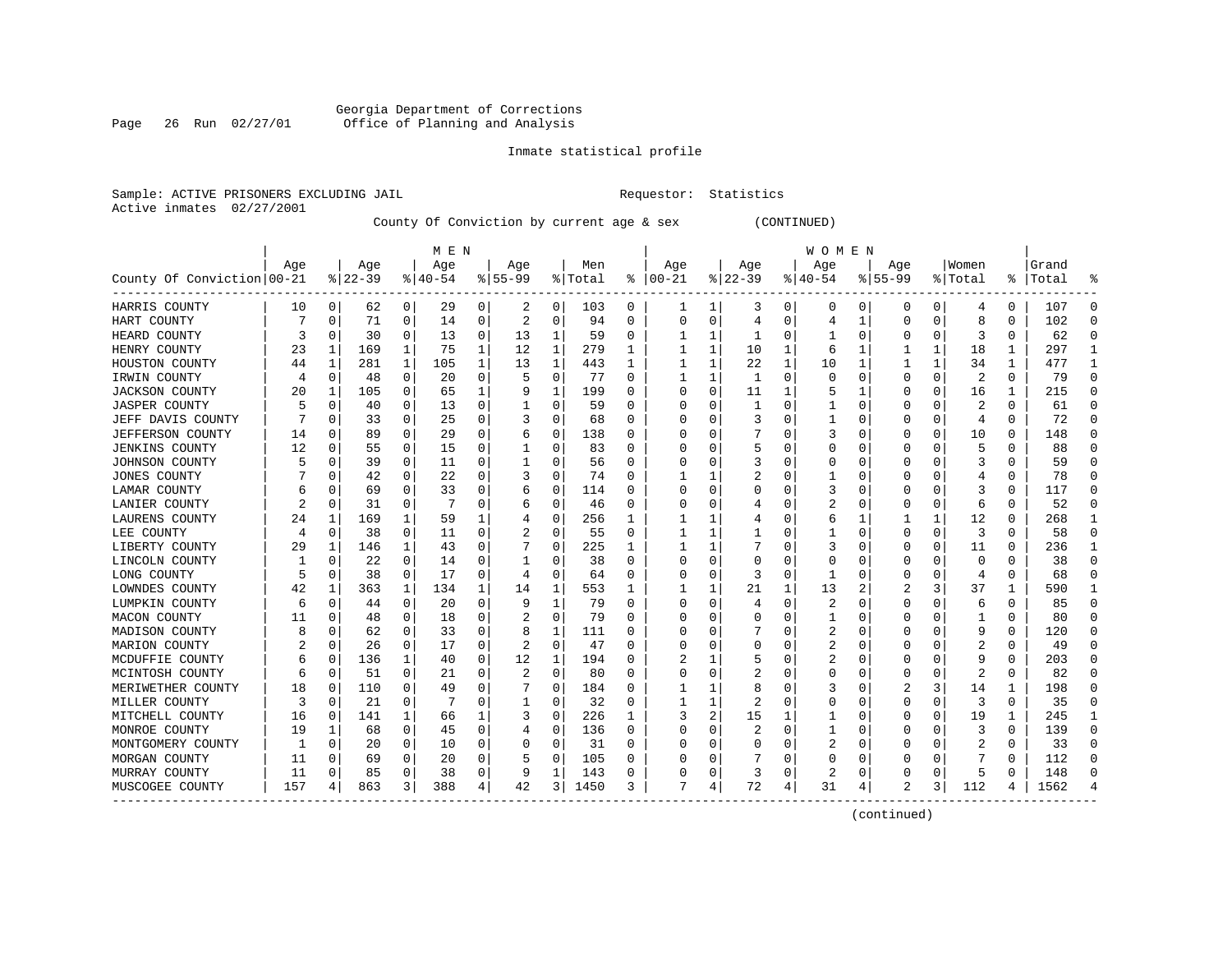Georgia Department of Corrections
Office of Planning and Analysis

Inmate statistical profile

Sample: ACTIVE PRISONERS EXCLUDING JAIL    Requestor: Statistics
Active inmates 02/27/2001

County Of Conviction by current age & sex (CONTINUED)

| County Of Conviction | MEN Age 00-21 | % | Age 22-39 | % | Age 40-54 | % | Age 55-99 | % | Men Total | % | WOMEN Age 00-21 | % | Age 22-39 | % | Age 40-54 | % | Age 55-99 | % | Women Total | % | Grand Total | % |
|---|---|---|---|---|---|---|---|---|---|---|---|---|---|---|---|---|---|---|---|---|---|---|
| HARRIS COUNTY | 10 | 0 | 62 | 0 | 29 | 0 | 2 | 0 | 103 | 0 | 1 | 1 | 3 | 0 | 0 | 0 | 0 | 0 | 4 | 0 | 107 | 0 |
| HART COUNTY | 7 | 0 | 71 | 0 | 14 | 0 | 2 | 0 | 94 | 0 | 0 | 0 | 4 | 0 | 4 | 1 | 0 | 0 | 8 | 0 | 102 | 0 |
| HEARD COUNTY | 3 | 0 | 30 | 0 | 13 | 0 | 13 | 1 | 59 | 0 | 1 | 1 | 1 | 0 | 1 | 0 | 0 | 0 | 3 | 0 | 62 | 0 |
| HENRY COUNTY | 23 | 1 | 169 | 1 | 75 | 1 | 12 | 1 | 279 | 1 | 1 | 1 | 10 | 1 | 6 | 1 | 1 | 1 | 18 | 1 | 297 | 1 |
| HOUSTON COUNTY | 44 | 1 | 281 | 1 | 105 | 1 | 13 | 1 | 443 | 1 | 1 | 1 | 22 | 1 | 10 | 1 | 1 | 1 | 34 | 1 | 477 | 1 |
| IRWIN COUNTY | 4 | 0 | 48 | 0 | 20 | 0 | 5 | 0 | 77 | 0 | 1 | 1 | 1 | 0 | 0 | 0 | 0 | 0 | 2 | 0 | 79 | 0 |
| JACKSON COUNTY | 20 | 1 | 105 | 0 | 65 | 1 | 9 | 1 | 199 | 0 | 0 | 0 | 11 | 1 | 5 | 1 | 0 | 0 | 16 | 1 | 215 | 0 |
| JASPER COUNTY | 5 | 0 | 40 | 0 | 13 | 0 | 1 | 0 | 59 | 0 | 0 | 0 | 1 | 0 | 1 | 0 | 0 | 0 | 2 | 0 | 61 | 0 |
| JEFF DAVIS COUNTY | 7 | 0 | 33 | 0 | 25 | 0 | 3 | 0 | 68 | 0 | 0 | 0 | 3 | 0 | 1 | 0 | 0 | 0 | 4 | 0 | 72 | 0 |
| JEFFERSON COUNTY | 14 | 0 | 89 | 0 | 29 | 0 | 6 | 0 | 138 | 0 | 0 | 0 | 7 | 0 | 3 | 0 | 0 | 0 | 10 | 0 | 148 | 0 |
| JENKINS COUNTY | 12 | 0 | 55 | 0 | 15 | 0 | 1 | 0 | 83 | 0 | 0 | 0 | 5 | 0 | 0 | 0 | 0 | 0 | 5 | 0 | 88 | 0 |
| JOHNSON COUNTY | 5 | 0 | 39 | 0 | 11 | 0 | 1 | 0 | 56 | 0 | 0 | 0 | 3 | 0 | 0 | 0 | 0 | 0 | 3 | 0 | 59 | 0 |
| JONES COUNTY | 7 | 0 | 42 | 0 | 22 | 0 | 3 | 0 | 74 | 0 | 1 | 1 | 2 | 0 | 1 | 0 | 0 | 0 | 4 | 0 | 78 | 0 |
| LAMAR COUNTY | 6 | 0 | 69 | 0 | 33 | 0 | 6 | 0 | 114 | 0 | 0 | 0 | 0 | 0 | 3 | 0 | 0 | 0 | 3 | 0 | 117 | 0 |
| LANIER COUNTY | 2 | 0 | 31 | 0 | 7 | 0 | 6 | 0 | 46 | 0 | 0 | 0 | 4 | 0 | 2 | 0 | 0 | 0 | 6 | 0 | 52 | 0 |
| LAURENS COUNTY | 24 | 1 | 169 | 1 | 59 | 1 | 4 | 0 | 256 | 1 | 1 | 1 | 4 | 0 | 6 | 1 | 1 | 1 | 12 | 0 | 268 | 1 |
| LEE COUNTY | 4 | 0 | 38 | 0 | 11 | 0 | 2 | 0 | 55 | 0 | 1 | 1 | 1 | 0 | 1 | 0 | 0 | 0 | 3 | 0 | 58 | 0 |
| LIBERTY COUNTY | 29 | 1 | 146 | 1 | 43 | 0 | 7 | 0 | 225 | 1 | 1 | 1 | 7 | 0 | 3 | 0 | 0 | 0 | 11 | 0 | 236 | 1 |
| LINCOLN COUNTY | 1 | 0 | 22 | 0 | 14 | 0 | 1 | 0 | 38 | 0 | 0 | 0 | 0 | 0 | 0 | 0 | 0 | 0 | 0 | 0 | 38 | 0 |
| LONG COUNTY | 5 | 0 | 38 | 0 | 17 | 0 | 4 | 0 | 64 | 0 | 0 | 0 | 3 | 0 | 1 | 0 | 0 | 0 | 4 | 0 | 68 | 0 |
| LOWNDES COUNTY | 42 | 1 | 363 | 1 | 134 | 1 | 14 | 1 | 553 | 1 | 1 | 1 | 21 | 1 | 13 | 2 | 2 | 3 | 37 | 1 | 590 | 1 |
| LUMPKIN COUNTY | 6 | 0 | 44 | 0 | 20 | 0 | 9 | 1 | 79 | 0 | 0 | 0 | 4 | 0 | 2 | 0 | 0 | 0 | 6 | 0 | 85 | 0 |
| MACON COUNTY | 11 | 0 | 48 | 0 | 18 | 0 | 2 | 0 | 79 | 0 | 0 | 0 | 0 | 0 | 1 | 0 | 0 | 0 | 1 | 0 | 80 | 0 |
| MADISON COUNTY | 8 | 0 | 62 | 0 | 33 | 0 | 8 | 1 | 111 | 0 | 0 | 0 | 7 | 0 | 2 | 0 | 0 | 0 | 9 | 0 | 120 | 0 |
| MARION COUNTY | 2 | 0 | 26 | 0 | 17 | 0 | 2 | 0 | 47 | 0 | 0 | 0 | 0 | 0 | 2 | 0 | 0 | 0 | 2 | 0 | 49 | 0 |
| MCDUFFIE COUNTY | 6 | 0 | 136 | 1 | 40 | 0 | 12 | 1 | 194 | 0 | 2 | 1 | 5 | 0 | 2 | 0 | 0 | 0 | 9 | 0 | 203 | 0 |
| MCINTOSH COUNTY | 6 | 0 | 51 | 0 | 21 | 0 | 2 | 0 | 80 | 0 | 0 | 0 | 2 | 0 | 0 | 0 | 0 | 0 | 2 | 0 | 82 | 0 |
| MERIWETHER COUNTY | 18 | 0 | 110 | 0 | 49 | 0 | 7 | 0 | 184 | 0 | 1 | 1 | 8 | 0 | 3 | 0 | 2 | 3 | 14 | 1 | 198 | 0 |
| MILLER COUNTY | 3 | 0 | 21 | 0 | 7 | 0 | 1 | 0 | 32 | 0 | 1 | 1 | 2 | 0 | 0 | 0 | 0 | 0 | 3 | 0 | 35 | 0 |
| MITCHELL COUNTY | 16 | 0 | 141 | 1 | 66 | 1 | 3 | 0 | 226 | 1 | 3 | 2 | 15 | 1 | 1 | 0 | 0 | 0 | 19 | 1 | 245 | 1 |
| MONROE COUNTY | 19 | 1 | 68 | 0 | 45 | 0 | 4 | 0 | 136 | 0 | 0 | 0 | 2 | 0 | 1 | 0 | 0 | 0 | 3 | 0 | 139 | 0 |
| MONTGOMERY COUNTY | 1 | 0 | 20 | 0 | 10 | 0 | 0 | 0 | 31 | 0 | 0 | 0 | 0 | 0 | 2 | 0 | 0 | 0 | 2 | 0 | 33 | 0 |
| MORGAN COUNTY | 11 | 0 | 69 | 0 | 20 | 0 | 5 | 0 | 105 | 0 | 0 | 0 | 7 | 0 | 0 | 0 | 0 | 0 | 7 | 0 | 112 | 0 |
| MURRAY COUNTY | 11 | 0 | 85 | 0 | 38 | 0 | 9 | 1 | 143 | 0 | 0 | 0 | 3 | 0 | 2 | 0 | 0 | 0 | 5 | 0 | 148 | 0 |
| MUSCOGEE COUNTY | 157 | 4 | 863 | 3 | 388 | 4 | 42 | 3 | 1450 | 3 | 7 | 4 | 72 | 4 | 31 | 4 | 2 | 3 | 112 | 4 | 1562 | 4 |

(continued)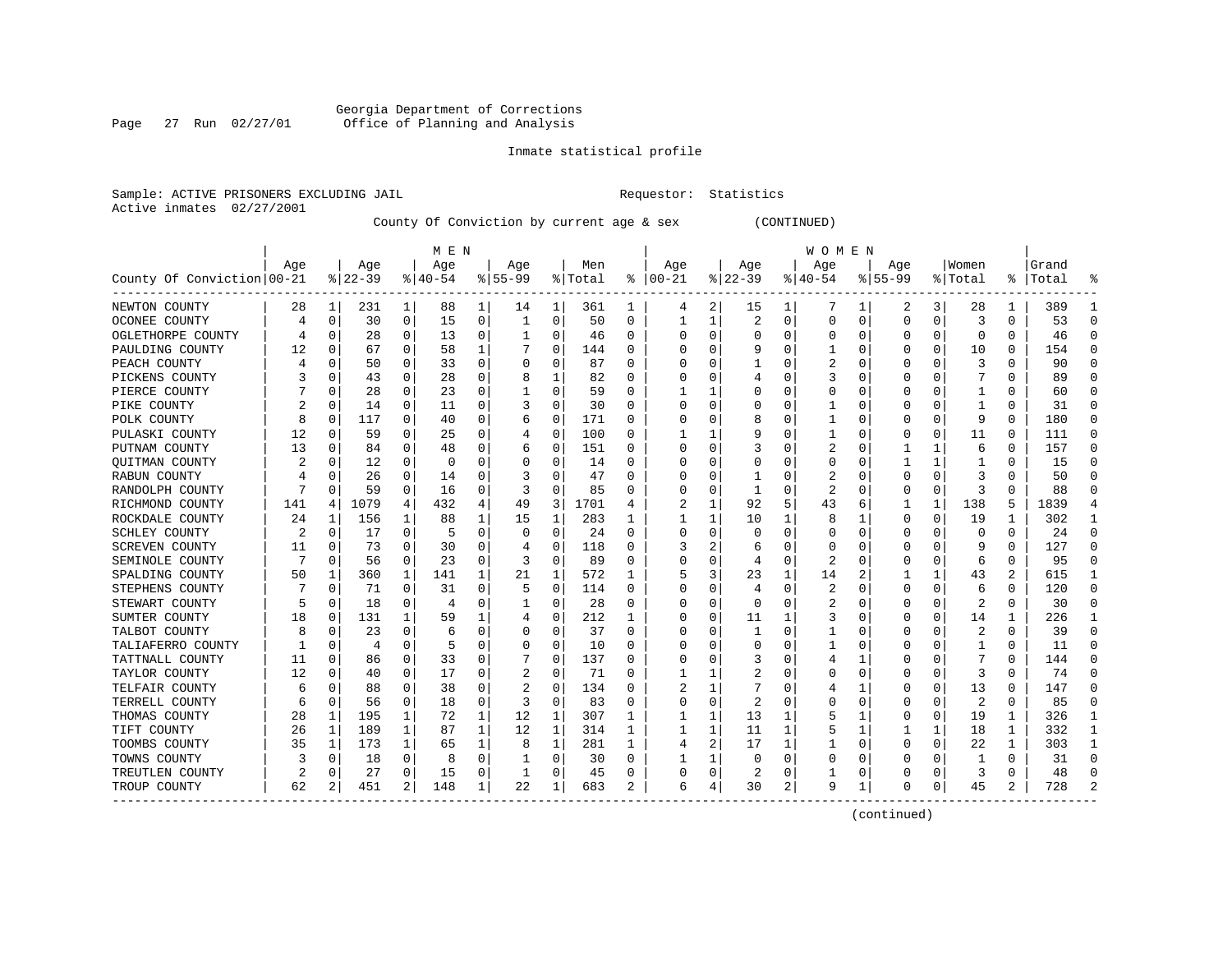Georgia Department of Corrections
Office of Planning and Analysis

Inmate statistical profile

Sample: ACTIVE PRISONERS EXCLUDING JAIL    Requestor: Statistics
Active inmates 02/27/2001

County Of Conviction by current age & sex (CONTINUED)

| County Of Conviction | MEN Age 00-21 | % | Age 22-39 | % | Age 40-54 | % | Age 55-99 | % | Men Total | % | WOMEN Age 00-21 | % | Age 22-39 | % | Age 40-54 | % | Age 55-99 | % | Women Total | % | Grand Total | % |
|---|---|---|---|---|---|---|---|---|---|---|---|---|---|---|---|---|---|---|---|---|---|---|
| NEWTON COUNTY | 28 | 1 | 231 | 1 | 88 | 1 | 14 | 1 | 361 | 1 | 4 | 2 | 15 | 1 | 7 | 1 | 2 | 3 | 28 | 1 | 389 | 1 |
| OCONEE COUNTY | 4 | 0 | 30 | 0 | 15 | 0 | 1 | 0 | 50 | 0 | 1 | 1 | 2 | 0 | 0 | 0 | 0 | 0 | 3 | 0 | 53 | 0 |
| OGLETHORPE COUNTY | 4 | 0 | 28 | 0 | 13 | 0 | 1 | 0 | 46 | 0 | 0 | 0 | 0 | 0 | 0 | 0 | 0 | 0 | 0 | 0 | 46 | 0 |
| PAULDING COUNTY | 12 | 0 | 67 | 0 | 58 | 1 | 7 | 0 | 144 | 0 | 0 | 0 | 9 | 0 | 1 | 0 | 0 | 0 | 10 | 0 | 154 | 0 |
| PEACH COUNTY | 4 | 0 | 50 | 0 | 33 | 0 | 0 | 0 | 87 | 0 | 0 | 0 | 1 | 0 | 2 | 0 | 0 | 0 | 3 | 0 | 90 | 0 |
| PICKENS COUNTY | 3 | 0 | 43 | 0 | 28 | 0 | 8 | 1 | 82 | 0 | 0 | 0 | 4 | 0 | 3 | 0 | 0 | 0 | 7 | 0 | 89 | 0 |
| PIERCE COUNTY | 7 | 0 | 28 | 0 | 23 | 0 | 1 | 0 | 59 | 0 | 1 | 1 | 0 | 0 | 0 | 0 | 0 | 0 | 1 | 0 | 60 | 0 |
| PIKE COUNTY | 2 | 0 | 14 | 0 | 11 | 0 | 3 | 0 | 30 | 0 | 0 | 0 | 0 | 0 | 1 | 0 | 0 | 0 | 1 | 0 | 31 | 0 |
| POLK COUNTY | 8 | 0 | 117 | 0 | 40 | 0 | 6 | 0 | 171 | 0 | 0 | 0 | 8 | 0 | 1 | 0 | 0 | 0 | 9 | 0 | 180 | 0 |
| PULASKI COUNTY | 12 | 0 | 59 | 0 | 25 | 0 | 4 | 0 | 100 | 0 | 1 | 1 | 9 | 0 | 1 | 0 | 0 | 0 | 11 | 0 | 111 | 0 |
| PUTNAM COUNTY | 13 | 0 | 84 | 0 | 48 | 0 | 6 | 0 | 151 | 0 | 0 | 0 | 3 | 0 | 2 | 0 | 1 | 1 | 6 | 0 | 157 | 0 |
| QUITMAN COUNTY | 2 | 0 | 12 | 0 | 0 | 0 | 0 | 0 | 14 | 0 | 0 | 0 | 0 | 0 | 0 | 0 | 1 | 1 | 1 | 0 | 15 | 0 |
| RABUN COUNTY | 4 | 0 | 26 | 0 | 14 | 0 | 3 | 0 | 47 | 0 | 0 | 0 | 1 | 0 | 2 | 0 | 0 | 0 | 3 | 0 | 50 | 0 |
| RANDOLPH COUNTY | 7 | 0 | 59 | 0 | 16 | 0 | 3 | 0 | 85 | 0 | 0 | 0 | 1 | 0 | 2 | 0 | 0 | 0 | 3 | 0 | 88 | 0 |
| RICHMOND COUNTY | 141 | 4 | 1079 | 4 | 432 | 4 | 49 | 3 | 1701 | 4 | 2 | 1 | 92 | 5 | 43 | 6 | 1 | 1 | 138 | 5 | 1839 | 4 |
| ROCKDALE COUNTY | 24 | 1 | 156 | 1 | 88 | 1 | 15 | 1 | 283 | 1 | 1 | 1 | 10 | 1 | 8 | 1 | 0 | 0 | 19 | 1 | 302 | 1 |
| SCHLEY COUNTY | 2 | 0 | 17 | 0 | 5 | 0 | 0 | 0 | 24 | 0 | 0 | 0 | 0 | 0 | 0 | 0 | 0 | 0 | 0 | 0 | 24 | 0 |
| SCREVEN COUNTY | 11 | 0 | 73 | 0 | 30 | 0 | 4 | 0 | 118 | 0 | 3 | 2 | 6 | 0 | 0 | 0 | 0 | 0 | 9 | 0 | 127 | 0 |
| SEMINOLE COUNTY | 7 | 0 | 56 | 0 | 23 | 0 | 3 | 0 | 89 | 0 | 0 | 0 | 4 | 0 | 2 | 0 | 0 | 0 | 6 | 0 | 95 | 0 |
| SPALDING COUNTY | 50 | 1 | 360 | 1 | 141 | 1 | 21 | 1 | 572 | 1 | 5 | 3 | 23 | 1 | 14 | 2 | 1 | 1 | 43 | 2 | 615 | 1 |
| STEPHENS COUNTY | 7 | 0 | 71 | 0 | 31 | 0 | 5 | 0 | 114 | 0 | 0 | 0 | 4 | 0 | 2 | 0 | 0 | 0 | 6 | 0 | 120 | 0 |
| STEWART COUNTY | 5 | 0 | 18 | 0 | 4 | 0 | 1 | 0 | 28 | 0 | 0 | 0 | 0 | 0 | 2 | 0 | 0 | 0 | 2 | 0 | 30 | 0 |
| SUMTER COUNTY | 18 | 0 | 131 | 1 | 59 | 1 | 4 | 0 | 212 | 1 | 0 | 0 | 11 | 1 | 3 | 0 | 0 | 0 | 14 | 1 | 226 | 1 |
| TALBOT COUNTY | 8 | 0 | 23 | 0 | 6 | 0 | 0 | 0 | 37 | 0 | 0 | 0 | 1 | 0 | 1 | 0 | 0 | 0 | 2 | 0 | 39 | 0 |
| TALIAFERRO COUNTY | 1 | 0 | 4 | 0 | 5 | 0 | 0 | 0 | 10 | 0 | 0 | 0 | 0 | 0 | 1 | 0 | 0 | 0 | 1 | 0 | 11 | 0 |
| TATTNALL COUNTY | 11 | 0 | 86 | 0 | 33 | 0 | 7 | 0 | 137 | 0 | 0 | 0 | 3 | 0 | 4 | 1 | 0 | 0 | 7 | 0 | 144 | 0 |
| TAYLOR COUNTY | 12 | 0 | 40 | 0 | 17 | 0 | 2 | 0 | 71 | 0 | 1 | 1 | 2 | 0 | 0 | 0 | 0 | 0 | 3 | 0 | 74 | 0 |
| TELFAIR COUNTY | 6 | 0 | 88 | 0 | 38 | 0 | 2 | 0 | 134 | 0 | 2 | 1 | 7 | 0 | 4 | 1 | 0 | 0 | 13 | 0 | 147 | 0 |
| TERRELL COUNTY | 6 | 0 | 56 | 0 | 18 | 0 | 3 | 0 | 83 | 0 | 0 | 0 | 2 | 0 | 0 | 0 | 0 | 0 | 2 | 0 | 85 | 0 |
| THOMAS COUNTY | 28 | 1 | 195 | 1 | 72 | 1 | 12 | 1 | 307 | 1 | 1 | 1 | 13 | 1 | 5 | 1 | 0 | 0 | 19 | 1 | 326 | 1 |
| TIFT COUNTY | 26 | 1 | 189 | 1 | 87 | 1 | 12 | 1 | 314 | 1 | 1 | 1 | 11 | 1 | 5 | 1 | 1 | 1 | 18 | 1 | 332 | 1 |
| TOOMBS COUNTY | 35 | 1 | 173 | 1 | 65 | 1 | 8 | 1 | 281 | 1 | 4 | 2 | 17 | 1 | 1 | 0 | 0 | 0 | 22 | 1 | 303 | 1 |
| TOWNS COUNTY | 3 | 0 | 18 | 0 | 8 | 0 | 1 | 0 | 30 | 0 | 1 | 1 | 0 | 0 | 0 | 0 | 0 | 0 | 1 | 0 | 31 | 0 |
| TREUTLEN COUNTY | 2 | 0 | 27 | 0 | 15 | 0 | 1 | 0 | 45 | 0 | 0 | 0 | 2 | 0 | 1 | 0 | 0 | 0 | 3 | 0 | 48 | 0 |
| TROUP COUNTY | 62 | 2 | 451 | 2 | 148 | 1 | 22 | 1 | 683 | 2 | 6 | 4 | 30 | 2 | 9 | 1 | 0 | 0 | 45 | 2 | 728 | 2 |

(continued)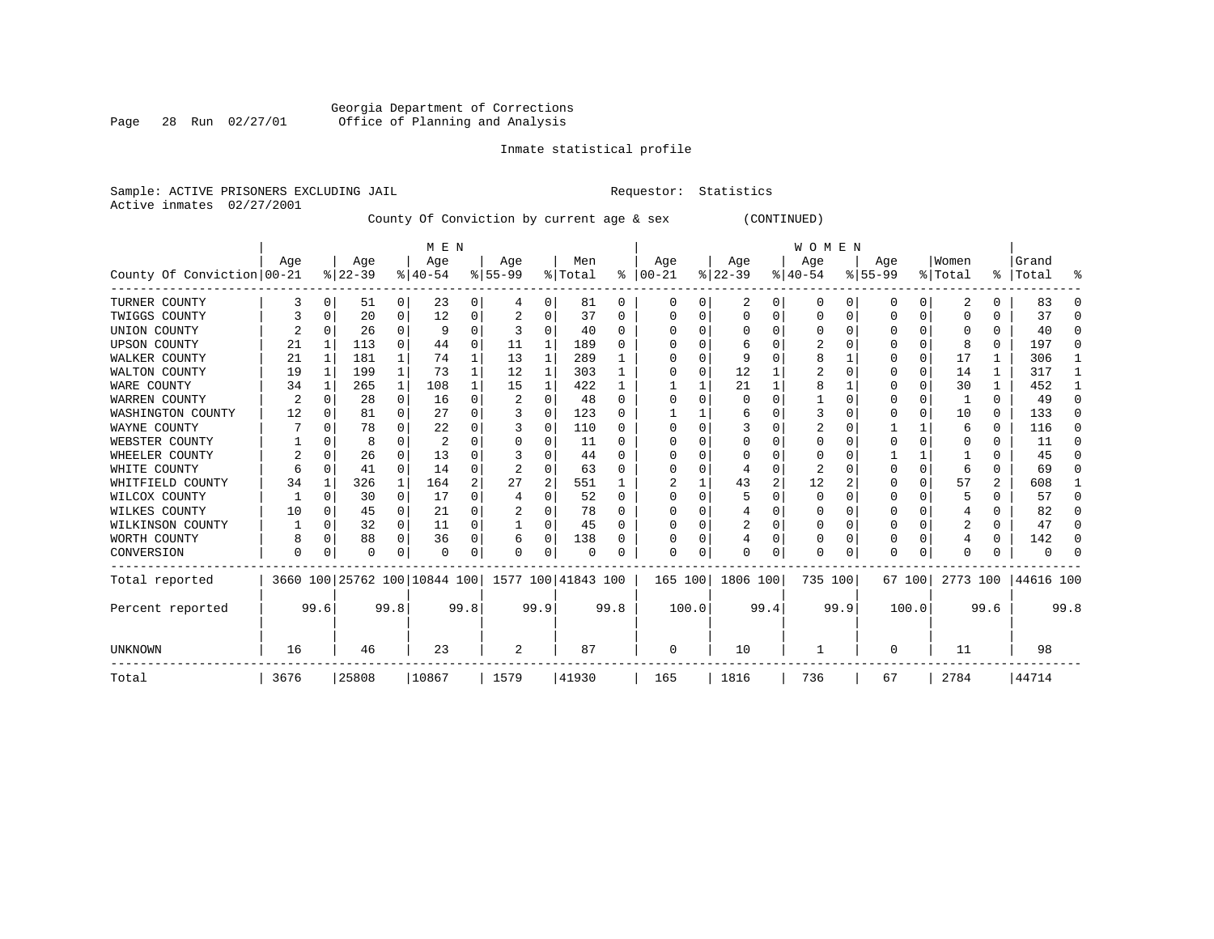Georgia Department of Corrections
Office of Planning and Analysis

Inmate statistical profile

Sample: ACTIVE PRISONERS EXCLUDING JAIL    Requestor: Statistics
Active inmates 02/27/2001

County Of Conviction by current age & sex (CONTINUED)

| County Of Conviction | MEN Age 00-21 | % | Age 22-39 | % | Age 40-54 | % | Age 55-99 | % | Men Total | % | WOMEN Age 00-21 | % | Age 22-39 | % | Age 40-54 | % | Age 55-99 | % | Women Total | % | Grand Total | % |
|---|---|---|---|---|---|---|---|---|---|---|---|---|---|---|---|---|---|---|---|---|---|---|
| TURNER COUNTY | 3 | 0 | 51 | 0 | 23 | 0 | 4 | 0 | 81 | 0 | 0 | 0 | 2 | 0 | 0 | 0 | 0 | 0 | 2 | 0 | 83 | 0 |
| TWIGGS COUNTY | 3 | 0 | 20 | 0 | 12 | 0 | 2 | 0 | 37 | 0 | 0 | 0 | 0 | 0 | 0 | 0 | 0 | 0 | 0 | 0 | 37 | 0 |
| UNION COUNTY | 2 | 0 | 26 | 0 | 9 | 0 | 3 | 0 | 40 | 0 | 0 | 0 | 0 | 0 | 0 | 0 | 0 | 0 | 0 | 0 | 40 | 0 |
| UPSON COUNTY | 21 | 1 | 113 | 0 | 44 | 0 | 11 | 1 | 189 | 0 | 0 | 0 | 6 | 0 | 2 | 0 | 0 | 0 | 8 | 0 | 197 | 0 |
| WALKER COUNTY | 21 | 1 | 181 | 1 | 74 | 1 | 13 | 1 | 289 | 1 | 0 | 0 | 9 | 0 | 8 | 1 | 0 | 0 | 17 | 1 | 306 | 1 |
| WALTON COUNTY | 19 | 1 | 199 | 1 | 73 | 1 | 12 | 1 | 303 | 1 | 0 | 0 | 12 | 1 | 2 | 0 | 0 | 0 | 14 | 1 | 317 | 1 |
| WARE COUNTY | 34 | 1 | 265 | 1 | 108 | 1 | 15 | 1 | 422 | 1 | 1 | 1 | 21 | 1 | 8 | 1 | 0 | 0 | 30 | 1 | 452 | 1 |
| WARREN COUNTY | 2 | 0 | 28 | 0 | 16 | 0 | 2 | 0 | 48 | 0 | 0 | 0 | 0 | 0 | 1 | 0 | 0 | 0 | 1 | 0 | 49 | 0 |
| WASHINGTON COUNTY | 12 | 0 | 81 | 0 | 27 | 0 | 3 | 0 | 123 | 0 | 1 | 1 | 6 | 0 | 3 | 0 | 0 | 0 | 10 | 0 | 133 | 0 |
| WAYNE COUNTY | 7 | 0 | 78 | 0 | 22 | 0 | 3 | 0 | 110 | 0 | 0 | 0 | 3 | 0 | 2 | 0 | 1 | 1 | 6 | 0 | 116 | 0 |
| WEBSTER COUNTY | 1 | 0 | 8 | 0 | 2 | 0 | 0 | 0 | 11 | 0 | 0 | 0 | 0 | 0 | 0 | 0 | 0 | 0 | 0 | 0 | 11 | 0 |
| WHEELER COUNTY | 2 | 0 | 26 | 0 | 13 | 0 | 3 | 0 | 44 | 0 | 0 | 0 | 0 | 0 | 0 | 0 | 1 | 1 | 1 | 0 | 45 | 0 |
| WHITE COUNTY | 6 | 0 | 41 | 0 | 14 | 0 | 2 | 0 | 63 | 0 | 0 | 0 | 4 | 0 | 2 | 0 | 0 | 0 | 6 | 0 | 69 | 0 |
| WHITFIELD COUNTY | 34 | 1 | 326 | 1 | 164 | 2 | 27 | 2 | 551 | 1 | 2 | 1 | 43 | 2 | 12 | 2 | 0 | 0 | 57 | 2 | 608 | 1 |
| WILCOX COUNTY | 1 | 0 | 30 | 0 | 17 | 0 | 4 | 0 | 52 | 0 | 0 | 0 | 5 | 0 | 0 | 0 | 0 | 0 | 5 | 0 | 57 | 0 |
| WILKES COUNTY | 10 | 0 | 45 | 0 | 21 | 0 | 2 | 0 | 78 | 0 | 0 | 0 | 4 | 0 | 0 | 0 | 0 | 0 | 4 | 0 | 82 | 0 |
| WILKINSON COUNTY | 1 | 0 | 32 | 0 | 11 | 0 | 1 | 0 | 45 | 0 | 0 | 0 | 2 | 0 | 0 | 0 | 0 | 0 | 2 | 0 | 47 | 0 |
| WORTH COUNTY | 8 | 0 | 88 | 0 | 36 | 0 | 6 | 0 | 138 | 0 | 0 | 0 | 4 | 0 | 0 | 0 | 0 | 0 | 4 | 0 | 142 | 0 |
| CONVERSION | 0 | 0 | 0 | 0 | 0 | 0 | 0 | 0 | 0 | 0 | 0 | 0 | 0 | 0 | 0 | 0 | 0 | 0 | 0 | 0 | 0 | 0 |
| Total reported | 3660 | 100 | 25762 | 100 | 10844 | 100 | 1577 | 100 | 41843 | 100 | 165 | 100 | 1806 | 100 | 735 | 100 | 67 | 100 | 2773 | 100 | 44616 | 100 |
| Percent reported | | 99.6 | | 99.8 | | 99.8 | | 99.9 | | 99.8 | | 100.0 | | 99.4 | | 99.9 | | 100.0 | | 99.6 | | 99.8 |
| UNKNOWN | 16 | | 46 | | 23 | | 2 | | 87 | | 0 | | 10 | | 1 | | 0 | | 11 | | 98 | |
| Total | 3676 | | 25808 | | 10867 | | 1579 | | 41930 | | 165 | | 1816 | | 736 | | 67 | | 2784 | | 44714 | |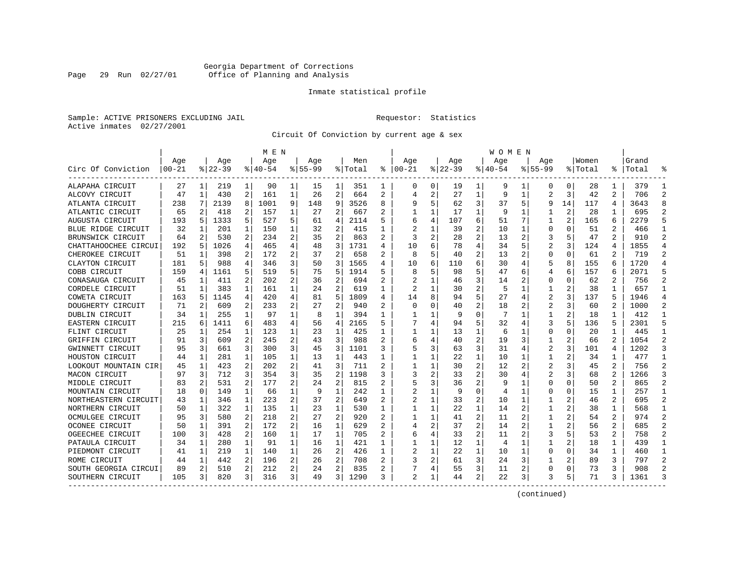Georgia Department of Corrections
Office of Planning and Analysis

Inmate statistical profile

Sample: ACTIVE PRISONERS EXCLUDING JAIL        Requestor: Statistics
Active inmates 02/27/2001

Circuit Of Conviction by current age & sex

| Circ Of Conviction | MEN Age 00-21 | % | Age 22-39 | % | Age 40-54 | % | Age 55-99 | % | Men Total | % | WOMEN Age 00-21 | % | Age 22-39 | % | Age 40-54 | % | Age 55-99 | % | Women Total | % | Grand Total | % |
|---|---|---|---|---|---|---|---|---|---|---|---|---|---|---|---|---|---|---|---|---|---|---|
| ALAPAHA CIRCUIT | 27 | 1 | 219 | 1 | 90 | 1 | 15 | 1 | 351 | 1 | 0 | 0 | 19 | 1 | 9 | 1 | 0 | 0 | 28 | 1 | 379 | 1 |
| ALCOVY CIRCUIT | 47 | 1 | 430 | 2 | 161 | 1 | 26 | 2 | 664 | 2 | 4 | 2 | 27 | 1 | 9 | 1 | 2 | 3 | 42 | 2 | 706 | 2 |
| ATLANTA CIRCUIT | 238 | 7 | 2139 | 8 | 1001 | 9 | 148 | 9 | 3526 | 8 | 9 | 5 | 62 | 3 | 37 | 5 | 9 | 14 | 117 | 4 | 3643 | 8 |
| ATLANTIC CIRCUIT | 65 | 2 | 418 | 2 | 157 | 1 | 27 | 2 | 667 | 2 | 1 | 1 | 17 | 1 | 9 | 1 | 1 | 2 | 28 | 1 | 695 | 2 |
| AUGUSTA CIRCUIT | 193 | 5 | 1333 | 5 | 527 | 5 | 61 | 4 | 2114 | 5 | 6 | 4 | 107 | 6 | 51 | 7 | 1 | 2 | 165 | 6 | 2279 | 5 |
| BLUE RIDGE CIRCUIT | 32 | 1 | 201 | 1 | 150 | 1 | 32 | 2 | 415 | 1 | 2 | 1 | 39 | 2 | 10 | 1 | 0 | 0 | 51 | 2 | 466 | 1 |
| BRUNSWICK CIRCUIT | 64 | 2 | 530 | 2 | 234 | 2 | 35 | 2 | 863 | 2 | 3 | 2 | 28 | 2 | 13 | 2 | 3 | 5 | 47 | 2 | 910 | 2 |
| CHATTAHOOCHEE CIRCUI | 192 | 5 | 1026 | 4 | 465 | 4 | 48 | 3 | 1731 | 4 | 10 | 6 | 78 | 4 | 34 | 5 | 2 | 3 | 124 | 4 | 1855 | 4 |
| CHEROKEE CIRCUIT | 51 | 1 | 398 | 2 | 172 | 2 | 37 | 2 | 658 | 2 | 8 | 5 | 40 | 2 | 13 | 2 | 0 | 0 | 61 | 2 | 719 | 2 |
| CLAYTON CIRCUIT | 181 | 5 | 988 | 4 | 346 | 3 | 50 | 3 | 1565 | 4 | 10 | 6 | 110 | 6 | 30 | 4 | 5 | 8 | 155 | 6 | 1720 | 4 |
| COBB CIRCUIT | 159 | 4 | 1161 | 5 | 519 | 5 | 75 | 5 | 1914 | 5 | 8 | 5 | 98 | 5 | 47 | 6 | 4 | 6 | 157 | 6 | 2071 | 5 |
| CONASAUGA CIRCUIT | 45 | 1 | 411 | 2 | 202 | 2 | 36 | 2 | 694 | 2 | 2 | 1 | 46 | 3 | 14 | 2 | 0 | 0 | 62 | 2 | 756 | 2 |
| CORDELE CIRCUIT | 51 | 1 | 383 | 1 | 161 | 1 | 24 | 2 | 619 | 1 | 2 | 1 | 30 | 2 | 5 | 1 | 1 | 2 | 38 | 1 | 657 | 1 |
| COWETA CIRCUIT | 163 | 5 | 1145 | 4 | 420 | 4 | 81 | 5 | 1809 | 4 | 14 | 8 | 94 | 5 | 27 | 4 | 2 | 3 | 137 | 5 | 1946 | 4 |
| DOUGHERTY CIRCUIT | 71 | 2 | 609 | 2 | 233 | 2 | 27 | 2 | 940 | 2 | 0 | 0 | 40 | 2 | 18 | 2 | 2 | 3 | 60 | 2 | 1000 | 2 |
| DUBLIN CIRCUIT | 34 | 1 | 255 | 1 | 97 | 1 | 8 | 1 | 394 | 1 | 1 | 1 | 9 | 0 | 7 | 1 | 1 | 2 | 18 | 1 | 412 | 1 |
| EASTERN CIRCUIT | 215 | 6 | 1411 | 6 | 483 | 4 | 56 | 4 | 2165 | 5 | 7 | 4 | 94 | 5 | 32 | 4 | 3 | 5 | 136 | 5 | 2301 | 5 |
| FLINT CIRCUIT | 25 | 1 | 254 | 1 | 123 | 1 | 23 | 1 | 425 | 1 | 1 | 1 | 13 | 1 | 6 | 1 | 0 | 0 | 20 | 1 | 445 | 1 |
| GRIFFIN CIRCUIT | 91 | 3 | 609 | 2 | 245 | 2 | 43 | 3 | 988 | 2 | 6 | 4 | 40 | 2 | 19 | 3 | 1 | 2 | 66 | 2 | 1054 | 2 |
| GWINNETT CIRCUIT | 95 | 3 | 661 | 3 | 300 | 3 | 45 | 3 | 1101 | 3 | 5 | 3 | 63 | 3 | 31 | 4 | 2 | 3 | 101 | 4 | 1202 | 3 |
| HOUSTON CIRCUIT | 44 | 1 | 281 | 1 | 105 | 1 | 13 | 1 | 443 | 1 | 1 | 1 | 22 | 1 | 10 | 1 | 1 | 2 | 34 | 1 | 477 | 1 |
| LOOKOUT MOUNTAIN CIR | 45 | 1 | 423 | 2 | 202 | 2 | 41 | 3 | 711 | 2 | 1 | 1 | 30 | 2 | 12 | 2 | 2 | 3 | 45 | 2 | 756 | 2 |
| MACON CIRCUIT | 97 | 3 | 712 | 3 | 354 | 3 | 35 | 2 | 1198 | 3 | 3 | 2 | 33 | 2 | 30 | 4 | 2 | 3 | 68 | 2 | 1266 | 3 |
| MIDDLE CIRCUIT | 83 | 2 | 531 | 2 | 177 | 2 | 24 | 2 | 815 | 2 | 5 | 3 | 36 | 2 | 9 | 1 | 0 | 0 | 50 | 2 | 865 | 2 |
| MOUNTAIN CIRCUIT | 18 | 0 | 149 | 1 | 66 | 1 | 9 | 1 | 242 | 1 | 2 | 1 | 9 | 0 | 4 | 1 | 0 | 0 | 15 | 1 | 257 | 1 |
| NORTHEASTERN CIRCUIT | 43 | 1 | 346 | 1 | 223 | 2 | 37 | 2 | 649 | 2 | 2 | 1 | 33 | 2 | 10 | 1 | 1 | 2 | 46 | 2 | 695 | 2 |
| NORTHERN CIRCUIT | 50 | 1 | 322 | 1 | 135 | 1 | 23 | 1 | 530 | 1 | 1 | 1 | 22 | 1 | 14 | 2 | 1 | 2 | 38 | 1 | 568 | 1 |
| OCMULGEE CIRCUIT | 95 | 3 | 580 | 2 | 218 | 2 | 27 | 2 | 920 | 2 | 1 | 1 | 41 | 2 | 11 | 2 | 1 | 2 | 54 | 2 | 974 | 2 |
| OCONEE CIRCUIT | 50 | 1 | 391 | 2 | 172 | 2 | 16 | 1 | 629 | 2 | 4 | 2 | 37 | 2 | 14 | 2 | 1 | 2 | 56 | 2 | 685 | 2 |
| OGEECHEE CIRCUIT | 100 | 3 | 428 | 2 | 160 | 1 | 17 | 1 | 705 | 2 | 6 | 4 | 33 | 2 | 11 | 2 | 3 | 5 | 53 | 2 | 758 | 2 |
| PATAULA CIRCUIT | 34 | 1 | 280 | 1 | 91 | 1 | 16 | 1 | 421 | 1 | 1 | 1 | 12 | 1 | 4 | 1 | 1 | 2 | 18 | 1 | 439 | 1 |
| PIEDMONT CIRCUIT | 41 | 1 | 219 | 1 | 140 | 1 | 26 | 2 | 426 | 1 | 2 | 1 | 22 | 1 | 10 | 1 | 0 | 0 | 34 | 1 | 460 | 1 |
| ROME CIRCUIT | 44 | 1 | 442 | 2 | 196 | 2 | 26 | 2 | 708 | 2 | 3 | 2 | 61 | 3 | 24 | 3 | 1 | 2 | 89 | 3 | 797 | 2 |
| SOUTH GEORGIA CIRCUI | 89 | 2 | 510 | 2 | 212 | 2 | 24 | 2 | 835 | 2 | 7 | 4 | 55 | 3 | 11 | 2 | 0 | 0 | 73 | 3 | 908 | 2 |
| SOUTHERN CIRCUIT | 105 | 3 | 820 | 3 | 316 | 3 | 49 | 3 | 1290 | 3 | 2 | 1 | 44 | 2 | 22 | 3 | 3 | 5 | 71 | 3 | 1361 | 3 |

(continued)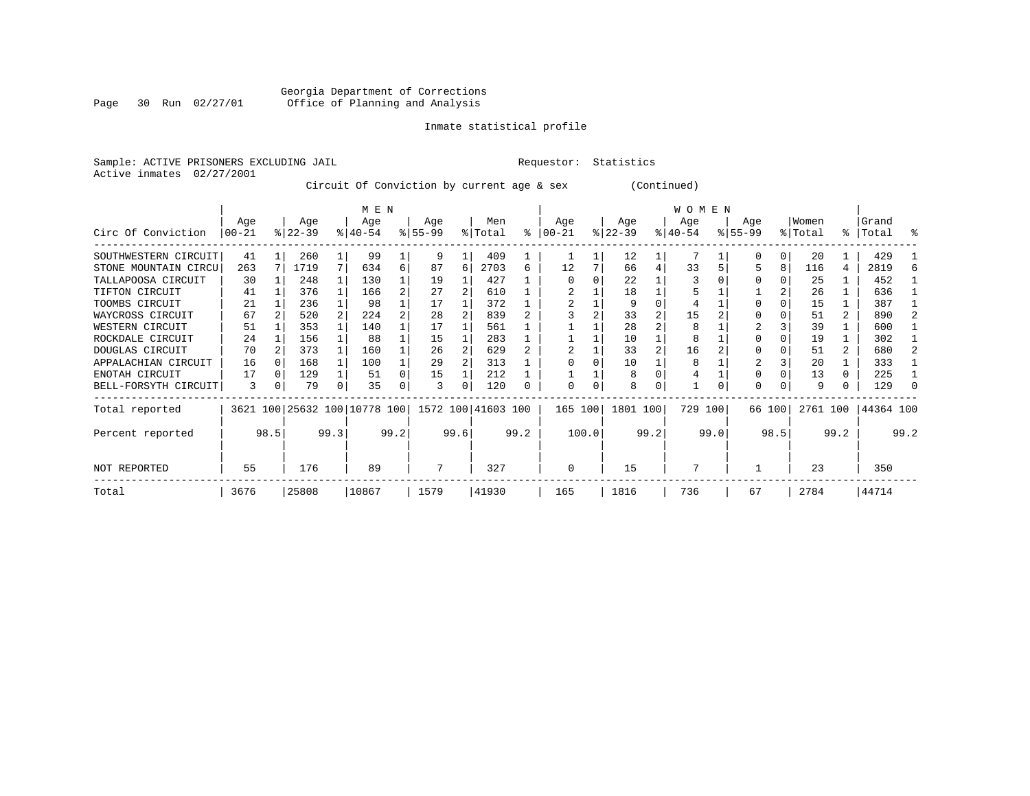Georgia Department of Corrections
Office of Planning and Analysis

Inmate statistical profile

Sample: ACTIVE PRISONERS EXCLUDING JAIL    Requestor: Statistics
Active inmates 02/27/2001

Circuit Of Conviction by current age & sex (Continued)

| Circ Of Conviction | MEN Age 00-21 | % | Age 22-39 | % | Age 40-54 | % | Age 55-99 | % | Men Total | % | WOMEN Age 00-21 | % | Age 22-39 | % | Age 40-54 | % | Age 55-99 | % | Women Total | % | Grand Total | % |
|---|---|---|---|---|---|---|---|---|---|---|---|---|---|---|---|---|---|---|---|---|---|---|
| SOUTHWESTERN CIRCUIT | 41 | 1 | 260 | 1 | 99 | 1 | 9 | 1 | 409 | 1 | 1 | 1 | 12 | 1 | 7 | 1 | 0 | 0 | 20 | 1 | 429 | 1 |
| STONE MOUNTAIN CIRCU | 263 | 7 | 1719 | 7 | 634 | 6 | 87 | 6 | 2703 | 6 | 12 | 7 | 66 | 4 | 33 | 5 | 5 | 8 | 116 | 4 | 2819 | 6 |
| TALLAPOOSA CIRCUIT | 30 | 1 | 248 | 1 | 130 | 1 | 19 | 1 | 427 | 1 | 0 | 0 | 22 | 1 | 3 | 0 | 0 | 0 | 25 | 1 | 452 | 1 |
| TIFTON CIRCUIT | 41 | 1 | 376 | 1 | 166 | 2 | 27 | 2 | 610 | 1 | 2 | 1 | 18 | 1 | 5 | 1 | 1 | 2 | 26 | 1 | 636 | 1 |
| TOOMBS CIRCUIT | 21 | 1 | 236 | 1 | 98 | 1 | 17 | 1 | 372 | 1 | 2 | 1 | 9 | 0 | 4 | 1 | 0 | 0 | 15 | 1 | 387 | 1 |
| WAYCROSS CIRCUIT | 67 | 2 | 520 | 2 | 224 | 2 | 28 | 2 | 839 | 2 | 3 | 2 | 33 | 2 | 15 | 2 | 0 | 0 | 51 | 2 | 890 | 2 |
| WESTERN CIRCUIT | 51 | 1 | 353 | 1 | 140 | 1 | 17 | 1 | 561 | 1 | 1 | 1 | 28 | 2 | 8 | 1 | 2 | 3 | 39 | 1 | 600 | 1 |
| ROCKDALE CIRCUIT | 24 | 1 | 156 | 1 | 88 | 1 | 15 | 1 | 283 | 1 | 1 | 1 | 10 | 1 | 8 | 1 | 0 | 0 | 19 | 1 | 302 | 1 |
| DOUGLAS CIRCUIT | 70 | 2 | 373 | 1 | 160 | 1 | 26 | 2 | 629 | 2 | 2 | 1 | 33 | 2 | 16 | 2 | 0 | 0 | 51 | 2 | 680 | 2 |
| APPALACHIAN CIRCUIT | 16 | 0 | 168 | 1 | 100 | 1 | 29 | 2 | 313 | 1 | 0 | 0 | 10 | 1 | 8 | 1 | 2 | 3 | 20 | 1 | 333 | 1 |
| ENOTAH CIRCUIT | 17 | 0 | 129 | 1 | 51 | 0 | 15 | 1 | 212 | 1 | 1 | 1 | 8 | 0 | 4 | 1 | 0 | 0 | 13 | 0 | 225 | 1 |
| BELL-FORSYTH CIRCUIT | 3 | 0 | 79 | 0 | 35 | 0 | 3 | 0 | 120 | 0 | 0 | 0 | 8 | 0 | 1 | 0 | 0 | 0 | 9 | 0 | 129 | 0 |
| Total reported | 3621 | 100 | 25632 | 100 | 10778 | 100 | 1572 | 100 | 41603 | 100 | 165 | 100 | 1801 | 100 | 729 | 100 | 66 | 100 | 2761 | 100 | 44364 | 100 |
| Percent reported | | 98.5 | | 99.3 | | 99.2 | | 99.6 | | 99.2 | | 100.0 | | 99.2 | | 99.0 | | 98.5 | | 99.2 | | 99.2 |
| NOT REPORTED | 55 | | 176 | | 89 | | 7 | | 327 | | 0 | | 15 | | 7 | | 1 | | 23 | | 350 | |
| Total | 3676 | | 25808 | | 10867 | | 1579 | | 41930 | | 165 | | 1816 | | 736 | | 67 | | 2784 | | 44714 | |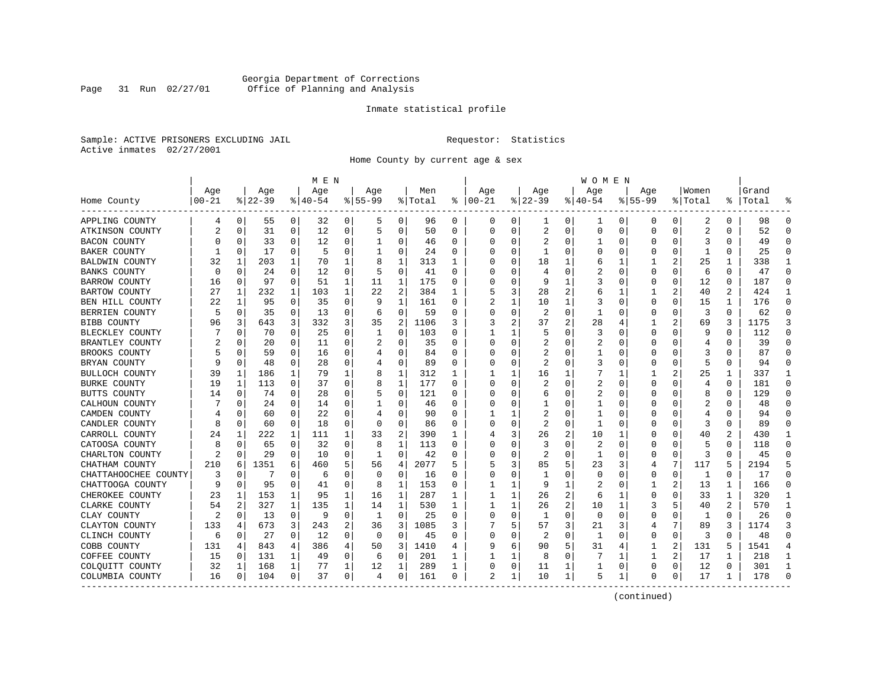Georgia Department of Corrections
Office of Planning and Analysis

Inmate statistical profile

Sample: ACTIVE PRISONERS EXCLUDING JAIL    Requestor: Statistics
Active inmates 02/27/2001

Home County by current age & sex

| Home County | MEN Age 00-21 | % | Age 22-39 | % | Age 40-54 | % | Age 55-99 | % | Men Total | % | WOMEN Age 00-21 | % | Age 22-39 | % | Age 40-54 | % | Age 55-99 | % | Women Total | % | Grand Total | % |
|---|---|---|---|---|---|---|---|---|---|---|---|---|---|---|---|---|---|---|---|---|---|---|
| APPLING COUNTY | 4 | 0 | 55 | 0 | 32 | 0 | 5 | 0 | 96 | 0 | 0 | 0 | 1 | 0 | 1 | 0 | 0 | 0 | 2 | 0 | 98 | 0 |
| ATKINSON COUNTY | 2 | 0 | 31 | 0 | 12 | 0 | 5 | 0 | 50 | 0 | 0 | 0 | 2 | 0 | 0 | 0 | 0 | 0 | 2 | 0 | 52 | 0 |
| BACON COUNTY | 0 | 0 | 33 | 0 | 12 | 0 | 1 | 0 | 46 | 0 | 0 | 0 | 2 | 0 | 1 | 0 | 0 | 0 | 3 | 0 | 49 | 0 |
| BAKER COUNTY | 1 | 0 | 17 | 0 | 5 | 0 | 1 | 0 | 24 | 0 | 0 | 0 | 1 | 0 | 0 | 0 | 0 | 0 | 1 | 0 | 25 | 0 |
| BALDWIN COUNTY | 32 | 1 | 203 | 1 | 70 | 1 | 8 | 1 | 313 | 1 | 0 | 0 | 18 | 1 | 6 | 1 | 1 | 2 | 25 | 1 | 338 | 1 |
| BANKS COUNTY | 0 | 0 | 24 | 0 | 12 | 0 | 5 | 0 | 41 | 0 | 0 | 0 | 4 | 0 | 2 | 0 | 0 | 0 | 6 | 0 | 47 | 0 |
| BARROW COUNTY | 16 | 0 | 97 | 0 | 51 | 1 | 11 | 1 | 175 | 0 | 0 | 0 | 9 | 1 | 3 | 0 | 0 | 0 | 12 | 0 | 187 | 0 |
| BARTOW COUNTY | 27 | 1 | 232 | 1 | 103 | 1 | 22 | 2 | 384 | 1 | 5 | 3 | 28 | 2 | 6 | 1 | 1 | 2 | 40 | 2 | 424 | 1 |
| BEN HILL COUNTY | 22 | 1 | 95 | 0 | 35 | 0 | 9 | 1 | 161 | 0 | 2 | 1 | 10 | 1 | 3 | 0 | 0 | 0 | 15 | 1 | 176 | 0 |
| BERRIEN COUNTY | 5 | 0 | 35 | 0 | 13 | 0 | 6 | 0 | 59 | 0 | 0 | 0 | 2 | 0 | 1 | 0 | 0 | 0 | 3 | 0 | 62 | 0 |
| BIBB COUNTY | 96 | 3 | 643 | 3 | 332 | 3 | 35 | 2 | 1106 | 3 | 3 | 2 | 37 | 2 | 28 | 4 | 1 | 2 | 69 | 3 | 1175 | 3 |
| BLECKLEY COUNTY | 7 | 0 | 70 | 0 | 25 | 0 | 1 | 0 | 103 | 0 | 1 | 1 | 5 | 0 | 3 | 0 | 0 | 0 | 9 | 0 | 112 | 0 |
| BRANTLEY COUNTY | 2 | 0 | 20 | 0 | 11 | 0 | 2 | 0 | 35 | 0 | 0 | 0 | 2 | 0 | 2 | 0 | 0 | 0 | 4 | 0 | 39 | 0 |
| BROOKS COUNTY | 5 | 0 | 59 | 0 | 16 | 0 | 4 | 0 | 84 | 0 | 0 | 0 | 2 | 0 | 1 | 0 | 0 | 0 | 3 | 0 | 87 | 0 |
| BRYAN COUNTY | 9 | 0 | 48 | 0 | 28 | 0 | 4 | 0 | 89 | 0 | 0 | 0 | 2 | 0 | 3 | 0 | 0 | 0 | 5 | 0 | 94 | 0 |
| BULLOCH COUNTY | 39 | 1 | 186 | 1 | 79 | 1 | 8 | 1 | 312 | 1 | 1 | 1 | 16 | 1 | 7 | 1 | 1 | 2 | 25 | 1 | 337 | 1 |
| BURKE COUNTY | 19 | 1 | 113 | 0 | 37 | 0 | 8 | 1 | 177 | 0 | 0 | 0 | 2 | 0 | 2 | 0 | 0 | 0 | 4 | 0 | 181 | 0 |
| BUTTS COUNTY | 14 | 0 | 74 | 0 | 28 | 0 | 5 | 0 | 121 | 0 | 0 | 0 | 6 | 0 | 2 | 0 | 0 | 0 | 8 | 0 | 129 | 0 |
| CALHOUN COUNTY | 7 | 0 | 24 | 0 | 14 | 0 | 1 | 0 | 46 | 0 | 0 | 0 | 1 | 0 | 1 | 0 | 0 | 0 | 2 | 0 | 48 | 0 |
| CAMDEN COUNTY | 4 | 0 | 60 | 0 | 22 | 0 | 4 | 0 | 90 | 0 | 1 | 1 | 2 | 0 | 1 | 0 | 0 | 0 | 4 | 0 | 94 | 0 |
| CANDLER COUNTY | 8 | 0 | 60 | 0 | 18 | 0 | 0 | 0 | 86 | 0 | 0 | 0 | 2 | 0 | 1 | 0 | 0 | 0 | 3 | 0 | 89 | 0 |
| CARROLL COUNTY | 24 | 1 | 222 | 1 | 111 | 1 | 33 | 2 | 390 | 1 | 4 | 3 | 26 | 2 | 10 | 1 | 0 | 0 | 40 | 2 | 430 | 1 |
| CATOOSA COUNTY | 8 | 0 | 65 | 0 | 32 | 0 | 8 | 1 | 113 | 0 | 0 | 0 | 3 | 0 | 2 | 0 | 0 | 0 | 5 | 0 | 118 | 0 |
| CHARLTON COUNTY | 2 | 0 | 29 | 0 | 10 | 0 | 1 | 0 | 42 | 0 | 0 | 0 | 2 | 0 | 1 | 0 | 0 | 0 | 3 | 0 | 45 | 0 |
| CHATHAM COUNTY | 210 | 6 | 1351 | 6 | 460 | 5 | 56 | 4 | 2077 | 5 | 5 | 3 | 85 | 5 | 23 | 3 | 4 | 7 | 117 | 5 | 2194 | 5 |
| CHATTAHOOCHEE COUNTY | 3 | 0 | 7 | 0 | 6 | 0 | 0 | 0 | 16 | 0 | 0 | 0 | 1 | 0 | 0 | 0 | 0 | 0 | 1 | 0 | 17 | 0 |
| CHATTOOGA COUNTY | 9 | 0 | 95 | 0 | 41 | 0 | 8 | 1 | 153 | 0 | 1 | 1 | 9 | 1 | 2 | 0 | 1 | 2 | 13 | 1 | 166 | 0 |
| CHEROKEE COUNTY | 23 | 1 | 153 | 1 | 95 | 1 | 16 | 1 | 287 | 1 | 1 | 1 | 26 | 2 | 6 | 1 | 0 | 0 | 33 | 1 | 320 | 1 |
| CLARKE COUNTY | 54 | 2 | 327 | 1 | 135 | 1 | 14 | 1 | 530 | 1 | 1 | 1 | 26 | 2 | 10 | 1 | 3 | 5 | 40 | 2 | 570 | 1 |
| CLAY COUNTY | 2 | 0 | 13 | 0 | 9 | 0 | 1 | 0 | 25 | 0 | 0 | 0 | 1 | 0 | 0 | 0 | 0 | 0 | 1 | 0 | 26 | 0 |
| CLAYTON COUNTY | 133 | 4 | 673 | 3 | 243 | 2 | 36 | 3 | 1085 | 3 | 7 | 5 | 57 | 3 | 21 | 3 | 4 | 7 | 89 | 3 | 1174 | 3 |
| CLINCH COUNTY | 6 | 0 | 27 | 0 | 12 | 0 | 0 | 0 | 45 | 0 | 0 | 0 | 2 | 0 | 1 | 0 | 0 | 0 | 3 | 0 | 48 | 0 |
| COBB COUNTY | 131 | 4 | 843 | 4 | 386 | 4 | 50 | 3 | 1410 | 4 | 9 | 6 | 90 | 5 | 31 | 4 | 1 | 2 | 131 | 5 | 1541 | 4 |
| COFFEE COUNTY | 15 | 0 | 131 | 1 | 49 | 0 | 6 | 0 | 201 | 1 | 1 | 1 | 8 | 0 | 7 | 1 | 1 | 2 | 17 | 1 | 218 | 1 |
| COLQUITT COUNTY | 32 | 1 | 168 | 1 | 77 | 1 | 12 | 1 | 289 | 1 | 0 | 0 | 11 | 1 | 1 | 0 | 0 | 0 | 12 | 0 | 301 | 1 |
| COLUMBIA COUNTY | 16 | 0 | 104 | 0 | 37 | 0 | 4 | 0 | 161 | 0 | 2 | 1 | 10 | 1 | 5 | 1 | 0 | 0 | 17 | 1 | 178 | 0 |

(continued)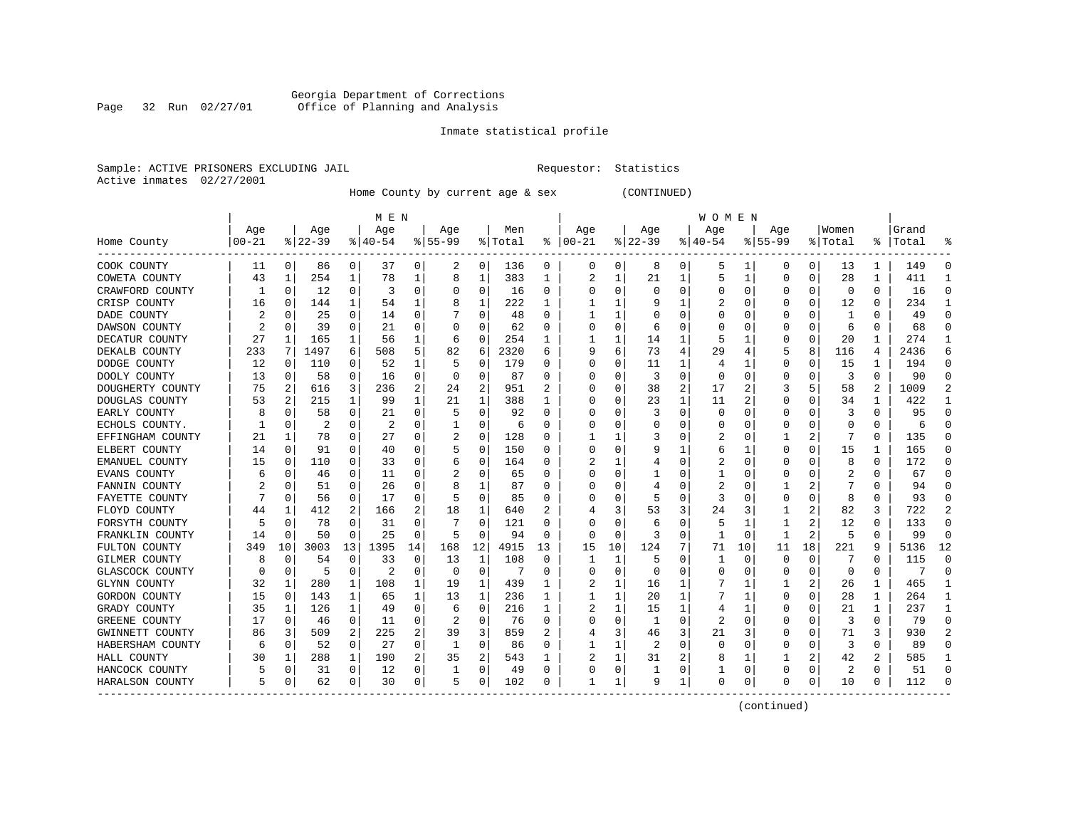Georgia Department of Corrections
Office of Planning and Analysis

Inmate statistical profile

Sample: ACTIVE PRISONERS EXCLUDING JAIL    Requestor: Statistics
Active inmates 02/27/2001

Home County by current age & sex (CONTINUED)

| Home County | MEN Age 00-21 | % | Age 22-39 | % | Age 40-54 | % | Age 55-99 | % | Men Total | % | WOMEN Age 00-21 | % | Age 22-39 | % | Age 40-54 | % | Age 55-99 | % | Women Total | % | Grand Total | % |
|---|---|---|---|---|---|---|---|---|---|---|---|---|---|---|---|---|---|---|---|---|---|---|
| COOK COUNTY | 11 | 0 | 86 | 0 | 37 | 0 | 2 | 0 | 136 | 0 | 0 | 0 | 8 | 0 | 5 | 1 | 0 | 0 | 13 | 1 | 149 | 0 |
| COWETA COUNTY | 43 | 1 | 254 | 1 | 78 | 1 | 8 | 1 | 383 | 1 | 2 | 1 | 21 | 1 | 5 | 1 | 0 | 0 | 28 | 1 | 411 | 1 |
| CRAWFORD COUNTY | 1 | 0 | 12 | 0 | 3 | 0 | 0 | 0 | 16 | 0 | 0 | 0 | 0 | 0 | 0 | 0 | 0 | 0 | 0 | 0 | 16 | 0 |
| CRISP COUNTY | 16 | 0 | 144 | 1 | 54 | 1 | 8 | 1 | 222 | 1 | 1 | 1 | 9 | 1 | 2 | 0 | 0 | 0 | 12 | 0 | 234 | 1 |
| DADE COUNTY | 2 | 0 | 25 | 0 | 14 | 0 | 7 | 0 | 48 | 0 | 1 | 1 | 0 | 0 | 0 | 0 | 0 | 0 | 1 | 0 | 49 | 0 |
| DAWSON COUNTY | 2 | 0 | 39 | 0 | 21 | 0 | 0 | 0 | 62 | 0 | 0 | 0 | 6 | 0 | 0 | 0 | 0 | 0 | 6 | 0 | 68 | 0 |
| DECATUR COUNTY | 27 | 1 | 165 | 1 | 56 | 1 | 6 | 0 | 254 | 1 | 1 | 1 | 14 | 1 | 5 | 1 | 0 | 0 | 20 | 1 | 274 | 1 |
| DEKALB COUNTY | 233 | 7 | 1497 | 6 | 508 | 5 | 82 | 6 | 2320 | 6 | 9 | 6 | 73 | 4 | 29 | 4 | 5 | 8 | 116 | 4 | 2436 | 6 |
| DODGE COUNTY | 12 | 0 | 110 | 0 | 52 | 1 | 5 | 0 | 179 | 0 | 0 | 0 | 11 | 1 | 4 | 1 | 0 | 0 | 15 | 1 | 194 | 0 |
| DOOLY COUNTY | 13 | 0 | 58 | 0 | 16 | 0 | 0 | 0 | 87 | 0 | 0 | 0 | 3 | 0 | 0 | 0 | 0 | 0 | 3 | 0 | 90 | 0 |
| DOUGHERTY COUNTY | 75 | 2 | 616 | 3 | 236 | 2 | 24 | 2 | 951 | 2 | 0 | 0 | 38 | 2 | 17 | 2 | 3 | 5 | 58 | 2 | 1009 | 2 |
| DOUGLAS COUNTY | 53 | 2 | 215 | 1 | 99 | 1 | 21 | 1 | 388 | 1 | 0 | 0 | 23 | 1 | 11 | 2 | 0 | 0 | 34 | 1 | 422 | 1 |
| EARLY COUNTY | 8 | 0 | 58 | 0 | 21 | 0 | 5 | 0 | 92 | 0 | 0 | 0 | 3 | 0 | 0 | 0 | 0 | 0 | 3 | 0 | 95 | 0 |
| ECHOLS COUNTY. | 1 | 0 | 2 | 0 | 2 | 0 | 1 | 0 | 6 | 0 | 0 | 0 | 0 | 0 | 0 | 0 | 0 | 0 | 0 | 0 | 6 | 0 |
| EFFINGHAM COUNTY | 21 | 1 | 78 | 0 | 27 | 0 | 2 | 0 | 128 | 0 | 1 | 1 | 3 | 0 | 2 | 0 | 1 | 2 | 7 | 0 | 135 | 0 |
| ELBERT COUNTY | 14 | 0 | 91 | 0 | 40 | 0 | 5 | 0 | 150 | 0 | 0 | 0 | 9 | 1 | 6 | 1 | 0 | 0 | 15 | 1 | 165 | 0 |
| EMANUEL COUNTY | 15 | 0 | 110 | 0 | 33 | 0 | 6 | 0 | 164 | 0 | 2 | 1 | 4 | 0 | 2 | 0 | 0 | 0 | 8 | 0 | 172 | 0 |
| EVANS COUNTY | 6 | 0 | 46 | 0 | 11 | 0 | 2 | 0 | 65 | 0 | 0 | 0 | 1 | 0 | 1 | 0 | 0 | 0 | 2 | 0 | 67 | 0 |
| FANNIN COUNTY | 2 | 0 | 51 | 0 | 26 | 0 | 8 | 1 | 87 | 0 | 0 | 0 | 4 | 0 | 2 | 0 | 1 | 2 | 7 | 0 | 94 | 0 |
| FAYETTE COUNTY | 7 | 0 | 56 | 0 | 17 | 0 | 5 | 0 | 85 | 0 | 0 | 0 | 5 | 0 | 3 | 0 | 0 | 0 | 8 | 0 | 93 | 0 |
| FLOYD COUNTY | 44 | 1 | 412 | 2 | 166 | 2 | 18 | 1 | 640 | 2 | 4 | 3 | 53 | 3 | 24 | 3 | 1 | 2 | 82 | 3 | 722 | 2 |
| FORSYTH COUNTY | 5 | 0 | 78 | 0 | 31 | 0 | 7 | 0 | 121 | 0 | 0 | 0 | 6 | 0 | 5 | 1 | 1 | 2 | 12 | 0 | 133 | 0 |
| FRANKLIN COUNTY | 14 | 0 | 50 | 0 | 25 | 0 | 5 | 0 | 94 | 0 | 0 | 0 | 3 | 0 | 1 | 0 | 1 | 2 | 5 | 0 | 99 | 0 |
| FULTON COUNTY | 349 | 10 | 3003 | 13 | 1395 | 14 | 168 | 12 | 4915 | 13 | 15 | 10 | 124 | 7 | 71 | 10 | 11 | 18 | 221 | 9 | 5136 | 12 |
| GILMER COUNTY | 8 | 0 | 54 | 0 | 33 | 0 | 13 | 1 | 108 | 0 | 1 | 1 | 5 | 0 | 1 | 0 | 0 | 0 | 7 | 0 | 115 | 0 |
| GLASCOCK COUNTY | 0 | 0 | 5 | 0 | 2 | 0 | 0 | 0 | 7 | 0 | 0 | 0 | 0 | 0 | 0 | 0 | 0 | 0 | 0 | 0 | 7 | 0 |
| GLYNN COUNTY | 32 | 1 | 280 | 1 | 108 | 1 | 19 | 1 | 439 | 1 | 2 | 1 | 16 | 1 | 7 | 1 | 1 | 2 | 26 | 1 | 465 | 1 |
| GORDON COUNTY | 15 | 0 | 143 | 1 | 65 | 1 | 13 | 1 | 236 | 1 | 1 | 1 | 20 | 1 | 7 | 1 | 0 | 0 | 28 | 1 | 264 | 1 |
| GRADY COUNTY | 35 | 1 | 126 | 1 | 49 | 0 | 6 | 0 | 216 | 1 | 2 | 1 | 15 | 1 | 4 | 1 | 0 | 0 | 21 | 1 | 237 | 1 |
| GREENE COUNTY | 17 | 0 | 46 | 0 | 11 | 0 | 2 | 0 | 76 | 0 | 0 | 0 | 1 | 0 | 2 | 0 | 0 | 0 | 3 | 0 | 79 | 0 |
| GWINNETT COUNTY | 86 | 3 | 509 | 2 | 225 | 2 | 39 | 3 | 859 | 2 | 4 | 3 | 46 | 3 | 21 | 3 | 0 | 0 | 71 | 3 | 930 | 2 |
| HABERSHAM COUNTY | 6 | 0 | 52 | 0 | 27 | 0 | 1 | 0 | 86 | 0 | 1 | 1 | 2 | 0 | 0 | 0 | 0 | 0 | 3 | 0 | 89 | 0 |
| HALL COUNTY | 30 | 1 | 288 | 1 | 190 | 2 | 35 | 2 | 543 | 1 | 2 | 1 | 31 | 2 | 8 | 1 | 1 | 2 | 42 | 2 | 585 | 1 |
| HANCOCK COUNTY | 5 | 0 | 31 | 0 | 12 | 0 | 1 | 0 | 49 | 0 | 0 | 0 | 1 | 0 | 1 | 0 | 0 | 0 | 2 | 0 | 51 | 0 |
| HARALSON COUNTY | 5 | 0 | 62 | 0 | 30 | 0 | 5 | 0 | 102 | 0 | 1 | 1 | 9 | 1 | 0 | 0 | 0 | 0 | 10 | 0 | 112 | 0 |

(continued)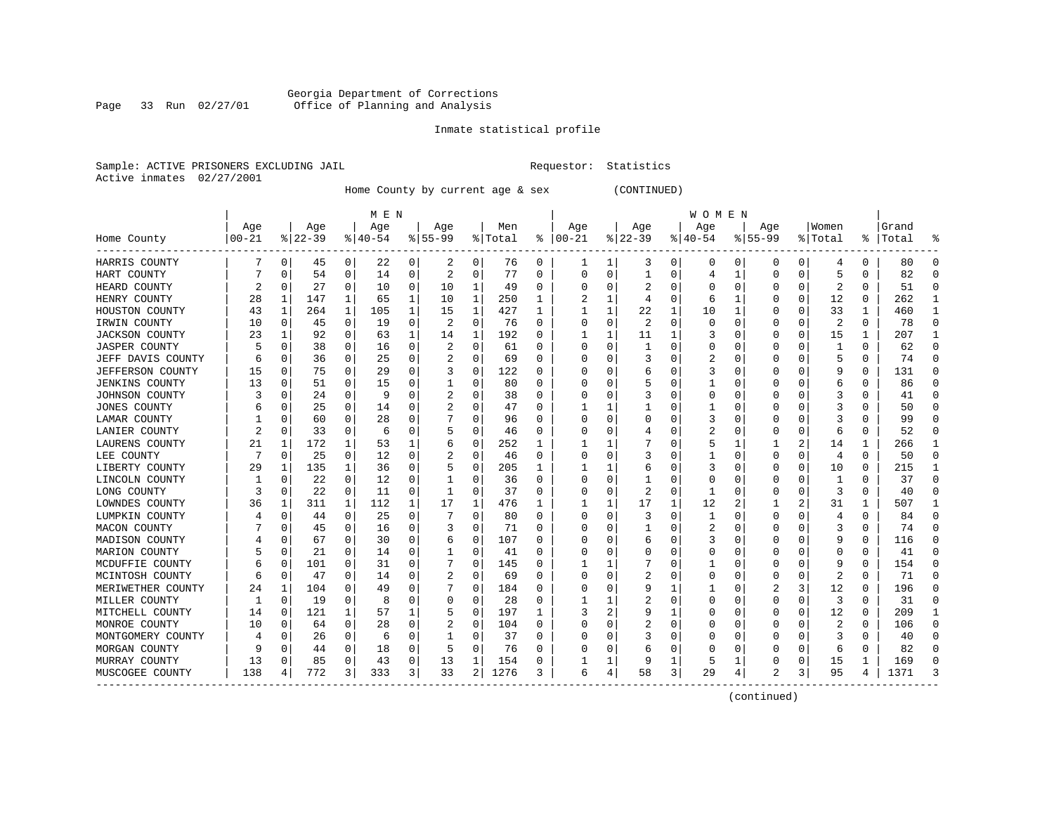Georgia Department of Corrections
Office of Planning and Analysis

Inmate statistical profile

Sample: ACTIVE PRISONERS EXCLUDING JAIL
Active inmates 02/27/2001

Requestor: Statistics

Home County by current age & sex (CONTINUED)

| Home County | MEN Age 00-21 | % | Age 22-39 | % | Age 40-54 | % | Age 55-99 | % | Men Total | % | WOMEN Age 00-21 | % | Age 22-39 | % | Age 40-54 | % | Age 55-99 | % | Women Total | % | Grand Total | % |
|---|---|---|---|---|---|---|---|---|---|---|---|---|---|---|---|---|---|---|---|---|---|---|
| HARRIS COUNTY | 7 | 0 | 45 | 0 | 22 | 0 | 2 | 0 | 76 | 0 | 1 | 1 | 3 | 0 | 0 | 0 | 0 | 0 | 4 | 0 | 80 | 0 |
| HART COUNTY | 7 | 0 | 54 | 0 | 14 | 0 | 2 | 0 | 77 | 0 | 0 | 0 | 1 | 0 | 4 | 1 | 0 | 0 | 5 | 0 | 82 | 0 |
| HEARD COUNTY | 2 | 0 | 27 | 0 | 10 | 0 | 10 | 1 | 49 | 0 | 0 | 0 | 2 | 0 | 0 | 0 | 0 | 0 | 2 | 0 | 51 | 0 |
| HENRY COUNTY | 28 | 1 | 147 | 1 | 65 | 1 | 10 | 1 | 250 | 1 | 2 | 1 | 4 | 0 | 6 | 1 | 0 | 0 | 12 | 0 | 262 | 1 |
| HOUSTON COUNTY | 43 | 1 | 264 | 1 | 105 | 1 | 15 | 1 | 427 | 1 | 1 | 1 | 22 | 1 | 10 | 1 | 0 | 0 | 33 | 1 | 460 | 1 |
| IRWIN COUNTY | 10 | 0 | 45 | 0 | 19 | 0 | 2 | 0 | 76 | 0 | 0 | 0 | 2 | 0 | 0 | 0 | 0 | 0 | 2 | 0 | 78 | 0 |
| JACKSON COUNTY | 23 | 1 | 92 | 0 | 63 | 1 | 14 | 1 | 192 | 0 | 1 | 1 | 11 | 1 | 3 | 0 | 0 | 0 | 15 | 1 | 207 | 1 |
| JASPER COUNTY | 5 | 0 | 38 | 0 | 16 | 0 | 2 | 0 | 61 | 0 | 0 | 0 | 1 | 0 | 0 | 0 | 0 | 0 | 1 | 0 | 62 | 0 |
| JEFF DAVIS COUNTY | 6 | 0 | 36 | 0 | 25 | 0 | 2 | 0 | 69 | 0 | 0 | 0 | 3 | 0 | 2 | 0 | 0 | 0 | 5 | 0 | 74 | 0 |
| JEFFERSON COUNTY | 15 | 0 | 75 | 0 | 29 | 0 | 3 | 0 | 122 | 0 | 0 | 0 | 6 | 0 | 3 | 0 | 0 | 0 | 9 | 0 | 131 | 0 |
| JENKINS COUNTY | 13 | 0 | 51 | 0 | 15 | 0 | 1 | 0 | 80 | 0 | 0 | 0 | 5 | 0 | 1 | 0 | 0 | 0 | 6 | 0 | 86 | 0 |
| JOHNSON COUNTY | 3 | 0 | 24 | 0 | 9 | 0 | 2 | 0 | 38 | 0 | 0 | 0 | 3 | 0 | 0 | 0 | 0 | 0 | 3 | 0 | 41 | 0 |
| JONES COUNTY | 6 | 0 | 25 | 0 | 14 | 0 | 2 | 0 | 47 | 0 | 1 | 1 | 1 | 0 | 1 | 0 | 0 | 0 | 3 | 0 | 50 | 0 |
| LAMAR COUNTY | 1 | 0 | 60 | 0 | 28 | 0 | 7 | 0 | 96 | 0 | 0 | 0 | 0 | 0 | 3 | 0 | 0 | 0 | 3 | 0 | 99 | 0 |
| LANIER COUNTY | 2 | 0 | 33 | 0 | 6 | 0 | 5 | 0 | 46 | 0 | 0 | 0 | 4 | 0 | 2 | 0 | 0 | 0 | 6 | 0 | 52 | 0 |
| LAURENS COUNTY | 21 | 1 | 172 | 1 | 53 | 1 | 6 | 0 | 252 | 1 | 1 | 1 | 7 | 0 | 5 | 1 | 1 | 2 | 14 | 1 | 266 | 1 |
| LEE COUNTY | 7 | 0 | 25 | 0 | 12 | 0 | 2 | 0 | 46 | 0 | 0 | 0 | 3 | 0 | 1 | 0 | 0 | 0 | 4 | 0 | 50 | 0 |
| LIBERTY COUNTY | 29 | 1 | 135 | 1 | 36 | 0 | 5 | 0 | 205 | 1 | 1 | 1 | 6 | 0 | 3 | 0 | 0 | 0 | 10 | 0 | 215 | 1 |
| LINCOLN COUNTY | 1 | 0 | 22 | 0 | 12 | 0 | 1 | 0 | 36 | 0 | 0 | 0 | 1 | 0 | 0 | 0 | 0 | 0 | 1 | 0 | 37 | 0 |
| LONG COUNTY | 3 | 0 | 22 | 0 | 11 | 0 | 1 | 0 | 37 | 0 | 0 | 0 | 2 | 0 | 1 | 0 | 0 | 0 | 3 | 0 | 40 | 0 |
| LOWNDES COUNTY | 36 | 1 | 311 | 1 | 112 | 1 | 17 | 1 | 476 | 1 | 1 | 1 | 17 | 1 | 12 | 2 | 1 | 2 | 31 | 1 | 507 | 1 |
| LUMPKIN COUNTY | 4 | 0 | 44 | 0 | 25 | 0 | 7 | 0 | 80 | 0 | 0 | 0 | 3 | 0 | 1 | 0 | 0 | 0 | 4 | 0 | 84 | 0 |
| MACON COUNTY | 7 | 0 | 45 | 0 | 16 | 0 | 3 | 0 | 71 | 0 | 0 | 0 | 1 | 0 | 2 | 0 | 0 | 0 | 3 | 0 | 74 | 0 |
| MADISON COUNTY | 4 | 0 | 67 | 0 | 30 | 0 | 6 | 0 | 107 | 0 | 0 | 0 | 6 | 0 | 3 | 0 | 0 | 0 | 9 | 0 | 116 | 0 |
| MARION COUNTY | 5 | 0 | 21 | 0 | 14 | 0 | 1 | 0 | 41 | 0 | 0 | 0 | 0 | 0 | 0 | 0 | 0 | 0 | 0 | 0 | 41 | 0 |
| MCDUFFIE COUNTY | 6 | 0 | 101 | 0 | 31 | 0 | 7 | 0 | 145 | 0 | 1 | 1 | 7 | 0 | 1 | 0 | 0 | 0 | 9 | 0 | 154 | 0 |
| MCINTOSH COUNTY | 6 | 0 | 47 | 0 | 14 | 0 | 2 | 0 | 69 | 0 | 0 | 0 | 2 | 0 | 0 | 0 | 0 | 0 | 2 | 0 | 71 | 0 |
| MERIWETHER COUNTY | 24 | 1 | 104 | 0 | 49 | 0 | 7 | 0 | 184 | 0 | 0 | 0 | 9 | 1 | 1 | 0 | 2 | 3 | 12 | 0 | 196 | 0 |
| MILLER COUNTY | 1 | 0 | 19 | 0 | 8 | 0 | 0 | 0 | 28 | 0 | 1 | 1 | 2 | 0 | 0 | 0 | 0 | 0 | 3 | 0 | 31 | 0 |
| MITCHELL COUNTY | 14 | 0 | 121 | 1 | 57 | 1 | 5 | 0 | 197 | 1 | 3 | 2 | 9 | 1 | 0 | 0 | 0 | 0 | 12 | 0 | 209 | 1 |
| MONROE COUNTY | 10 | 0 | 64 | 0 | 28 | 0 | 2 | 0 | 104 | 0 | 0 | 0 | 2 | 0 | 0 | 0 | 0 | 0 | 2 | 0 | 106 | 0 |
| MONTGOMERY COUNTY | 4 | 0 | 26 | 0 | 6 | 0 | 1 | 0 | 37 | 0 | 0 | 0 | 3 | 0 | 0 | 0 | 0 | 0 | 3 | 0 | 40 | 0 |
| MORGAN COUNTY | 9 | 0 | 44 | 0 | 18 | 0 | 5 | 0 | 76 | 0 | 0 | 0 | 6 | 0 | 0 | 0 | 0 | 0 | 6 | 0 | 82 | 0 |
| MURRAY COUNTY | 13 | 0 | 85 | 0 | 43 | 0 | 13 | 1 | 154 | 0 | 1 | 1 | 9 | 1 | 5 | 1 | 0 | 0 | 15 | 1 | 169 | 0 |
| MUSCOGEE COUNTY | 138 | 4 | 772 | 3 | 333 | 3 | 33 | 2 | 1276 | 3 | 6 | 4 | 58 | 3 | 29 | 4 | 2 | 3 | 95 | 4 | 1371 | 3 |

(continued)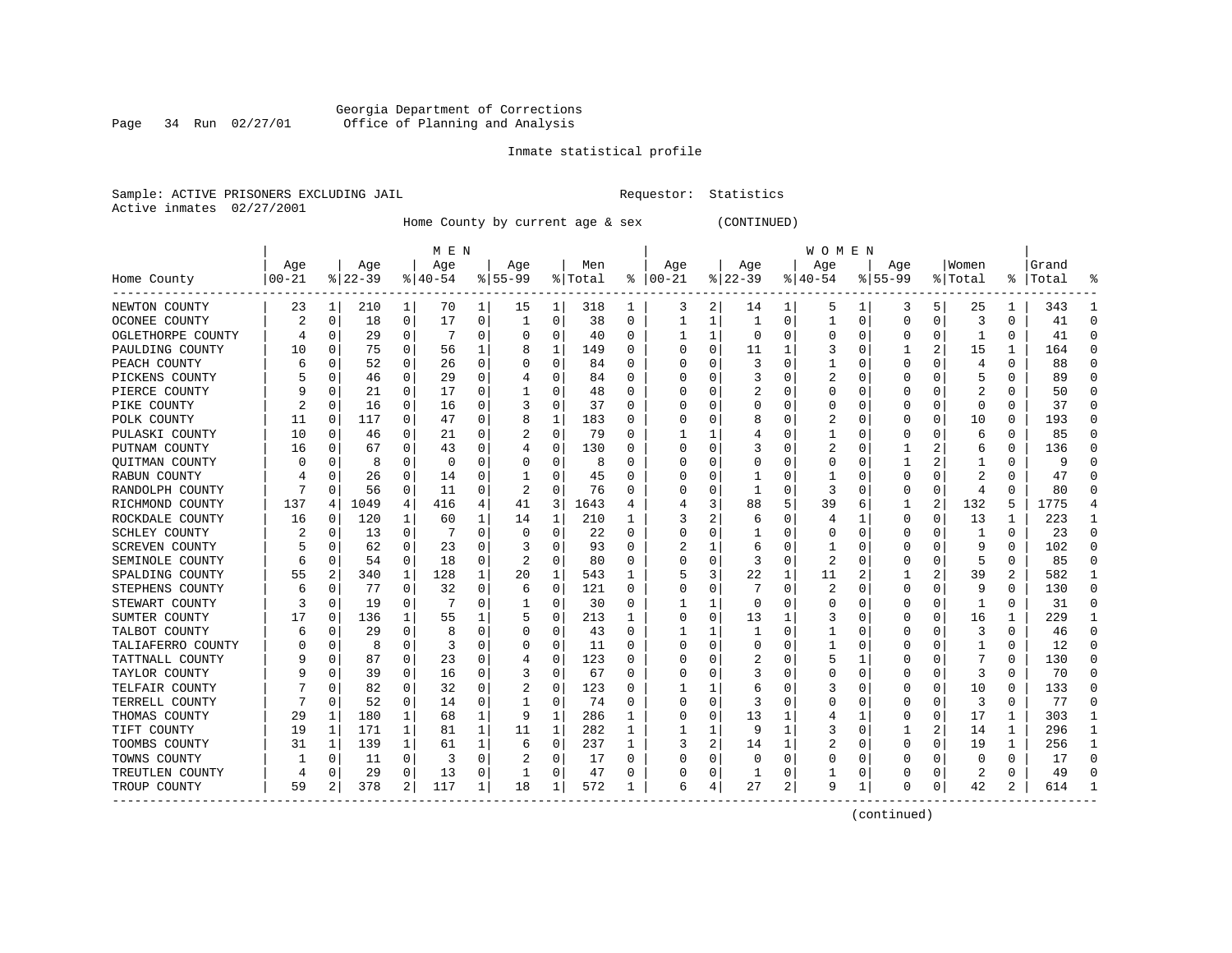Georgia Department of Corrections
Office of Planning and Analysis

Inmate statistical profile

Sample: ACTIVE PRISONERS EXCLUDING JAIL    Requestor: Statistics
Active inmates 02/27/2001

Home County by current age & sex (CONTINUED)

| Home County | MEN Age 00-21 | % | Age 22-39 | % | Age 40-54 | % | Age 55-99 | % | Men Total | % | WOMEN Age 00-21 | % | Age 22-39 | % | Age 40-54 | % | Age 55-99 | % | Women Total | % | Grand Total | % |
|---|---|---|---|---|---|---|---|---|---|---|---|---|---|---|---|---|---|---|---|---|---|---|
| NEWTON COUNTY | 23 | 1 | 210 | 1 | 70 | 1 | 15 | 1 | 318 | 1 | 3 | 2 | 14 | 1 | 5 | 1 | 3 | 5 | 25 | 1 | 343 | 1 |
| OCONEE COUNTY | 2 | 0 | 18 | 0 | 17 | 0 | 1 | 0 | 38 | 0 | 1 | 1 | 1 | 0 | 1 | 0 | 0 | 0 | 3 | 0 | 41 | 0 |
| OGLETHORPE COUNTY | 4 | 0 | 29 | 0 | 7 | 0 | 0 | 0 | 40 | 0 | 1 | 1 | 0 | 0 | 0 | 0 | 0 | 0 | 1 | 0 | 41 | 0 |
| PAULDING COUNTY | 10 | 0 | 75 | 0 | 56 | 1 | 8 | 1 | 149 | 0 | 0 | 0 | 11 | 1 | 3 | 0 | 1 | 2 | 15 | 1 | 164 | 0 |
| PEACH COUNTY | 6 | 0 | 52 | 0 | 26 | 0 | 0 | 0 | 84 | 0 | 0 | 0 | 3 | 0 | 1 | 0 | 0 | 0 | 4 | 0 | 88 | 0 |
| PICKENS COUNTY | 5 | 0 | 46 | 0 | 29 | 0 | 4 | 0 | 84 | 0 | 0 | 0 | 3 | 0 | 2 | 0 | 0 | 0 | 5 | 0 | 89 | 0 |
| PIERCE COUNTY | 9 | 0 | 21 | 0 | 17 | 0 | 1 | 0 | 48 | 0 | 0 | 0 | 2 | 0 | 0 | 0 | 0 | 0 | 2 | 0 | 50 | 0 |
| PIKE COUNTY | 2 | 0 | 16 | 0 | 16 | 0 | 3 | 0 | 37 | 0 | 0 | 0 | 0 | 0 | 0 | 0 | 0 | 0 | 0 | 0 | 37 | 0 |
| POLK COUNTY | 11 | 0 | 117 | 0 | 47 | 0 | 8 | 1 | 183 | 0 | 0 | 0 | 8 | 0 | 2 | 0 | 0 | 0 | 10 | 0 | 193 | 0 |
| PULASKI COUNTY | 10 | 0 | 46 | 0 | 21 | 0 | 2 | 0 | 79 | 0 | 1 | 1 | 4 | 0 | 1 | 0 | 0 | 0 | 6 | 0 | 85 | 0 |
| PUTNAM COUNTY | 16 | 0 | 67 | 0 | 43 | 0 | 4 | 0 | 130 | 0 | 0 | 0 | 3 | 0 | 2 | 0 | 1 | 2 | 6 | 0 | 136 | 0 |
| QUITMAN COUNTY | 0 | 0 | 8 | 0 | 0 | 0 | 0 | 0 | 8 | 0 | 0 | 0 | 0 | 0 | 0 | 0 | 1 | 2 | 1 | 0 | 9 | 0 |
| RABUN COUNTY | 4 | 0 | 26 | 0 | 14 | 0 | 1 | 0 | 45 | 0 | 0 | 0 | 1 | 0 | 1 | 0 | 0 | 0 | 2 | 0 | 47 | 0 |
| RANDOLPH COUNTY | 7 | 0 | 56 | 0 | 11 | 0 | 2 | 0 | 76 | 0 | 0 | 0 | 1 | 0 | 3 | 0 | 0 | 0 | 4 | 0 | 80 | 0 |
| RICHMOND COUNTY | 137 | 4 | 1049 | 4 | 416 | 4 | 41 | 3 | 1643 | 4 | 4 | 3 | 88 | 5 | 39 | 6 | 1 | 2 | 132 | 5 | 1775 | 4 |
| ROCKDALE COUNTY | 16 | 0 | 120 | 1 | 60 | 1 | 14 | 1 | 210 | 1 | 3 | 2 | 6 | 0 | 4 | 1 | 0 | 0 | 13 | 1 | 223 | 1 |
| SCHLEY COUNTY | 2 | 0 | 13 | 0 | 7 | 0 | 0 | 0 | 22 | 0 | 0 | 0 | 1 | 0 | 0 | 0 | 0 | 0 | 1 | 0 | 23 | 0 |
| SCREVEN COUNTY | 5 | 0 | 62 | 0 | 23 | 0 | 3 | 0 | 93 | 0 | 2 | 1 | 6 | 0 | 1 | 0 | 0 | 0 | 9 | 0 | 102 | 0 |
| SEMINOLE COUNTY | 6 | 0 | 54 | 0 | 18 | 0 | 2 | 0 | 80 | 0 | 0 | 0 | 3 | 0 | 2 | 0 | 0 | 0 | 5 | 0 | 85 | 0 |
| SPALDING COUNTY | 55 | 2 | 340 | 1 | 128 | 1 | 20 | 1 | 543 | 1 | 5 | 3 | 22 | 1 | 11 | 2 | 1 | 2 | 39 | 2 | 582 | 1 |
| STEPHENS COUNTY | 6 | 0 | 77 | 0 | 32 | 0 | 6 | 0 | 121 | 0 | 0 | 0 | 7 | 0 | 2 | 0 | 0 | 0 | 9 | 0 | 130 | 0 |
| STEWART COUNTY | 3 | 0 | 19 | 0 | 7 | 0 | 1 | 0 | 30 | 0 | 1 | 1 | 0 | 0 | 0 | 0 | 0 | 0 | 1 | 0 | 31 | 0 |
| SUMTER COUNTY | 17 | 0 | 136 | 1 | 55 | 1 | 5 | 0 | 213 | 1 | 0 | 0 | 13 | 1 | 3 | 0 | 0 | 0 | 16 | 1 | 229 | 1 |
| TALBOT COUNTY | 6 | 0 | 29 | 0 | 8 | 0 | 0 | 0 | 43 | 0 | 1 | 1 | 1 | 0 | 1 | 0 | 0 | 0 | 3 | 0 | 46 | 0 |
| TALIAFERRO COUNTY | 0 | 0 | 8 | 0 | 3 | 0 | 0 | 0 | 11 | 0 | 0 | 0 | 0 | 0 | 1 | 0 | 0 | 0 | 1 | 0 | 12 | 0 |
| TATTNALL COUNTY | 9 | 0 | 87 | 0 | 23 | 0 | 4 | 0 | 123 | 0 | 0 | 0 | 2 | 0 | 5 | 1 | 0 | 0 | 7 | 0 | 130 | 0 |
| TAYLOR COUNTY | 9 | 0 | 39 | 0 | 16 | 0 | 3 | 0 | 67 | 0 | 0 | 0 | 3 | 0 | 0 | 0 | 0 | 0 | 3 | 0 | 70 | 0 |
| TELFAIR COUNTY | 7 | 0 | 82 | 0 | 32 | 0 | 2 | 0 | 123 | 0 | 1 | 1 | 6 | 0 | 3 | 0 | 0 | 0 | 10 | 0 | 133 | 0 |
| TERRELL COUNTY | 7 | 0 | 52 | 0 | 14 | 0 | 1 | 0 | 74 | 0 | 0 | 0 | 3 | 0 | 0 | 0 | 0 | 0 | 3 | 0 | 77 | 0 |
| THOMAS COUNTY | 29 | 1 | 180 | 1 | 68 | 1 | 9 | 1 | 286 | 1 | 0 | 0 | 13 | 1 | 4 | 1 | 0 | 0 | 17 | 1 | 303 | 1 |
| TIFT COUNTY | 19 | 1 | 171 | 1 | 81 | 1 | 11 | 1 | 282 | 1 | 1 | 1 | 9 | 1 | 3 | 0 | 1 | 2 | 14 | 1 | 296 | 1 |
| TOOMBS COUNTY | 31 | 1 | 139 | 1 | 61 | 1 | 6 | 0 | 237 | 1 | 3 | 2 | 14 | 1 | 2 | 0 | 0 | 0 | 19 | 1 | 256 | 1 |
| TOWNS COUNTY | 1 | 0 | 11 | 0 | 3 | 0 | 2 | 0 | 17 | 0 | 0 | 0 | 0 | 0 | 0 | 0 | 0 | 0 | 0 | 0 | 17 | 0 |
| TREUTLEN COUNTY | 4 | 0 | 29 | 0 | 13 | 0 | 1 | 0 | 47 | 0 | 0 | 0 | 1 | 0 | 1 | 0 | 0 | 0 | 2 | 0 | 49 | 0 |
| TROUP COUNTY | 59 | 2 | 378 | 2 | 117 | 1 | 18 | 1 | 572 | 1 | 6 | 4 | 27 | 2 | 9 | 1 | 0 | 0 | 42 | 2 | 614 | 1 |

(continued)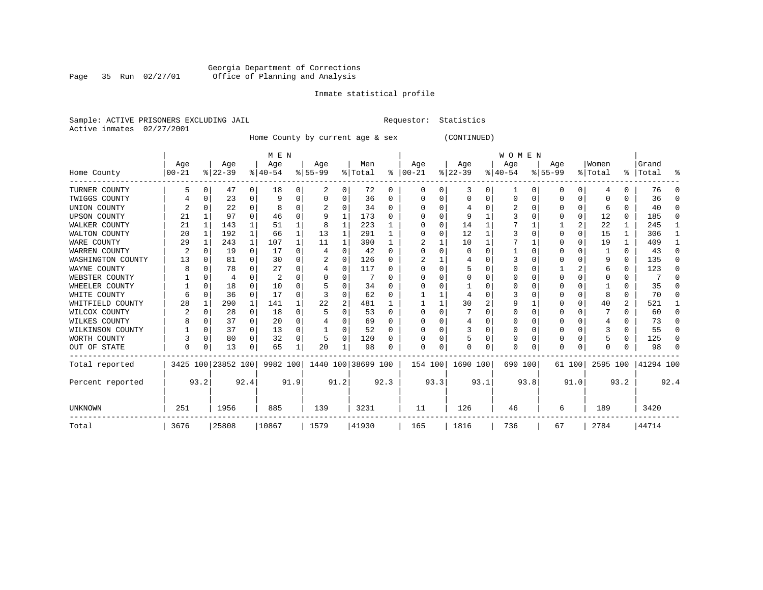Georgia Department of Corrections
Office of Planning and Analysis

Inmate statistical profile

Sample: ACTIVE PRISONERS EXCLUDING JAIL                Requestor: Statistics
Active inmates 02/27/2001

Home County by current age & sex (CONTINUED)

| Home County | MEN Age 00-21 | % | Age 22-39 | % | Age 40-54 | % | Age 55-99 | % | Men Total | % | WOMEN Age 00-21 | % | Age 22-39 | % | Age 40-54 | % | Age 55-99 | % | Women Total | % | Grand Total | % |
|---|---|---|---|---|---|---|---|---|---|---|---|---|---|---|---|---|---|---|---|---|---|---|
| TURNER COUNTY | 5 | 0 | 47 | 0 | 18 | 0 | 2 | 0 | 72 | 0 | 0 | 0 | 3 | 0 | 1 | 0 | 0 | 0 | 4 | 0 | 76 | 0 |
| TWIGGS COUNTY | 4 | 0 | 23 | 0 | 9 | 0 | 0 | 0 | 36 | 0 | 0 | 0 | 0 | 0 | 0 | 0 | 0 | 0 | 0 | 0 | 36 | 0 |
| UNION COUNTY | 2 | 0 | 22 | 0 | 8 | 0 | 2 | 0 | 34 | 0 | 0 | 0 | 4 | 0 | 2 | 0 | 0 | 0 | 6 | 0 | 40 | 0 |
| UPSON COUNTY | 21 | 1 | 97 | 0 | 46 | 0 | 9 | 1 | 173 | 0 | 0 | 0 | 9 | 1 | 3 | 0 | 0 | 0 | 12 | 0 | 185 | 0 |
| WALKER COUNTY | 21 | 1 | 143 | 1 | 51 | 1 | 8 | 1 | 223 | 1 | 0 | 0 | 14 | 1 | 7 | 1 | 1 | 2 | 22 | 1 | 245 | 1 |
| WALTON COUNTY | 20 | 1 | 192 | 1 | 66 | 1 | 13 | 1 | 291 | 1 | 0 | 0 | 12 | 1 | 3 | 0 | 0 | 0 | 15 | 1 | 306 | 1 |
| WARE COUNTY | 29 | 1 | 243 | 1 | 107 | 1 | 11 | 1 | 390 | 1 | 2 | 1 | 10 | 1 | 7 | 1 | 0 | 0 | 19 | 1 | 409 | 1 |
| WARREN COUNTY | 2 | 0 | 19 | 0 | 17 | 0 | 4 | 0 | 42 | 0 | 0 | 0 | 0 | 0 | 1 | 0 | 0 | 0 | 1 | 0 | 43 | 0 |
| WASHINGTON COUNTY | 13 | 0 | 81 | 0 | 30 | 0 | 2 | 0 | 126 | 0 | 2 | 1 | 4 | 0 | 3 | 0 | 0 | 0 | 9 | 0 | 135 | 0 |
| WAYNE COUNTY | 8 | 0 | 78 | 0 | 27 | 0 | 4 | 0 | 117 | 0 | 0 | 0 | 5 | 0 | 0 | 0 | 1 | 2 | 6 | 0 | 123 | 0 |
| WEBSTER COUNTY | 1 | 0 | 4 | 0 | 2 | 0 | 0 | 0 | 7 | 0 | 0 | 0 | 0 | 0 | 0 | 0 | 0 | 0 | 0 | 0 | 7 | 0 |
| WHEELER COUNTY | 1 | 0 | 18 | 0 | 10 | 0 | 5 | 0 | 34 | 0 | 0 | 0 | 1 | 0 | 0 | 0 | 0 | 0 | 1 | 0 | 35 | 0 |
| WHITE COUNTY | 6 | 0 | 36 | 0 | 17 | 0 | 3 | 0 | 62 | 0 | 1 | 1 | 4 | 0 | 3 | 0 | 0 | 0 | 8 | 0 | 70 | 0 |
| WHITFIELD COUNTY | 28 | 1 | 290 | 1 | 141 | 1 | 22 | 2 | 481 | 1 | 1 | 1 | 30 | 2 | 9 | 1 | 0 | 0 | 40 | 2 | 521 | 1 |
| WILCOX COUNTY | 2 | 0 | 28 | 0 | 18 | 0 | 5 | 0 | 53 | 0 | 0 | 0 | 7 | 0 | 0 | 0 | 0 | 0 | 7 | 0 | 60 | 0 |
| WILKES COUNTY | 8 | 0 | 37 | 0 | 20 | 0 | 4 | 0 | 69 | 0 | 0 | 0 | 4 | 0 | 0 | 0 | 0 | 0 | 4 | 0 | 73 | 0 |
| WILKINSON COUNTY | 1 | 0 | 37 | 0 | 13 | 0 | 1 | 0 | 52 | 0 | 0 | 0 | 3 | 0 | 0 | 0 | 0 | 0 | 3 | 0 | 55 | 0 |
| WORTH COUNTY | 3 | 0 | 80 | 0 | 32 | 0 | 5 | 0 | 120 | 0 | 0 | 0 | 5 | 0 | 0 | 0 | 0 | 0 | 5 | 0 | 125 | 0 |
| OUT OF STATE | 0 | 0 | 13 | 0 | 65 | 1 | 20 | 1 | 98 | 0 | 0 | 0 | 0 | 0 | 0 | 0 | 0 | 0 | 0 | 0 | 98 | 0 |
| Total reported | 3425 | 100 | 23852 | 100 | 9982 | 100 | 1440 | 100 | 38699 | 100 | 154 | 100 | 1690 | 100 | 690 | 100 | 61 | 100 | 2595 | 100 | 41294 | 100 |
| Percent reported | | 93.2 | | 92.4 | | 91.9 | | 91.2 | | 92.3 | | 93.3 | | 93.1 | | 93.8 | | 91.0 | | 93.2 | | 92.4 |
| UNKNOWN | 251 | | 1956 | | 885 | | 139 | | 3231 | | 11 | | 126 | | 46 | | 6 | | 189 | | 3420 | |
| Total | 3676 | | 25808 | | 10867 | | 1579 | | 41930 | | 165 | | 1816 | | 736 | | 67 | | 2784 | | 44714 | |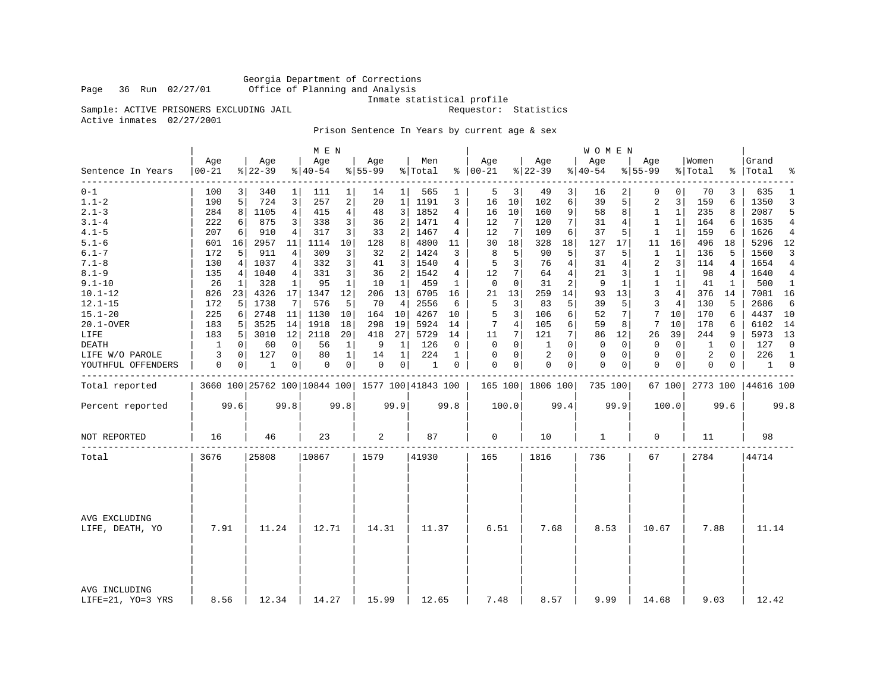Georgia Department of Corrections
Office of Planning and Analysis
Inmate statistical profile

Sample: ACTIVE PRISONERS EXCLUDING JAIL  Requestor: Statistics
Active inmates 02/27/2001

## Prison Sentence In Years by current age & sex

| Sentence In Years | MEN Age 00-21 | % | Age 22-39 | % | Age 40-54 | % | Age 55-99 | % | Men Total | % | WOMEN Age 00-21 | % | Age 22-39 | % | Age 40-54 | % | Age 55-99 | % | Women Total | % | Grand Total | % |
|---|---|---|---|---|---|---|---|---|---|---|---|---|---|---|---|---|---|---|---|---|---|---|
| 0-1 | 100 | 3 | 340 | 1 | 111 | 1 | 14 | 1 | 565 | 1 | 5 | 3 | 49 | 3 | 16 | 2 | 0 | 0 | 70 | 3 | 635 | 1 |
| 1.1-2 | 190 | 5 | 724 | 3 | 257 | 2 | 20 | 1 | 1191 | 3 | 16 | 10 | 102 | 6 | 39 | 5 | 2 | 3 | 159 | 6 | 1350 | 3 |
| 2.1-3 | 284 | 8 | 1105 | 4 | 415 | 4 | 48 | 3 | 1852 | 4 | 16 | 10 | 160 | 9 | 58 | 8 | 1 | 1 | 235 | 8 | 2087 | 5 |
| 3.1-4 | 222 | 6 | 875 | 3 | 338 | 3 | 36 | 2 | 1471 | 4 | 12 | 7 | 120 | 7 | 31 | 4 | 1 | 1 | 164 | 6 | 1635 | 4 |
| 4.1-5 | 207 | 6 | 910 | 4 | 317 | 3 | 33 | 2 | 1467 | 4 | 12 | 7 | 109 | 6 | 37 | 5 | 1 | 1 | 159 | 6 | 1626 | 4 |
| 5.1-6 | 601 | 16 | 2957 | 11 | 1114 | 10 | 128 | 8 | 4800 | 11 | 30 | 18 | 328 | 18 | 127 | 17 | 11 | 16 | 496 | 18 | 5296 | 12 |
| 6.1-7 | 172 | 5 | 911 | 4 | 309 | 3 | 32 | 2 | 1424 | 3 | 8 | 5 | 90 | 5 | 37 | 5 | 1 | 1 | 136 | 5 | 1560 | 3 |
| 7.1-8 | 130 | 4 | 1037 | 4 | 332 | 3 | 41 | 3 | 1540 | 4 | 5 | 3 | 76 | 4 | 31 | 4 | 2 | 3 | 114 | 4 | 1654 | 4 |
| 8.1-9 | 135 | 4 | 1040 | 4 | 331 | 3 | 36 | 2 | 1542 | 4 | 12 | 7 | 64 | 4 | 21 | 3 | 1 | 1 | 98 | 4 | 1640 | 4 |
| 9.1-10 | 26 | 1 | 328 | 1 | 95 | 1 | 10 | 1 | 459 | 1 | 0 | 0 | 31 | 2 | 9 | 1 | 1 | 1 | 41 | 1 | 500 | 1 |
| 10.1-12 | 826 | 23 | 4326 | 17 | 1347 | 12 | 206 | 13 | 6705 | 16 | 21 | 13 | 259 | 14 | 93 | 13 | 3 | 4 | 376 | 14 | 7081 | 16 |
| 12.1-15 | 172 | 5 | 1738 | 7 | 576 | 5 | 70 | 4 | 2556 | 6 | 5 | 3 | 83 | 5 | 39 | 5 | 3 | 4 | 130 | 5 | 2686 | 6 |
| 15.1-20 | 225 | 6 | 2748 | 11 | 1130 | 10 | 164 | 10 | 4267 | 10 | 5 | 3 | 106 | 6 | 52 | 7 | 7 | 10 | 170 | 6 | 4437 | 10 |
| 20.1-OVER | 183 | 5 | 3525 | 14 | 1918 | 18 | 298 | 19 | 5924 | 14 | 7 | 4 | 105 | 6 | 59 | 8 | 7 | 10 | 178 | 6 | 6102 | 14 |
| LIFE | 183 | 5 | 3010 | 12 | 2118 | 20 | 418 | 27 | 5729 | 14 | 11 | 7 | 121 | 7 | 86 | 12 | 26 | 39 | 244 | 9 | 5973 | 13 |
| DEATH | 1 | 0 | 60 | 0 | 56 | 1 | 9 | 1 | 126 | 0 | 0 | 0 | 1 | 0 | 0 | 0 | 0 | 0 | 1 | 0 | 127 | 0 |
| LIFE W/O PAROLE | 3 | 0 | 127 | 0 | 80 | 1 | 14 | 1 | 224 | 1 | 0 | 0 | 2 | 0 | 0 | 0 | 0 | 0 | 2 | 0 | 226 | 1 |
| YOUTHFUL OFFENDERS | 0 | 0 | 1 | 0 | 0 | 0 | 0 | 0 | 1 | 0 | 0 | 0 | 0 | 0 | 0 | 0 | 0 | 0 | 0 | 0 | 1 | 0 |
| Total reported | 3660 | 100 | 25762 | 100 | 10844 | 100 | 1577 | 100 | 41843 | 100 | 165 | 100 | 1806 | 100 | 735 | 100 | 67 | 100 | 2773 | 100 | 44616 | 100 |
| Percent reported | | 99.6 | | 99.8 | | 99.8 | | 99.9 | | 99.8 | | 100.0 | | 99.4 | | 99.9 | | 100.0 | | 99.6 | | 99.8 |
| NOT REPORTED | 16 | | 46 | | 23 | | 2 | | 87 | | 0 | | 10 | | 1 | | 0 | | 11 | | 98 | |
| Total | 3676 | | 25808 | | 10867 | | 1579 | | 41930 | | 165 | | 1816 | | 736 | | 67 | | 2784 | | 44714 | |
| AVG EXCLUDING LIFE, DEATH, YO | 7.91 | | 11.24 | | 12.71 | | 14.31 | | 11.37 | | 6.51 | | 7.68 | | 8.53 | | 10.67 | | 7.88 | | 11.14 | |
| AVG INCLUDING LIFE=21, YO=3 YRS | 8.56 | | 12.34 | | 14.27 | | 15.99 | | 12.65 | | 7.48 | | 8.57 | | 9.99 | | 14.68 | | 9.03 | | 12.42 | |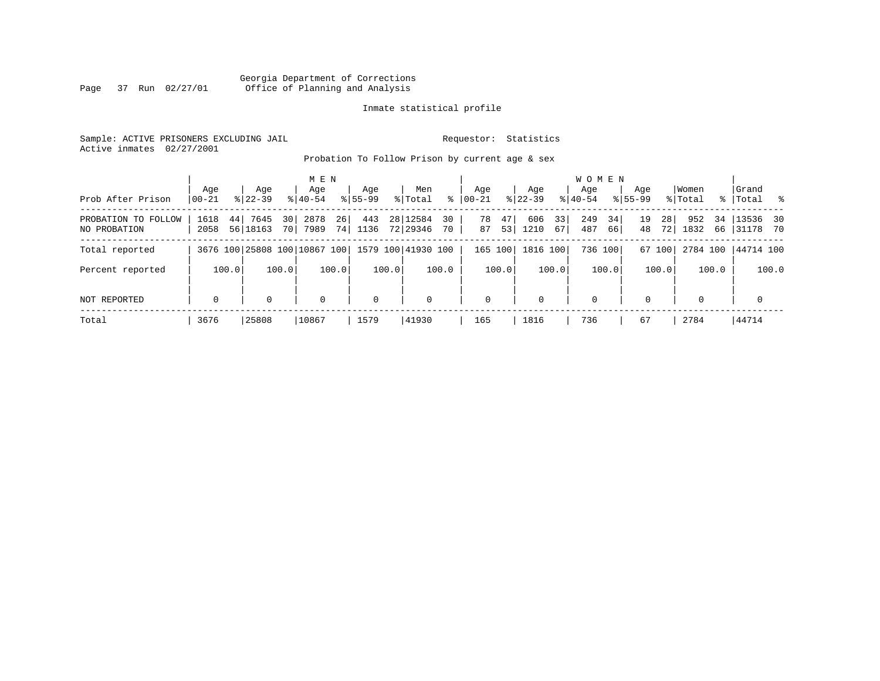Georgia Department of Corrections
Office of Planning and Analysis

Inmate statistical profile

Sample: ACTIVE PRISONERS EXCLUDING JAIL

Requestor: Statistics

Active inmates 02/27/2001

Probation To Follow Prison by current age & sex

| | MEN | | | | | | | | | | WOMEN | | | | | | | | | | | |
|---|---|---|---|---|---|---|---|---|---|---|---|---|---|---|---|---|---|---|---|---|---|---|
| Prob After Prison | Age 00-21 | % | Age 22-39 | % | Age 40-54 | % | Age 55-99 | % | Men Total | % | Age 00-21 | % | Age 22-39 | % | Age 40-54 | % | Age 55-99 | % | Women Total | % | Grand Total | % |
| PROBATION TO FOLLOW | 1618 | 44 | 7645 | 30 | 2878 | 26 | 443 | 28 | 12584 | 30 | 78 | 47 | 606 | 33 | 249 | 34 | 19 | 28 | 952 | 34 | 13536 | 30 |
| NO PROBATION | 2058 | 56 | 18163 | 70 | 7989 | 74 | 1136 | 72 | 29346 | 70 | 87 | 53 | 1210 | 67 | 487 | 66 | 48 | 72 | 1832 | 66 | 31178 | 70 |
| Total reported | 3676 | 100 | 25808 | 100 | 10867 | 100 | 1579 | 100 | 41930 | 100 | 165 | 100 | 1816 | 100 | 736 | 100 | 67 | 100 | 2784 | 100 | 44714 | 100 |
| Percent reported | | 100.0 | | 100.0 | | 100.0 | | 100.0 | | 100.0 | | 100.0 | | 100.0 | | 100.0 | | 100.0 | | 100.0 | | 100.0 |
| NOT REPORTED | 0 | | 0 | | 0 | | 0 | | 0 | | 0 | | 0 | | 0 | | 0 | | 0 | | 0 | |
| Total | 3676 | | 25808 | | 10867 | | 1579 | | 41930 | | 165 | | 1816 | | 736 | | 67 | | 2784 | | 44714 | |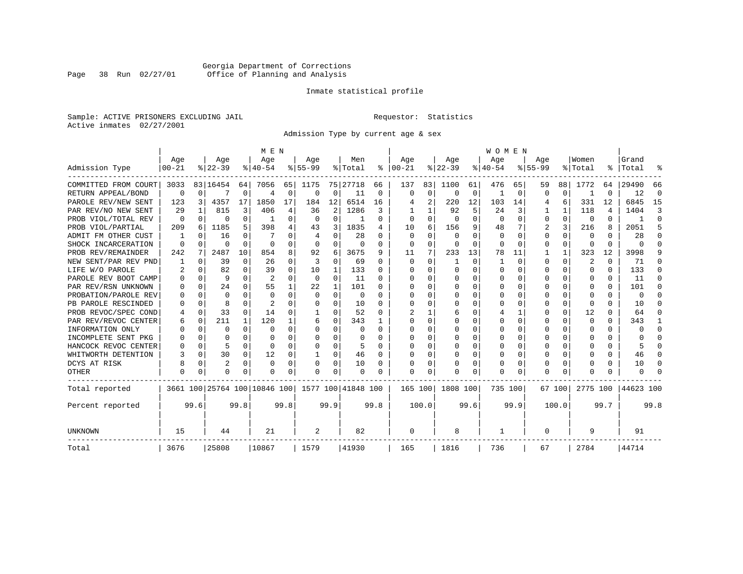Georgia Department of Corrections
Office of Planning and Analysis

Inmate statistical profile

Sample: ACTIVE PRISONERS EXCLUDING JAIL

Requestor: Statistics

Active inmates 02/27/2001

Admission Type by current age & sex

| | MEN | | | | | | | | | | | | WOMEN | | | | | | | | | | | | | |
|---|---|---|---|---|---|---|---|---|---|---|---|---|---|---|---|---|---|---|---|---|---|---|---|---|---|---|
| Admission Type | Age 00-21 | % | Age 22-39 | % | Age 40-54 | % | Age 55-99 | % | Men Total | % | Age 00-21 | % | Age 22-39 | % | Age 40-54 | % | Age 55-99 | % | Women Total | % | Grand Total | % |
| COMMITTED FROM COURT | 3033 | 83 | 16454 | 64 | 7056 | 65 | 1175 | 75 | 27718 | 66 | 137 | 83 | 1100 | 61 | 476 | 65 | 59 | 88 | 1772 | 64 | 29490 | 66 |
| RETURN APPEAL/BOND | 0 | 0 | 7 | 0 | 4 | 0 | 0 | 0 | 11 | 0 | 0 | 0 | 0 | 0 | 1 | 0 | 0 | 0 | 1 | 0 | 12 | 0 |
| PAROLE REV/NEW SENT | 123 | 3 | 4357 | 17 | 1850 | 17 | 184 | 12 | 6514 | 16 | 4 | 2 | 220 | 12 | 103 | 14 | 4 | 6 | 331 | 12 | 6845 | 15 |
| PAR REV/NO NEW SENT | 29 | 1 | 815 | 3 | 406 | 4 | 36 | 2 | 1286 | 3 | 1 | 1 | 92 | 5 | 24 | 3 | 1 | 1 | 118 | 4 | 1404 | 3 |
| PROB VIOL/TOTAL REV | 0 | 0 | 0 | 0 | 1 | 0 | 0 | 0 | 1 | 0 | 0 | 0 | 0 | 0 | 0 | 0 | 0 | 0 | 0 | 0 | 1 | 0 |
| PROB VIOL/PARTIAL | 209 | 6 | 1185 | 5 | 398 | 4 | 43 | 3 | 1835 | 4 | 10 | 6 | 156 | 9 | 48 | 7 | 2 | 3 | 216 | 8 | 2051 | 5 |
| ADMIT FM OTHER CUST | 1 | 0 | 16 | 0 | 7 | 0 | 4 | 0 | 28 | 0 | 0 | 0 | 0 | 0 | 0 | 0 | 0 | 0 | 0 | 0 | 28 | 0 |
| SHOCK INCARCERATION | 0 | 0 | 0 | 0 | 0 | 0 | 0 | 0 | 0 | 0 | 0 | 0 | 0 | 0 | 0 | 0 | 0 | 0 | 0 | 0 | 0 | 0 |
| PROB REV/REMAINDER | 242 | 7 | 2487 | 10 | 854 | 8 | 92 | 6 | 3675 | 9 | 11 | 7 | 233 | 13 | 78 | 11 | 1 | 1 | 323 | 12 | 3998 | 9 |
| NEW SENT/PAR REV PND | 1 | 0 | 39 | 0 | 26 | 0 | 3 | 0 | 69 | 0 | 0 | 0 | 1 | 0 | 1 | 0 | 0 | 0 | 2 | 0 | 71 | 0 |
| LIFE W/O PAROLE | 2 | 0 | 82 | 0 | 39 | 0 | 10 | 1 | 133 | 0 | 0 | 0 | 0 | 0 | 0 | 0 | 0 | 0 | 0 | 0 | 133 | 0 |
| PAROLE REV BOOT CAMP | 0 | 0 | 9 | 0 | 2 | 0 | 0 | 0 | 11 | 0 | 0 | 0 | 0 | 0 | 0 | 0 | 0 | 0 | 0 | 0 | 11 | 0 |
| PAR REV/RSN UNKNOWN | 0 | 0 | 24 | 0 | 55 | 1 | 22 | 1 | 101 | 0 | 0 | 0 | 0 | 0 | 0 | 0 | 0 | 0 | 0 | 0 | 101 | 0 |
| PROBATION/PAROLE REV | 0 | 0 | 0 | 0 | 0 | 0 | 0 | 0 | 0 | 0 | 0 | 0 | 0 | 0 | 0 | 0 | 0 | 0 | 0 | 0 | 0 | 0 |
| PB PAROLE RESCINDED | 0 | 0 | 8 | 0 | 2 | 0 | 0 | 0 | 10 | 0 | 0 | 0 | 0 | 0 | 0 | 0 | 0 | 0 | 0 | 0 | 10 | 0 |
| PROB REVOC/SPEC COND | 4 | 0 | 33 | 0 | 14 | 0 | 1 | 0 | 52 | 0 | 2 | 1 | 6 | 0 | 4 | 1 | 0 | 0 | 12 | 0 | 64 | 0 |
| PAR REV/REVOC CENTER | 6 | 0 | 211 | 1 | 120 | 1 | 6 | 0 | 343 | 1 | 0 | 0 | 0 | 0 | 0 | 0 | 0 | 0 | 0 | 0 | 343 | 1 |
| INFORMATION ONLY | 0 | 0 | 0 | 0 | 0 | 0 | 0 | 0 | 0 | 0 | 0 | 0 | 0 | 0 | 0 | 0 | 0 | 0 | 0 | 0 | 0 | 0 |
| INCOMPLETE SENT PKG | 0 | 0 | 0 | 0 | 0 | 0 | 0 | 0 | 0 | 0 | 0 | 0 | 0 | 0 | 0 | 0 | 0 | 0 | 0 | 0 | 0 | 0 |
| HANCOCK REVOC CENTER | 0 | 0 | 5 | 0 | 0 | 0 | 0 | 0 | 5 | 0 | 0 | 0 | 0 | 0 | 0 | 0 | 0 | 0 | 0 | 0 | 5 | 0 |
| WHITWORTH DETENTION | 3 | 0 | 30 | 0 | 12 | 0 | 1 | 0 | 46 | 0 | 0 | 0 | 0 | 0 | 0 | 0 | 0 | 0 | 0 | 0 | 46 | 0 |
| DCYS AT RISK | 8 | 0 | 2 | 0 | 0 | 0 | 0 | 0 | 10 | 0 | 0 | 0 | 0 | 0 | 0 | 0 | 0 | 0 | 0 | 0 | 10 | 0 |
| OTHER | 0 | 0 | 0 | 0 | 0 | 0 | 0 | 0 | 0 | 0 | 0 | 0 | 0 | 0 | 0 | 0 | 0 | 0 | 0 | 0 | 0 | 0 |
| Total reported | 3661 | 100 | 25764 | 100 | 10846 | 100 | 1577 | 100 | 41848 | 100 | 165 | 100 | 1808 | 100 | 735 | 100 | 67 | 100 | 2775 | 100 | 44623 | 100 |
| Percent reported | | 99.6 | | 99.8 | | 99.8 | | 99.9 | | 99.8 | | 100.0 | | 99.6 | | 99.9 | | 100.0 | | 99.7 | | 99.8 |
| UNKNOWN | 15 | | 44 | | 21 | | 2 | | 82 | | 0 | | 8 | | 1 | | 0 | | 9 | | 91 | |
| Total | 3676 | | 25808 | | 10867 | | 1579 | | 41930 | | 165 | | 1816 | | 736 | | 67 | | 2784 | | 44714 | |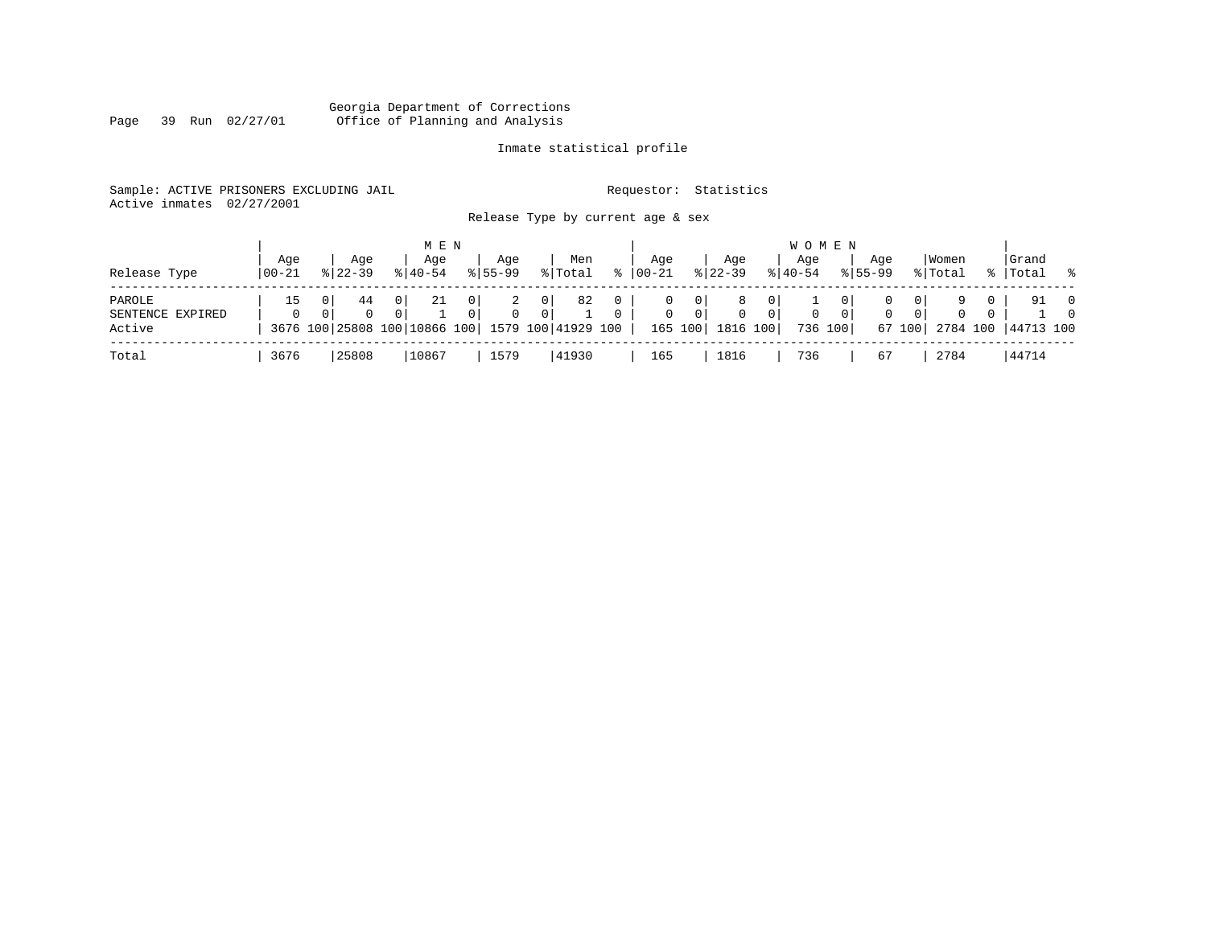Georgia Department of Corrections
Office of Planning and Analysis

Inmate statistical profile

Sample: ACTIVE PRISONERS EXCLUDING JAIL

Requestor: Statistics

Active inmates 02/27/2001

Release Type by current age & sex

| Release Type | MEN Age 00-21 | % | Age 22-39 | % | Age 40-54 | % | Age 55-99 | % | Men Total | % | WOMEN Age 00-21 | % | Age 22-39 | % | Age 40-54 | % | Age 55-99 | % | Women Total | % | Grand Total | % |
|---|---|---|---|---|---|---|---|---|---|---|---|---|---|---|---|---|---|---|---|---|---|---|
| PAROLE | 15 | 0 | 44 | 0 | 21 | 0 | 2 | 0 | 82 | 0 | 0 | 0 | 8 | 0 | 1 | 0 | 0 | 0 | 9 | 0 | 91 | 0 |
| SENTENCE EXPIRED | 0 | 0 | 0 | 0 | 1 | 0 | 0 | 0 | 1 | 0 | 0 | 0 | 0 | 0 | 0 | 0 | 0 | 0 | 0 | 0 | 1 | 0 |
| Active | 3676 | 100 | 25808 | 100 | 10866 | 100 | 1579 | 100 | 41929 | 100 | 165 | 100 | 1816 | 100 | 736 | 100 | 67 | 100 | 2784 | 100 | 44713 | 100 |
| Total | 3676 | | 25808 | | 10867 | | 1579 | | 41930 | | 165 | | 1816 | | 736 | | 67 | | 2784 | | 44714 | |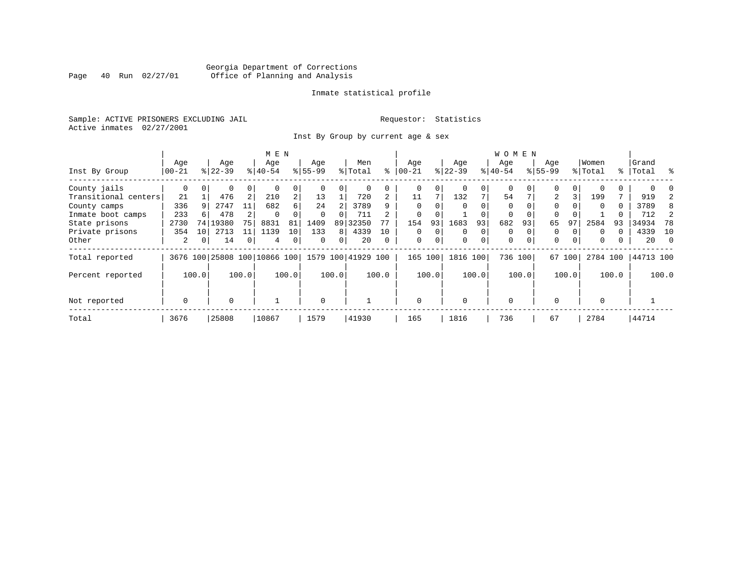Georgia Department of Corrections
Office of Planning and Analysis

Inmate statistical profile

Sample: ACTIVE PRISONERS EXCLUDING JAIL

Requestor: Statistics

Active inmates 02/27/2001

Inst By Group by current age & sex

| Inst By Group | MEN Age 00-21 | % | Age 22-39 | % | Age 40-54 | % | Age 55-99 | % | Men Total | % | WOMEN Age 00-21 | % | Age 22-39 | % | Age 40-54 | % | Age 55-99 | % | Women Total | % | Grand Total | % |
|---|---|---|---|---|---|---|---|---|---|---|---|---|---|---|---|---|---|---|---|---|---|---|
| County jails | 0 | 0 | 0 | 0 | 0 | 0 | 0 | 0 | 0 | 0 | 0 | 0 | 0 | 0 | 0 | 0 | 0 | 0 | 0 | 0 | 0 | 0 |
| Transitional centers | 21 | 1 | 476 | 2 | 210 | 2 | 13 | 1 | 720 | 2 | 11 | 7 | 132 | 7 | 54 | 7 | 2 | 3 | 199 | 7 | 919 | 2 |
| County camps | 336 | 9 | 2747 | 11 | 682 | 6 | 24 | 2 | 3789 | 9 | 0 | 0 | 0 | 0 | 0 | 0 | 0 | 0 | 0 | 0 | 3789 | 8 |
| Inmate boot camps | 233 | 6 | 478 | 2 | 0 | 0 | 0 | 0 | 711 | 2 | 0 | 0 | 1 | 0 | 0 | 0 | 0 | 0 | 1 | 0 | 712 | 2 |
| State prisons | 2730 | 74 | 19380 | 75 | 8831 | 81 | 1409 | 89 | 32350 | 77 | 154 | 93 | 1683 | 93 | 682 | 93 | 65 | 97 | 2584 | 93 | 34934 | 78 |
| Private prisons | 354 | 10 | 2713 | 11 | 1139 | 10 | 133 | 8 | 4339 | 10 | 0 | 0 | 0 | 0 | 0 | 0 | 0 | 0 | 0 | 0 | 4339 | 10 |
| Other | 2 | 0 | 14 | 0 | 4 | 0 | 0 | 0 | 20 | 0 | 0 | 0 | 0 | 0 | 0 | 0 | 0 | 0 | 0 | 0 | 20 | 0 |
| Total reported | 3676 | 100 | 25808 | 100 | 10866 | 100 | 1579 | 100 | 41929 | 100 | 165 | 100 | 1816 | 100 | 736 | 100 | 67 | 100 | 2784 | 100 | 44713 | 100 |
| Percent reported | | 100.0 | | 100.0 | | 100.0 | | 100.0 | | 100.0 | | 100.0 | | 100.0 | | 100.0 | | 100.0 | | 100.0 | | 100.0 |
| Not reported | 0 | | 0 | | 1 | | 0 | | 1 | | 0 | | 0 | | 0 | | 0 | | 0 | | 1 | |
| Total | 3676 | | 25808 | | 10867 | | 1579 | | 41930 | | 165 | | 1816 | | 736 | | 67 | | 2784 | | 44714 | |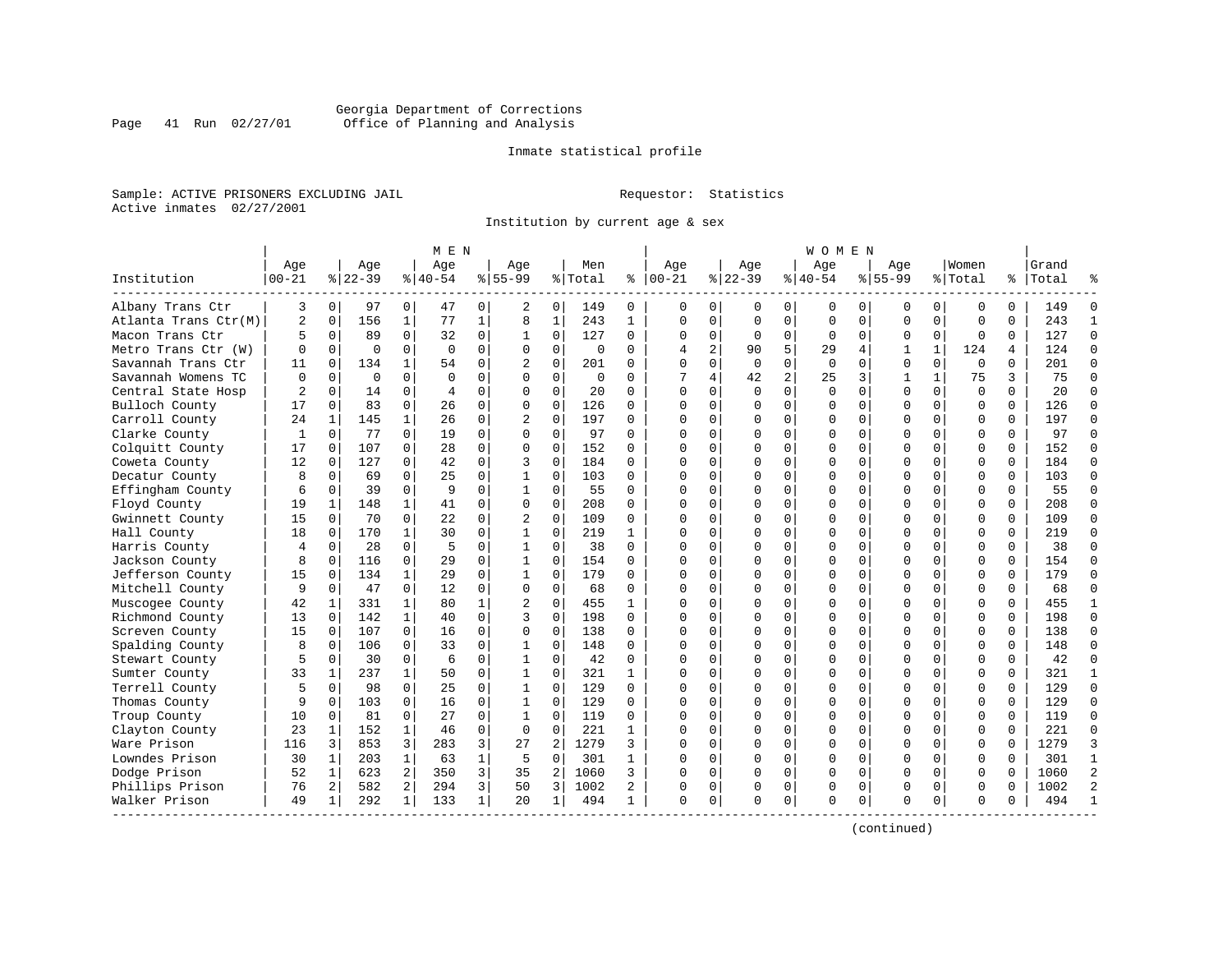Georgia Department of Corrections
Page 41 Run 02/27/01 Office of Planning and Analysis

Inmate statistical profile

Sample: ACTIVE PRISONERS EXCLUDING JAIL
Active inmates 02/27/2001

Requestor: Statistics

Institution by current age & sex

| | MEN | | | | | | | | | | WOMEN | | | | | | | | | | | |
|---|---|---|---|---|---|---|---|---|---|---|---|---|---|---|---|---|---|---|---|---|---|---|
| Institution | Age 00-21 | % | Age 22-39 | % | Age 40-54 | % | Age 55-99 | % | Men Total | % | Age 00-21 | % | Age 22-39 | % | Age 40-54 | % | Age 55-99 | % | Women Total | % | Grand Total | % |
| Albany Trans Ctr | 3 | 0 | 97 | 0 | 47 | 0 | 2 | 0 | 149 | 0 | 0 | 0 | 0 | 0 | 0 | 0 | 0 | 0 | 0 | 0 | 149 | 0 |
| Atlanta Trans Ctr(M) | 2 | 0 | 156 | 1 | 77 | 1 | 8 | 1 | 243 | 1 | 0 | 0 | 0 | 0 | 0 | 0 | 0 | 0 | 0 | 0 | 243 | 1 |
| Macon Trans Ctr | 5 | 0 | 89 | 0 | 32 | 0 | 1 | 0 | 127 | 0 | 0 | 0 | 0 | 0 | 0 | 0 | 0 | 0 | 0 | 0 | 127 | 0 |
| Metro Trans Ctr (W) | 0 | 0 | 0 | 0 | 0 | 0 | 0 | 0 | 0 | 0 | 4 | 2 | 90 | 5 | 29 | 4 | 1 | 1 | 124 | 4 | 124 | 0 |
| Savannah Trans Ctr | 11 | 0 | 134 | 1 | 54 | 0 | 2 | 0 | 201 | 0 | 0 | 0 | 0 | 0 | 0 | 0 | 0 | 0 | 0 | 0 | 201 | 0 |
| Savannah Womens TC | 0 | 0 | 0 | 0 | 0 | 0 | 0 | 0 | 0 | 0 | 7 | 4 | 42 | 2 | 25 | 3 | 1 | 1 | 75 | 3 | 75 | 0 |
| Central State Hosp | 2 | 0 | 14 | 0 | 4 | 0 | 0 | 0 | 20 | 0 | 0 | 0 | 0 | 0 | 0 | 0 | 0 | 0 | 0 | 0 | 20 | 0 |
| Bulloch County | 17 | 0 | 83 | 0 | 26 | 0 | 0 | 0 | 126 | 0 | 0 | 0 | 0 | 0 | 0 | 0 | 0 | 0 | 0 | 0 | 126 | 0 |
| Carroll County | 24 | 1 | 145 | 1 | 26 | 0 | 2 | 0 | 197 | 0 | 0 | 0 | 0 | 0 | 0 | 0 | 0 | 0 | 0 | 0 | 197 | 0 |
| Clarke County | 1 | 0 | 77 | 0 | 19 | 0 | 0 | 0 | 97 | 0 | 0 | 0 | 0 | 0 | 0 | 0 | 0 | 0 | 0 | 0 | 97 | 0 |
| Colquitt County | 17 | 0 | 107 | 0 | 28 | 0 | 0 | 0 | 152 | 0 | 0 | 0 | 0 | 0 | 0 | 0 | 0 | 0 | 0 | 0 | 152 | 0 |
| Coweta County | 12 | 0 | 127 | 0 | 42 | 0 | 3 | 0 | 184 | 0 | 0 | 0 | 0 | 0 | 0 | 0 | 0 | 0 | 0 | 0 | 184 | 0 |
| Decatur County | 8 | 0 | 69 | 0 | 25 | 0 | 1 | 0 | 103 | 0 | 0 | 0 | 0 | 0 | 0 | 0 | 0 | 0 | 0 | 0 | 103 | 0 |
| Effingham County | 6 | 0 | 39 | 0 | 9 | 0 | 1 | 0 | 55 | 0 | 0 | 0 | 0 | 0 | 0 | 0 | 0 | 0 | 0 | 0 | 55 | 0 |
| Floyd County | 19 | 1 | 148 | 1 | 41 | 0 | 0 | 0 | 208 | 0 | 0 | 0 | 0 | 0 | 0 | 0 | 0 | 0 | 0 | 0 | 208 | 0 |
| Gwinnett County | 15 | 0 | 70 | 0 | 22 | 0 | 2 | 0 | 109 | 0 | 0 | 0 | 0 | 0 | 0 | 0 | 0 | 0 | 0 | 0 | 109 | 0 |
| Hall County | 18 | 0 | 170 | 1 | 30 | 0 | 1 | 0 | 219 | 1 | 0 | 0 | 0 | 0 | 0 | 0 | 0 | 0 | 0 | 0 | 219 | 0 |
| Harris County | 4 | 0 | 28 | 0 | 5 | 0 | 1 | 0 | 38 | 0 | 0 | 0 | 0 | 0 | 0 | 0 | 0 | 0 | 0 | 0 | 38 | 0 |
| Jackson County | 8 | 0 | 116 | 0 | 29 | 0 | 1 | 0 | 154 | 0 | 0 | 0 | 0 | 0 | 0 | 0 | 0 | 0 | 0 | 0 | 154 | 0 |
| Jefferson County | 15 | 0 | 134 | 1 | 29 | 0 | 1 | 0 | 179 | 0 | 0 | 0 | 0 | 0 | 0 | 0 | 0 | 0 | 0 | 0 | 179 | 0 |
| Mitchell County | 9 | 0 | 47 | 0 | 12 | 0 | 0 | 0 | 68 | 0 | 0 | 0 | 0 | 0 | 0 | 0 | 0 | 0 | 0 | 0 | 68 | 0 |
| Muscogee County | 42 | 1 | 331 | 1 | 80 | 1 | 2 | 0 | 455 | 1 | 0 | 0 | 0 | 0 | 0 | 0 | 0 | 0 | 0 | 0 | 455 | 1 |
| Richmond County | 13 | 0 | 142 | 1 | 40 | 0 | 3 | 0 | 198 | 0 | 0 | 0 | 0 | 0 | 0 | 0 | 0 | 0 | 0 | 0 | 198 | 0 |
| Screven County | 15 | 0 | 107 | 0 | 16 | 0 | 0 | 0 | 138 | 0 | 0 | 0 | 0 | 0 | 0 | 0 | 0 | 0 | 0 | 0 | 138 | 0 |
| Spalding County | 8 | 0 | 106 | 0 | 33 | 0 | 1 | 0 | 148 | 0 | 0 | 0 | 0 | 0 | 0 | 0 | 0 | 0 | 0 | 0 | 148 | 0 |
| Stewart County | 5 | 0 | 30 | 0 | 6 | 0 | 1 | 0 | 42 | 0 | 0 | 0 | 0 | 0 | 0 | 0 | 0 | 0 | 0 | 0 | 42 | 0 |
| Sumter County | 33 | 1 | 237 | 1 | 50 | 0 | 1 | 0 | 321 | 1 | 0 | 0 | 0 | 0 | 0 | 0 | 0 | 0 | 0 | 0 | 321 | 1 |
| Terrell County | 5 | 0 | 98 | 0 | 25 | 0 | 1 | 0 | 129 | 0 | 0 | 0 | 0 | 0 | 0 | 0 | 0 | 0 | 0 | 0 | 129 | 0 |
| Thomas County | 9 | 0 | 103 | 0 | 16 | 0 | 1 | 0 | 129 | 0 | 0 | 0 | 0 | 0 | 0 | 0 | 0 | 0 | 0 | 0 | 129 | 0 |
| Troup County | 10 | 0 | 81 | 0 | 27 | 0 | 1 | 0 | 119 | 0 | 0 | 0 | 0 | 0 | 0 | 0 | 0 | 0 | 0 | 0 | 119 | 0 |
| Clayton County | 23 | 1 | 152 | 1 | 46 | 0 | 0 | 0 | 221 | 1 | 0 | 0 | 0 | 0 | 0 | 0 | 0 | 0 | 0 | 0 | 221 | 0 |
| Ware Prison | 116 | 3 | 853 | 3 | 283 | 3 | 27 | 2 | 1279 | 3 | 0 | 0 | 0 | 0 | 0 | 0 | 0 | 0 | 0 | 0 | 1279 | 3 |
| Lowndes Prison | 30 | 1 | 203 | 1 | 63 | 1 | 5 | 0 | 301 | 1 | 0 | 0 | 0 | 0 | 0 | 0 | 0 | 0 | 0 | 0 | 301 | 1 |
| Dodge Prison | 52 | 1 | 623 | 2 | 350 | 3 | 35 | 2 | 1060 | 3 | 0 | 0 | 0 | 0 | 0 | 0 | 0 | 0 | 0 | 0 | 1060 | 2 |
| Phillips Prison | 76 | 2 | 582 | 2 | 294 | 3 | 50 | 3 | 1002 | 2 | 0 | 0 | 0 | 0 | 0 | 0 | 0 | 0 | 0 | 0 | 1002 | 2 |
| Walker Prison | 49 | 1 | 292 | 1 | 133 | 1 | 20 | 1 | 494 | 1 | 0 | 0 | 0 | 0 | 0 | 0 | 0 | 0 | 0 | 0 | 494 | 1 |

(continued)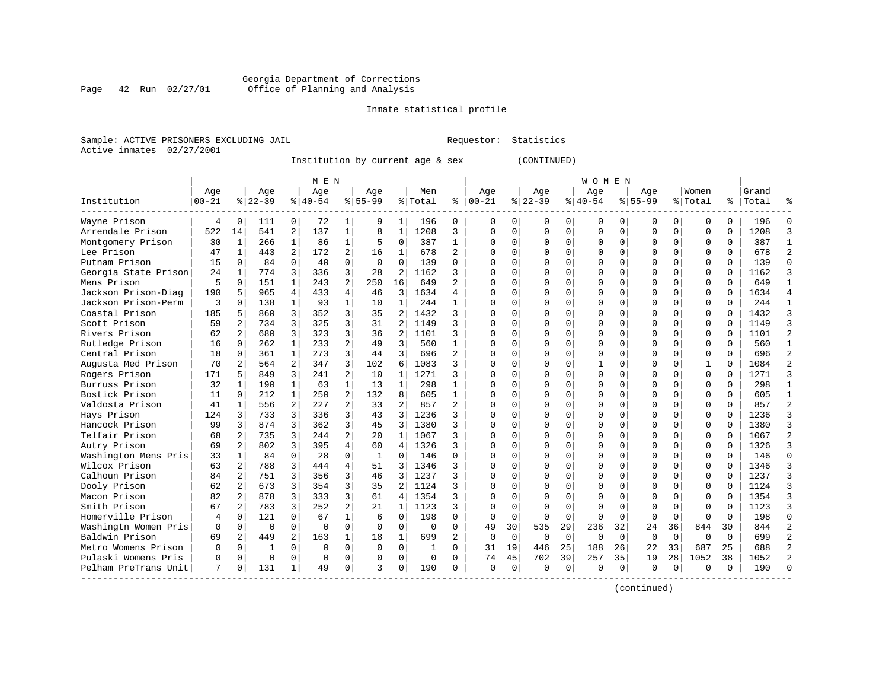Georgia Department of Corrections
Office of Planning and Analysis

Inmate statistical profile

Sample: ACTIVE PRISONERS EXCLUDING JAIL    Requestor: Statistics
Active inmates 02/27/2001

Institution by current age & sex (CONTINUED)

| | MEN | | | | | | | | | | | | WOMEN | | | | | | | | | | | | | |
|---|---|---|---|---|---|---|---|---|---|---|---|---|---|---|---|---|---|---|---|---|---|---|---|---|---|---|
| Institution | Age 00-21 | % | Age 22-39 | % | Age 40-54 | % | Age 55-99 | % | Men Total | % | Age 00-21 | % | Age 22-39 | % | Age 40-54 | % | Age 55-99 | % | Women Total | % | Grand Total | % |
| Wayne Prison | 4 | 0 | 111 | 0 | 72 | 1 | 9 | 1 | 196 | 0 | 0 | 0 | 0 | 0 | 0 | 0 | 0 | 0 | 0 | 0 | 196 | 0 |
| Arrendale Prison | 522 | 14 | 541 | 2 | 137 | 1 | 8 | 1 | 1208 | 3 | 0 | 0 | 0 | 0 | 0 | 0 | 0 | 0 | 0 | 0 | 1208 | 3 |
| Montgomery Prison | 30 | 1 | 266 | 1 | 86 | 1 | 5 | 0 | 387 | 1 | 0 | 0 | 0 | 0 | 0 | 0 | 0 | 0 | 0 | 0 | 387 | 1 |
| Lee Prison | 47 | 1 | 443 | 2 | 172 | 2 | 16 | 1 | 678 | 2 | 0 | 0 | 0 | 0 | 0 | 0 | 0 | 0 | 0 | 0 | 678 | 2 |
| Putnam Prison | 15 | 0 | 84 | 0 | 40 | 0 | 0 | 0 | 139 | 0 | 0 | 0 | 0 | 0 | 0 | 0 | 0 | 0 | 0 | 0 | 139 | 0 |
| Georgia State Prison | 24 | 1 | 774 | 3 | 336 | 3 | 28 | 2 | 1162 | 3 | 0 | 0 | 0 | 0 | 0 | 0 | 0 | 0 | 0 | 0 | 1162 | 3 |
| Mens Prison | 5 | 0 | 151 | 1 | 243 | 2 | 250 | 16 | 649 | 2 | 0 | 0 | 0 | 0 | 0 | 0 | 0 | 0 | 0 | 0 | 649 | 1 |
| Jackson Prison-Diag | 190 | 5 | 965 | 4 | 433 | 4 | 46 | 3 | 1634 | 4 | 0 | 0 | 0 | 0 | 0 | 0 | 0 | 0 | 0 | 0 | 1634 | 4 |
| Jackson Prison-Perm | 3 | 0 | 138 | 1 | 93 | 1 | 10 | 1 | 244 | 1 | 0 | 0 | 0 | 0 | 0 | 0 | 0 | 0 | 0 | 0 | 244 | 1 |
| Coastal Prison | 185 | 5 | 860 | 3 | 352 | 3 | 35 | 2 | 1432 | 3 | 0 | 0 | 0 | 0 | 0 | 0 | 0 | 0 | 0 | 0 | 1432 | 3 |
| Scott Prison | 59 | 2 | 734 | 3 | 325 | 3 | 31 | 2 | 1149 | 3 | 0 | 0 | 0 | 0 | 0 | 0 | 0 | 0 | 0 | 0 | 1149 | 3 |
| Rivers Prison | 62 | 2 | 680 | 3 | 323 | 3 | 36 | 2 | 1101 | 3 | 0 | 0 | 0 | 0 | 0 | 0 | 0 | 0 | 0 | 0 | 1101 | 2 |
| Rutledge Prison | 16 | 0 | 262 | 1 | 233 | 2 | 49 | 3 | 560 | 1 | 0 | 0 | 0 | 0 | 0 | 0 | 0 | 0 | 0 | 0 | 560 | 1 |
| Central Prison | 18 | 0 | 361 | 1 | 273 | 3 | 44 | 3 | 696 | 2 | 0 | 0 | 0 | 0 | 0 | 0 | 0 | 0 | 0 | 0 | 696 | 2 |
| Augusta Med Prison | 70 | 2 | 564 | 2 | 347 | 3 | 102 | 6 | 1083 | 3 | 0 | 0 | 0 | 0 | 1 | 0 | 0 | 0 | 1 | 0 | 1084 | 2 |
| Rogers Prison | 171 | 5 | 849 | 3 | 241 | 2 | 10 | 1 | 1271 | 3 | 0 | 0 | 0 | 0 | 0 | 0 | 0 | 0 | 0 | 0 | 1271 | 3 |
| Burruss Prison | 32 | 1 | 190 | 1 | 63 | 1 | 13 | 1 | 298 | 1 | 0 | 0 | 0 | 0 | 0 | 0 | 0 | 0 | 0 | 0 | 298 | 1 |
| Bostick Prison | 11 | 0 | 212 | 1 | 250 | 2 | 132 | 8 | 605 | 1 | 0 | 0 | 0 | 0 | 0 | 0 | 0 | 0 | 0 | 0 | 605 | 1 |
| Valdosta Prison | 41 | 1 | 556 | 2 | 227 | 2 | 33 | 2 | 857 | 2 | 0 | 0 | 0 | 0 | 0 | 0 | 0 | 0 | 0 | 0 | 857 | 2 |
| Hays Prison | 124 | 3 | 733 | 3 | 336 | 3 | 43 | 3 | 1236 | 3 | 0 | 0 | 0 | 0 | 0 | 0 | 0 | 0 | 0 | 0 | 1236 | 3 |
| Hancock Prison | 99 | 3 | 874 | 3 | 362 | 3 | 45 | 3 | 1380 | 3 | 0 | 0 | 0 | 0 | 0 | 0 | 0 | 0 | 0 | 0 | 1380 | 3 |
| Telfair Prison | 68 | 2 | 735 | 3 | 244 | 2 | 20 | 1 | 1067 | 3 | 0 | 0 | 0 | 0 | 0 | 0 | 0 | 0 | 0 | 0 | 1067 | 2 |
| Autry Prison | 69 | 2 | 802 | 3 | 395 | 4 | 60 | 4 | 1326 | 3 | 0 | 0 | 0 | 0 | 0 | 0 | 0 | 0 | 0 | 0 | 1326 | 3 |
| Washington Mens Pris | 33 | 1 | 84 | 0 | 28 | 0 | 1 | 0 | 146 | 0 | 0 | 0 | 0 | 0 | 0 | 0 | 0 | 0 | 0 | 0 | 146 | 0 |
| Wilcox Prison | 63 | 2 | 788 | 3 | 444 | 4 | 51 | 3 | 1346 | 3 | 0 | 0 | 0 | 0 | 0 | 0 | 0 | 0 | 0 | 0 | 1346 | 3 |
| Calhoun Prison | 84 | 2 | 751 | 3 | 356 | 3 | 46 | 3 | 1237 | 3 | 0 | 0 | 0 | 0 | 0 | 0 | 0 | 0 | 0 | 0 | 1237 | 3 |
| Dooly Prison | 62 | 2 | 673 | 3 | 354 | 3 | 35 | 2 | 1124 | 3 | 0 | 0 | 0 | 0 | 0 | 0 | 0 | 0 | 0 | 0 | 1124 | 3 |
| Macon Prison | 82 | 2 | 878 | 3 | 333 | 3 | 61 | 4 | 1354 | 3 | 0 | 0 | 0 | 0 | 0 | 0 | 0 | 0 | 0 | 0 | 1354 | 3 |
| Smith Prison | 67 | 2 | 783 | 3 | 252 | 2 | 21 | 1 | 1123 | 3 | 0 | 0 | 0 | 0 | 0 | 0 | 0 | 0 | 0 | 0 | 1123 | 3 |
| Homerville Prison | 4 | 0 | 121 | 0 | 67 | 1 | 6 | 0 | 198 | 0 | 0 | 0 | 0 | 0 | 0 | 0 | 0 | 0 | 0 | 0 | 198 | 0 |
| Washingtn Women Pris | 0 | 0 | 0 | 0 | 0 | 0 | 0 | 0 | 0 | 0 | 49 | 30 | 535 | 29 | 236 | 32 | 24 | 36 | 844 | 30 | 844 | 2 |
| Baldwin Prison | 69 | 2 | 449 | 2 | 163 | 1 | 18 | 1 | 699 | 2 | 0 | 0 | 0 | 0 | 0 | 0 | 0 | 0 | 0 | 0 | 699 | 2 |
| Metro Womens Prison | 0 | 0 | 1 | 0 | 0 | 0 | 0 | 0 | 1 | 0 | 31 | 19 | 446 | 25 | 188 | 26 | 22 | 33 | 687 | 25 | 688 | 2 |
| Pulaski Womens Pris | 0 | 0 | 0 | 0 | 0 | 0 | 0 | 0 | 0 | 0 | 74 | 45 | 702 | 39 | 257 | 35 | 19 | 28 | 1052 | 38 | 1052 | 2 |
| Pelham PreTrans Unit | 7 | 0 | 131 | 1 | 49 | 0 | 3 | 0 | 190 | 0 | 0 | 0 | 0 | 0 | 0 | 0 | 0 | 0 | 0 | 0 | 190 | 0 |

(continued)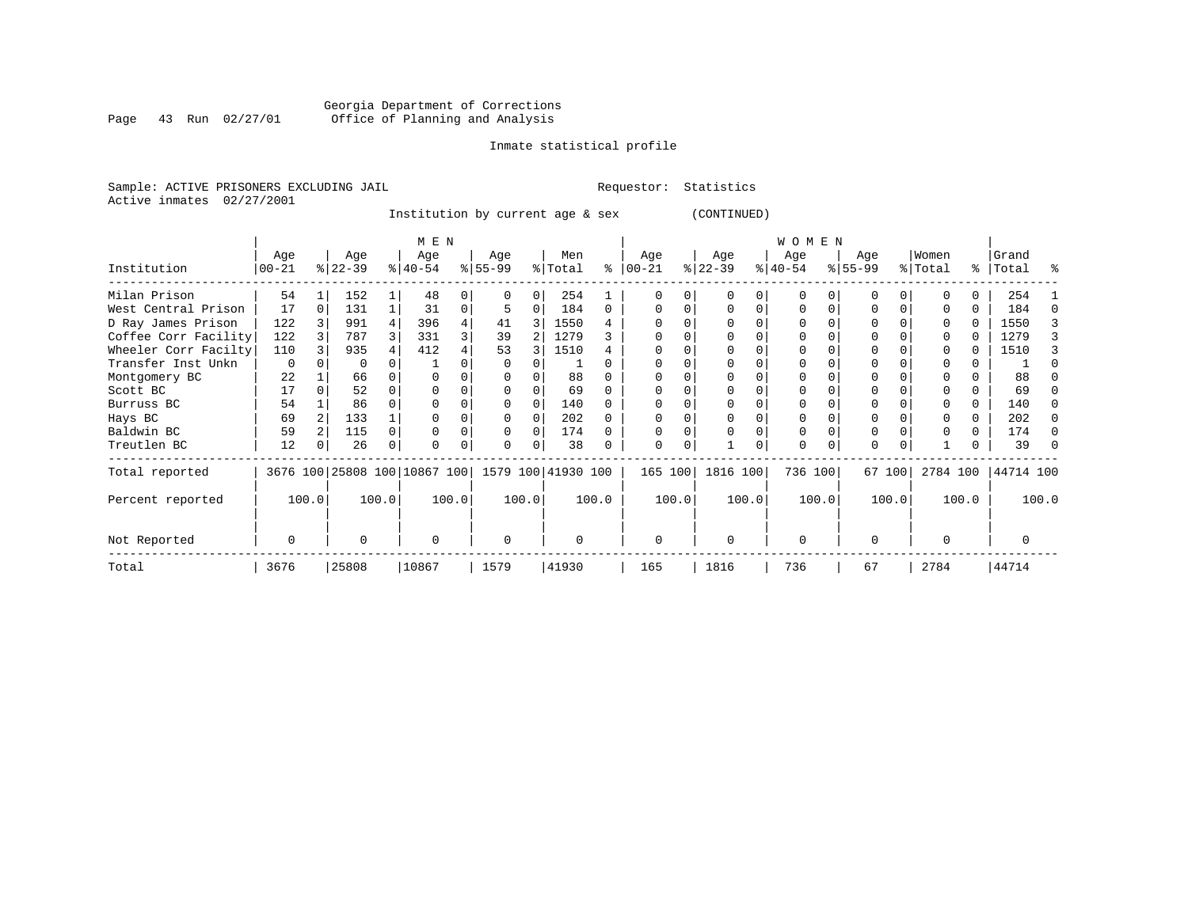Georgia Department of Corrections
Office of Planning and Analysis

Inmate statistical profile

Sample: ACTIVE PRISONERS EXCLUDING JAIL

Requestor: Statistics

Active inmates 02/27/2001

Institution by current age & sex (CONTINUED)

| | MEN | | | | | | | | | | WOMEN | | | | | | | | | | | |
|---|---|---|---|---|---|---|---|---|---|---|---|---|---|---|---|---|---|---|---|---|---|---|
| Institution | Age 00-21 | % | Age 22-39 | % | Age 40-54 | % | Age 55-99 | % | Men Total | % | Age 00-21 | % | Age 22-39 | % | Age 40-54 | % | Age 55-99 | % | Women Total | % | Grand Total | % |
| Milan Prison | 54 | 1 | 152 | 1 | 48 | 0 | 0 | 0 | 254 | 1 | 0 | 0 | 0 | 0 | 0 | 0 | 0 | 0 | 0 | 0 | 254 | 1 |
| West Central Prison | 17 | 0 | 131 | 1 | 31 | 0 | 5 | 0 | 184 | 0 | 0 | 0 | 0 | 0 | 0 | 0 | 0 | 0 | 0 | 0 | 184 | 0 |
| D Ray James Prison | 122 | 3 | 991 | 4 | 396 | 4 | 41 | 3 | 1550 | 4 | 0 | 0 | 0 | 0 | 0 | 0 | 0 | 0 | 0 | 0 | 1550 | 3 |
| Coffee Corr Facility | 122 | 3 | 787 | 3 | 331 | 3 | 39 | 2 | 1279 | 3 | 0 | 0 | 0 | 0 | 0 | 0 | 0 | 0 | 0 | 0 | 1279 | 3 |
| Wheeler Corr Facilty | 110 | 3 | 935 | 4 | 412 | 4 | 53 | 3 | 1510 | 4 | 0 | 0 | 0 | 0 | 0 | 0 | 0 | 0 | 0 | 0 | 1510 | 3 |
| Transfer Inst Unkn | 0 | 0 | 0 | 0 | 1 | 0 | 0 | 0 | 1 | 0 | 0 | 0 | 0 | 0 | 0 | 0 | 0 | 0 | 0 | 0 | 1 | 0 |
| Montgomery BC | 22 | 1 | 66 | 0 | 0 | 0 | 0 | 0 | 88 | 0 | 0 | 0 | 0 | 0 | 0 | 0 | 0 | 0 | 0 | 0 | 88 | 0 |
| Scott BC | 17 | 0 | 52 | 0 | 0 | 0 | 0 | 0 | 69 | 0 | 0 | 0 | 0 | 0 | 0 | 0 | 0 | 0 | 0 | 0 | 69 | 0 |
| Burruss BC | 54 | 1 | 86 | 0 | 0 | 0 | 0 | 0 | 140 | 0 | 0 | 0 | 0 | 0 | 0 | 0 | 0 | 0 | 0 | 0 | 140 | 0 |
| Hays BC | 69 | 2 | 133 | 1 | 0 | 0 | 0 | 0 | 202 | 0 | 0 | 0 | 0 | 0 | 0 | 0 | 0 | 0 | 0 | 0 | 202 | 0 |
| Baldwin BC | 59 | 2 | 115 | 0 | 0 | 0 | 0 | 0 | 174 | 0 | 0 | 0 | 0 | 0 | 0 | 0 | 0 | 0 | 0 | 0 | 174 | 0 |
| Treutlen BC | 12 | 0 | 26 | 0 | 0 | 0 | 0 | 0 | 38 | 0 | 0 | 0 | 1 | 0 | 0 | 0 | 0 | 0 | 1 | 0 | 39 | 0 |
| Total reported | 3676 | 100 | 25808 | 100 | 10867 | 100 | 1579 | 100 | 41930 | 100 | 165 | 100 | 1816 | 100 | 736 | 100 | 67 | 100 | 2784 | 100 | 44714 | 100 |
| Percent reported | | 100.0 | | 100.0 | | 100.0 | | 100.0 | | 100.0 | | 100.0 | | 100.0 | | 100.0 | | 100.0 | | 100.0 | | 100.0 |
| Not Reported | 0 | | 0 | | 0 | | 0 | | 0 | | 0 | | 0 | | 0 | | 0 | | 0 | | 0 | |
| Total | 3676 | | 25808 | | 10867 | | 1579 | | 41930 | | 165 | | 1816 | | 736 | | 67 | | 2784 | | 44714 | |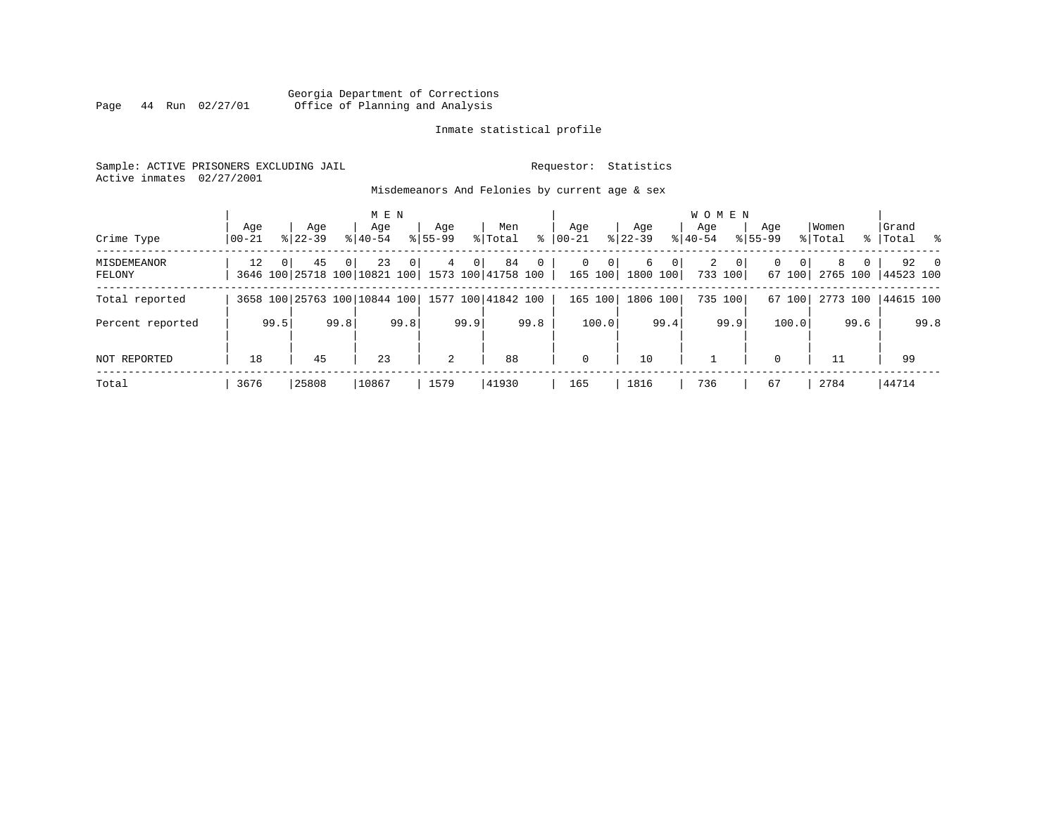Georgia Department of Corrections
Office of Planning and Analysis

Inmate statistical profile

Sample: ACTIVE PRISONERS EXCLUDING JAIL
Active inmates 02/27/2001

Requestor: Statistics

Misdemeanors And Felonies by current age & sex

| Crime Type | MEN Age 00-21 | % | Age 22-39 | % | Age 40-54 | % | Age 55-99 | % | Men Total | % | WOMEN Age 00-21 | % | Age 22-39 | % | Age 40-54 | % | Age 55-99 | % | Women Total | % | Grand Total | % |
|---|---|---|---|---|---|---|---|---|---|---|---|---|---|---|---|---|---|---|---|---|---|---|
| MISDEMEANOR | 12 | 0 | 45 | 0 | 23 | 0 | 4 | 0 | 84 | 0 | 0 | 0 | 6 | 0 | 2 | 0 | 0 | 0 | 8 | 0 | 92 | 0 |
| FELONY | 3646 | 100 | 25718 | 100 | 10821 | 100 | 1573 | 100 | 41758 | 100 | 165 | 100 | 1800 | 100 | 733 | 100 | 67 | 100 | 2765 | 100 | 44523 | 100 |
| Total reported | 3658 | 100 | 25763 | 100 | 10844 | 100 | 1577 | 100 | 41842 | 100 | 165 | 100 | 1806 | 100 | 735 | 100 | 67 | 100 | 2773 | 100 | 44615 | 100 |
| Percent reported | | 99.5 | | 99.8 | | 99.8 | | 99.9 | | 99.8 | | 100.0 | | 99.4 | | 99.9 | | 100.0 | | 99.6 | | 99.8 |
| NOT REPORTED | 18 | | 45 | | 23 | | 2 | | 88 | | 0 | | 10 | | 1 | | 0 | | 11 | | 99 | |
| Total | 3676 | | 25808 | | 10867 | | 1579 | | 41930 | | 165 | | 1816 | | 736 | | 67 | | 2784 | | 44714 | |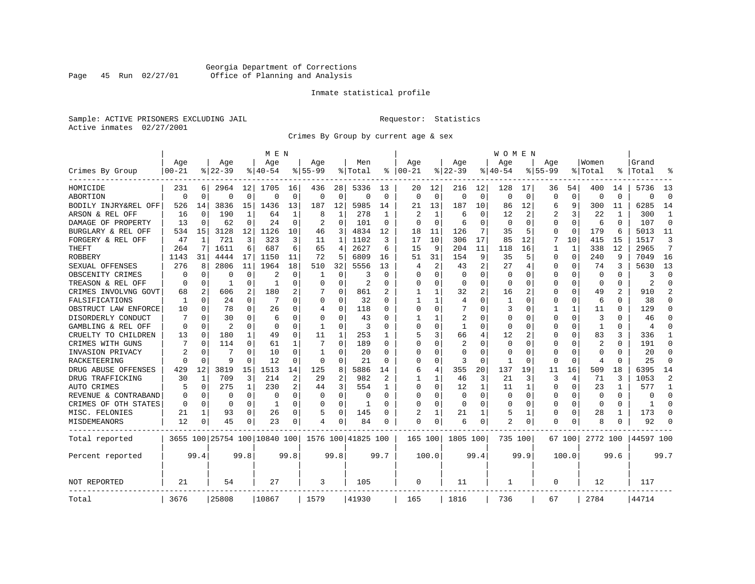Georgia Department of Corrections
Office of Planning and Analysis

Inmate statistical profile

Sample: ACTIVE PRISONERS EXCLUDING JAIL

Requestor: Statistics

Active inmates 02/27/2001

Crimes By Group by current age & sex

| Crimes By Group | MEN Age 00-21 | % | Age 22-39 | % | Age 40-54 | % | Age 55-99 | % | Men Total | % | WOMEN Age 00-21 | % | Age 22-39 | % | Age 40-54 | % | Age 55-99 | % | Women Total | % | Grand Total | % |
|---|---|---|---|---|---|---|---|---|---|---|---|---|---|---|---|---|---|---|---|---|---|---|
| HOMICIDE | 231 | 6 | 2964 | 12 | 1705 | 16 | 436 | 28 | 5336 | 13 | 20 | 12 | 216 | 12 | 128 | 17 | 36 | 54 | 400 | 14 | 5736 | 13 |
| ABORTION | 0 | 0 | 0 | 0 | 0 | 0 | 0 | 0 | 0 | 0 | 0 | 0 | 0 | 0 | 0 | 0 | 0 | 0 | 0 | 0 | 0 | 0 |
| BODILY INJRY&REL OFF | 526 | 14 | 3836 | 15 | 1436 | 13 | 187 | 12 | 5985 | 14 | 21 | 13 | 187 | 10 | 86 | 12 | 6 | 9 | 300 | 11 | 6285 | 14 |
| ARSON & REL OFF | 16 | 0 | 190 | 1 | 64 | 1 | 8 | 1 | 278 | 1 | 2 | 1 | 6 | 0 | 12 | 2 | 2 | 3 | 22 | 1 | 300 | 1 |
| DAMAGE OF PROPERTY | 13 | 0 | 62 | 0 | 24 | 0 | 2 | 0 | 101 | 0 | 0 | 0 | 6 | 0 | 0 | 0 | 0 | 0 | 6 | 0 | 107 | 0 |
| BURGLARY & REL OFF | 534 | 15 | 3128 | 12 | 1126 | 10 | 46 | 3 | 4834 | 12 | 18 | 11 | 126 | 7 | 35 | 5 | 0 | 0 | 179 | 6 | 5013 | 11 |
| FORGERY & REL OFF | 47 | 1 | 721 | 3 | 323 | 3 | 11 | 1 | 1102 | 3 | 17 | 10 | 306 | 17 | 85 | 12 | 7 | 10 | 415 | 15 | 1517 | 3 |
| THEFT | 264 | 7 | 1611 | 6 | 687 | 6 | 65 | 4 | 2627 | 6 | 15 | 9 | 204 | 11 | 118 | 16 | 1 | 1 | 338 | 12 | 2965 | 7 |
| ROBBERY | 1143 | 31 | 4444 | 17 | 1150 | 11 | 72 | 5 | 6809 | 16 | 51 | 31 | 154 | 9 | 35 | 5 | 0 | 0 | 240 | 9 | 7049 | 16 |
| SEXUAL OFFENSES | 276 | 8 | 2806 | 11 | 1964 | 18 | 510 | 32 | 5556 | 13 | 4 | 2 | 43 | 2 | 27 | 4 | 0 | 0 | 74 | 3 | 5630 | 13 |
| OBSCENITY CRIMES | 0 | 0 | 0 | 0 | 2 | 0 | 1 | 0 | 3 | 0 | 0 | 0 | 0 | 0 | 0 | 0 | 0 | 0 | 0 | 0 | 3 | 0 |
| TREASON & REL OFF | 0 | 0 | 1 | 0 | 1 | 0 | 0 | 0 | 2 | 0 | 0 | 0 | 0 | 0 | 0 | 0 | 0 | 0 | 0 | 0 | 2 | 0 |
| CRIMES INVOLVNG GOVT | 68 | 2 | 606 | 2 | 180 | 2 | 7 | 0 | 861 | 2 | 1 | 1 | 32 | 2 | 16 | 2 | 0 | 0 | 49 | 2 | 910 | 2 |
| FALSIFICATIONS | 1 | 0 | 24 | 0 | 7 | 0 | 0 | 0 | 32 | 0 | 1 | 1 | 4 | 0 | 1 | 0 | 0 | 0 | 6 | 0 | 38 | 0 |
| OBSTRUCT LAW ENFORCE | 10 | 0 | 78 | 0 | 26 | 0 | 4 | 0 | 118 | 0 | 0 | 0 | 7 | 0 | 3 | 0 | 1 | 1 | 11 | 0 | 129 | 0 |
| DISORDERLY CONDUCT | 7 | 0 | 30 | 0 | 6 | 0 | 0 | 0 | 43 | 0 | 1 | 1 | 2 | 0 | 0 | 0 | 0 | 0 | 3 | 0 | 46 | 0 |
| GAMBLING & REL OFF | 0 | 0 | 2 | 0 | 0 | 0 | 1 | 0 | 3 | 0 | 0 | 0 | 1 | 0 | 0 | 0 | 0 | 0 | 1 | 0 | 4 | 0 |
| CRUELTY TO CHILDREN | 13 | 0 | 180 | 1 | 49 | 0 | 11 | 1 | 253 | 1 | 5 | 3 | 66 | 4 | 12 | 2 | 0 | 0 | 83 | 3 | 336 | 1 |
| CRIMES WITH GUNS | 7 | 0 | 114 | 0 | 61 | 1 | 7 | 0 | 189 | 0 | 0 | 0 | 2 | 0 | 0 | 0 | 0 | 0 | 2 | 0 | 191 | 0 |
| INVASION PRIVACY | 2 | 0 | 7 | 0 | 10 | 0 | 1 | 0 | 20 | 0 | 0 | 0 | 0 | 0 | 0 | 0 | 0 | 0 | 0 | 0 | 20 | 0 |
| RACKETEERING | 0 | 0 | 9 | 0 | 12 | 0 | 0 | 0 | 21 | 0 | 0 | 0 | 3 | 0 | 1 | 0 | 0 | 0 | 4 | 0 | 25 | 0 |
| DRUG ABUSE OFFENSES | 429 | 12 | 3819 | 15 | 1513 | 14 | 125 | 8 | 5886 | 14 | 6 | 4 | 355 | 20 | 137 | 19 | 11 | 16 | 509 | 18 | 6395 | 14 |
| DRUG TRAFFICKING | 30 | 1 | 709 | 3 | 214 | 2 | 29 | 2 | 982 | 2 | 1 | 1 | 46 | 3 | 21 | 3 | 3 | 4 | 71 | 3 | 1053 | 2 |
| AUTO CRIMES | 5 | 0 | 275 | 1 | 230 | 2 | 44 | 3 | 554 | 1 | 0 | 0 | 12 | 1 | 11 | 1 | 0 | 0 | 23 | 1 | 577 | 1 |
| REVENUE & CONTRABAND | 0 | 0 | 0 | 0 | 0 | 0 | 0 | 0 | 0 | 0 | 0 | 0 | 0 | 0 | 0 | 0 | 0 | 0 | 0 | 0 | 0 | 0 |
| CRIMES OF OTH STATES | 0 | 0 | 0 | 0 | 1 | 0 | 0 | 0 | 1 | 0 | 0 | 0 | 0 | 0 | 0 | 0 | 0 | 0 | 0 | 0 | 1 | 0 |
| MISC. FELONIES | 21 | 1 | 93 | 0 | 26 | 0 | 5 | 0 | 145 | 0 | 2 | 1 | 21 | 1 | 5 | 1 | 0 | 0 | 28 | 1 | 173 | 0 |
| MISDEMEANORS | 12 | 0 | 45 | 0 | 23 | 0 | 4 | 0 | 84 | 0 | 0 | 0 | 6 | 0 | 2 | 0 | 0 | 0 | 8 | 0 | 92 | 0 |
| Total reported | 3655 | 100 | 25754 | 100 | 10840 | 100 | 1576 | 100 | 41825 | 100 | 165 | 100 | 1805 | 100 | 735 | 100 | 67 | 100 | 2772 | 100 | 44597 | 100 |
| Percent reported | | 99.4 | | 99.8 | | 99.8 | | 99.8 | | 99.7 | | 100.0 | | 99.4 | | 99.9 | | 100.0 | | 99.6 | | 99.7 |
| NOT REPORTED | 21 | | 54 | | 27 | | 3 | | 105 | | 0 | | 11 | | 1 | | 0 | | 12 | | 117 | |
| Total | 3676 | | 25808 | | 10867 | | 1579 | | 41930 | | 165 | | 1816 | | 736 | | 67 | | 2784 | | 44714 | |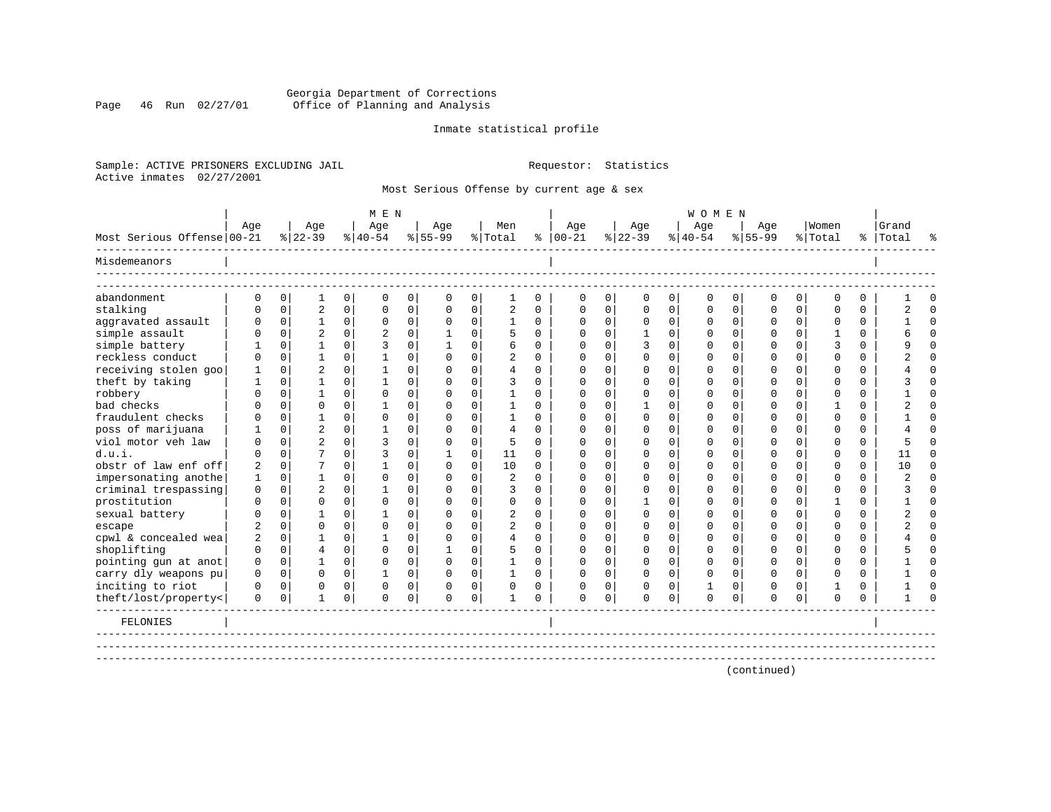Georgia Department of Corrections
Office of Planning and Analysis

Inmate statistical profile

Sample: ACTIVE PRISONERS EXCLUDING JAIL                    Requestor: Statistics
Active inmates 02/27/2001

Most Serious Offense by current age & sex

| Most Serious Offense | MEN Age 00-21 | % | Age 22-39 | % | Age 40-54 | % | Age 55-99 | % | Men Total | % | WOMEN Age 00-21 | % | Age 22-39 | % | Age 40-54 | % | Age 55-99 | % | Women Total | % | Grand Total | % |
|---|---|---|---|---|---|---|---|---|---|---|---|---|---|---|---|---|---|---|---|---|---|---|
| Misdemeanors | | | | | | | | | | | | | | | | | | | | | | |
| abandonment | 0 | 0 | 1 | 0 | 0 | 0 | 0 | 0 | 1 | 0 | 0 | 0 | 0 | 0 | 0 | 0 | 0 | 0 | 0 | 0 | 1 | 0 |
| stalking | 0 | 0 | 2 | 0 | 0 | 0 | 0 | 0 | 2 | 0 | 0 | 0 | 0 | 0 | 0 | 0 | 0 | 0 | 0 | 0 | 2 | 0 |
| aggravated assault | 0 | 0 | 1 | 0 | 0 | 0 | 0 | 0 | 1 | 0 | 0 | 0 | 0 | 0 | 0 | 0 | 0 | 0 | 0 | 0 | 1 | 0 |
| simple assault | 0 | 0 | 2 | 0 | 2 | 0 | 1 | 0 | 5 | 0 | 0 | 0 | 1 | 0 | 0 | 0 | 0 | 0 | 1 | 0 | 6 | 0 |
| simple battery | 1 | 0 | 1 | 0 | 3 | 0 | 1 | 0 | 6 | 0 | 0 | 0 | 3 | 0 | 0 | 0 | 0 | 0 | 3 | 0 | 9 | 0 |
| reckless conduct | 0 | 0 | 1 | 0 | 1 | 0 | 0 | 0 | 2 | 0 | 0 | 0 | 0 | 0 | 0 | 0 | 0 | 0 | 0 | 0 | 2 | 0 |
| receiving stolen goo | 1 | 0 | 2 | 0 | 1 | 0 | 0 | 0 | 4 | 0 | 0 | 0 | 0 | 0 | 0 | 0 | 0 | 0 | 0 | 0 | 4 | 0 |
| theft by taking | 1 | 0 | 1 | 0 | 1 | 0 | 0 | 0 | 3 | 0 | 0 | 0 | 0 | 0 | 0 | 0 | 0 | 0 | 0 | 0 | 3 | 0 |
| robbery | 0 | 0 | 1 | 0 | 0 | 0 | 0 | 0 | 1 | 0 | 0 | 0 | 0 | 0 | 0 | 0 | 0 | 0 | 0 | 0 | 1 | 0 |
| bad checks | 0 | 0 | 0 | 0 | 1 | 0 | 0 | 0 | 1 | 0 | 0 | 0 | 1 | 0 | 0 | 0 | 0 | 0 | 1 | 0 | 2 | 0 |
| fraudulent checks | 0 | 0 | 1 | 0 | 0 | 0 | 0 | 0 | 1 | 0 | 0 | 0 | 0 | 0 | 0 | 0 | 0 | 0 | 0 | 0 | 1 | 0 |
| poss of marijuana | 1 | 0 | 2 | 0 | 1 | 0 | 0 | 0 | 4 | 0 | 0 | 0 | 0 | 0 | 0 | 0 | 0 | 0 | 0 | 0 | 4 | 0 |
| viol motor veh law | 0 | 0 | 2 | 0 | 3 | 0 | 0 | 0 | 5 | 0 | 0 | 0 | 0 | 0 | 0 | 0 | 0 | 0 | 0 | 0 | 5 | 0 |
| d.u.i. | 0 | 0 | 7 | 0 | 3 | 0 | 1 | 0 | 11 | 0 | 0 | 0 | 0 | 0 | 0 | 0 | 0 | 0 | 0 | 0 | 11 | 0 |
| obstr of law enf off | 2 | 0 | 7 | 0 | 1 | 0 | 0 | 0 | 10 | 0 | 0 | 0 | 0 | 0 | 0 | 0 | 0 | 0 | 0 | 0 | 10 | 0 |
| impersonating anothe | 1 | 0 | 1 | 0 | 0 | 0 | 0 | 0 | 2 | 0 | 0 | 0 | 0 | 0 | 0 | 0 | 0 | 0 | 0 | 0 | 2 | 0 |
| criminal trespassing | 0 | 0 | 2 | 0 | 1 | 0 | 0 | 0 | 3 | 0 | 0 | 0 | 0 | 0 | 0 | 0 | 0 | 0 | 0 | 0 | 3 | 0 |
| prostitution | 0 | 0 | 0 | 0 | 0 | 0 | 0 | 0 | 0 | 0 | 0 | 0 | 1 | 0 | 0 | 0 | 0 | 0 | 1 | 0 | 1 | 0 |
| sexual battery | 0 | 0 | 1 | 0 | 1 | 0 | 0 | 0 | 2 | 0 | 0 | 0 | 0 | 0 | 0 | 0 | 0 | 0 | 0 | 0 | 2 | 0 |
| escape | 2 | 0 | 0 | 0 | 0 | 0 | 0 | 0 | 2 | 0 | 0 | 0 | 0 | 0 | 0 | 0 | 0 | 0 | 0 | 0 | 2 | 0 |
| cpwl & concealed wea | 2 | 0 | 1 | 0 | 1 | 0 | 0 | 0 | 4 | 0 | 0 | 0 | 0 | 0 | 0 | 0 | 0 | 0 | 0 | 0 | 4 | 0 |
| shoplifting | 0 | 0 | 4 | 0 | 0 | 0 | 1 | 0 | 5 | 0 | 0 | 0 | 0 | 0 | 0 | 0 | 0 | 0 | 0 | 0 | 5 | 0 |
| pointing gun at anot | 0 | 0 | 1 | 0 | 0 | 0 | 0 | 0 | 1 | 0 | 0 | 0 | 0 | 0 | 0 | 0 | 0 | 0 | 0 | 0 | 1 | 0 |
| carry dly weapons pu | 0 | 0 | 0 | 0 | 1 | 0 | 0 | 0 | 1 | 0 | 0 | 0 | 0 | 0 | 0 | 0 | 0 | 0 | 0 | 0 | 1 | 0 |
| inciting to riot | 0 | 0 | 0 | 0 | 0 | 0 | 0 | 0 | 0 | 0 | 0 | 0 | 0 | 0 | 1 | 0 | 0 | 0 | 1 | 0 | 1 | 0 |
| theft/lost/property< | 0 | 0 | 1 | 0 | 0 | 0 | 0 | 0 | 1 | 0 | 0 | 0 | 0 | 0 | 0 | 0 | 0 | 0 | 0 | 0 | 1 | 0 |
| FELONIES | | | | | | | | | | | | | | | | | | | | | | |

(continued)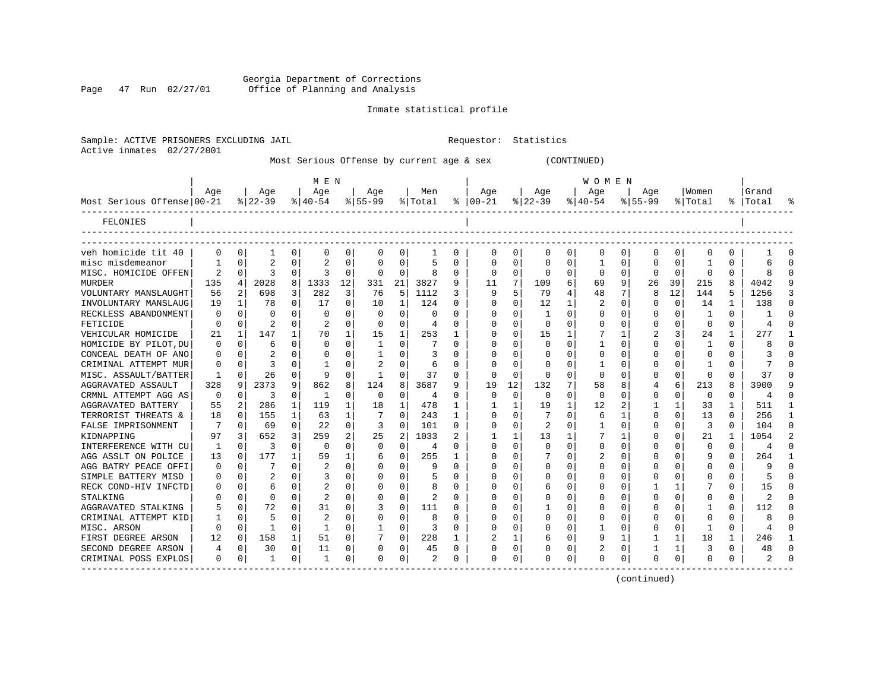Georgia Department of Corrections
Office of Planning and Analysis

Inmate statistical profile

Sample: ACTIVE PRISONERS EXCLUDING JAIL    Requestor: Statistics
Active inmates 02/27/2001

Most Serious Offense by current age & sex (CONTINUED)

| Most Serious Offense | MEN Age 00-21 | % | Age 22-39 | % | Age 40-54 | % | Age 55-99 | % | Men Total | % | WOMEN Age 00-21 | % | Age 22-39 | % | Age 40-54 | % | Age 55-99 | % | Women Total | % | Grand Total | % |
|---|---|---|---|---|---|---|---|---|---|---|---|---|---|---|---|---|---|---|---|---|---|---|
| FELONIES | | | | | | | | | | | | | | | | | | | | | | |
| veh homicide tit 40 | 0 | 0 | 1 | 0 | 0 | 0 | 0 | 0 | 1 | 0 | 0 | 0 | 0 | 0 | 0 | 0 | 0 | 0 | 0 | 0 | 1 | 0 |
| misc misdemeanor | 1 | 0 | 2 | 0 | 2 | 0 | 0 | 0 | 5 | 0 | 0 | 0 | 0 | 0 | 1 | 0 | 0 | 0 | 1 | 0 | 6 | 0 |
| MISC. HOMICIDE OFFEN | 2 | 0 | 3 | 0 | 3 | 0 | 0 | 0 | 8 | 0 | 0 | 0 | 0 | 0 | 0 | 0 | 0 | 0 | 0 | 0 | 8 | 0 |
| MURDER | 135 | 4 | 2028 | 8 | 1333 | 12 | 331 | 21 | 3827 | 9 | 11 | 7 | 109 | 6 | 69 | 9 | 26 | 39 | 215 | 8 | 4042 | 9 |
| VOLUNTARY MANSLAUGHT | 56 | 2 | 698 | 3 | 282 | 3 | 76 | 5 | 1112 | 3 | 9 | 5 | 79 | 4 | 48 | 7 | 8 | 12 | 144 | 5 | 1256 | 3 |
| INVOLUNTARY MANSLAUG | 19 | 1 | 78 | 0 | 17 | 0 | 10 | 1 | 124 | 0 | 0 | 0 | 12 | 1 | 2 | 0 | 0 | 0 | 14 | 1 | 138 | 0 |
| RECKLESS ABANDONMENT | 0 | 0 | 0 | 0 | 0 | 0 | 0 | 0 | 0 | 0 | 0 | 0 | 1 | 0 | 0 | 0 | 0 | 0 | 1 | 0 | 1 | 0 |
| FETICIDE | 0 | 0 | 2 | 0 | 2 | 0 | 0 | 0 | 4 | 0 | 0 | 0 | 0 | 0 | 0 | 0 | 0 | 0 | 0 | 0 | 4 | 0 |
| VEHICULAR HOMICIDE | 21 | 1 | 147 | 1 | 70 | 1 | 15 | 1 | 253 | 1 | 0 | 0 | 15 | 1 | 7 | 1 | 2 | 3 | 24 | 1 | 277 | 1 |
| HOMICIDE BY PILOT,DU | 0 | 0 | 6 | 0 | 0 | 0 | 1 | 0 | 7 | 0 | 0 | 0 | 0 | 0 | 1 | 0 | 0 | 0 | 1 | 0 | 8 | 0 |
| CONCEAL DEATH OF ANO | 0 | 0 | 2 | 0 | 0 | 0 | 1 | 0 | 3 | 0 | 0 | 0 | 0 | 0 | 0 | 0 | 0 | 0 | 0 | 0 | 3 | 0 |
| CRIMINAL ATTEMPT MUR | 0 | 0 | 3 | 0 | 1 | 0 | 2 | 0 | 6 | 0 | 0 | 0 | 0 | 0 | 1 | 0 | 0 | 0 | 1 | 0 | 7 | 0 |
| MISC. ASSAULT/BATTER | 1 | 0 | 26 | 0 | 9 | 0 | 1 | 0 | 37 | 0 | 0 | 0 | 0 | 0 | 0 | 0 | 0 | 0 | 0 | 0 | 37 | 0 |
| AGGRAVATED ASSAULT | 328 | 9 | 2373 | 9 | 862 | 8 | 124 | 8 | 3687 | 9 | 19 | 12 | 132 | 7 | 58 | 8 | 4 | 6 | 213 | 8 | 3900 | 9 |
| CRMNL ATTEMPT AGG AS | 0 | 0 | 3 | 0 | 1 | 0 | 0 | 0 | 4 | 0 | 0 | 0 | 0 | 0 | 0 | 0 | 0 | 0 | 0 | 0 | 4 | 0 |
| AGGRAVATED BATTERY | 55 | 2 | 286 | 1 | 119 | 1 | 18 | 1 | 478 | 1 | 1 | 1 | 19 | 1 | 12 | 2 | 1 | 1 | 33 | 1 | 511 | 1 |
| TERRORIST THREATS & | 18 | 0 | 155 | 1 | 63 | 1 | 7 | 0 | 243 | 1 | 0 | 0 | 7 | 0 | 6 | 1 | 0 | 0 | 13 | 0 | 256 | 1 |
| FALSE IMPRISONMENT | 7 | 0 | 69 | 0 | 22 | 0 | 3 | 0 | 101 | 0 | 0 | 0 | 2 | 0 | 1 | 0 | 0 | 0 | 3 | 0 | 104 | 0 |
| KIDNAPPING | 97 | 3 | 652 | 3 | 259 | 2 | 25 | 2 | 1033 | 2 | 1 | 1 | 13 | 1 | 7 | 1 | 0 | 0 | 21 | 1 | 1054 | 2 |
| INTERFERENCE WITH CU | 1 | 0 | 3 | 0 | 0 | 0 | 0 | 0 | 4 | 0 | 0 | 0 | 0 | 0 | 0 | 0 | 0 | 0 | 0 | 0 | 4 | 0 |
| AGG ASSLT ON POLICE | 13 | 0 | 177 | 1 | 59 | 1 | 6 | 0 | 255 | 1 | 0 | 0 | 7 | 0 | 2 | 0 | 0 | 0 | 9 | 0 | 264 | 1 |
| AGG BATRY PEACE OFFI | 0 | 0 | 7 | 0 | 2 | 0 | 0 | 0 | 9 | 0 | 0 | 0 | 0 | 0 | 0 | 0 | 0 | 0 | 0 | 0 | 9 | 0 |
| SIMPLE BATTERY MISD | 0 | 0 | 2 | 0 | 3 | 0 | 0 | 0 | 5 | 0 | 0 | 0 | 0 | 0 | 0 | 0 | 0 | 0 | 0 | 0 | 5 | 0 |
| RECK COND-HIV INFCTD | 0 | 0 | 6 | 0 | 2 | 0 | 0 | 0 | 8 | 0 | 0 | 0 | 6 | 0 | 0 | 0 | 1 | 1 | 7 | 0 | 15 | 0 |
| STALKING | 0 | 0 | 0 | 0 | 2 | 0 | 0 | 0 | 2 | 0 | 0 | 0 | 0 | 0 | 0 | 0 | 0 | 0 | 0 | 0 | 2 | 0 |
| AGGRAVATED STALKING | 5 | 0 | 72 | 0 | 31 | 0 | 3 | 0 | 111 | 0 | 0 | 0 | 1 | 0 | 0 | 0 | 0 | 0 | 1 | 0 | 112 | 0 |
| CRIMINAL ATTEMPT KID | 1 | 0 | 5 | 0 | 2 | 0 | 0 | 0 | 8 | 0 | 0 | 0 | 0 | 0 | 0 | 0 | 0 | 0 | 0 | 0 | 8 | 0 |
| MISC. ARSON | 0 | 0 | 1 | 0 | 1 | 0 | 1 | 0 | 3 | 0 | 0 | 0 | 0 | 0 | 1 | 0 | 0 | 0 | 1 | 0 | 4 | 0 |
| FIRST DEGREE ARSON | 12 | 0 | 158 | 1 | 51 | 0 | 7 | 0 | 228 | 1 | 2 | 1 | 6 | 0 | 9 | 1 | 1 | 1 | 18 | 1 | 246 | 1 |
| SECOND DEGREE ARSON | 4 | 0 | 30 | 0 | 11 | 0 | 0 | 0 | 45 | 0 | 0 | 0 | 0 | 0 | 2 | 0 | 1 | 1 | 3 | 0 | 48 | 0 |
| CRIMINAL POSS EXPLOS | 0 | 0 | 1 | 0 | 1 | 0 | 0 | 0 | 2 | 0 | 0 | 0 | 0 | 0 | 0 | 0 | 0 | 0 | 0 | 0 | 2 | 0 |

(continued)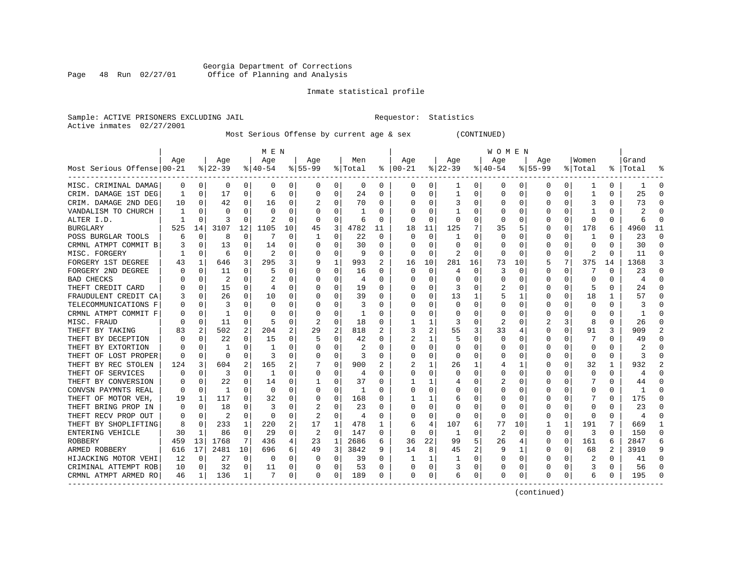Georgia Department of Corrections
Office of Planning and Analysis

Inmate statistical profile

Sample: ACTIVE PRISONERS EXCLUDING JAIL    Requestor: Statistics
Active inmates 02/27/2001

Most Serious Offense by current age & sex (CONTINUED)

| Most Serious Offense | MEN Age 00-21 | % | Age 22-39 | % | Age 40-54 | % | Age 55-99 | % | Men Total | % | WOMEN Age 00-21 | % | Age 22-39 | % | Age 40-54 | % | Age 55-99 | % | Women Total | % | Grand Total | % |
|---|---|---|---|---|---|---|---|---|---|---|---|---|---|---|---|---|---|---|---|---|---|---|
| MISC. CRIMINAL DAMAG | 0 | 0 | 0 | 0 | 0 | 0 | 0 | 0 | 0 | 0 | 0 | 0 | 1 | 0 | 0 | 0 | 0 | 0 | 1 | 0 | 1 | 0 |
| CRIM. DAMAGE 1ST DEG | 1 | 0 | 17 | 0 | 6 | 0 | 0 | 0 | 24 | 0 | 0 | 0 | 1 | 0 | 0 | 0 | 0 | 0 | 1 | 0 | 25 | 0 |
| CRIM. DAMAGE 2ND DEG | 10 | 0 | 42 | 0 | 16 | 0 | 2 | 0 | 70 | 0 | 0 | 0 | 3 | 0 | 0 | 0 | 0 | 0 | 3 | 0 | 73 | 0 |
| VANDALISM TO CHURCH | 1 | 0 | 0 | 0 | 0 | 0 | 0 | 0 | 1 | 0 | 0 | 0 | 1 | 0 | 0 | 0 | 0 | 0 | 1 | 0 | 2 | 0 |
| ALTER I.D. | 1 | 0 | 3 | 0 | 2 | 0 | 0 | 0 | 6 | 0 | 0 | 0 | 0 | 0 | 0 | 0 | 0 | 0 | 0 | 0 | 6 | 0 |
| BURGLARY | 525 | 14 | 3107 | 12 | 1105 | 10 | 45 | 3 | 4782 | 11 | 18 | 11 | 125 | 7 | 35 | 5 | 0 | 0 | 178 | 6 | 4960 | 11 |
| POSS BURGLAR TOOLS | 6 | 0 | 8 | 0 | 7 | 0 | 1 | 0 | 22 | 0 | 0 | 0 | 1 | 0 | 0 | 0 | 0 | 0 | 1 | 0 | 23 | 0 |
| CRMNL ATMPT COMMIT B | 3 | 0 | 13 | 0 | 14 | 0 | 0 | 0 | 30 | 0 | 0 | 0 | 0 | 0 | 0 | 0 | 0 | 0 | 0 | 0 | 30 | 0 |
| MISC. FORGERY | 1 | 0 | 6 | 0 | 2 | 0 | 0 | 0 | 9 | 0 | 0 | 0 | 2 | 0 | 0 | 0 | 0 | 0 | 2 | 0 | 11 | 0 |
| FORGERY 1ST DEGREE | 43 | 1 | 646 | 3 | 295 | 3 | 9 | 1 | 993 | 2 | 16 | 10 | 281 | 16 | 73 | 10 | 5 | 7 | 375 | 14 | 1368 | 3 |
| FORGERY 2ND DEGREE | 0 | 0 | 11 | 0 | 5 | 0 | 0 | 0 | 16 | 0 | 0 | 0 | 4 | 0 | 3 | 0 | 0 | 0 | 7 | 0 | 23 | 0 |
| BAD CHECKS | 0 | 0 | 2 | 0 | 2 | 0 | 0 | 0 | 4 | 0 | 0 | 0 | 0 | 0 | 0 | 0 | 0 | 0 | 0 | 0 | 4 | 0 |
| THEFT CREDIT CARD | 0 | 0 | 15 | 0 | 4 | 0 | 0 | 0 | 19 | 0 | 0 | 0 | 3 | 0 | 2 | 0 | 0 | 0 | 5 | 0 | 24 | 0 |
| FRAUDULENT CREDIT CA | 3 | 0 | 26 | 0 | 10 | 0 | 0 | 0 | 39 | 0 | 0 | 0 | 13 | 1 | 5 | 1 | 0 | 0 | 18 | 1 | 57 | 0 |
| TELECOMMUNICATIONS F | 0 | 0 | 3 | 0 | 0 | 0 | 0 | 0 | 3 | 0 | 0 | 0 | 0 | 0 | 0 | 0 | 0 | 0 | 0 | 0 | 3 | 0 |
| CRMNL ATMPT COMMIT F | 0 | 0 | 1 | 0 | 0 | 0 | 0 | 0 | 1 | 0 | 0 | 0 | 0 | 0 | 0 | 0 | 0 | 0 | 0 | 0 | 1 | 0 |
| MISC. FRAUD | 0 | 0 | 11 | 0 | 5 | 0 | 2 | 0 | 18 | 0 | 1 | 1 | 3 | 0 | 2 | 0 | 2 | 3 | 8 | 0 | 26 | 0 |
| THEFT BY TAKING | 83 | 2 | 502 | 2 | 204 | 2 | 29 | 2 | 818 | 2 | 3 | 2 | 55 | 3 | 33 | 4 | 0 | 0 | 91 | 3 | 909 | 2 |
| THEFT BY DECEPTION | 0 | 0 | 22 | 0 | 15 | 0 | 5 | 0 | 42 | 0 | 2 | 1 | 5 | 0 | 0 | 0 | 0 | 0 | 7 | 0 | 49 | 0 |
| THEFT BY EXTORTION | 0 | 0 | 1 | 0 | 1 | 0 | 0 | 0 | 2 | 0 | 0 | 0 | 0 | 0 | 0 | 0 | 0 | 0 | 0 | 0 | 2 | 0 |
| THEFT OF LOST PROPER | 0 | 0 | 0 | 0 | 3 | 0 | 0 | 0 | 3 | 0 | 0 | 0 | 0 | 0 | 0 | 0 | 0 | 0 | 0 | 0 | 3 | 0 |
| THEFT BY REC STOLEN | 124 | 3 | 604 | 2 | 165 | 2 | 7 | 0 | 900 | 2 | 2 | 1 | 26 | 1 | 4 | 1 | 0 | 0 | 32 | 1 | 932 | 2 |
| THEFT OF SERVICES | 0 | 0 | 3 | 0 | 1 | 0 | 0 | 0 | 4 | 0 | 0 | 0 | 0 | 0 | 0 | 0 | 0 | 0 | 0 | 0 | 4 | 0 |
| THEFT BY CONVERSION | 0 | 0 | 22 | 0 | 14 | 0 | 1 | 0 | 37 | 0 | 1 | 1 | 4 | 0 | 2 | 0 | 0 | 0 | 7 | 0 | 44 | 0 |
| CONVSN PAYMNTS REAL | 0 | 0 | 1 | 0 | 0 | 0 | 0 | 0 | 1 | 0 | 0 | 0 | 0 | 0 | 0 | 0 | 0 | 0 | 0 | 0 | 1 | 0 |
| THEFT OF MOTOR VEH, | 19 | 1 | 117 | 0 | 32 | 0 | 0 | 0 | 168 | 0 | 1 | 1 | 6 | 0 | 0 | 0 | 0 | 0 | 7 | 0 | 175 | 0 |
| THEFT BRING PROP IN | 0 | 0 | 18 | 0 | 3 | 0 | 2 | 0 | 23 | 0 | 0 | 0 | 0 | 0 | 0 | 0 | 0 | 0 | 0 | 0 | 23 | 0 |
| THEFT RECV PROP OUT | 0 | 0 | 2 | 0 | 0 | 0 | 2 | 0 | 4 | 0 | 0 | 0 | 0 | 0 | 0 | 0 | 0 | 0 | 0 | 0 | 4 | 0 |
| THEFT BY SHOPLIFTING | 8 | 0 | 233 | 1 | 220 | 2 | 17 | 1 | 478 | 1 | 6 | 4 | 107 | 6 | 77 | 10 | 1 | 1 | 191 | 7 | 669 | 1 |
| ENTERING VEHICLE | 30 | 1 | 86 | 0 | 29 | 0 | 2 | 0 | 147 | 0 | 0 | 0 | 1 | 0 | 2 | 0 | 0 | 0 | 3 | 0 | 150 | 0 |
| ROBBERY | 459 | 13 | 1768 | 7 | 436 | 4 | 23 | 1 | 2686 | 6 | 36 | 22 | 99 | 5 | 26 | 4 | 0 | 0 | 161 | 6 | 2847 | 6 |
| ARMED ROBBERY | 616 | 17 | 2481 | 10 | 696 | 6 | 49 | 3 | 3842 | 9 | 14 | 8 | 45 | 2 | 9 | 1 | 0 | 0 | 68 | 2 | 3910 | 9 |
| HIJACKING MOTOR VEHI | 12 | 0 | 27 | 0 | 0 | 0 | 0 | 0 | 39 | 0 | 1 | 1 | 1 | 0 | 0 | 0 | 0 | 0 | 2 | 0 | 41 | 0 |
| CRIMINAL ATTEMPT ROB | 10 | 0 | 32 | 0 | 11 | 0 | 0 | 0 | 53 | 0 | 0 | 0 | 3 | 0 | 0 | 0 | 0 | 0 | 3 | 0 | 56 | 0 |
| CRMNL ATMPT ARMED RO | 46 | 1 | 136 | 1 | 7 | 0 | 0 | 0 | 189 | 0 | 0 | 0 | 6 | 0 | 0 | 0 | 0 | 0 | 6 | 0 | 195 | 0 |

(continued)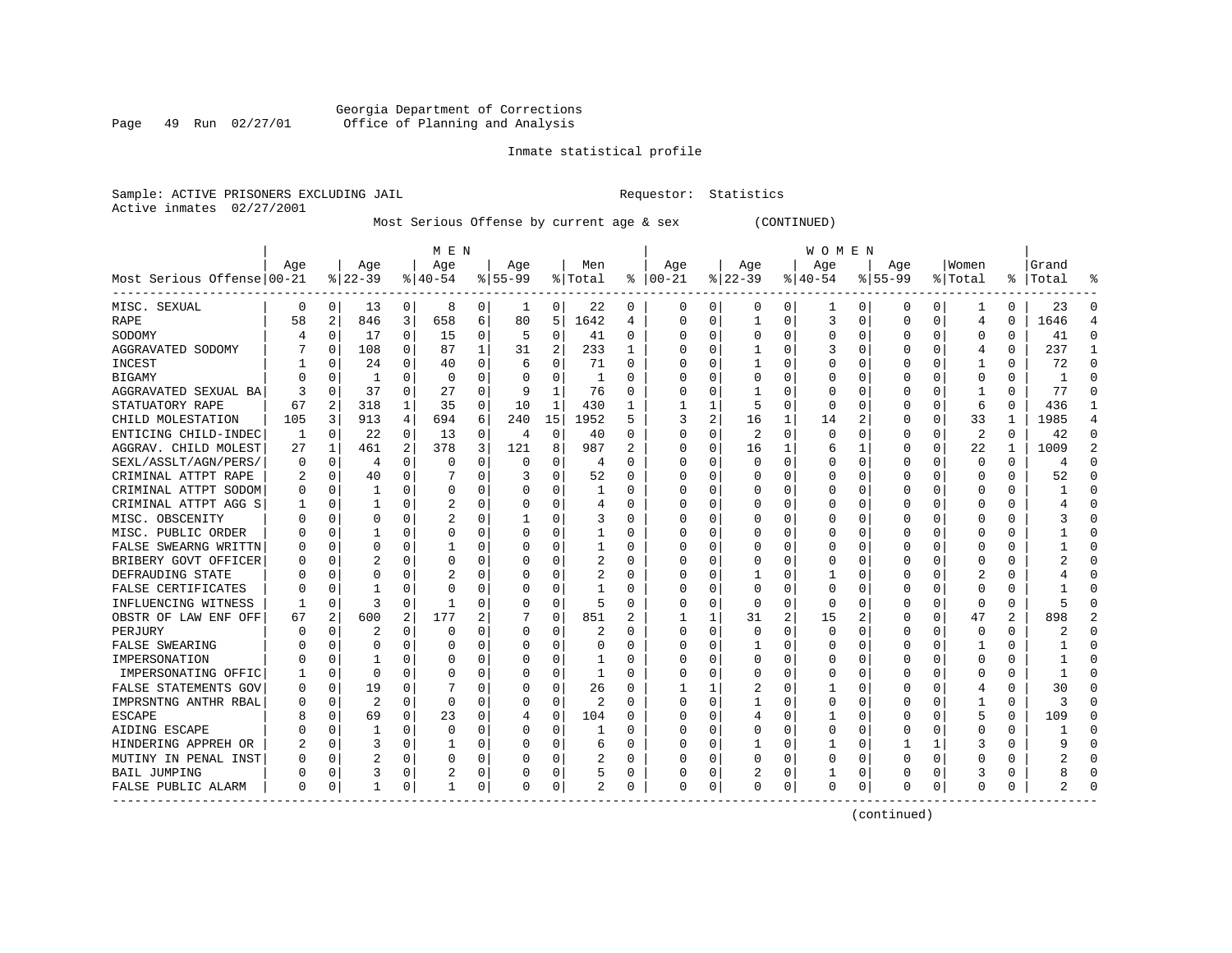Georgia Department of Corrections
Office of Planning and Analysis

Inmate statistical profile

Sample: ACTIVE PRISONERS EXCLUDING JAIL    Requestor: Statistics
Active inmates 02/27/2001

Most Serious Offense by current age & sex (CONTINUED)

| Most Serious Offense | MEN Age 00-21 | % | Age 22-39 | % | Age 40-54 | % | Age 55-99 | % | Men Total | % | WOMEN Age 00-21 | % | Age 22-39 | % | Age 40-54 | % | Age 55-99 | % | Women Total | % | Grand Total | % |
|---|---|---|---|---|---|---|---|---|---|---|---|---|---|---|---|---|---|---|---|---|---|---|
| MISC. SEXUAL | 0 | 0 | 13 | 0 | 8 | 0 | 1 | 0 | 22 | 0 | 0 | 0 | 0 | 0 | 1 | 0 | 0 | 0 | 1 | 0 | 23 | 0 |
| RAPE | 58 | 2 | 846 | 3 | 658 | 6 | 80 | 5 | 1642 | 4 | 0 | 0 | 1 | 0 | 3 | 0 | 0 | 0 | 4 | 0 | 1646 | 4 |
| SODOMY | 4 | 0 | 17 | 0 | 15 | 0 | 5 | 0 | 41 | 0 | 0 | 0 | 0 | 0 | 0 | 0 | 0 | 0 | 0 | 0 | 41 | 0 |
| AGGRAVATED SODOMY | 7 | 0 | 108 | 0 | 87 | 1 | 31 | 2 | 233 | 1 | 0 | 0 | 1 | 0 | 3 | 0 | 0 | 0 | 4 | 0 | 237 | 1 |
| INCEST | 1 | 0 | 24 | 0 | 40 | 0 | 6 | 0 | 71 | 0 | 0 | 0 | 1 | 0 | 0 | 0 | 0 | 0 | 1 | 0 | 72 | 0 |
| BIGAMY | 0 | 0 | 1 | 0 | 0 | 0 | 0 | 0 | 1 | 0 | 0 | 0 | 0 | 0 | 0 | 0 | 0 | 0 | 0 | 0 | 1 | 0 |
| AGGRAVATED SEXUAL BA | 3 | 0 | 37 | 0 | 27 | 0 | 9 | 1 | 76 | 0 | 0 | 0 | 1 | 0 | 0 | 0 | 0 | 0 | 1 | 0 | 77 | 0 |
| STATUTORY RAPE | 67 | 2 | 318 | 1 | 35 | 0 | 10 | 1 | 430 | 1 | 1 | 1 | 5 | 0 | 0 | 0 | 0 | 0 | 6 | 0 | 436 | 1 |
| CHILD MOLESTATION | 105 | 3 | 913 | 4 | 694 | 6 | 240 | 15 | 1952 | 5 | 3 | 2 | 16 | 1 | 14 | 2 | 0 | 0 | 33 | 1 | 1985 | 4 |
| ENTICING CHILD-INDEC | 1 | 0 | 22 | 0 | 13 | 0 | 4 | 0 | 40 | 0 | 0 | 0 | 2 | 0 | 0 | 0 | 0 | 0 | 2 | 0 | 42 | 0 |
| AGGRAV. CHILD MOLEST | 27 | 1 | 461 | 2 | 378 | 3 | 121 | 8 | 987 | 2 | 0 | 0 | 16 | 1 | 6 | 1 | 0 | 0 | 22 | 1 | 1009 | 2 |
| SEXL/ASSLT/AGN/PERS/ | 0 | 0 | 4 | 0 | 0 | 0 | 0 | 0 | 4 | 0 | 0 | 0 | 0 | 0 | 0 | 0 | 0 | 0 | 0 | 0 | 4 | 0 |
| CRIMINAL ATTPT RAPE | 2 | 0 | 40 | 0 | 7 | 0 | 3 | 0 | 52 | 0 | 0 | 0 | 0 | 0 | 0 | 0 | 0 | 0 | 0 | 0 | 52 | 0 |
| CRIMINAL ATTPT SODOM | 0 | 0 | 1 | 0 | 0 | 0 | 0 | 0 | 1 | 0 | 0 | 0 | 0 | 0 | 0 | 0 | 0 | 0 | 0 | 0 | 1 | 0 |
| CRIMINAL ATTPT AGG S | 1 | 0 | 1 | 0 | 2 | 0 | 0 | 0 | 4 | 0 | 0 | 0 | 0 | 0 | 0 | 0 | 0 | 0 | 0 | 0 | 4 | 0 |
| MISC. OBSCENITY | 0 | 0 | 0 | 0 | 2 | 0 | 1 | 0 | 3 | 0 | 0 | 0 | 0 | 0 | 0 | 0 | 0 | 0 | 0 | 0 | 3 | 0 |
| MISC. PUBLIC ORDER | 0 | 0 | 1 | 0 | 0 | 0 | 0 | 0 | 1 | 0 | 0 | 0 | 0 | 0 | 0 | 0 | 0 | 0 | 0 | 0 | 1 | 0 |
| FALSE SWEARNG WRITTN | 0 | 0 | 0 | 0 | 1 | 0 | 0 | 0 | 1 | 0 | 0 | 0 | 0 | 0 | 0 | 0 | 0 | 0 | 0 | 0 | 1 | 0 |
| BRIBERY GOVT OFFICER | 0 | 0 | 2 | 0 | 0 | 0 | 0 | 0 | 2 | 0 | 0 | 0 | 0 | 0 | 0 | 0 | 0 | 0 | 0 | 0 | 2 | 0 |
| DEFRAUDING STATE | 0 | 0 | 0 | 0 | 2 | 0 | 0 | 0 | 2 | 0 | 0 | 0 | 1 | 0 | 1 | 0 | 0 | 0 | 2 | 0 | 4 | 0 |
| FALSE CERTIFICATES | 0 | 0 | 1 | 0 | 0 | 0 | 0 | 0 | 1 | 0 | 0 | 0 | 0 | 0 | 0 | 0 | 0 | 0 | 0 | 0 | 1 | 0 |
| INFLUENCING WITNESS | 1 | 0 | 3 | 0 | 1 | 0 | 0 | 0 | 5 | 0 | 0 | 0 | 0 | 0 | 0 | 0 | 0 | 0 | 0 | 0 | 5 | 0 |
| OBSTR OF LAW ENF OFF | 67 | 2 | 600 | 2 | 177 | 2 | 7 | 0 | 851 | 2 | 1 | 1 | 31 | 2 | 15 | 2 | 0 | 0 | 47 | 2 | 898 | 2 |
| PERJURY | 0 | 0 | 2 | 0 | 0 | 0 | 0 | 0 | 2 | 0 | 0 | 0 | 0 | 0 | 0 | 0 | 0 | 0 | 0 | 0 | 2 | 0 |
| FALSE SWEARING | 0 | 0 | 0 | 0 | 0 | 0 | 0 | 0 | 0 | 0 | 0 | 0 | 1 | 0 | 0 | 0 | 0 | 0 | 1 | 0 | 1 | 0 |
| IMPERSONATION | 0 | 0 | 1 | 0 | 0 | 0 | 0 | 0 | 1 | 0 | 0 | 0 | 0 | 0 | 0 | 0 | 0 | 0 | 0 | 0 | 1 | 0 |
| IMPERSONATING OFFIC | 1 | 0 | 0 | 0 | 0 | 0 | 0 | 0 | 1 | 0 | 0 | 0 | 0 | 0 | 0 | 0 | 0 | 0 | 0 | 0 | 1 | 0 |
| FALSE STATEMENTS GOV | 0 | 0 | 19 | 0 | 7 | 0 | 0 | 0 | 26 | 0 | 1 | 1 | 2 | 0 | 1 | 0 | 0 | 0 | 4 | 0 | 30 | 0 |
| IMPRSNTNG ANTHR RBAL | 0 | 0 | 2 | 0 | 0 | 0 | 0 | 0 | 2 | 0 | 0 | 0 | 1 | 0 | 0 | 0 | 0 | 0 | 1 | 0 | 3 | 0 |
| ESCAPE | 8 | 0 | 69 | 0 | 23 | 0 | 4 | 0 | 104 | 0 | 0 | 0 | 4 | 0 | 1 | 0 | 0 | 0 | 5 | 0 | 109 | 0 |
| AIDING ESCAPE | 0 | 0 | 1 | 0 | 0 | 0 | 0 | 0 | 1 | 0 | 0 | 0 | 0 | 0 | 0 | 0 | 0 | 0 | 0 | 0 | 1 | 0 |
| HINDERING APPREH OR | 2 | 0 | 3 | 0 | 1 | 0 | 0 | 0 | 6 | 0 | 0 | 0 | 1 | 0 | 1 | 0 | 1 | 1 | 3 | 0 | 9 | 0 |
| MUTINY IN PENAL INST | 0 | 0 | 2 | 0 | 0 | 0 | 0 | 0 | 2 | 0 | 0 | 0 | 0 | 0 | 0 | 0 | 0 | 0 | 0 | 0 | 2 | 0 |
| BAIL JUMPING | 0 | 0 | 3 | 0 | 2 | 0 | 0 | 0 | 5 | 0 | 0 | 0 | 2 | 0 | 1 | 0 | 0 | 0 | 3 | 0 | 8 | 0 |
| FALSE PUBLIC ALARM | 0 | 0 | 1 | 0 | 1 | 0 | 0 | 0 | 2 | 0 | 0 | 0 | 0 | 0 | 0 | 0 | 0 | 0 | 0 | 0 | 2 | 0 |

(continued)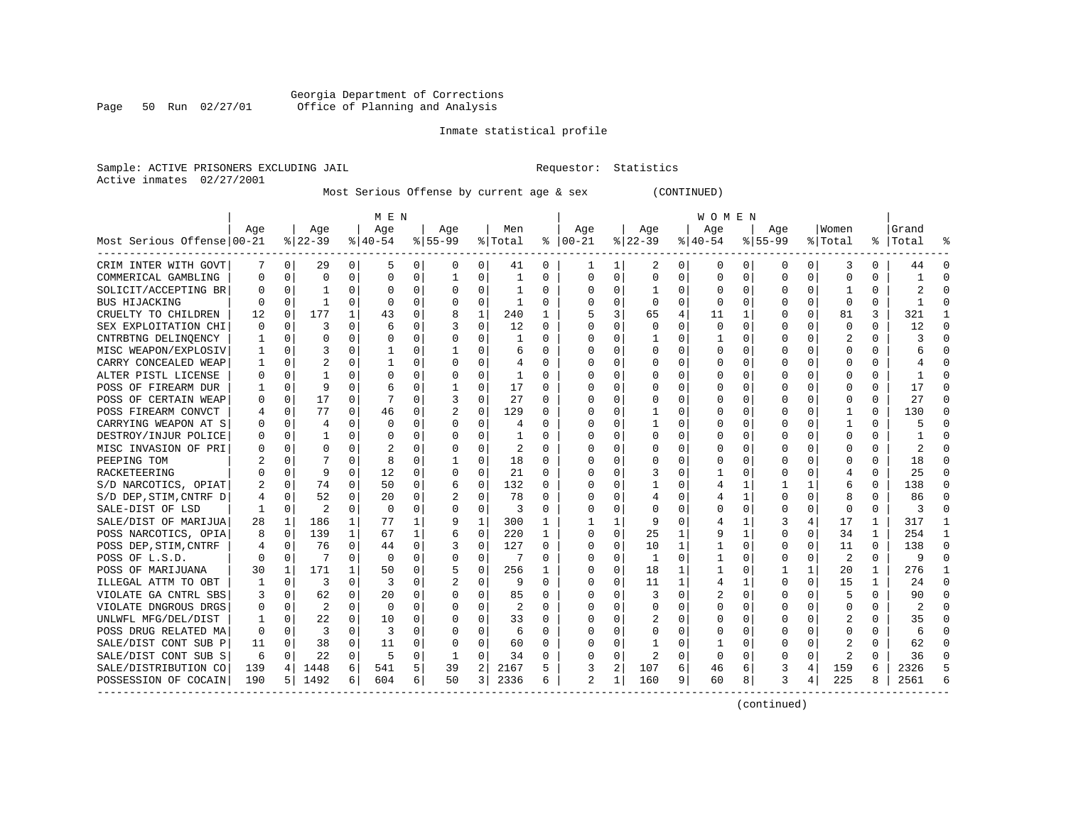Georgia Department of Corrections
Office of Planning and Analysis

Inmate statistical profile

Sample: ACTIVE PRISONERS EXCLUDING JAIL    Requestor: Statistics
Active inmates 02/27/2001

Most Serious Offense by current age & sex (CONTINUED)

| Most Serious Offense | MEN Age 00-21 | % | Age 22-39 | % | Age 40-54 | % | Age 55-99 | % | Men Total | % | WOMEN Age 00-21 | % | Age 22-39 | % | Age 40-54 | % | Age 55-99 | % | Women Total | % | Grand Total | % |
|---|---|---|---|---|---|---|---|---|---|---|---|---|---|---|---|---|---|---|---|---|---|---|
| CRIM INTER WITH GOVT | 7 | 0 | 29 | 0 | 5 | 0 | 0 | 0 | 41 | 0 | 1 | 1 | 2 | 0 | 0 | 0 | 0 | 0 | 3 | 0 | 44 | 0 |
| COMMERICAL GAMBLING | 0 | 0 | 0 | 0 | 0 | 0 | 1 | 0 | 1 | 0 | 0 | 0 | 0 | 0 | 0 | 0 | 0 | 0 | 0 | 0 | 1 | 0 |
| SOLICIT/ACCEPTING BR | 0 | 0 | 1 | 0 | 0 | 0 | 0 | 0 | 1 | 0 | 0 | 0 | 1 | 0 | 0 | 0 | 0 | 0 | 1 | 0 | 2 | 0 |
| BUS HIJACKING | 0 | 0 | 1 | 0 | 0 | 0 | 0 | 0 | 1 | 0 | 0 | 0 | 0 | 0 | 0 | 0 | 0 | 0 | 0 | 0 | 1 | 0 |
| CRUELTY TO CHILDREN | 12 | 0 | 177 | 1 | 43 | 0 | 8 | 1 | 240 | 1 | 5 | 3 | 65 | 4 | 11 | 1 | 0 | 0 | 81 | 3 | 321 | 1 |
| SEX EXPLOITATION CHI | 0 | 0 | 3 | 0 | 6 | 0 | 3 | 0 | 12 | 0 | 0 | 0 | 0 | 0 | 0 | 0 | 0 | 0 | 0 | 0 | 12 | 0 |
| CNTRBTNG DELINQENCY | 1 | 0 | 0 | 0 | 0 | 0 | 0 | 0 | 1 | 0 | 0 | 0 | 1 | 0 | 1 | 0 | 0 | 0 | 2 | 0 | 3 | 0 |
| MISC WEAPON/EXPLOSIV | 1 | 0 | 3 | 0 | 1 | 0 | 1 | 0 | 6 | 0 | 0 | 0 | 0 | 0 | 0 | 0 | 0 | 0 | 0 | 0 | 6 | 0 |
| CARRY CONCEALED WEAP | 1 | 0 | 2 | 0 | 1 | 0 | 0 | 0 | 4 | 0 | 0 | 0 | 0 | 0 | 0 | 0 | 0 | 0 | 0 | 0 | 4 | 0 |
| ALTER PISTL LICENSE | 0 | 0 | 1 | 0 | 0 | 0 | 0 | 0 | 1 | 0 | 0 | 0 | 0 | 0 | 0 | 0 | 0 | 0 | 0 | 0 | 1 | 0 |
| POSS OF FIREARM DUR | 1 | 0 | 9 | 0 | 6 | 0 | 1 | 0 | 17 | 0 | 0 | 0 | 0 | 0 | 0 | 0 | 0 | 0 | 0 | 0 | 17 | 0 |
| POSS OF CERTAIN WEAP | 0 | 0 | 17 | 0 | 7 | 0 | 3 | 0 | 27 | 0 | 0 | 0 | 0 | 0 | 0 | 0 | 0 | 0 | 0 | 0 | 27 | 0 |
| POSS FIREARM CONVCT | 4 | 0 | 77 | 0 | 46 | 0 | 2 | 0 | 129 | 0 | 0 | 0 | 1 | 0 | 0 | 0 | 0 | 0 | 1 | 0 | 130 | 0 |
| CARRYING WEAPON AT S | 0 | 0 | 4 | 0 | 0 | 0 | 0 | 0 | 4 | 0 | 0 | 0 | 1 | 0 | 0 | 0 | 0 | 0 | 1 | 0 | 5 | 0 |
| DESTROY/INJUR POLICE | 0 | 0 | 1 | 0 | 0 | 0 | 0 | 0 | 1 | 0 | 0 | 0 | 0 | 0 | 0 | 0 | 0 | 0 | 0 | 0 | 1 | 0 |
| MISC INVASION OF PRI | 0 | 0 | 0 | 0 | 2 | 0 | 0 | 0 | 2 | 0 | 0 | 0 | 0 | 0 | 0 | 0 | 0 | 0 | 0 | 0 | 2 | 0 |
| PEEPING TOM | 2 | 0 | 7 | 0 | 8 | 0 | 1 | 0 | 18 | 0 | 0 | 0 | 0 | 0 | 0 | 0 | 0 | 0 | 0 | 0 | 18 | 0 |
| RACKETEERING | 0 | 0 | 9 | 0 | 12 | 0 | 0 | 0 | 21 | 0 | 0 | 0 | 3 | 0 | 1 | 0 | 0 | 0 | 4 | 0 | 25 | 0 |
| S/D NARCOTICS, OPIAT | 2 | 0 | 74 | 0 | 50 | 0 | 6 | 0 | 132 | 0 | 0 | 0 | 1 | 0 | 4 | 1 | 1 | 1 | 6 | 0 | 138 | 0 |
| S/D DEP,STIM,CNTRF D | 4 | 0 | 52 | 0 | 20 | 0 | 2 | 0 | 78 | 0 | 0 | 0 | 4 | 0 | 4 | 1 | 0 | 0 | 8 | 0 | 86 | 0 |
| SALE-DIST OF LSD | 1 | 0 | 2 | 0 | 0 | 0 | 0 | 0 | 3 | 0 | 0 | 0 | 0 | 0 | 0 | 0 | 0 | 0 | 0 | 0 | 3 | 0 |
| SALE/DIST OF MARIJUA | 28 | 1 | 186 | 1 | 77 | 1 | 9 | 1 | 300 | 1 | 1 | 1 | 9 | 0 | 4 | 1 | 3 | 4 | 17 | 1 | 317 | 1 |
| POSS NARCOTICS, OPIA | 8 | 0 | 139 | 1 | 67 | 1 | 6 | 0 | 220 | 1 | 0 | 0 | 25 | 1 | 9 | 1 | 0 | 0 | 34 | 1 | 254 | 1 |
| POSS DEP,STIM,CNTRF | 4 | 0 | 76 | 0 | 44 | 0 | 3 | 0 | 127 | 0 | 0 | 0 | 10 | 1 | 1 | 0 | 0 | 0 | 11 | 0 | 138 | 0 |
| POSS OF L.S.D. | 0 | 0 | 7 | 0 | 0 | 0 | 0 | 0 | 7 | 0 | 0 | 0 | 1 | 0 | 1 | 0 | 0 | 0 | 2 | 0 | 9 | 0 |
| POSS OF MARIJUANA | 30 | 1 | 171 | 1 | 50 | 0 | 5 | 0 | 256 | 1 | 0 | 0 | 18 | 1 | 1 | 0 | 1 | 1 | 20 | 1 | 276 | 1 |
| ILLEGAL ATTM TO OBT | 1 | 0 | 3 | 0 | 3 | 0 | 2 | 0 | 9 | 0 | 0 | 0 | 11 | 1 | 4 | 1 | 0 | 0 | 15 | 1 | 24 | 0 |
| VIOLATE GA CNTRL SBS | 3 | 0 | 62 | 0 | 20 | 0 | 0 | 0 | 85 | 0 | 0 | 0 | 3 | 0 | 2 | 0 | 0 | 0 | 5 | 0 | 90 | 0 |
| VIOLATE DNGROUS DRGS | 0 | 0 | 2 | 0 | 0 | 0 | 0 | 0 | 2 | 0 | 0 | 0 | 0 | 0 | 0 | 0 | 0 | 0 | 0 | 0 | 2 | 0 |
| UNLWFL MFG/DEL/DIST | 1 | 0 | 22 | 0 | 10 | 0 | 0 | 0 | 33 | 0 | 0 | 0 | 2 | 0 | 0 | 0 | 0 | 0 | 2 | 0 | 35 | 0 |
| POSS DRUG RELATED MA | 0 | 0 | 3 | 0 | 3 | 0 | 0 | 0 | 6 | 0 | 0 | 0 | 0 | 0 | 0 | 0 | 0 | 0 | 0 | 0 | 6 | 0 |
| SALE/DIST CONT SUB P | 11 | 0 | 38 | 0 | 11 | 0 | 0 | 0 | 60 | 0 | 0 | 0 | 1 | 0 | 1 | 0 | 0 | 0 | 2 | 0 | 62 | 0 |
| SALE/DIST CONT SUB S | 6 | 0 | 22 | 0 | 5 | 0 | 1 | 0 | 34 | 0 | 0 | 0 | 2 | 0 | 0 | 0 | 0 | 0 | 2 | 0 | 36 | 0 |
| SALE/DISTRIBUTION CO | 139 | 4 | 1448 | 6 | 541 | 5 | 39 | 2 | 2167 | 5 | 3 | 2 | 107 | 6 | 46 | 6 | 3 | 4 | 159 | 6 | 2326 | 5 |
| POSSESSION OF COCAIN | 190 | 5 | 1492 | 6 | 604 | 6 | 50 | 3 | 2336 | 6 | 2 | 1 | 160 | 9 | 60 | 8 | 3 | 4 | 225 | 8 | 2561 | 6 |

(continued)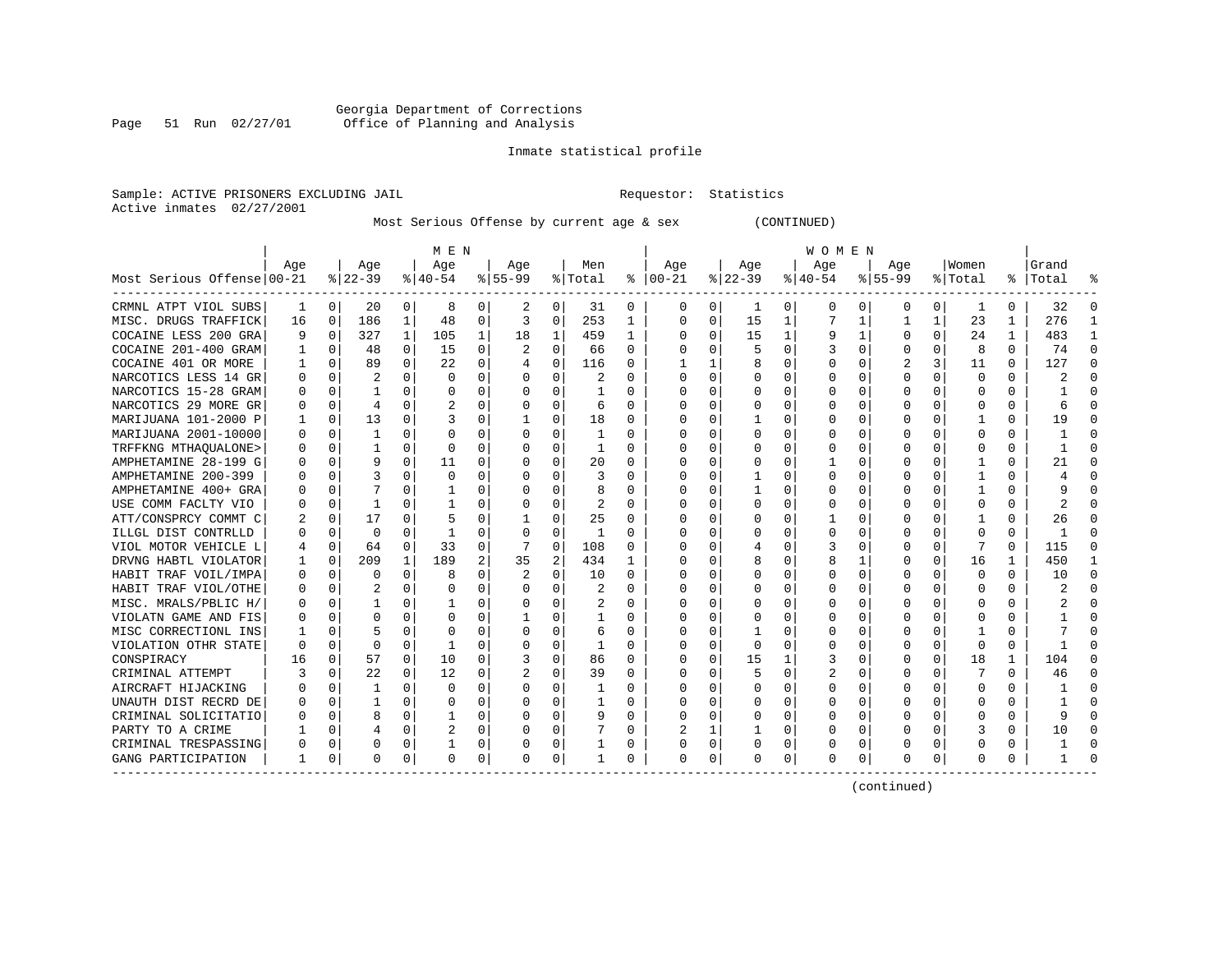Georgia Department of Corrections
Office of Planning and Analysis

Inmate statistical profile

Sample: ACTIVE PRISONERS EXCLUDING JAIL                    Requestor: Statistics
Active inmates 02/27/2001

Most Serious Offense by current age & sex (CONTINUED)

| Most Serious Offense | MEN Age 00-21 | % | Age 22-39 | % | Age 40-54 | % | Age 55-99 | % | Men Total | % | WOMEN Age 00-21 | % | Age 22-39 | % | Age 40-54 | % | Age 55-99 | % | Women Total | % | Grand Total | % |
|---|---|---|---|---|---|---|---|---|---|---|---|---|---|---|---|---|---|---|---|---|---|---|
| CRMNL ATPT VIOL SUBS | 1 | 0 | 20 | 0 | 8 | 0 | 2 | 0 | 31 | 0 | 0 | 0 | 1 | 0 | 0 | 0 | 0 | 0 | 1 | 0 | 32 | 0 |
| MISC. DRUGS TRAFFICK | 16 | 0 | 186 | 1 | 48 | 0 | 3 | 0 | 253 | 1 | 0 | 0 | 15 | 1 | 7 | 1 | 1 | 1 | 23 | 1 | 276 | 1 |
| COCAINE LESS 200 GRA | 9 | 0 | 327 | 1 | 105 | 1 | 18 | 1 | 459 | 1 | 0 | 0 | 15 | 1 | 9 | 1 | 0 | 0 | 24 | 1 | 483 | 1 |
| COCAINE 201-400 GRAM | 1 | 0 | 48 | 0 | 15 | 0 | 2 | 0 | 66 | 0 | 0 | 0 | 5 | 0 | 3 | 0 | 0 | 0 | 8 | 0 | 74 | 0 |
| COCAINE 401 OR MORE | 1 | 0 | 89 | 0 | 22 | 0 | 4 | 0 | 116 | 0 | 1 | 1 | 8 | 0 | 0 | 0 | 2 | 3 | 11 | 0 | 127 | 0 |
| NARCOTICS LESS 14 GR | 0 | 0 | 2 | 0 | 0 | 0 | 0 | 0 | 2 | 0 | 0 | 0 | 0 | 0 | 0 | 0 | 0 | 0 | 0 | 0 | 2 | 0 |
| NARCOTICS 15-28 GRAM | 0 | 0 | 1 | 0 | 0 | 0 | 0 | 0 | 1 | 0 | 0 | 0 | 0 | 0 | 0 | 0 | 0 | 0 | 0 | 0 | 1 | 0 |
| NARCOTICS 29 MORE GR | 0 | 0 | 4 | 0 | 2 | 0 | 0 | 0 | 6 | 0 | 0 | 0 | 0 | 0 | 0 | 0 | 0 | 0 | 0 | 0 | 6 | 0 |
| MARIJUANA 101-2000 P | 1 | 0 | 13 | 0 | 3 | 0 | 1 | 0 | 18 | 0 | 0 | 0 | 1 | 0 | 0 | 0 | 0 | 0 | 1 | 0 | 19 | 0 |
| MARIJUANA 2001-10000 | 0 | 0 | 1 | 0 | 0 | 0 | 0 | 0 | 1 | 0 | 0 | 0 | 0 | 0 | 0 | 0 | 0 | 0 | 0 | 0 | 1 | 0 |
| TRFFKNG MTHAQUALONE> | 0 | 0 | 1 | 0 | 0 | 0 | 0 | 0 | 1 | 0 | 0 | 0 | 0 | 0 | 0 | 0 | 0 | 0 | 0 | 0 | 1 | 0 |
| AMPHETAMINE 28-199 G | 0 | 0 | 9 | 0 | 11 | 0 | 0 | 0 | 20 | 0 | 0 | 0 | 0 | 0 | 1 | 0 | 0 | 0 | 1 | 0 | 21 | 0 |
| AMPHETAMINE 200-399 | 0 | 0 | 3 | 0 | 0 | 0 | 0 | 0 | 3 | 0 | 0 | 0 | 1 | 0 | 0 | 0 | 0 | 0 | 1 | 0 | 4 | 0 |
| AMPHETAMINE 400+ GRA | 0 | 0 | 7 | 0 | 1 | 0 | 0 | 0 | 8 | 0 | 0 | 0 | 1 | 0 | 0 | 0 | 0 | 0 | 1 | 0 | 9 | 0 |
| USE COMM FACLTY VIO | 0 | 0 | 1 | 0 | 1 | 0 | 0 | 0 | 2 | 0 | 0 | 0 | 0 | 0 | 0 | 0 | 0 | 0 | 0 | 0 | 2 | 0 |
| ATT/CONSPRCY COMMT C | 2 | 0 | 17 | 0 | 5 | 0 | 1 | 0 | 25 | 0 | 0 | 0 | 0 | 0 | 1 | 0 | 0 | 0 | 1 | 0 | 26 | 0 |
| ILLGL DIST CONTRLLD | 0 | 0 | 0 | 0 | 1 | 0 | 0 | 0 | 1 | 0 | 0 | 0 | 0 | 0 | 0 | 0 | 0 | 0 | 0 | 0 | 1 | 0 |
| VIOL MOTOR VEHICLE L | 4 | 0 | 64 | 0 | 33 | 0 | 7 | 0 | 108 | 0 | 0 | 0 | 4 | 0 | 3 | 0 | 0 | 0 | 7 | 0 | 115 | 0 |
| DRVNG HABTL VIOLATOR | 1 | 0 | 209 | 1 | 189 | 2 | 35 | 2 | 434 | 1 | 0 | 0 | 8 | 0 | 8 | 1 | 0 | 0 | 16 | 1 | 450 | 1 |
| HABIT TRAF VOIL/IMPA | 0 | 0 | 0 | 0 | 8 | 0 | 2 | 0 | 10 | 0 | 0 | 0 | 0 | 0 | 0 | 0 | 0 | 0 | 0 | 0 | 10 | 0 |
| HABIT TRAF VIOL/OTHE | 0 | 0 | 2 | 0 | 0 | 0 | 0 | 0 | 2 | 0 | 0 | 0 | 0 | 0 | 0 | 0 | 0 | 0 | 0 | 0 | 2 | 0 |
| MISC. MRALS/PBLIC H/ | 0 | 0 | 1 | 0 | 1 | 0 | 0 | 0 | 2 | 0 | 0 | 0 | 0 | 0 | 0 | 0 | 0 | 0 | 0 | 0 | 2 | 0 |
| VIOLATN GAME AND FIS | 0 | 0 | 0 | 0 | 0 | 0 | 1 | 0 | 1 | 0 | 0 | 0 | 0 | 0 | 0 | 0 | 0 | 0 | 0 | 0 | 1 | 0 |
| MISC CORRECTIONL INS | 1 | 0 | 5 | 0 | 0 | 0 | 0 | 0 | 6 | 0 | 0 | 0 | 1 | 0 | 0 | 0 | 0 | 0 | 1 | 0 | 7 | 0 |
| VIOLATION OTHR STATE | 0 | 0 | 0 | 0 | 1 | 0 | 0 | 0 | 1 | 0 | 0 | 0 | 0 | 0 | 0 | 0 | 0 | 0 | 0 | 0 | 1 | 0 |
| CONSPIRACY | 16 | 0 | 57 | 0 | 10 | 0 | 3 | 0 | 86 | 0 | 0 | 0 | 15 | 1 | 3 | 0 | 0 | 0 | 18 | 1 | 104 | 0 |
| CRIMINAL ATTEMPT | 3 | 0 | 22 | 0 | 12 | 0 | 2 | 0 | 39 | 0 | 0 | 0 | 5 | 0 | 2 | 0 | 0 | 0 | 7 | 0 | 46 | 0 |
| AIRCRAFT HIJACKING | 0 | 0 | 1 | 0 | 0 | 0 | 0 | 0 | 1 | 0 | 0 | 0 | 0 | 0 | 0 | 0 | 0 | 0 | 0 | 0 | 1 | 0 |
| UNAUTH DIST RECRD DE | 0 | 0 | 1 | 0 | 0 | 0 | 0 | 0 | 1 | 0 | 0 | 0 | 0 | 0 | 0 | 0 | 0 | 0 | 0 | 0 | 1 | 0 |
| CRIMINAL SOLICITATIO | 0 | 0 | 8 | 0 | 1 | 0 | 0 | 0 | 9 | 0 | 0 | 0 | 0 | 0 | 0 | 0 | 0 | 0 | 0 | 0 | 9 | 0 |
| PARTY TO A CRIME | 1 | 0 | 4 | 0 | 2 | 0 | 0 | 0 | 7 | 0 | 2 | 1 | 1 | 0 | 0 | 0 | 0 | 0 | 3 | 0 | 10 | 0 |
| CRIMINAL TRESPASSING | 0 | 0 | 0 | 0 | 1 | 0 | 0 | 0 | 1 | 0 | 0 | 0 | 0 | 0 | 0 | 0 | 0 | 0 | 0 | 0 | 1 | 0 |
| GANG PARTICIPATION | 1 | 0 | 0 | 0 | 0 | 0 | 0 | 0 | 1 | 0 | 0 | 0 | 0 | 0 | 0 | 0 | 0 | 0 | 0 | 0 | 1 | 0 |

(continued)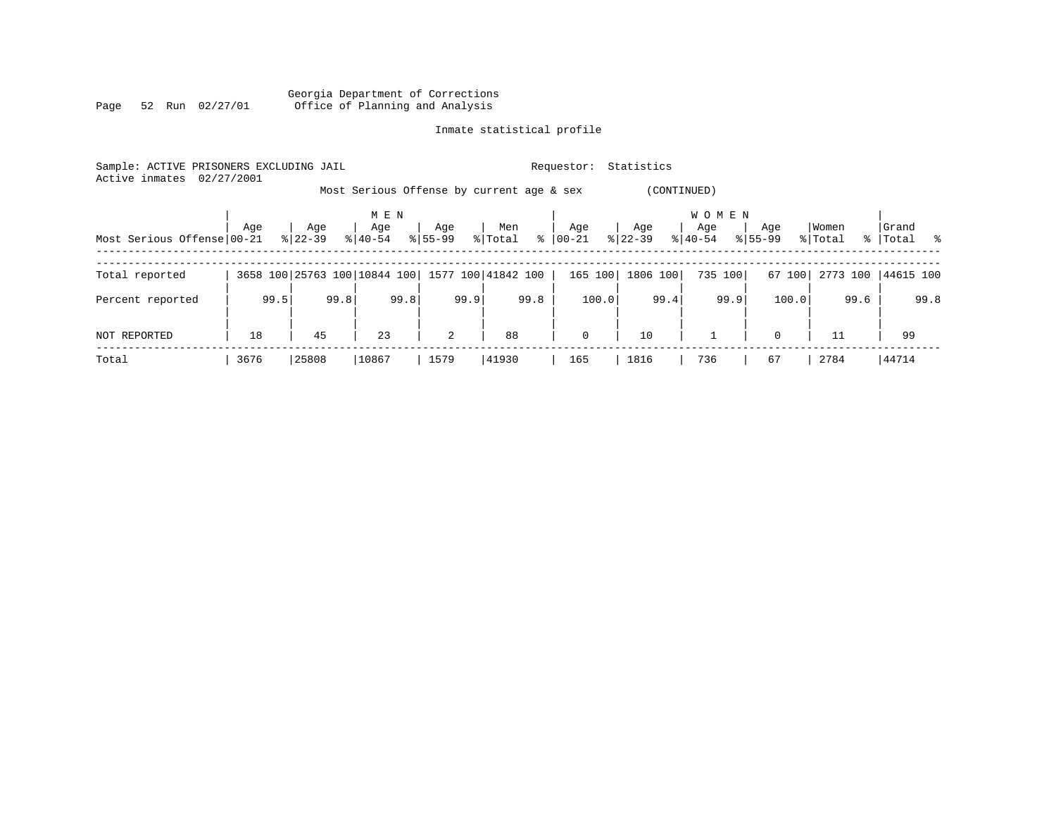Georgia Department of Corrections
Office of Planning and Analysis

Inmate statistical profile

Sample: ACTIVE PRISONERS EXCLUDING JAIL

Requestor: Statistics

Active inmates 02/27/2001

Most Serious Offense by current age & sex (CONTINUED)

| Most Serious Offense | MEN Age 00-21 | % | Age 22-39 | % | Age 40-54 | % | Age 55-99 | % | Men Total | % | WOMEN Age 00-21 | % | Age 22-39 | % | Age 40-54 | % | Age 55-99 | % | Women Total | % | Grand Total | % |
|---|---|---|---|---|---|---|---|---|---|---|---|---|---|---|---|---|---|---|---|---|---|---|
| Total reported | 3658 | 100 | 25763 | 100 | 10844 | 100 | 1577 | 100 | 41842 | 100 | 165 | 100 | 1806 | 100 | 735 | 100 | 67 | 100 | 2773 | 100 | 44615 | 100 |
| Percent reported | | 99.5 | | 99.8 | | 99.8 | | 99.9 | | 99.8 | | 100.0 | | 99.4 | | 99.9 | | 100.0 | | 99.6 | | 99.8 |
| NOT REPORTED | 18 | | 45 | | 23 | | 2 | | 88 | | 0 | | 10 | | 1 | | 0 | | 11 | | 99 | |
| Total | 3676 | | 25808 | | 10867 | | 1579 | | 41930 | | 165 | | 1816 | | 736 | | 67 | | 2784 | | 44714 | |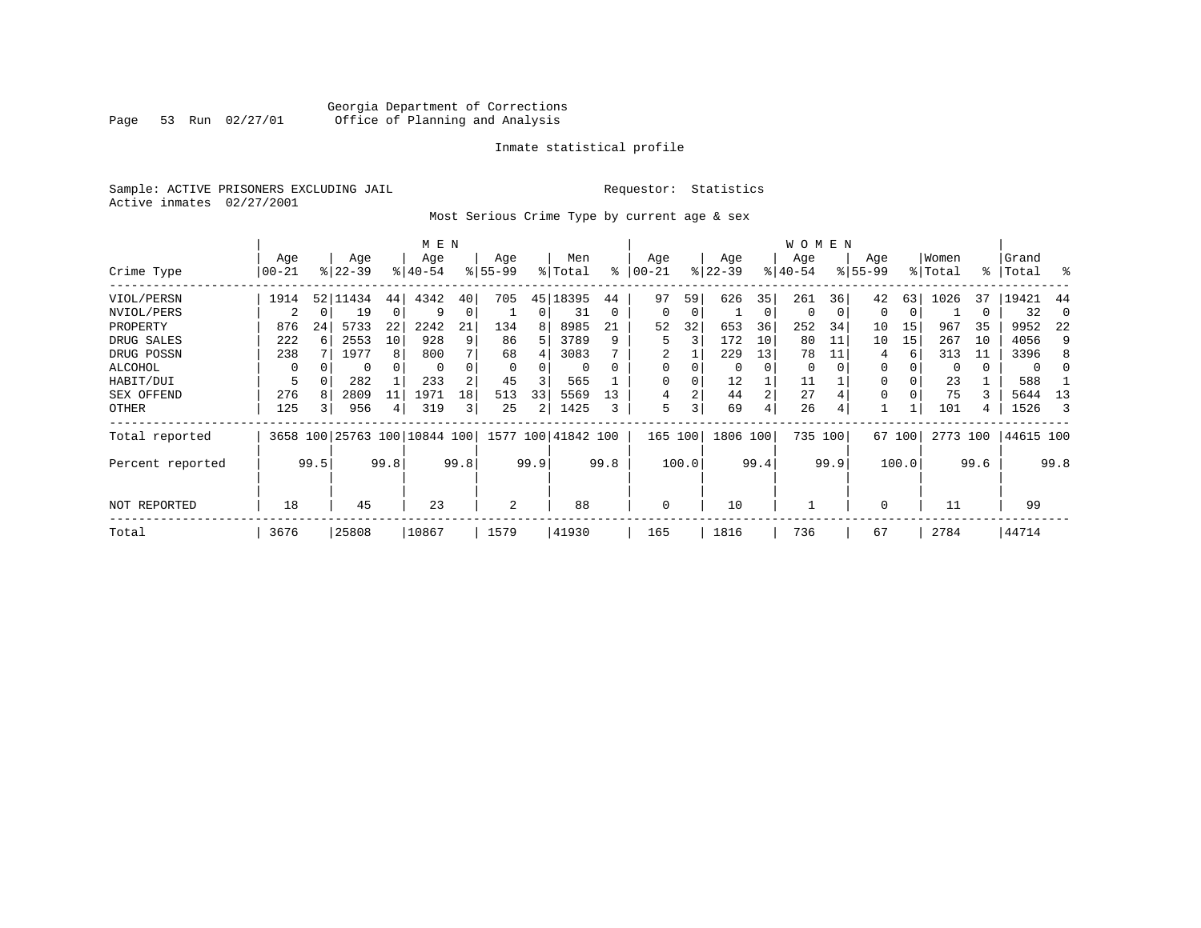Georgia Department of Corrections
Office of Planning and Analysis

Inmate statistical profile

Sample: ACTIVE PRISONERS EXCLUDING JAIL

Requestor: Statistics

Active inmates 02/27/2001

Most Serious Crime Type by current age & sex

| | MEN | | | | | | | | | | WOMEN | | | | | | | | | | | |
|---|---|---|---|---|---|---|---|---|---|---|---|---|---|---|---|---|---|---|---|---|---|---|
| Crime Type | Age 00-21 | % | Age 22-39 | % | Age 40-54 | % | Age 55-99 | % | Men Total | % | Age 00-21 | % | Age 22-39 | % | Age 40-54 | % | Age 55-99 | % | Women Total | % | Grand Total | % |
| VIOL/PERSN | 1914 | 52 | 11434 | 44 | 4342 | 40 | 705 | 45 | 18395 | 44 | 97 | 59 | 626 | 35 | 261 | 36 | 42 | 63 | 1026 | 37 | 19421 | 44 |
| NVIOL/PERS | 2 | 0 | 19 | 0 | 9 | 0 | 1 | 0 | 31 | 0 | 0 | 0 | 1 | 0 | 0 | 0 | 0 | 0 | 1 | 0 | 32 | 0 |
| PROPERTY | 876 | 24 | 5733 | 22 | 2242 | 21 | 134 | 8 | 8985 | 21 | 52 | 32 | 653 | 36 | 252 | 34 | 10 | 15 | 967 | 35 | 9952 | 22 |
| DRUG SALES | 222 | 6 | 2553 | 10 | 928 | 9 | 86 | 5 | 3789 | 9 | 5 | 3 | 172 | 10 | 80 | 11 | 10 | 15 | 267 | 10 | 4056 | 9 |
| DRUG POSSN | 238 | 7 | 1977 | 8 | 800 | 7 | 68 | 4 | 3083 | 7 | 2 | 1 | 229 | 13 | 78 | 11 | 4 | 6 | 313 | 11 | 3396 | 8 |
| ALCOHOL | 0 | 0 | 0 | 0 | 0 | 0 | 0 | 0 | 0 | 0 | 0 | 0 | 0 | 0 | 0 | 0 | 0 | 0 | 0 | 0 | 0 | 0 |
| HABIT/DUI | 5 | 0 | 282 | 1 | 233 | 2 | 45 | 3 | 565 | 1 | 0 | 0 | 12 | 1 | 11 | 1 | 0 | 0 | 23 | 1 | 588 | 1 |
| SEX OFFEND | 276 | 8 | 2809 | 11 | 1971 | 18 | 513 | 33 | 5569 | 13 | 4 | 2 | 44 | 2 | 27 | 4 | 0 | 0 | 75 | 3 | 5644 | 13 |
| OTHER | 125 | 3 | 956 | 4 | 319 | 3 | 25 | 2 | 1425 | 3 | 5 | 3 | 69 | 4 | 26 | 4 | 1 | 1 | 101 | 4 | 1526 | 3 |
| Total reported | 3658 | 100 | 25763 | 100 | 10844 | 100 | 1577 | 100 | 41842 | 100 | 165 | 100 | 1806 | 100 | 735 | 100 | 67 | 100 | 2773 | 100 | 44615 | 100 |
| Percent reported | | 99.5 | | 99.8 | | 99.8 | | 99.9 | | 99.8 | | 100.0 | | 99.4 | | 99.9 | | 100.0 | | 99.6 | | 99.8 |
| NOT REPORTED | 18 | | 45 | | 23 | | 2 | | 88 | | 0 | | 10 | | 1 | | 0 | | 11 | | 99 | |
| Total | 3676 | | 25808 | | 10867 | | 1579 | | 41930 | | 165 | | 1816 | | 736 | | 67 | | 2784 | | 44714 | |